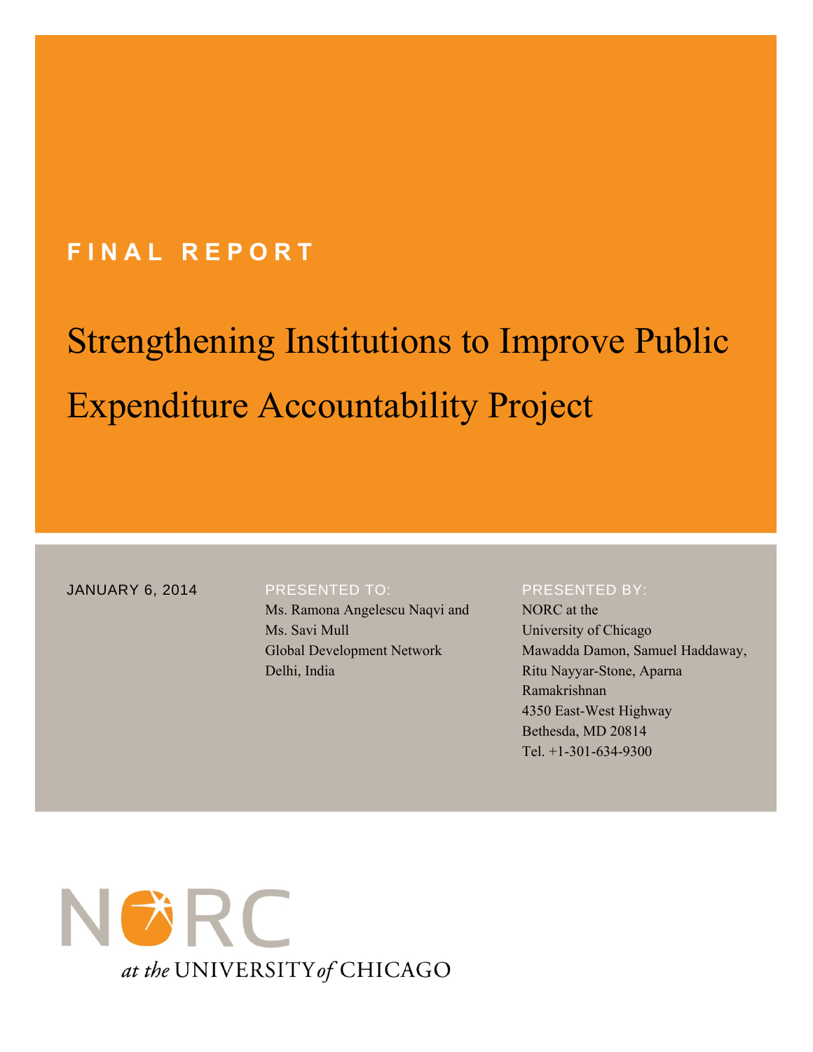# FINAL REPORT

# Strengthening Institutions to Improve Public Expenditure Accountability Project

JANUARY 6, 2014

PRESENTED TO:
Ms. Ramona Angelescu Naqvi and
Ms. Savi Mull
Global Development Network
Delhi, India

PRESENTED BY:
NORC at the
University of Chicago
Mawadda Damon, Samuel Haddaway,
Ritu Nayyar-Stone, Aparna
Ramakrishnan
4350 East-West Highway
Bethesda, MD 20814
Tel. +1-301-634-9300

NORC
*at the* UNIVERSITY *of* CHICAGO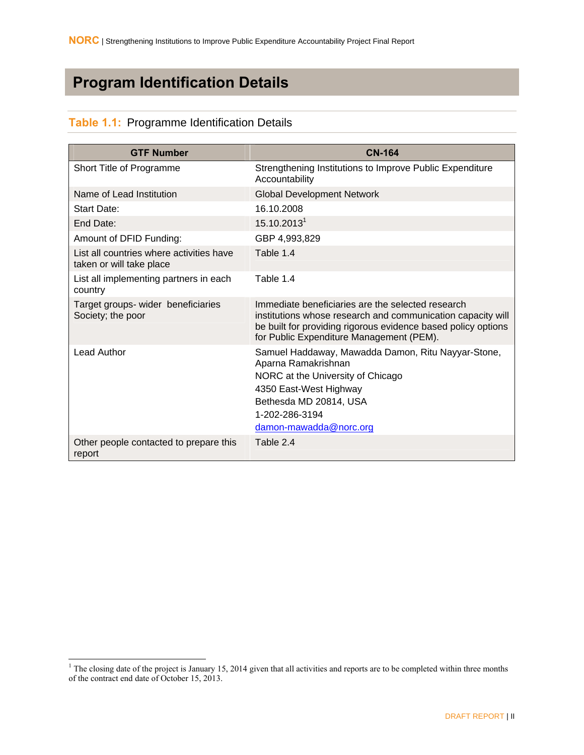# Program Identification Details

## Table 1.1: Programme Identification Details

| GTF Number | CN-164 |
|---|---|
| Short Title of Programme | Strengthening Institutions to Improve Public Expenditure Accountability |
| Name of Lead Institution | Global Development Network |
| Start Date: | 16.10.2008 |
| End Date: | 15.10.2013[1] |
| Amount of DFID Funding: | GBP 4,993,829 |
| List all countries where activities have taken or will take place | Table 1.4 |
| List all implementing partners in each country | Table 1.4 |
| Target groups- wider beneficiaries Society; the poor | Immediate beneficiaries are the selected research institutions whose research and communication capacity will be built for providing rigorous evidence based policy options for Public Expenditure Management (PEM). |
| Lead Author | Samuel Haddaway, Mawadda Damon, Ritu Nayyar-Stone, Aparna Ramakrishnan<br>NORC at the University of Chicago<br>4350 East-West Highway<br>Bethesda MD 20814, USA<br>1-202-286-3194<br>damon-mawadda@norc.org |
| Other people contacted to prepare this report | Table 2.4 |

[1] The closing date of the project is January 15, 2014 given that all activities and reports are to be completed within three months of the contract end date of October 15, 2013.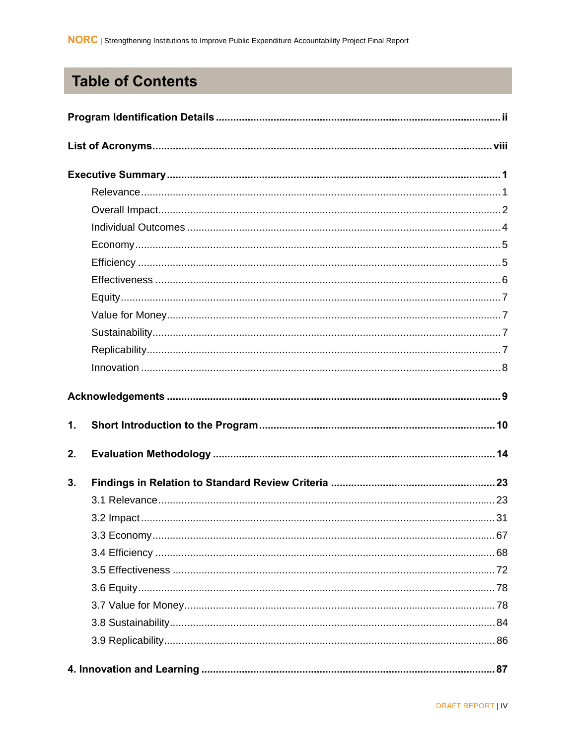# Table of Contents

**Program Identification Details** .......... ii

**List of Acronyms** .......... viii

**Executive Summary** .......... 1

- Relevance .......... 1
- Overall Impact .......... 2
- Individual Outcomes .......... 4
- Economy .......... 5
- Efficiency .......... 5
- Effectiveness .......... 6
- Equity .......... 7
- Value for Money .......... 7
- Sustainability .......... 7
- Replicability .......... 7
- Innovation .......... 8

**Acknowledgements** .......... 9

**1. Short Introduction to the Program** .......... 10

**2. Evaluation Methodology** .......... 14

**3. Findings in Relation to Standard Review Criteria** .......... 23

- 3.1 Relevance .......... 23
- 3.2 Impact .......... 31
- 3.3 Economy .......... 67
- 3.4 Efficiency .......... 68
- 3.5 Effectiveness .......... 72
- 3.6 Equity .......... 78
- 3.7 Value for Money .......... 78
- 3.8 Sustainability .......... 84
- 3.9 Replicability .......... 86

**4. Innovation and Learning** .......... 87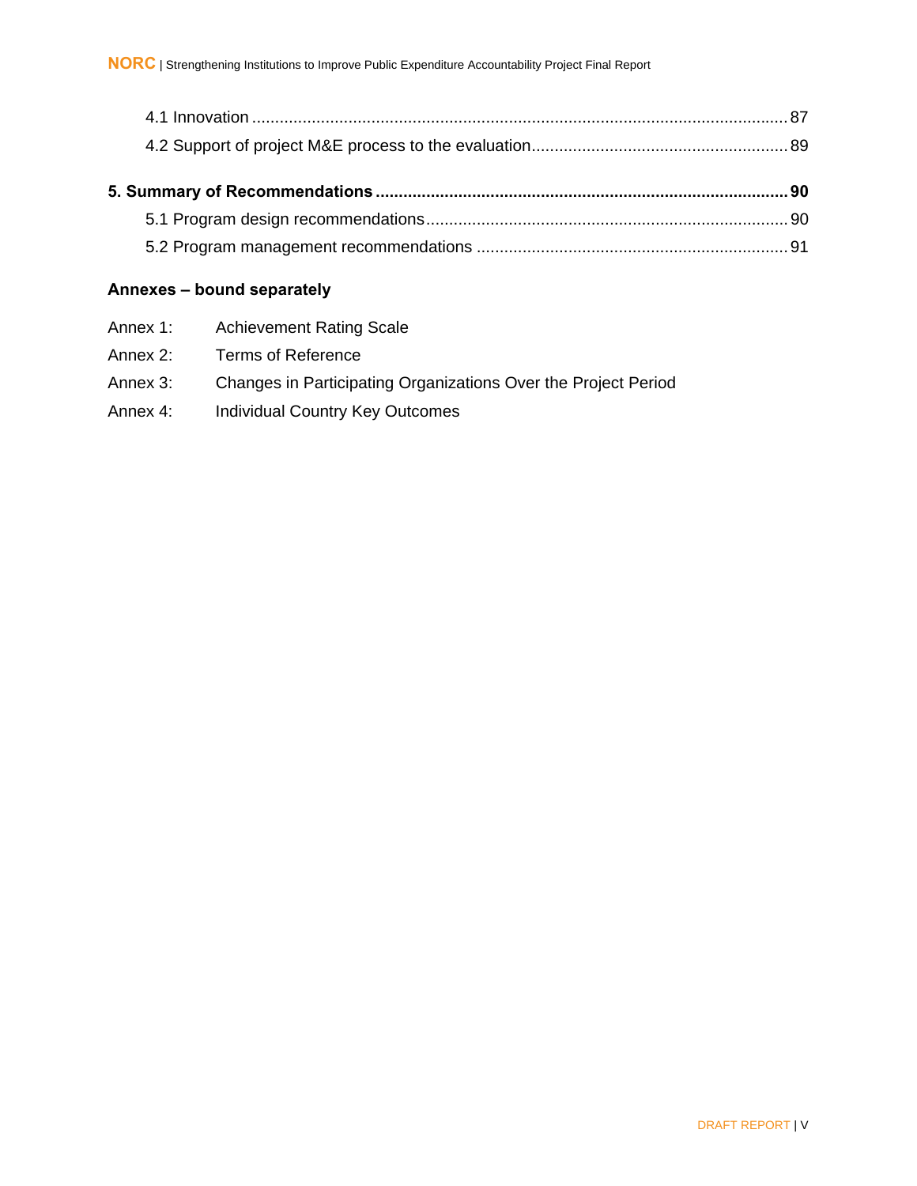4.1 Innovation ..... 87

4.2 Support of project M&E process to the evaluation..... 89

**5. Summary of Recommendations ..... 90**

5.1 Program design recommendations..... 90

5.2 Program management recommendations ..... 91

**Annexes – bound separately**

Annex 1: Achievement Rating Scale

Annex 2: Terms of Reference

Annex 3: Changes in Participating Organizations Over the Project Period

Annex 4: Individual Country Key Outcomes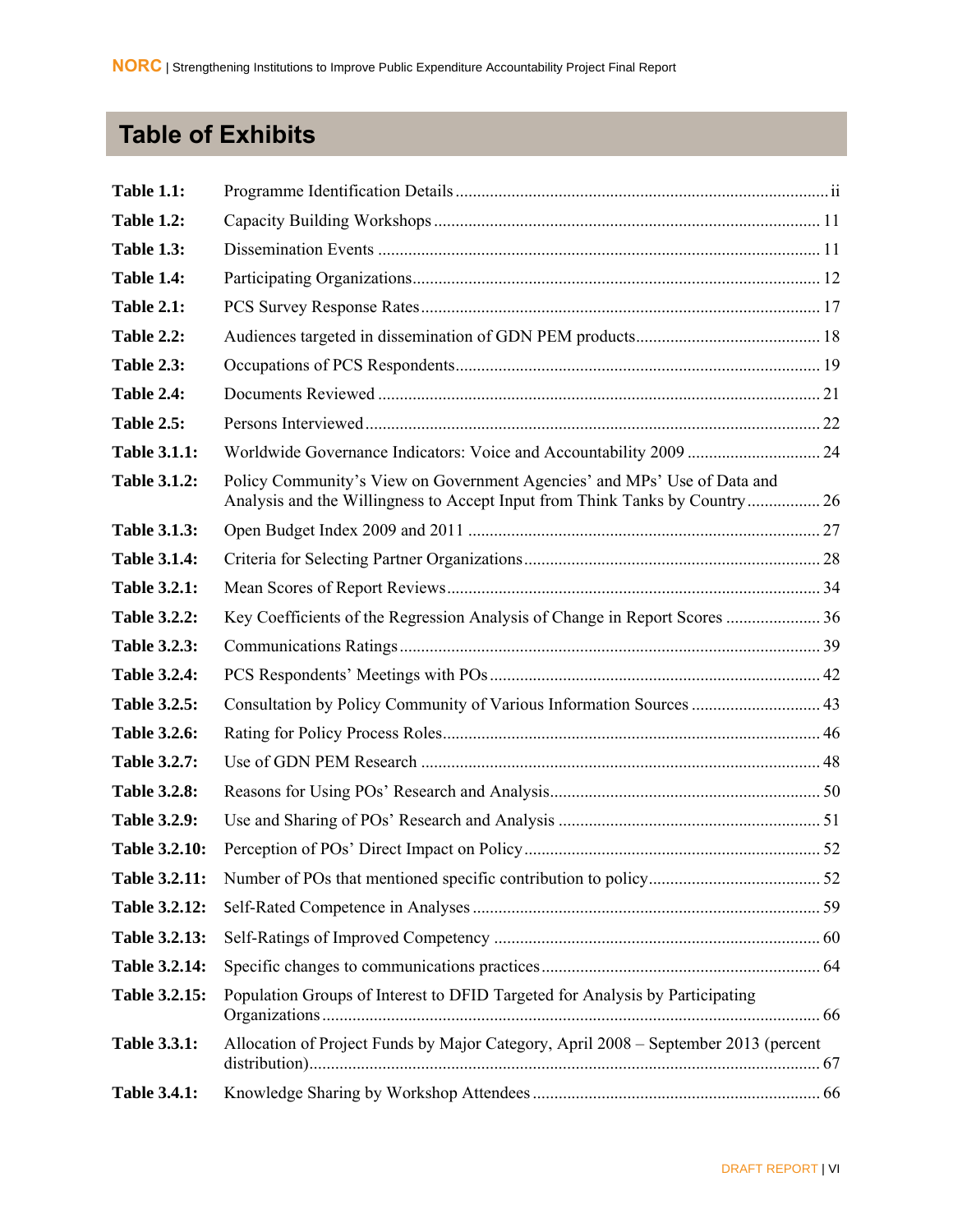# Table of Exhibits

| | | |
|---|---|---|
| **Table 1.1:** | Programme Identification Details | ii |
| **Table 1.2:** | Capacity Building Workshops | 11 |
| **Table 1.3:** | Dissemination Events | 11 |
| **Table 1.4:** | Participating Organizations | 12 |
| **Table 2.1:** | PCS Survey Response Rates | 17 |
| **Table 2.2:** | Audiences targeted in dissemination of GDN PEM products | 18 |
| **Table 2.3:** | Occupations of PCS Respondents | 19 |
| **Table 2.4:** | Documents Reviewed | 21 |
| **Table 2.5:** | Persons Interviewed | 22 |
| **Table 3.1.1:** | Worldwide Governance Indicators: Voice and Accountability 2009 | 24 |
| **Table 3.1.2:** | Policy Community's View on Government Agencies' and MPs' Use of Data and Analysis and the Willingness to Accept Input from Think Tanks by Country | 26 |
| **Table 3.1.3:** | Open Budget Index 2009 and 2011 | 27 |
| **Table 3.1.4:** | Criteria for Selecting Partner Organizations | 28 |
| **Table 3.2.1:** | Mean Scores of Report Reviews | 34 |
| **Table 3.2.2:** | Key Coefficients of the Regression Analysis of Change in Report Scores | 36 |
| **Table 3.2.3:** | Communications Ratings | 39 |
| **Table 3.2.4:** | PCS Respondents' Meetings with POs | 42 |
| **Table 3.2.5:** | Consultation by Policy Community of Various Information Sources | 43 |
| **Table 3.2.6:** | Rating for Policy Process Roles | 46 |
| **Table 3.2.7:** | Use of GDN PEM Research | 48 |
| **Table 3.2.8:** | Reasons for Using POs' Research and Analysis | 50 |
| **Table 3.2.9:** | Use and Sharing of POs' Research and Analysis | 51 |
| **Table 3.2.10:** | Perception of POs' Direct Impact on Policy | 52 |
| **Table 3.2.11:** | Number of POs that mentioned specific contribution to policy | 52 |
| **Table 3.2.12:** | Self-Rated Competence in Analyses | 59 |
| **Table 3.2.13:** | Self-Ratings of Improved Competency | 60 |
| **Table 3.2.14:** | Specific changes to communications practices | 64 |
| **Table 3.2.15:** | Population Groups of Interest to DFID Targeted for Analysis by Participating Organizations | 66 |
| **Table 3.3.1:** | Allocation of Project Funds by Major Category, April 2008 – September 2013 (percent distribution) | 67 |
| **Table 3.4.1:** | Knowledge Sharing by Workshop Attendees | 66 |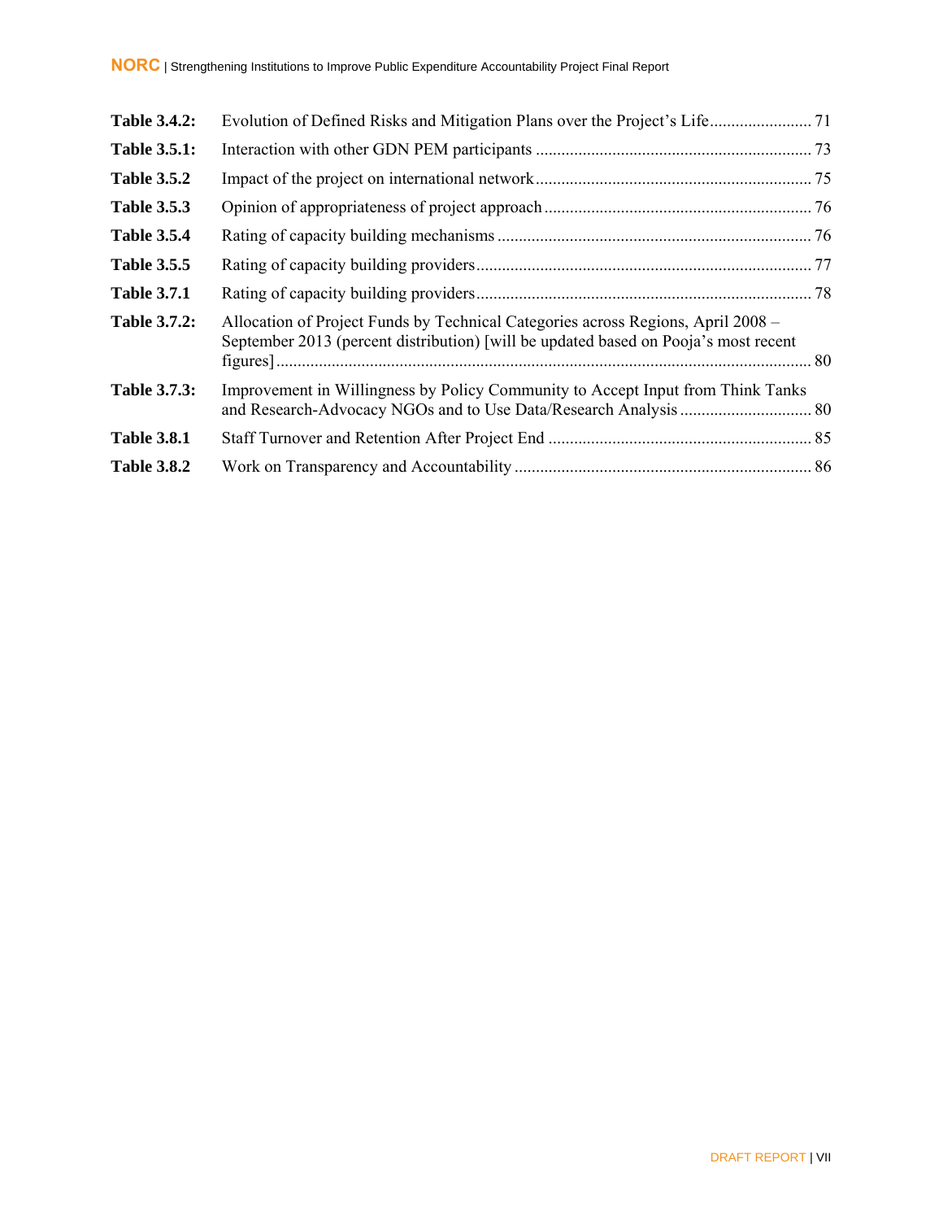| | | |
|---|---|---|
| **Table 3.4.2:** | Evolution of Defined Risks and Mitigation Plans over the Project's Life | 71 |
| **Table 3.5.1:** | Interaction with other GDN PEM participants | 73 |
| **Table 3.5.2** | Impact of the project on international network | 75 |
| **Table 3.5.3** | Opinion of appropriateness of project approach | 76 |
| **Table 3.5.4** | Rating of capacity building mechanisms | 76 |
| **Table 3.5.5** | Rating of capacity building providers | 77 |
| **Table 3.7.1** | Rating of capacity building providers | 78 |
| **Table 3.7.2:** | Allocation of Project Funds by Technical Categories across Regions, April 2008 – September 2013 (percent distribution) [will be updated based on Pooja's most recent figures] | 80 |
| **Table 3.7.3:** | Improvement in Willingness by Policy Community to Accept Input from Think Tanks and Research-Advocacy NGOs and to Use Data/Research Analysis | 80 |
| **Table 3.8.1** | Staff Turnover and Retention After Project End | 85 |
| **Table 3.8.2** | Work on Transparency and Accountability | 86 |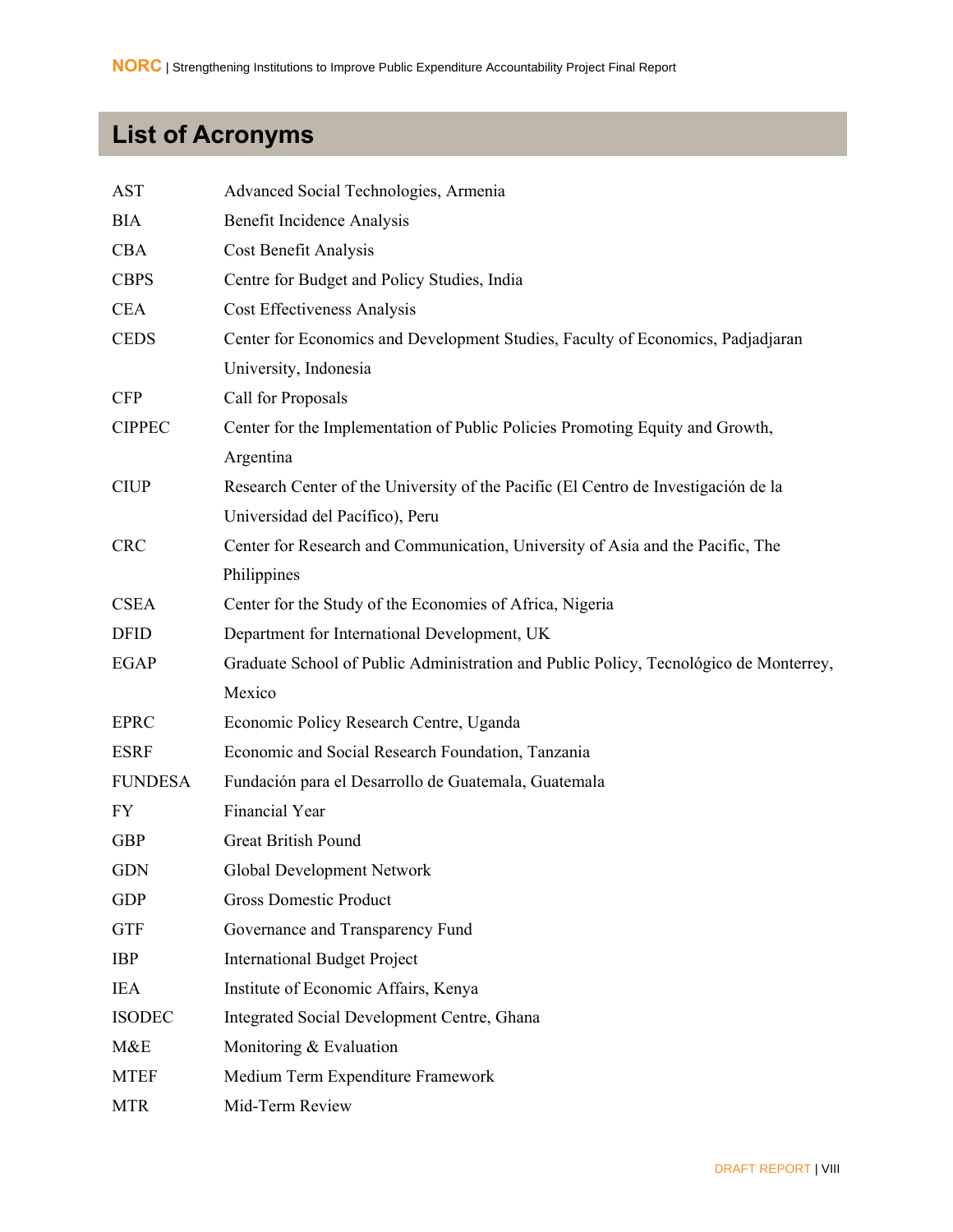# List of Acronyms

| | |
|---|---|
| AST | Advanced Social Technologies, Armenia |
| BIA | Benefit Incidence Analysis |
| CBA | Cost Benefit Analysis |
| CBPS | Centre for Budget and Policy Studies, India |
| CEA | Cost Effectiveness Analysis |
| CEDS | Center for Economics and Development Studies, Faculty of Economics, Padjadjaran University, Indonesia |
| CFP | Call for Proposals |
| CIPPEC | Center for the Implementation of Public Policies Promoting Equity and Growth, Argentina |
| CIUP | Research Center of the University of the Pacific (El Centro de Investigación de la Universidad del Pacífico), Peru |
| CRC | Center for Research and Communication, University of Asia and the Pacific, The Philippines |
| CSEA | Center for the Study of the Economies of Africa, Nigeria |
| DFID | Department for International Development, UK |
| EGAP | Graduate School of Public Administration and Public Policy, Tecnológico de Monterrey, Mexico |
| EPRC | Economic Policy Research Centre, Uganda |
| ESRF | Economic and Social Research Foundation, Tanzania |
| FUNDESA | Fundación para el Desarrollo de Guatemala, Guatemala |
| FY | Financial Year |
| GBP | Great British Pound |
| GDN | Global Development Network |
| GDP | Gross Domestic Product |
| GTF | Governance and Transparency Fund |
| IBP | International Budget Project |
| IEA | Institute of Economic Affairs, Kenya |
| ISODEC | Integrated Social Development Centre, Ghana |
| M&E | Monitoring & Evaluation |
| MTEF | Medium Term Expenditure Framework |
| MTR | Mid-Term Review |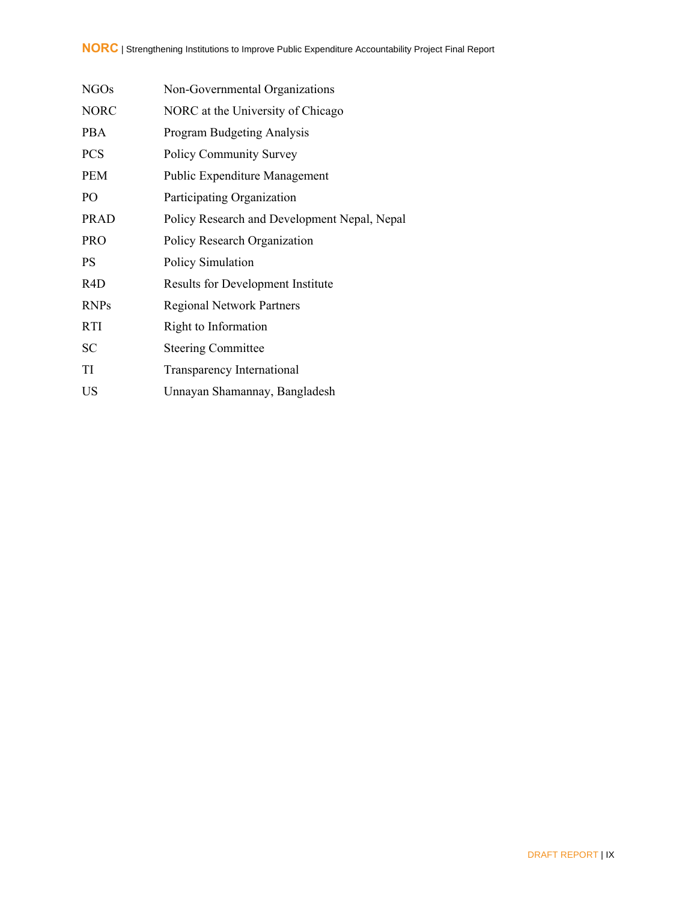| | |
|---|---|
| NGOs | Non-Governmental Organizations |
| NORC | NORC at the University of Chicago |
| PBA | Program Budgeting Analysis |
| PCS | Policy Community Survey |
| PEM | Public Expenditure Management |
| PO | Participating Organization |
| PRAD | Policy Research and Development Nepal, Nepal |
| PRO | Policy Research Organization |
| PS | Policy Simulation |
| R4D | Results for Development Institute |
| RNPs | Regional Network Partners |
| RTI | Right to Information |
| SC | Steering Committee |
| TI | Transparency International |
| US | Unnayan Shamannay, Bangladesh |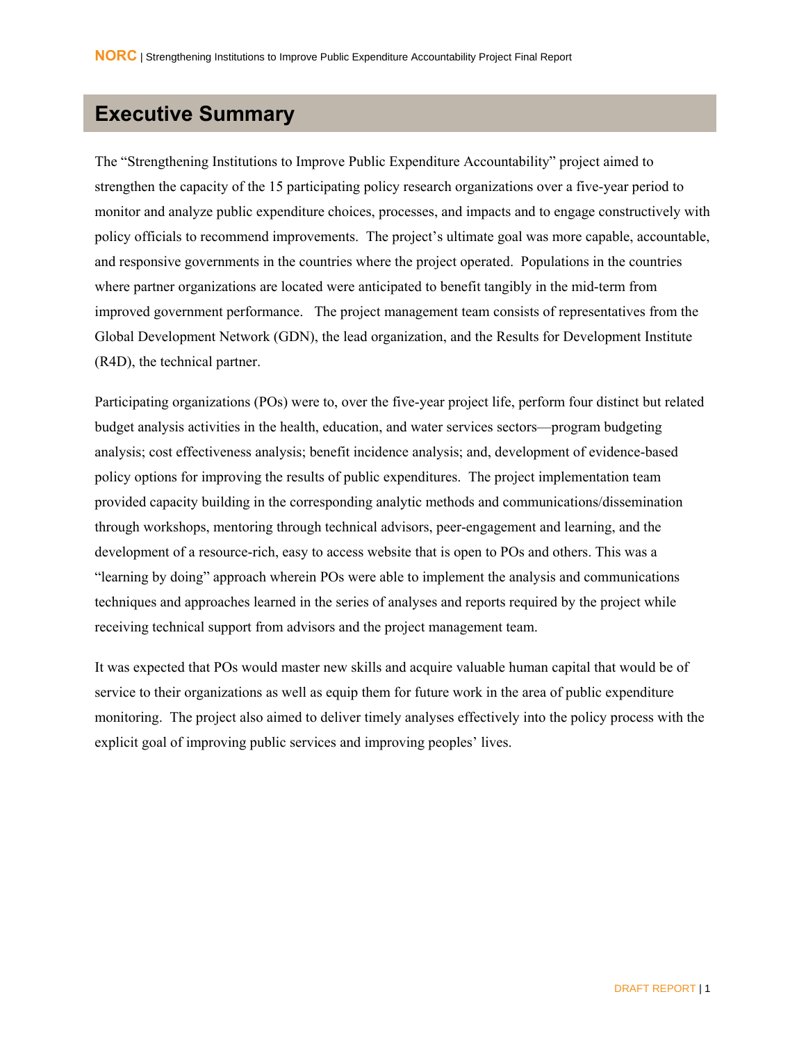# Executive Summary

The "Strengthening Institutions to Improve Public Expenditure Accountability" project aimed to strengthen the capacity of the 15 participating policy research organizations over a five-year period to monitor and analyze public expenditure choices, processes, and impacts and to engage constructively with policy officials to recommend improvements. The project's ultimate goal was more capable, accountable, and responsive governments in the countries where the project operated. Populations in the countries where partner organizations are located were anticipated to benefit tangibly in the mid-term from improved government performance. The project management team consists of representatives from the Global Development Network (GDN), the lead organization, and the Results for Development Institute (R4D), the technical partner.

Participating organizations (POs) were to, over the five-year project life, perform four distinct but related budget analysis activities in the health, education, and water services sectors—program budgeting analysis; cost effectiveness analysis; benefit incidence analysis; and, development of evidence-based policy options for improving the results of public expenditures. The project implementation team provided capacity building in the corresponding analytic methods and communications/dissemination through workshops, mentoring through technical advisors, peer-engagement and learning, and the development of a resource-rich, easy to access website that is open to POs and others. This was a "learning by doing" approach wherein POs were able to implement the analysis and communications techniques and approaches learned in the series of analyses and reports required by the project while receiving technical support from advisors and the project management team.

It was expected that POs would master new skills and acquire valuable human capital that would be of service to their organizations as well as equip them for future work in the area of public expenditure monitoring. The project also aimed to deliver timely analyses effectively into the policy process with the explicit goal of improving public services and improving peoples' lives.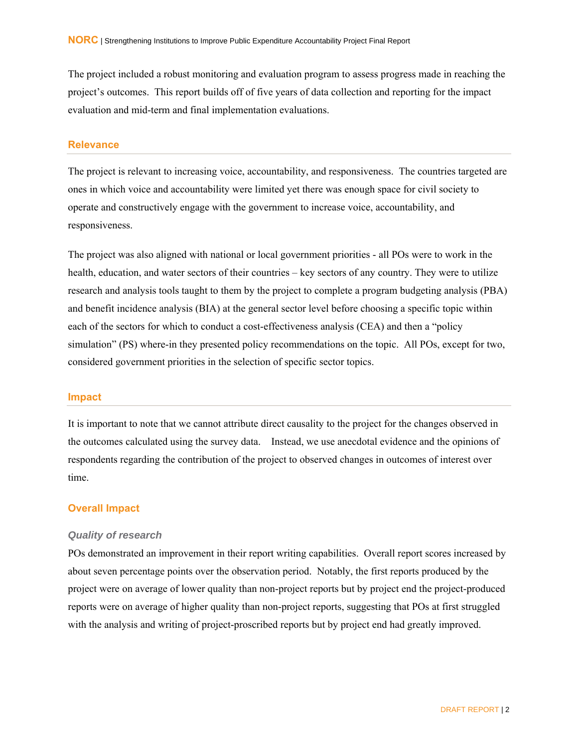The project included a robust monitoring and evaluation program to assess progress made in reaching the project's outcomes. This report builds off of five years of data collection and reporting for the impact evaluation and mid-term and final implementation evaluations.

## Relevance

The project is relevant to increasing voice, accountability, and responsiveness. The countries targeted are ones in which voice and accountability were limited yet there was enough space for civil society to operate and constructively engage with the government to increase voice, accountability, and responsiveness.

The project was also aligned with national or local government priorities - all POs were to work in the health, education, and water sectors of their countries – key sectors of any country. They were to utilize research and analysis tools taught to them by the project to complete a program budgeting analysis (PBA) and benefit incidence analysis (BIA) at the general sector level before choosing a specific topic within each of the sectors for which to conduct a cost-effectiveness analysis (CEA) and then a "policy simulation" (PS) where-in they presented policy recommendations on the topic. All POs, except for two, considered government priorities in the selection of specific sector topics.

## Impact

It is important to note that we cannot attribute direct causality to the project for the changes observed in the outcomes calculated using the survey data. Instead, we use anecdotal evidence and the opinions of respondents regarding the contribution of the project to observed changes in outcomes of interest over time.

## Overall Impact

### *Quality of research*

POs demonstrated an improvement in their report writing capabilities. Overall report scores increased by about seven percentage points over the observation period. Notably, the first reports produced by the project were on average of lower quality than non-project reports but by project end the project-produced reports were on average of higher quality than non-project reports, suggesting that POs at first struggled with the analysis and writing of project-proscribed reports but by project end had greatly improved.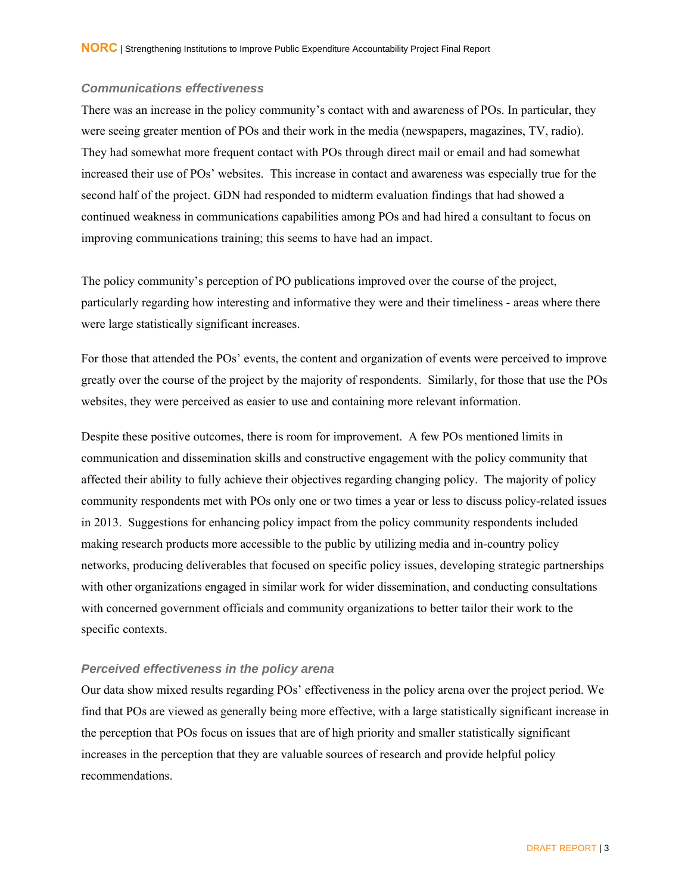### *Communications effectiveness*

There was an increase in the policy community's contact with and awareness of POs. In particular, they were seeing greater mention of POs and their work in the media (newspapers, magazines, TV, radio). They had somewhat more frequent contact with POs through direct mail or email and had somewhat increased their use of POs' websites. This increase in contact and awareness was especially true for the second half of the project. GDN had responded to midterm evaluation findings that had showed a continued weakness in communications capabilities among POs and had hired a consultant to focus on improving communications training; this seems to have had an impact.

The policy community's perception of PO publications improved over the course of the project, particularly regarding how interesting and informative they were and their timeliness - areas where there were large statistically significant increases.

For those that attended the POs' events, the content and organization of events were perceived to improve greatly over the course of the project by the majority of respondents. Similarly, for those that use the POs websites, they were perceived as easier to use and containing more relevant information.

Despite these positive outcomes, there is room for improvement. A few POs mentioned limits in communication and dissemination skills and constructive engagement with the policy community that affected their ability to fully achieve their objectives regarding changing policy. The majority of policy community respondents met with POs only one or two times a year or less to discuss policy-related issues in 2013. Suggestions for enhancing policy impact from the policy community respondents included making research products more accessible to the public by utilizing media and in-country policy networks, producing deliverables that focused on specific policy issues, developing strategic partnerships with other organizations engaged in similar work for wider dissemination, and conducting consultations with concerned government officials and community organizations to better tailor their work to the specific contexts.

### *Perceived effectiveness in the policy arena*

Our data show mixed results regarding POs' effectiveness in the policy arena over the project period. We find that POs are viewed as generally being more effective, with a large statistically significant increase in the perception that POs focus on issues that are of high priority and smaller statistically significant increases in the perception that they are valuable sources of research and provide helpful policy recommendations.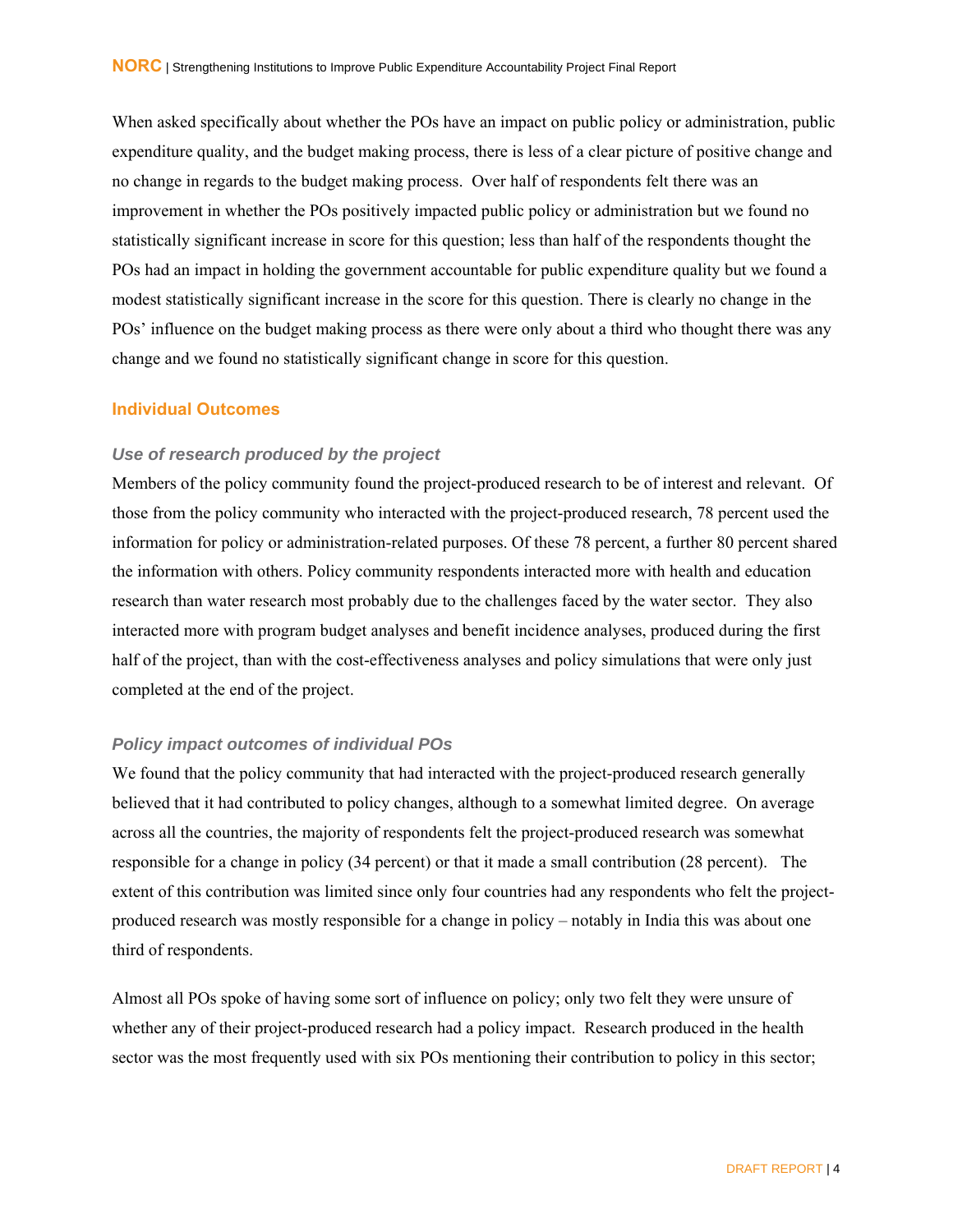When asked specifically about whether the POs have an impact on public policy or administration, public expenditure quality, and the budget making process, there is less of a clear picture of positive change and no change in regards to the budget making process. Over half of respondents felt there was an improvement in whether the POs positively impacted public policy or administration but we found no statistically significant increase in score for this question; less than half of the respondents thought the POs had an impact in holding the government accountable for public expenditure quality but we found a modest statistically significant increase in the score for this question. There is clearly no change in the POs' influence on the budget making process as there were only about a third who thought there was any change and we found no statistically significant change in score for this question.

## Individual Outcomes

### *Use of research produced by the project*

Members of the policy community found the project-produced research to be of interest and relevant. Of those from the policy community who interacted with the project-produced research, 78 percent used the information for policy or administration-related purposes. Of these 78 percent, a further 80 percent shared the information with others. Policy community respondents interacted more with health and education research than water research most probably due to the challenges faced by the water sector. They also interacted more with program budget analyses and benefit incidence analyses, produced during the first half of the project, than with the cost-effectiveness analyses and policy simulations that were only just completed at the end of the project.

### *Policy impact outcomes of individual POs*

We found that the policy community that had interacted with the project-produced research generally believed that it had contributed to policy changes, although to a somewhat limited degree. On average across all the countries, the majority of respondents felt the project-produced research was somewhat responsible for a change in policy (34 percent) or that it made a small contribution (28 percent). The extent of this contribution was limited since only four countries had any respondents who felt the project-produced research was mostly responsible for a change in policy – notably in India this was about one third of respondents.

Almost all POs spoke of having some sort of influence on policy; only two felt they were unsure of whether any of their project-produced research had a policy impact. Research produced in the health sector was the most frequently used with six POs mentioning their contribution to policy in this sector;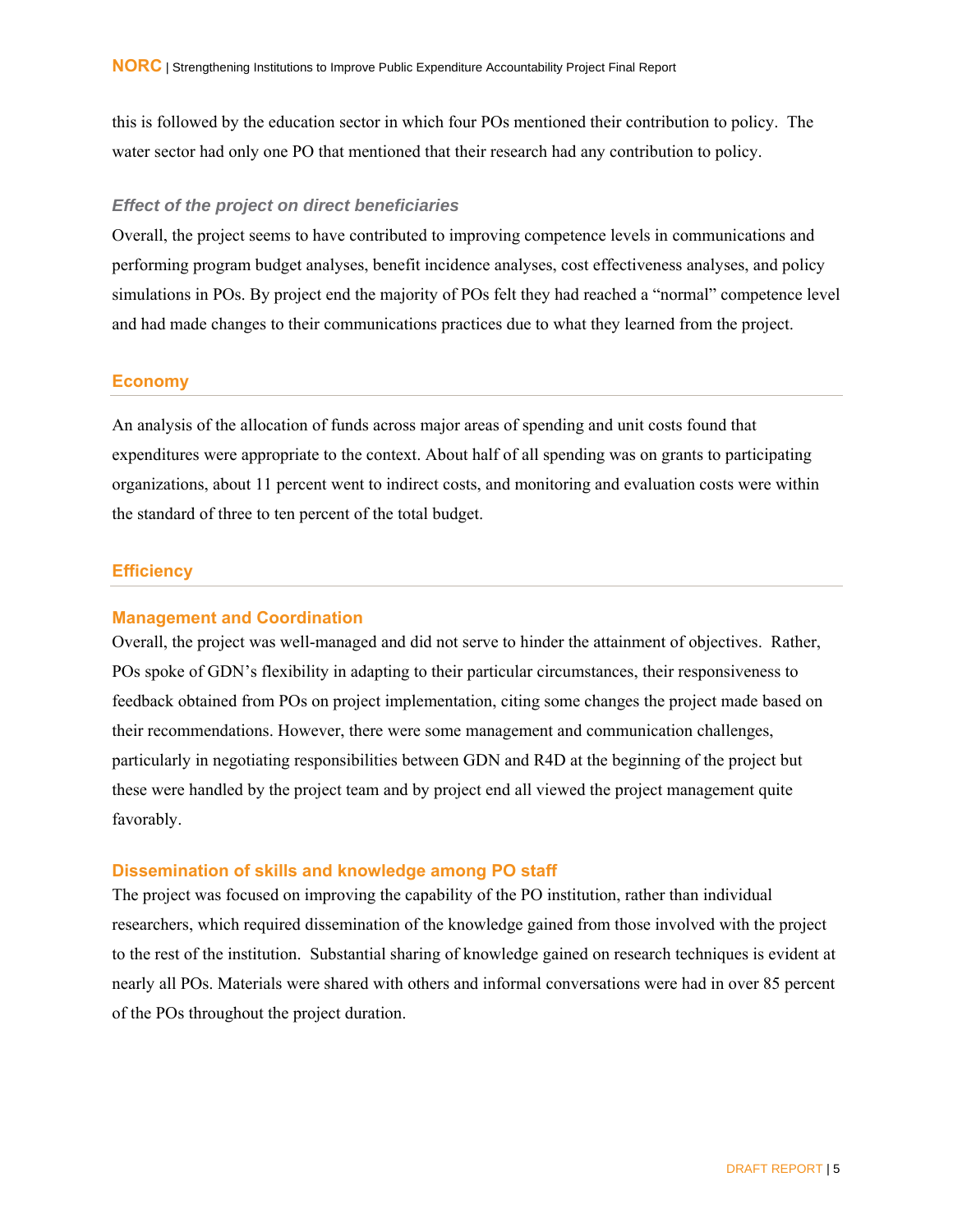this is followed by the education sector in which four POs mentioned their contribution to policy. The water sector had only one PO that mentioned that their research had any contribution to policy.

### *Effect of the project on direct beneficiaries*

Overall, the project seems to have contributed to improving competence levels in communications and performing program budget analyses, benefit incidence analyses, cost effectiveness analyses, and policy simulations in POs. By project end the majority of POs felt they had reached a "normal" competence level and had made changes to their communications practices due to what they learned from the project.

## Economy

An analysis of the allocation of funds across major areas of spending and unit costs found that expenditures were appropriate to the context. About half of all spending was on grants to participating organizations, about 11 percent went to indirect costs, and monitoring and evaluation costs were within the standard of three to ten percent of the total budget.

## Efficiency

### Management and Coordination

Overall, the project was well-managed and did not serve to hinder the attainment of objectives. Rather, POs spoke of GDN's flexibility in adapting to their particular circumstances, their responsiveness to feedback obtained from POs on project implementation, citing some changes the project made based on their recommendations. However, there were some management and communication challenges, particularly in negotiating responsibilities between GDN and R4D at the beginning of the project but these were handled by the project team and by project end all viewed the project management quite favorably.

### Dissemination of skills and knowledge among PO staff

The project was focused on improving the capability of the PO institution, rather than individual researchers, which required dissemination of the knowledge gained from those involved with the project to the rest of the institution. Substantial sharing of knowledge gained on research techniques is evident at nearly all POs. Materials were shared with others and informal conversations were had in over 85 percent of the POs throughout the project duration.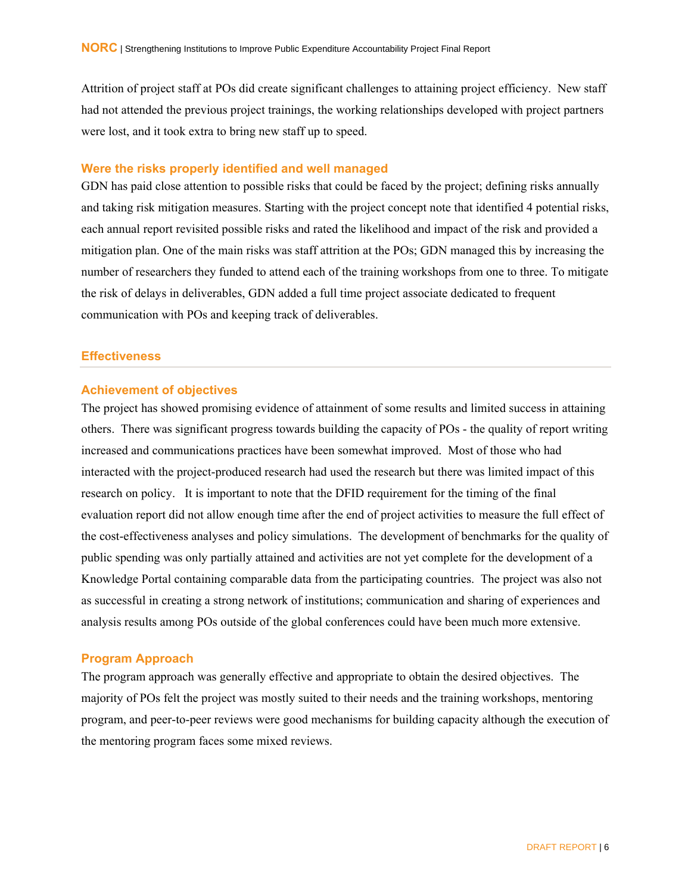Attrition of project staff at POs did create significant challenges to attaining project efficiency. New staff had not attended the previous project trainings, the working relationships developed with project partners were lost, and it took extra to bring new staff up to speed.

### Were the risks properly identified and well managed

GDN has paid close attention to possible risks that could be faced by the project; defining risks annually and taking risk mitigation measures. Starting with the project concept note that identified 4 potential risks, each annual report revisited possible risks and rated the likelihood and impact of the risk and provided a mitigation plan. One of the main risks was staff attrition at the POs; GDN managed this by increasing the number of researchers they funded to attend each of the training workshops from one to three. To mitigate the risk of delays in deliverables, GDN added a full time project associate dedicated to frequent communication with POs and keeping track of deliverables.

## Effectiveness

### Achievement of objectives

The project has showed promising evidence of attainment of some results and limited success in attaining others. There was significant progress towards building the capacity of POs - the quality of report writing increased and communications practices have been somewhat improved. Most of those who had interacted with the project-produced research had used the research but there was limited impact of this research on policy. It is important to note that the DFID requirement for the timing of the final evaluation report did not allow enough time after the end of project activities to measure the full effect of the cost-effectiveness analyses and policy simulations. The development of benchmarks for the quality of public spending was only partially attained and activities are not yet complete for the development of a Knowledge Portal containing comparable data from the participating countries. The project was also not as successful in creating a strong network of institutions; communication and sharing of experiences and analysis results among POs outside of the global conferences could have been much more extensive.

### Program Approach

The program approach was generally effective and appropriate to obtain the desired objectives. The majority of POs felt the project was mostly suited to their needs and the training workshops, mentoring program, and peer-to-peer reviews were good mechanisms for building capacity although the execution of the mentoring program faces some mixed reviews.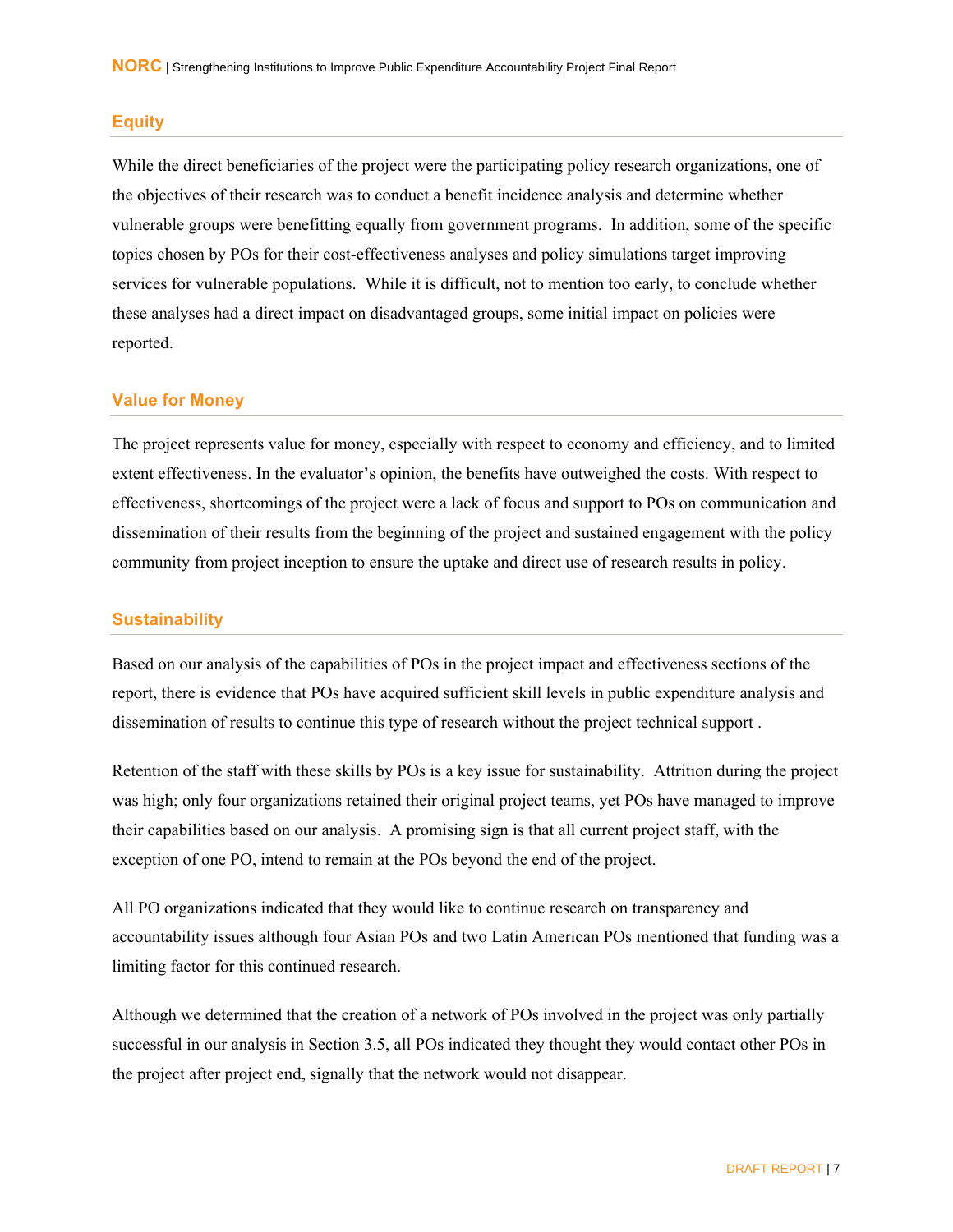## Equity

While the direct beneficiaries of the project were the participating policy research organizations, one of the objectives of their research was to conduct a benefit incidence analysis and determine whether vulnerable groups were benefitting equally from government programs. In addition, some of the specific topics chosen by POs for their cost-effectiveness analyses and policy simulations target improving services for vulnerable populations. While it is difficult, not to mention too early, to conclude whether these analyses had a direct impact on disadvantaged groups, some initial impact on policies were reported.

## Value for Money

The project represents value for money, especially with respect to economy and efficiency, and to limited extent effectiveness. In the evaluator's opinion, the benefits have outweighed the costs. With respect to effectiveness, shortcomings of the project were a lack of focus and support to POs on communication and dissemination of their results from the beginning of the project and sustained engagement with the policy community from project inception to ensure the uptake and direct use of research results in policy.

## Sustainability

Based on our analysis of the capabilities of POs in the project impact and effectiveness sections of the report, there is evidence that POs have acquired sufficient skill levels in public expenditure analysis and dissemination of results to continue this type of research without the project technical support .

Retention of the staff with these skills by POs is a key issue for sustainability. Attrition during the project was high; only four organizations retained their original project teams, yet POs have managed to improve their capabilities based on our analysis. A promising sign is that all current project staff, with the exception of one PO, intend to remain at the POs beyond the end of the project.

All PO organizations indicated that they would like to continue research on transparency and accountability issues although four Asian POs and two Latin American POs mentioned that funding was a limiting factor for this continued research.

Although we determined that the creation of a network of POs involved in the project was only partially successful in our analysis in Section 3.5, all POs indicated they thought they would contact other POs in the project after project end, signally that the network would not disappear.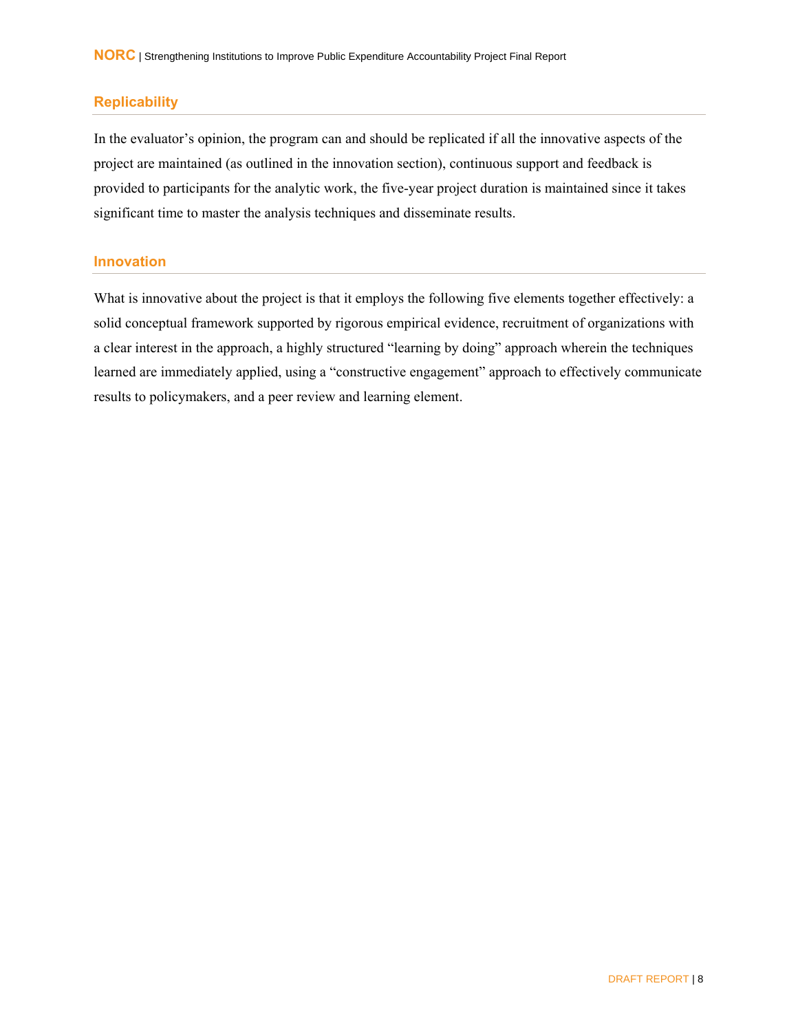## Replicability

In the evaluator's opinion, the program can and should be replicated if all the innovative aspects of the project are maintained (as outlined in the innovation section), continuous support and feedback is provided to participants for the analytic work, the five-year project duration is maintained since it takes significant time to master the analysis techniques and disseminate results.

## Innovation

What is innovative about the project is that it employs the following five elements together effectively: a solid conceptual framework supported by rigorous empirical evidence, recruitment of organizations with a clear interest in the approach, a highly structured "learning by doing" approach wherein the techniques learned are immediately applied, using a "constructive engagement" approach to effectively communicate results to policymakers, and a peer review and learning element.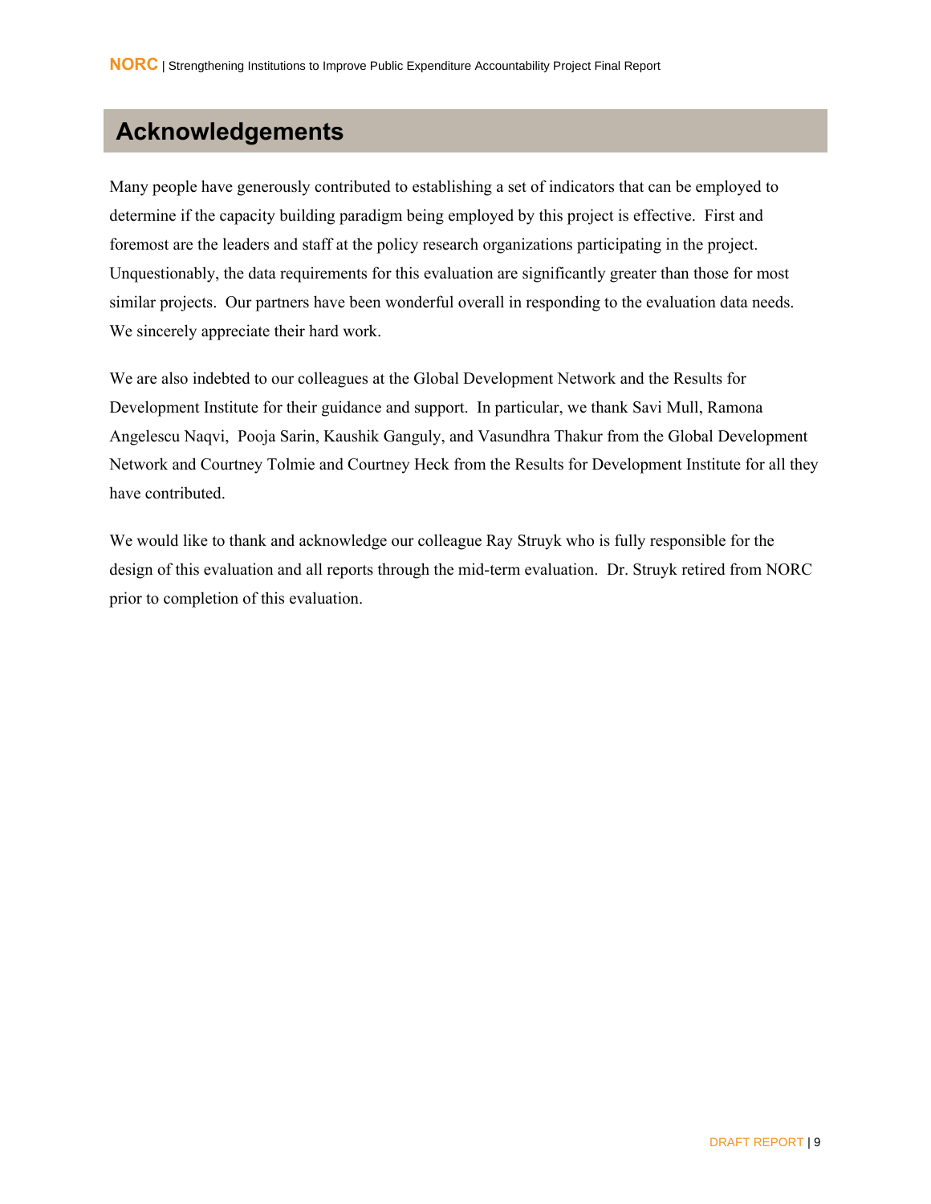## Acknowledgements

Many people have generously contributed to establishing a set of indicators that can be employed to determine if the capacity building paradigm being employed by this project is effective. First and foremost are the leaders and staff at the policy research organizations participating in the project. Unquestionably, the data requirements for this evaluation are significantly greater than those for most similar projects. Our partners have been wonderful overall in responding to the evaluation data needs. We sincerely appreciate their hard work.

We are also indebted to our colleagues at the Global Development Network and the Results for Development Institute for their guidance and support. In particular, we thank Savi Mull, Ramona Angelescu Naqvi, Pooja Sarin, Kaushik Ganguly, and Vasundhra Thakur from the Global Development Network and Courtney Tolmie and Courtney Heck from the Results for Development Institute for all they have contributed.

We would like to thank and acknowledge our colleague Ray Struyk who is fully responsible for the design of this evaluation and all reports through the mid-term evaluation. Dr. Struyk retired from NORC prior to completion of this evaluation.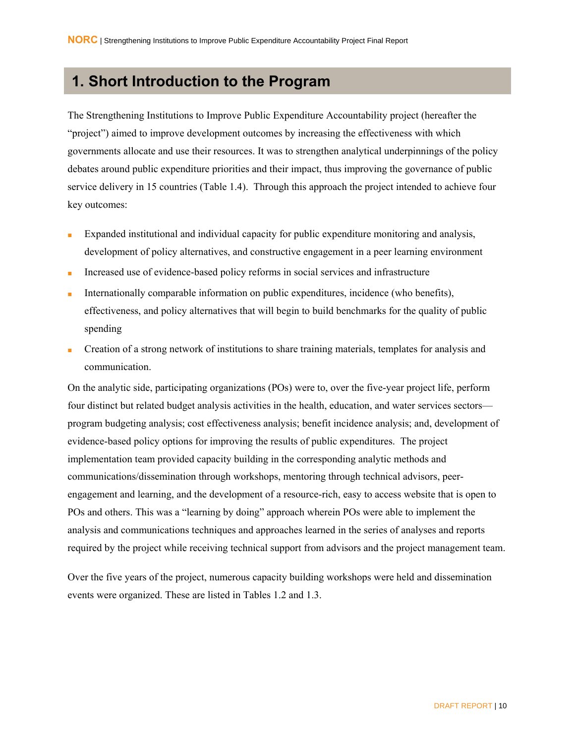# 1. Short Introduction to the Program

The Strengthening Institutions to Improve Public Expenditure Accountability project (hereafter the "project") aimed to improve development outcomes by increasing the effectiveness with which governments allocate and use their resources. It was to strengthen analytical underpinnings of the policy debates around public expenditure priorities and their impact, thus improving the governance of public service delivery in 15 countries (Table 1.4). Through this approach the project intended to achieve four key outcomes:

- Expanded institutional and individual capacity for public expenditure monitoring and analysis, development of policy alternatives, and constructive engagement in a peer learning environment
- Increased use of evidence-based policy reforms in social services and infrastructure
- Internationally comparable information on public expenditures, incidence (who benefits), effectiveness, and policy alternatives that will begin to build benchmarks for the quality of public spending
- Creation of a strong network of institutions to share training materials, templates for analysis and communication.

On the analytic side, participating organizations (POs) were to, over the five-year project life, perform four distinct but related budget analysis activities in the health, education, and water services sectors—program budgeting analysis; cost effectiveness analysis; benefit incidence analysis; and, development of evidence-based policy options for improving the results of public expenditures. The project implementation team provided capacity building in the corresponding analytic methods and communications/dissemination through workshops, mentoring through technical advisors, peer-engagement and learning, and the development of a resource-rich, easy to access website that is open to POs and others. This was a "learning by doing" approach wherein POs were able to implement the analysis and communications techniques and approaches learned in the series of analyses and reports required by the project while receiving technical support from advisors and the project management team.

Over the five years of the project, numerous capacity building workshops were held and dissemination events were organized. These are listed in Tables 1.2 and 1.3.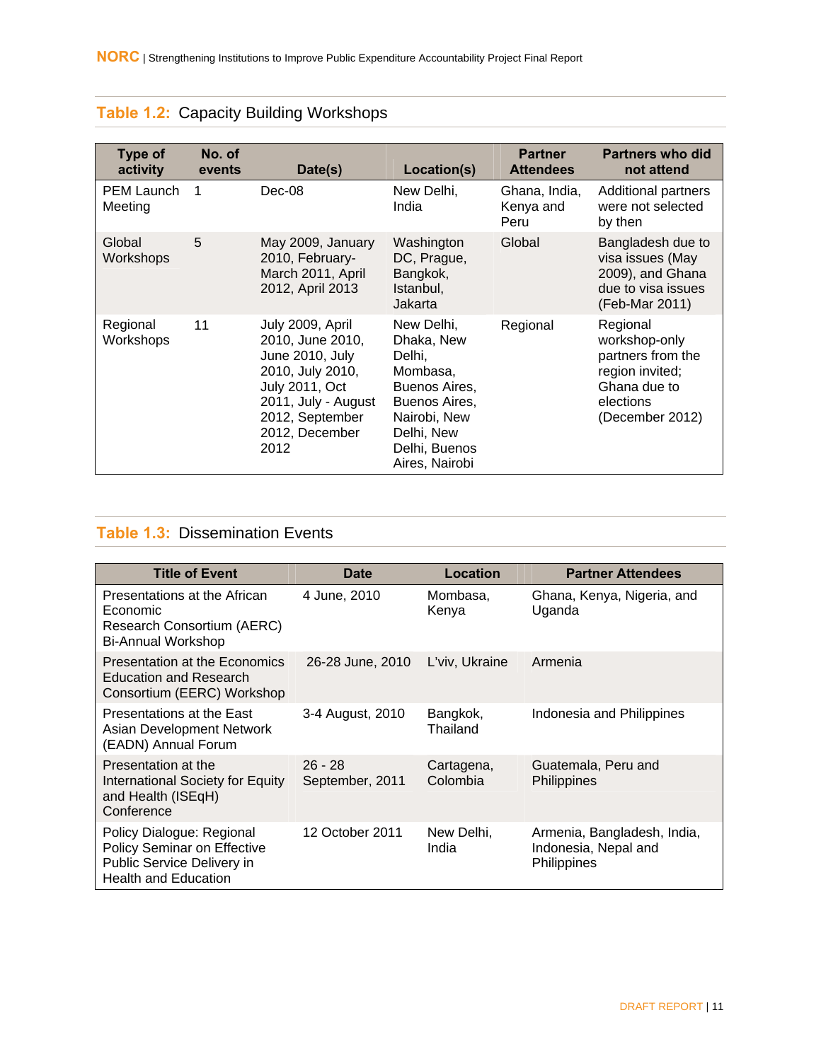### Table 1.2: Capacity Building Workshops

| Type of activity | No. of events | Date(s) | Location(s) | Partner Attendees | Partners who did not attend |
|---|---|---|---|---|---|
| PEM Launch Meeting | 1 | Dec-08 | New Delhi, India | Ghana, India, Kenya and Peru | Additional partners were not selected by then |
| Global Workshops | 5 | May 2009, January 2010, February-March 2011, April 2012, April 2013 | Washington DC, Prague, Bangkok, Istanbul, Jakarta | Global | Bangladesh due to visa issues (May 2009), and Ghana due to visa issues (Feb-Mar 2011) |
| Regional Workshops | 11 | July 2009, April 2010, June 2010, July 2010, July 2010, July 2011, Oct 2011, July - August 2012, September 2012, December 2012 | New Delhi, Dhaka, New Delhi, Mombasa, Buenos Aires, Buenos Aires, Nairobi, New Delhi, New Delhi, Buenos Aires, Nairobi | Regional | Regional workshop-only partners from the region invited; Ghana due to elections (December 2012) |

### Table 1.3: Dissemination Events

| Title of Event | Date | Location | Partner Attendees |
|---|---|---|---|
| Presentations at the African Economic Research Consortium (AERC) Bi-Annual Workshop | 4 June, 2010 | Mombasa, Kenya | Ghana, Kenya, Nigeria, and Uganda |
| Presentation at the Economics Education and Research Consortium (EERC) Workshop | 26-28 June, 2010 | L'viv, Ukraine | Armenia |
| Presentations at the East Asian Development Network (EADN) Annual Forum | 3-4 August, 2010 | Bangkok, Thailand | Indonesia and Philippines |
| Presentation at the International Society for Equity and Health (ISEqH) Conference | 26 - 28 September, 2011 | Cartagena, Colombia | Guatemala, Peru and Philippines |
| Policy Dialogue: Regional Policy Seminar on Effective Public Service Delivery in Health and Education | 12 October 2011 | New Delhi, India | Armenia, Bangladesh, India, Indonesia, Nepal and Philippines |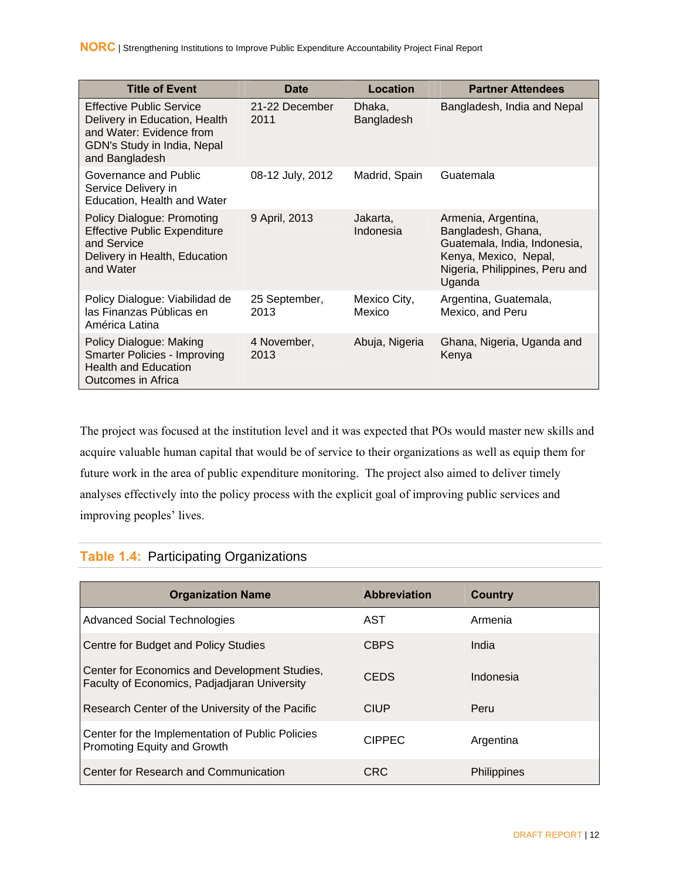| Title of Event | Date | Location | Partner Attendees |
| --- | --- | --- | --- |
| Effective Public Service Delivery in Education, Health and Water: Evidence from GDN's Study in India, Nepal and Bangladesh | 21-22 December 2011 | Dhaka, Bangladesh | Bangladesh, India and Nepal |
| Governance and Public Service Delivery in Education, Health and Water | 08-12 July, 2012 | Madrid, Spain | Guatemala |
| Policy Dialogue: Promoting Effective Public Expenditure and Service Delivery in Health, Education and Water | 9 April, 2013 | Jakarta, Indonesia | Armenia, Argentina, Bangladesh, Ghana, Guatemala, India, Indonesia, Kenya, Mexico, Nepal, Nigeria, Philippines, Peru and Uganda |
| Policy Dialogue: Viabilidad de las Finanzas Públicas en América Latina | 25 September, 2013 | Mexico City, Mexico | Argentina, Guatemala, Mexico, and Peru |
| Policy Dialogue: Making Smarter Policies - Improving Health and Education Outcomes in Africa | 4 November, 2013 | Abuja, Nigeria | Ghana, Nigeria, Uganda and Kenya |

The project was focused at the institution level and it was expected that POs would master new skills and acquire valuable human capital that would be of service to their organizations as well as equip them for future work in the area of public expenditure monitoring. The project also aimed to deliver timely analyses effectively into the policy process with the explicit goal of improving public services and improving peoples' lives.

**Table 1.4:** Participating Organizations

| Organization Name | Abbreviation | Country |
| --- | --- | --- |
| Advanced Social Technologies | AST | Armenia |
| Centre for Budget and Policy Studies | CBPS | India |
| Center for Economics and Development Studies, Faculty of Economics, Padjadjaran University | CEDS | Indonesia |
| Research Center of the University of the Pacific | CIUP | Peru |
| Center for the Implementation of Public Policies Promoting Equity and Growth | CIPPEC | Argentina |
| Center for Research and Communication | CRC | Philippines |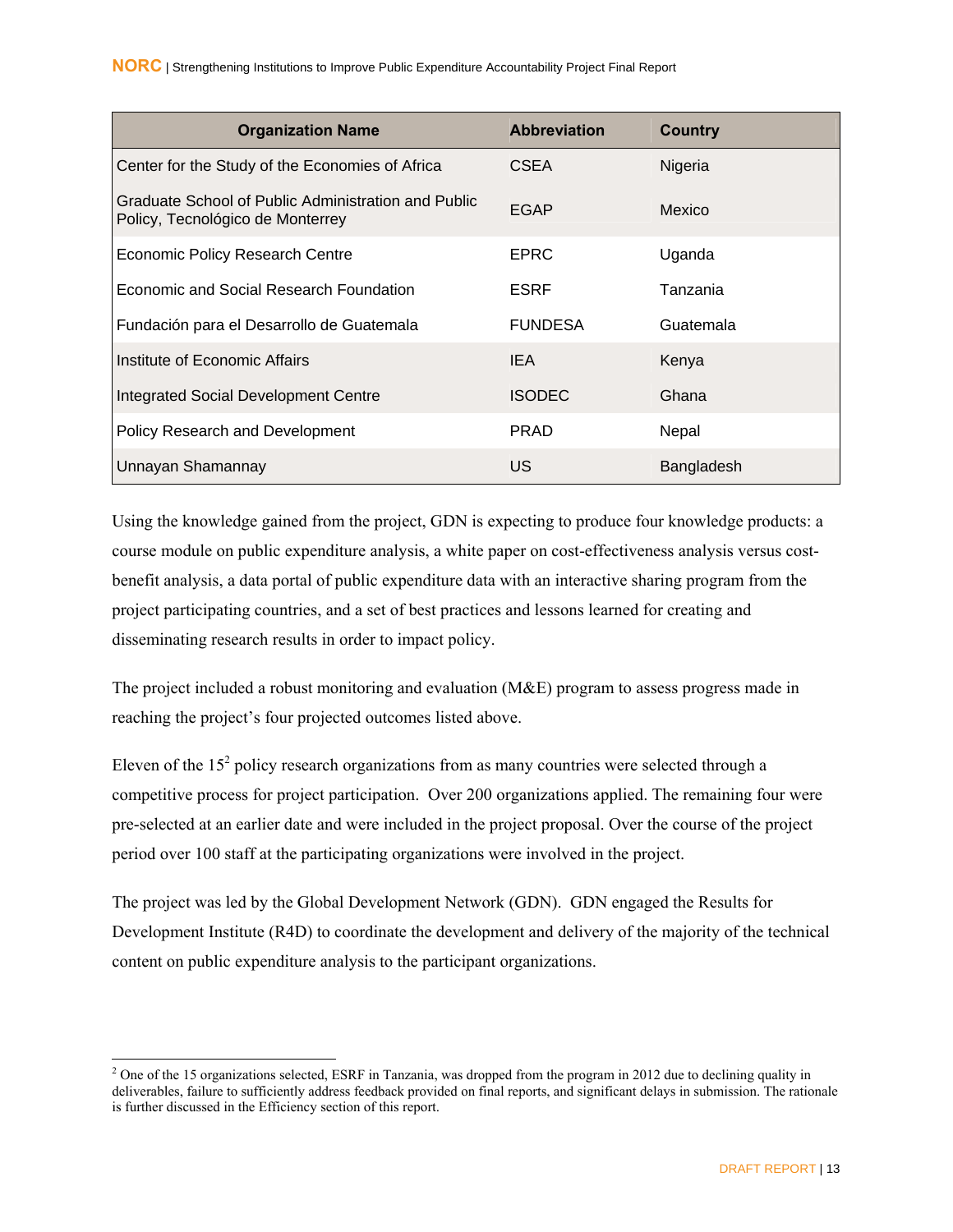| Organization Name | Abbreviation | Country |
| --- | --- | --- |
| Center for the Study of the Economies of Africa | CSEA | Nigeria |
| Graduate School of Public Administration and Public Policy, Tecnológico de Monterrey | EGAP | Mexico |
| Economic Policy Research Centre | EPRC | Uganda |
| Economic and Social Research Foundation | ESRF | Tanzania |
| Fundación para el Desarrollo de Guatemala | FUNDESA | Guatemala |
| Institute of Economic Affairs | IEA | Kenya |
| Integrated Social Development Centre | ISODEC | Ghana |
| Policy Research and Development | PRAD | Nepal |
| Unnayan Shamannay | US | Bangladesh |

Using the knowledge gained from the project, GDN is expecting to produce four knowledge products: a course module on public expenditure analysis, a white paper on cost-effectiveness analysis versus cost-benefit analysis, a data portal of public expenditure data with an interactive sharing program from the project participating countries, and a set of best practices and lessons learned for creating and disseminating research results in order to impact policy.

The project included a robust monitoring and evaluation (M&E) program to assess progress made in reaching the project's four projected outcomes listed above.

Eleven of the 15[2] policy research organizations from as many countries were selected through a competitive process for project participation. Over 200 organizations applied. The remaining four were pre-selected at an earlier date and were included in the project proposal. Over the course of the project period over 100 staff at the participating organizations were involved in the project.

The project was led by the Global Development Network (GDN). GDN engaged the Results for Development Institute (R4D) to coordinate the development and delivery of the majority of the technical content on public expenditure analysis to the participant organizations.

[2] One of the 15 organizations selected, ESRF in Tanzania, was dropped from the program in 2012 due to declining quality in deliverables, failure to sufficiently address feedback provided on final reports, and significant delays in submission. The rationale is further discussed in the Efficiency section of this report.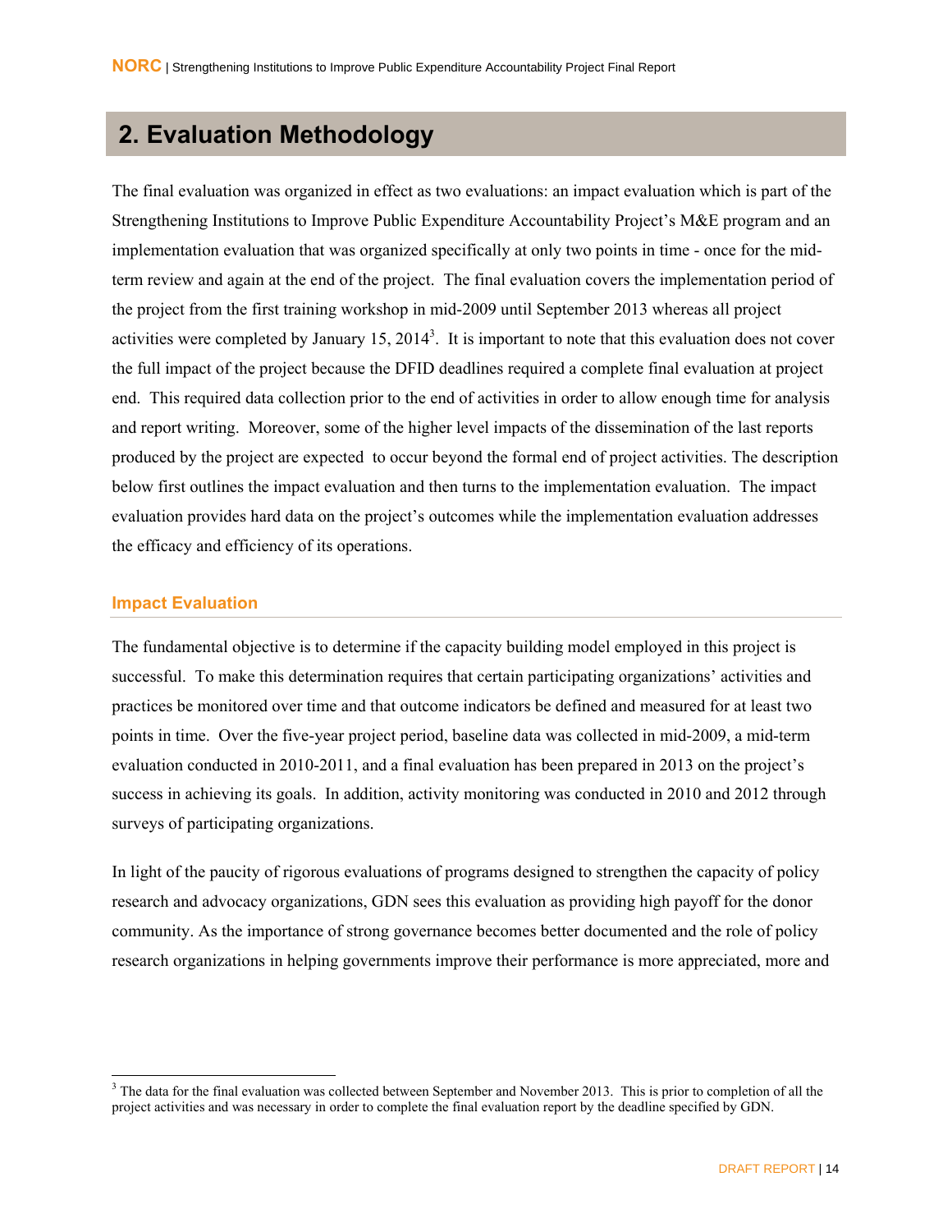## 2. Evaluation Methodology

The final evaluation was organized in effect as two evaluations: an impact evaluation which is part of the Strengthening Institutions to Improve Public Expenditure Accountability Project's M&E program and an implementation evaluation that was organized specifically at only two points in time - once for the mid-term review and again at the end of the project. The final evaluation covers the implementation period of the project from the first training workshop in mid-2009 until September 2013 whereas all project activities were completed by January 15, 2014[3]. It is important to note that this evaluation does not cover the full impact of the project because the DFID deadlines required a complete final evaluation at project end. This required data collection prior to the end of activities in order to allow enough time for analysis and report writing. Moreover, some of the higher level impacts of the dissemination of the last reports produced by the project are expected to occur beyond the formal end of project activities. The description below first outlines the impact evaluation and then turns to the implementation evaluation. The impact evaluation provides hard data on the project's outcomes while the implementation evaluation addresses the efficacy and efficiency of its operations.

### Impact Evaluation

The fundamental objective is to determine if the capacity building model employed in this project is successful. To make this determination requires that certain participating organizations' activities and practices be monitored over time and that outcome indicators be defined and measured for at least two points in time. Over the five-year project period, baseline data was collected in mid-2009, a mid-term evaluation conducted in 2010-2011, and a final evaluation has been prepared in 2013 on the project's success in achieving its goals. In addition, activity monitoring was conducted in 2010 and 2012 through surveys of participating organizations.

In light of the paucity of rigorous evaluations of programs designed to strengthen the capacity of policy research and advocacy organizations, GDN sees this evaluation as providing high payoff for the donor community. As the importance of strong governance becomes better documented and the role of policy research organizations in helping governments improve their performance is more appreciated, more and

[3] The data for the final evaluation was collected between September and November 2013. This is prior to completion of all the project activities and was necessary in order to complete the final evaluation report by the deadline specified by GDN.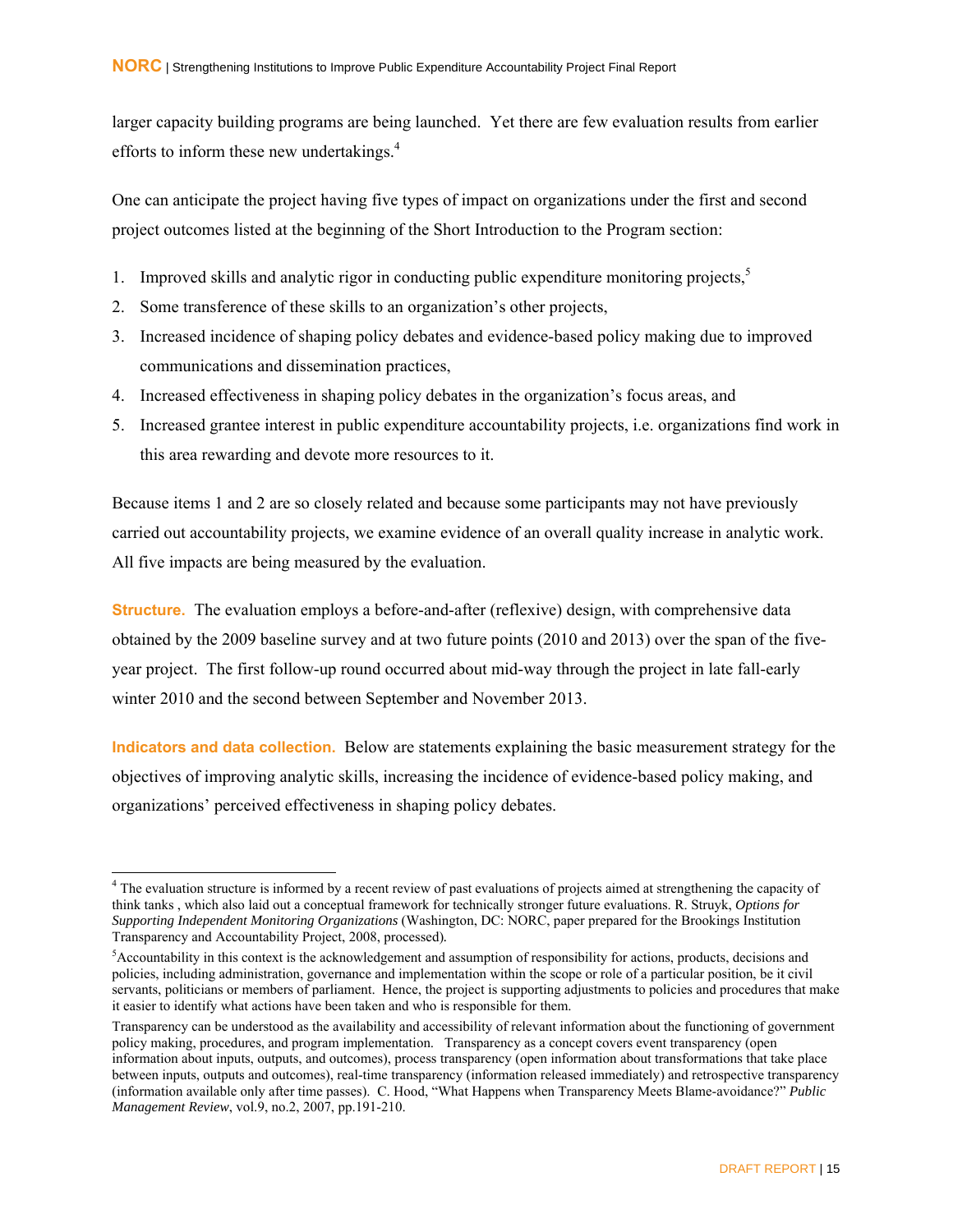larger capacity building programs are being launched. Yet there are few evaluation results from earlier efforts to inform these new undertakings.[4]

One can anticipate the project having five types of impact on organizations under the first and second project outcomes listed at the beginning of the Short Introduction to the Program section:

1. Improved skills and analytic rigor in conducting public expenditure monitoring projects,[5]
2. Some transference of these skills to an organization's other projects,
3. Increased incidence of shaping policy debates and evidence-based policy making due to improved communications and dissemination practices,
4. Increased effectiveness in shaping policy debates in the organization's focus areas, and
5. Increased grantee interest in public expenditure accountability projects, i.e. organizations find work in this area rewarding and devote more resources to it.

Because items 1 and 2 are so closely related and because some participants may not have previously carried out accountability projects, we examine evidence of an overall quality increase in analytic work. All five impacts are being measured by the evaluation.

**Structure.** The evaluation employs a before-and-after (reflexive) design, with comprehensive data obtained by the 2009 baseline survey and at two future points (2010 and 2013) over the span of the five-year project. The first follow-up round occurred about mid-way through the project in late fall-early winter 2010 and the second between September and November 2013.

**Indicators and data collection.** Below are statements explaining the basic measurement strategy for the objectives of improving analytic skills, increasing the incidence of evidence-based policy making, and organizations' perceived effectiveness in shaping policy debates.

---

[4] The evaluation structure is informed by a recent review of past evaluations of projects aimed at strengthening the capacity of think tanks , which also laid out a conceptual framework for technically stronger future evaluations. R. Struyk, *Options for Supporting Independent Monitoring Organizations* (Washington, DC: NORC, paper prepared for the Brookings Institution Transparency and Accountability Project, 2008, processed).

[5] Accountability in this context is the acknowledgement and assumption of responsibility for actions, products, decisions and policies, including administration, governance and implementation within the scope or role of a particular position, be it civil servants, politicians or members of parliament. Hence, the project is supporting adjustments to policies and procedures that make it easier to identify what actions have been taken and who is responsible for them.

Transparency can be understood as the availability and accessibility of relevant information about the functioning of government policy making, procedures, and program implementation. Transparency as a concept covers event transparency (open information about inputs, outputs, and outcomes), process transparency (open information about transformations that take place between inputs, outputs and outcomes), real-time transparency (information released immediately) and retrospective transparency (information available only after time passes). C. Hood, "What Happens when Transparency Meets Blame-avoidance?" *Public Management Review*, vol.9, no.2, 2007, pp.191-210.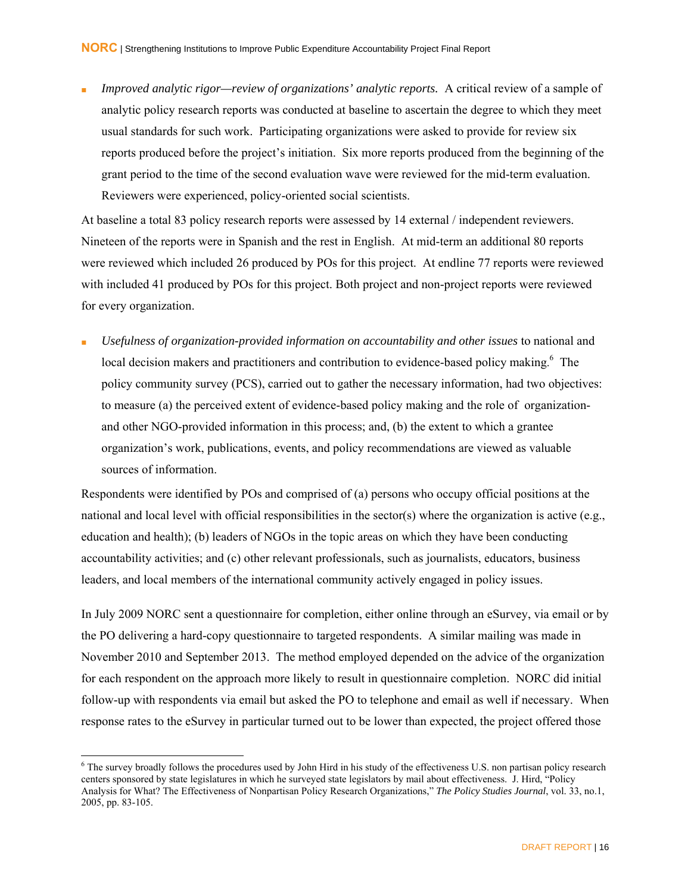- *Improved analytic rigor—review of organizations' analytic reports.* A critical review of a sample of analytic policy research reports was conducted at baseline to ascertain the degree to which they meet usual standards for such work. Participating organizations were asked to provide for review six reports produced before the project's initiation. Six more reports produced from the beginning of the grant period to the time of the second evaluation wave were reviewed for the mid-term evaluation. Reviewers were experienced, policy-oriented social scientists.

At baseline a total 83 policy research reports were assessed by 14 external / independent reviewers. Nineteen of the reports were in Spanish and the rest in English. At mid-term an additional 80 reports were reviewed which included 26 produced by POs for this project. At endline 77 reports were reviewed with included 41 produced by POs for this project. Both project and non-project reports were reviewed for every organization.

- *Usefulness of organization-provided information on accountability and other issues* to national and local decision makers and practitioners and contribution to evidence-based policy making.[6] The policy community survey (PCS), carried out to gather the necessary information, had two objectives: to measure (a) the perceived extent of evidence-based policy making and the role of organization- and other NGO-provided information in this process; and, (b) the extent to which a grantee organization's work, publications, events, and policy recommendations are viewed as valuable sources of information.

Respondents were identified by POs and comprised of (a) persons who occupy official positions at the national and local level with official responsibilities in the sector(s) where the organization is active (e.g., education and health); (b) leaders of NGOs in the topic areas on which they have been conducting accountability activities; and (c) other relevant professionals, such as journalists, educators, business leaders, and local members of the international community actively engaged in policy issues.

In July 2009 NORC sent a questionnaire for completion, either online through an eSurvey, via email or by the PO delivering a hard-copy questionnaire to targeted respondents. A similar mailing was made in November 2010 and September 2013. The method employed depended on the advice of the organization for each respondent on the approach more likely to result in questionnaire completion. NORC did initial follow-up with respondents via email but asked the PO to telephone and email as well if necessary. When response rates to the eSurvey in particular turned out to be lower than expected, the project offered those

[6] The survey broadly follows the procedures used by John Hird in his study of the effectiveness U.S. non partisan policy research centers sponsored by state legislatures in which he surveyed state legislators by mail about effectiveness. J. Hird, "Policy Analysis for What? The Effectiveness of Nonpartisan Policy Research Organizations," *The Policy Studies Journal*, vol. 33, no.1, 2005, pp. 83-105.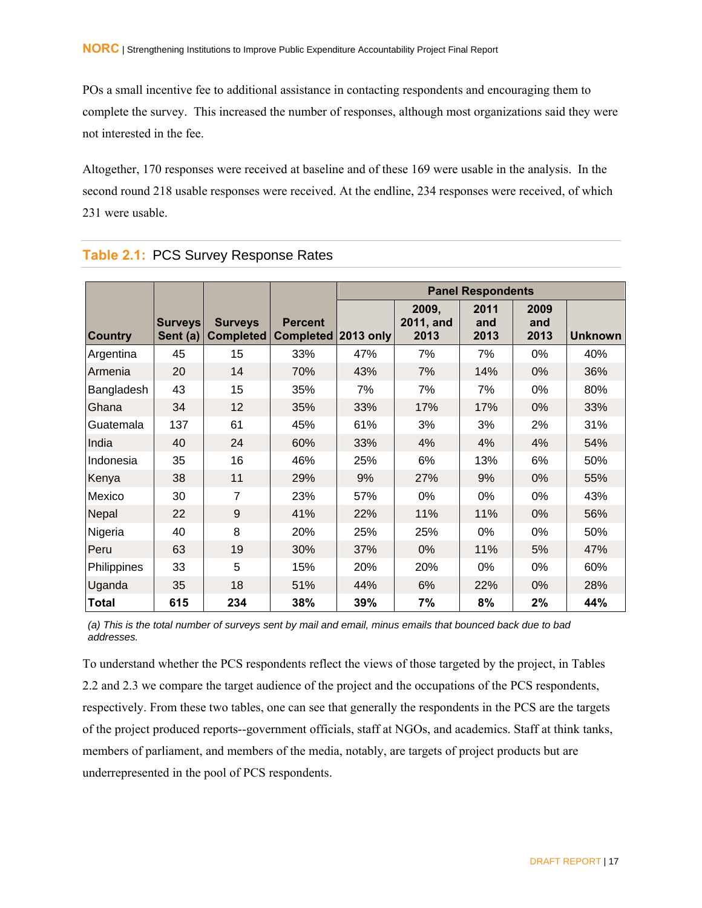POs a small incentive fee to additional assistance in contacting respondents and encouraging them to complete the survey. This increased the number of responses, although most organizations said they were not interested in the fee.

Altogether, 170 responses were received at baseline and of these 169 were usable in the analysis. In the second round 218 usable responses were received. At the endline, 234 responses were received, of which 231 were usable.

**Table 2.1:** PCS Survey Response Rates

| Country | Surveys Sent (a) | Surveys Completed | Percent Completed | Panel Respondents | | | | |
|---|---|---|---|---|---|---|---|---|
| | | | | 2013 only | 2009, 2011, and 2013 | 2011 and 2013 | 2009 and 2013 | Unknown |
| Argentina | 45 | 15 | 33% | 47% | 7% | 7% | 0% | 40% |
| Armenia | 20 | 14 | 70% | 43% | 7% | 14% | 0% | 36% |
| Bangladesh | 43 | 15 | 35% | 7% | 7% | 7% | 0% | 80% |
| Ghana | 34 | 12 | 35% | 33% | 17% | 17% | 0% | 33% |
| Guatemala | 137 | 61 | 45% | 61% | 3% | 3% | 2% | 31% |
| India | 40 | 24 | 60% | 33% | 4% | 4% | 4% | 54% |
| Indonesia | 35 | 16 | 46% | 25% | 6% | 13% | 6% | 50% |
| Kenya | 38 | 11 | 29% | 9% | 27% | 9% | 0% | 55% |
| Mexico | 30 | 7 | 23% | 57% | 0% | 0% | 0% | 43% |
| Nepal | 22 | 9 | 41% | 22% | 11% | 11% | 0% | 56% |
| Nigeria | 40 | 8 | 20% | 25% | 25% | 0% | 0% | 50% |
| Peru | 63 | 19 | 30% | 37% | 0% | 11% | 5% | 47% |
| Philippines | 33 | 5 | 15% | 20% | 20% | 0% | 0% | 60% |
| Uganda | 35 | 18 | 51% | 44% | 6% | 22% | 0% | 28% |
| **Total** | **615** | **234** | **38%** | **39%** | **7%** | **8%** | **2%** | **44%** |

*(a) This is the total number of surveys sent by mail and email, minus emails that bounced back due to bad addresses.*

To understand whether the PCS respondents reflect the views of those targeted by the project, in Tables 2.2 and 2.3 we compare the target audience of the project and the occupations of the PCS respondents, respectively. From these two tables, one can see that generally the respondents in the PCS are the targets of the project produced reports--government officials, staff at NGOs, and academics. Staff at think tanks, members of parliament, and members of the media, notably, are targets of project products but are underrepresented in the pool of PCS respondents.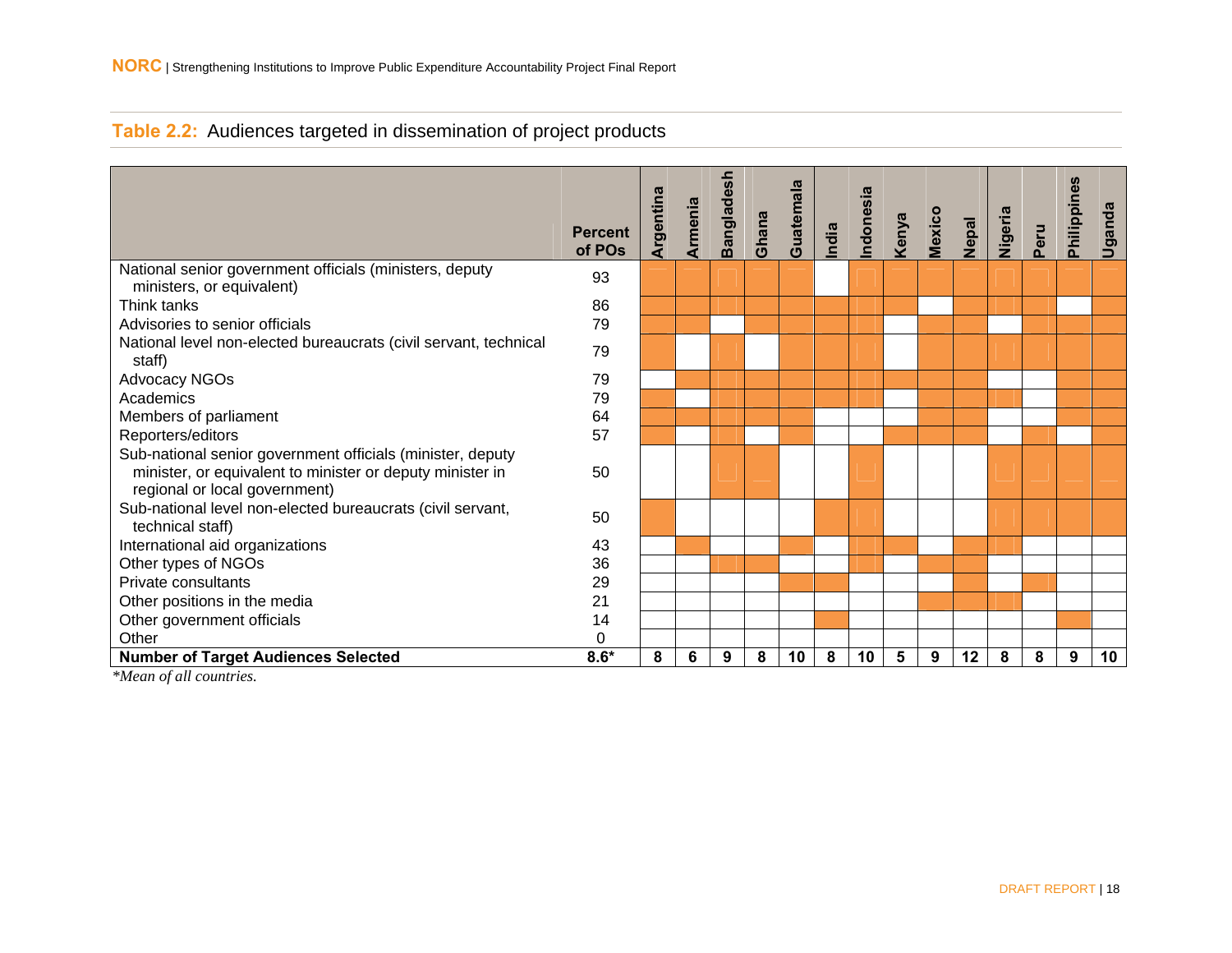## Table 2.2: Audiences targeted in dissemination of project products

| | Percent of POs | Argentina | Armenia | Bangladesh | Ghana | Guatemala | India | Indonesia | Kenya | Mexico | Nepal | Nigeria | Peru | Philippines | Uganda |
|---|---|---|---|---|---|---|---|---|---|---|---|---|---|---|---|
| National senior government officials (ministers, deputy ministers, or equivalent) | 93 | X | X | X | X | X | | X | X | X | X | X | X | X | X |
| Think tanks | 86 | X | X | X | X | X | X | X | X | | X | X | X | | X |
| Advisories to senior officials | 79 | X | X | | X | X | X | X | | X | X | | X | X | X |
| National level non-elected bureaucrats (civil servant, technical staff) | 79 | X | | X | | X | X | X | | X | X | X | X | X | X |
| Advocacy NGOs | 79 | | X | X | X | X | X | X | X | X | X | | | X | X |
| Academics | 79 | X | | X | X | X | X | X | | X | X | X | | X | X |
| Members of parliament | 64 | X | X | X | X | X | | | | X | X | | | X | X |
| Reporters/editors | 57 | X | | X | | X | | | X | X | X | | X | | X |
| Sub-national senior government officials (minister, deputy minister, or equivalent to minister or deputy minister in regional or local government) | 50 | | | X | X | | | X | | | | X | X | X | X |
| Sub-national level non-elected bureaucrats (civil servant, technical staff) | 50 | X | | | | | X | X | | | | X | X | X | X |
| International aid organizations | 43 | | X | | | X | | X | X | | X | X | | | |
| Other types of NGOs | 36 | | | X | X | | | X | | X | X | | | | |
| Private consultants | 29 | | | | | X | X | | | | X | | X | | |
| Other positions in the media | 21 | | | | | | | | | X | X | X | | | |
| Other government officials | 14 | | | | | | X | | | | | | | X | |
| Other | 0 | | | | | | | | | | | | | | |
| **Number of Target Audiences Selected** | **8.6*** | **8** | **6** | **9** | **8** | **10** | **8** | **10** | **5** | **9** | **12** | **8** | **8** | **9** | **10** |

*\*Mean of all countries.*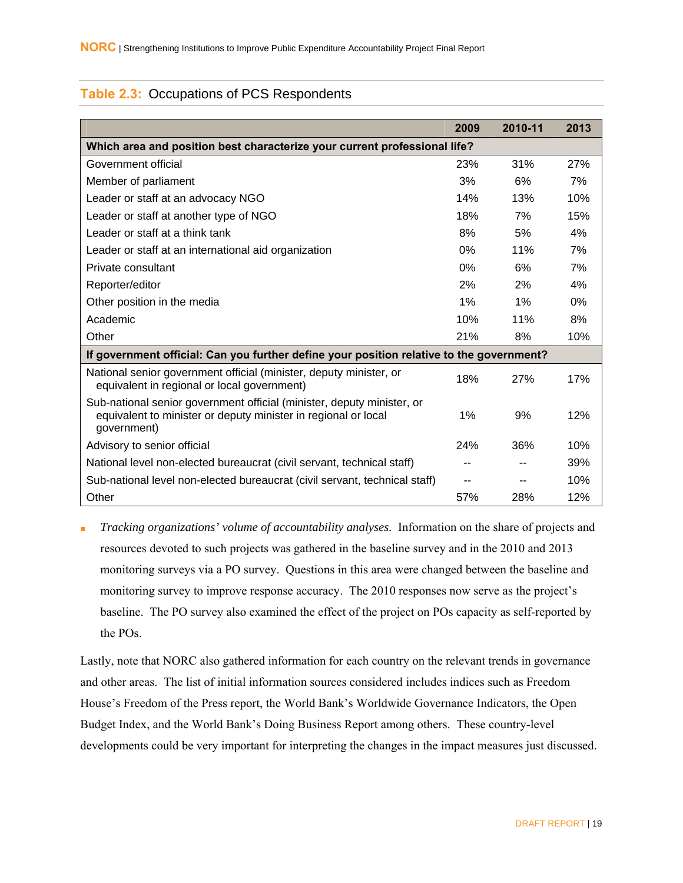**Table 2.3:** Occupations of PCS Respondents

| | 2009 | 2010-11 | 2013 |
|---|---|---|---|
| **Which area and position best characterize your current professional life?** | | | |
| Government official | 23% | 31% | 27% |
| Member of parliament | 3% | 6% | 7% |
| Leader or staff at an advocacy NGO | 14% | 13% | 10% |
| Leader or staff at another type of NGO | 18% | 7% | 15% |
| Leader or staff at a think tank | 8% | 5% | 4% |
| Leader or staff at an international aid organization | 0% | 11% | 7% |
| Private consultant | 0% | 6% | 7% |
| Reporter/editor | 2% | 2% | 4% |
| Other position in the media | 1% | 1% | 0% |
| Academic | 10% | 11% | 8% |
| Other | 21% | 8% | 10% |
| **If government official: Can you further define your position relative to the government?** | | | |
| National senior government official (minister, deputy minister, or equivalent in regional or local government) | 18% | 27% | 17% |
| Sub-national senior government official (minister, deputy minister, or equivalent to minister or deputy minister in regional or local government) | 1% | 9% | 12% |
| Advisory to senior official | 24% | 36% | 10% |
| National level non-elected bureaucrat (civil servant, technical staff) | -- | -- | 39% |
| Sub-national level non-elected bureaucrat (civil servant, technical staff) | -- | -- | 10% |
| Other | 57% | 28% | 12% |

- *Tracking organizations' volume of accountability analyses.* Information on the share of projects and resources devoted to such projects was gathered in the baseline survey and in the 2010 and 2013 monitoring surveys via a PO survey. Questions in this area were changed between the baseline and monitoring survey to improve response accuracy. The 2010 responses now serve as the project's baseline. The PO survey also examined the effect of the project on POs capacity as self-reported by the POs.

Lastly, note that NORC also gathered information for each country on the relevant trends in governance and other areas. The list of initial information sources considered includes indices such as Freedom House's Freedom of the Press report, the World Bank's Worldwide Governance Indicators, the Open Budget Index, and the World Bank's Doing Business Report among others. These country-level developments could be very important for interpreting the changes in the impact measures just discussed.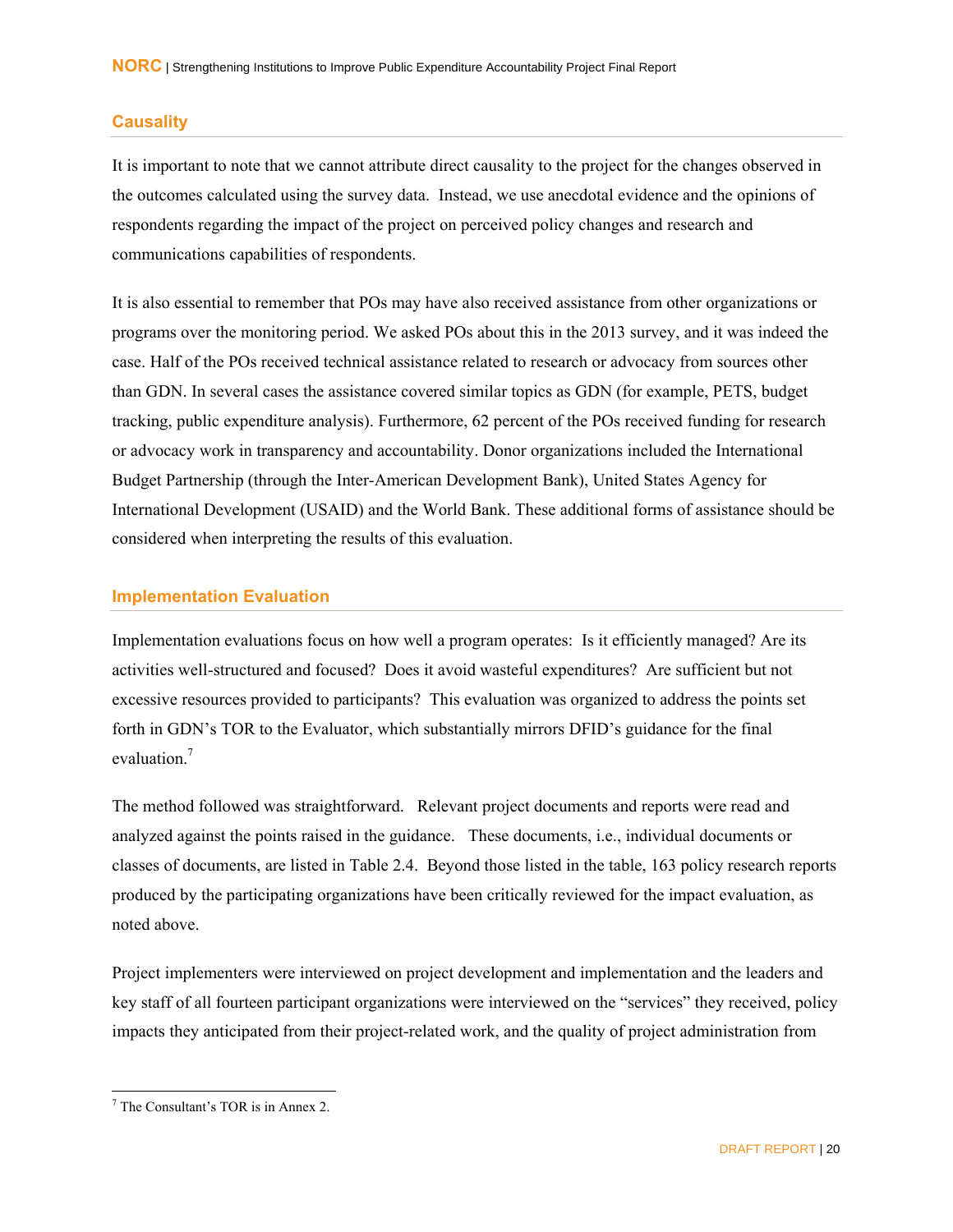## Causality

It is important to note that we cannot attribute direct causality to the project for the changes observed in the outcomes calculated using the survey data. Instead, we use anecdotal evidence and the opinions of respondents regarding the impact of the project on perceived policy changes and research and communications capabilities of respondents.

It is also essential to remember that POs may have also received assistance from other organizations or programs over the monitoring period. We asked POs about this in the 2013 survey, and it was indeed the case. Half of the POs received technical assistance related to research or advocacy from sources other than GDN. In several cases the assistance covered similar topics as GDN (for example, PETS, budget tracking, public expenditure analysis). Furthermore, 62 percent of the POs received funding for research or advocacy work in transparency and accountability. Donor organizations included the International Budget Partnership (through the Inter-American Development Bank), United States Agency for International Development (USAID) and the World Bank. These additional forms of assistance should be considered when interpreting the results of this evaluation.

## Implementation Evaluation

Implementation evaluations focus on how well a program operates: Is it efficiently managed? Are its activities well-structured and focused? Does it avoid wasteful expenditures? Are sufficient but not excessive resources provided to participants? This evaluation was organized to address the points set forth in GDN's TOR to the Evaluator, which substantially mirrors DFID's guidance for the final evaluation.[7]

The method followed was straightforward. Relevant project documents and reports were read and analyzed against the points raised in the guidance. These documents, i.e., individual documents or classes of documents, are listed in Table 2.4. Beyond those listed in the table, 163 policy research reports produced by the participating organizations have been critically reviewed for the impact evaluation, as noted above.

Project implementers were interviewed on project development and implementation and the leaders and key staff of all fourteen participant organizations were interviewed on the "services" they received, policy impacts they anticipated from their project-related work, and the quality of project administration from

---

[7] The Consultant's TOR is in Annex 2.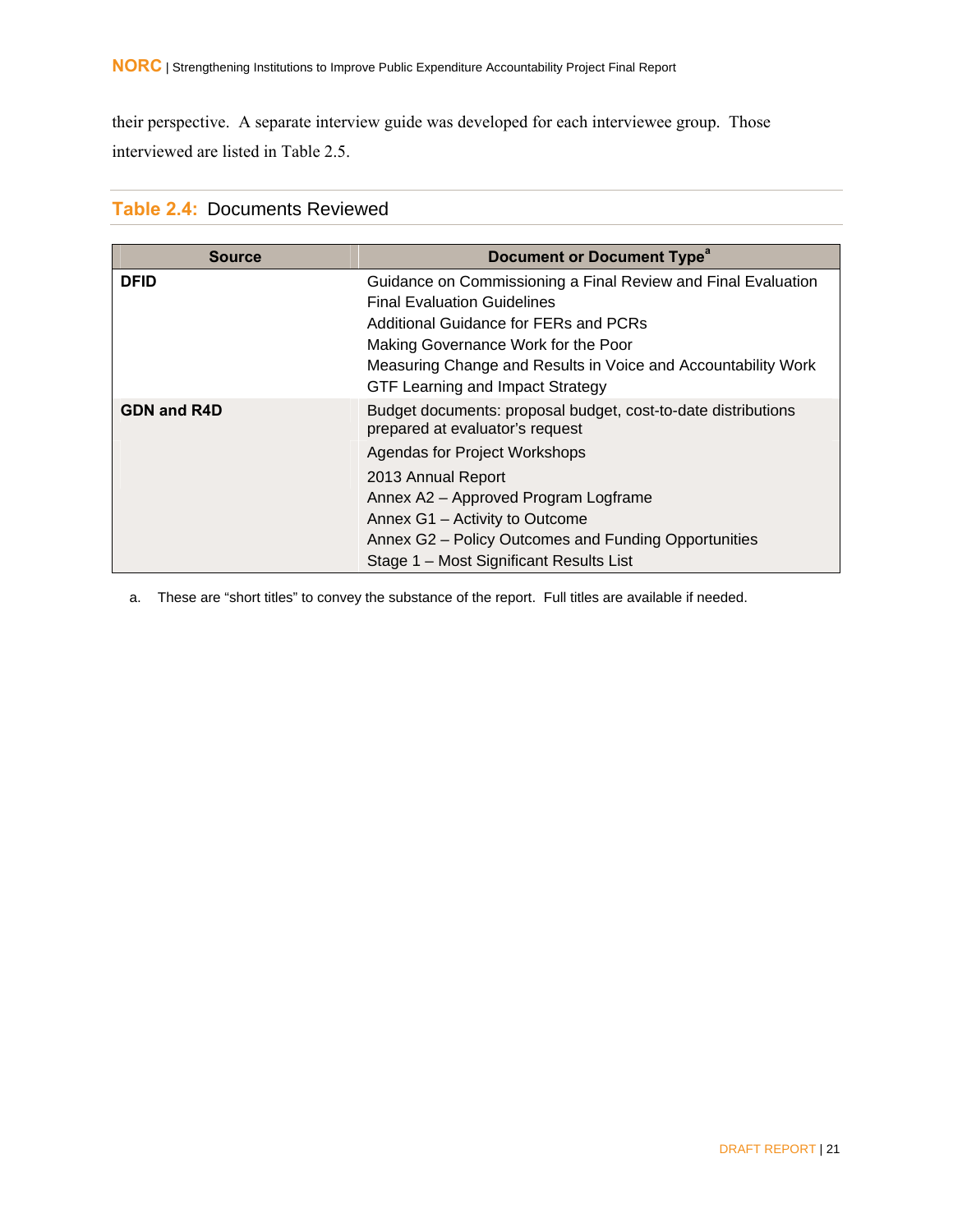their perspective. A separate interview guide was developed for each interviewee group. Those interviewed are listed in Table 2.5.

### Table 2.4: Documents Reviewed

| Source | Document or Document Type[a] |
| --- | --- |
| **DFID** | Guidance on Commissioning a Final Review and Final Evaluation<br>Final Evaluation Guidelines<br>Additional Guidance for FERs and PCRs<br>Making Governance Work for the Poor<br>Measuring Change and Results in Voice and Accountability Work<br>GTF Learning and Impact Strategy |
| **GDN and R4D** | Budget documents: proposal budget, cost-to-date distributions prepared at evaluator's request<br>Agendas for Project Workshops<br>2013 Annual Report<br>Annex A2 – Approved Program Logframe<br>Annex G1 – Activity to Outcome<br>Annex G2 – Policy Outcomes and Funding Opportunities<br>Stage 1 – Most Significant Results List |

a. These are "short titles" to convey the substance of the report. Full titles are available if needed.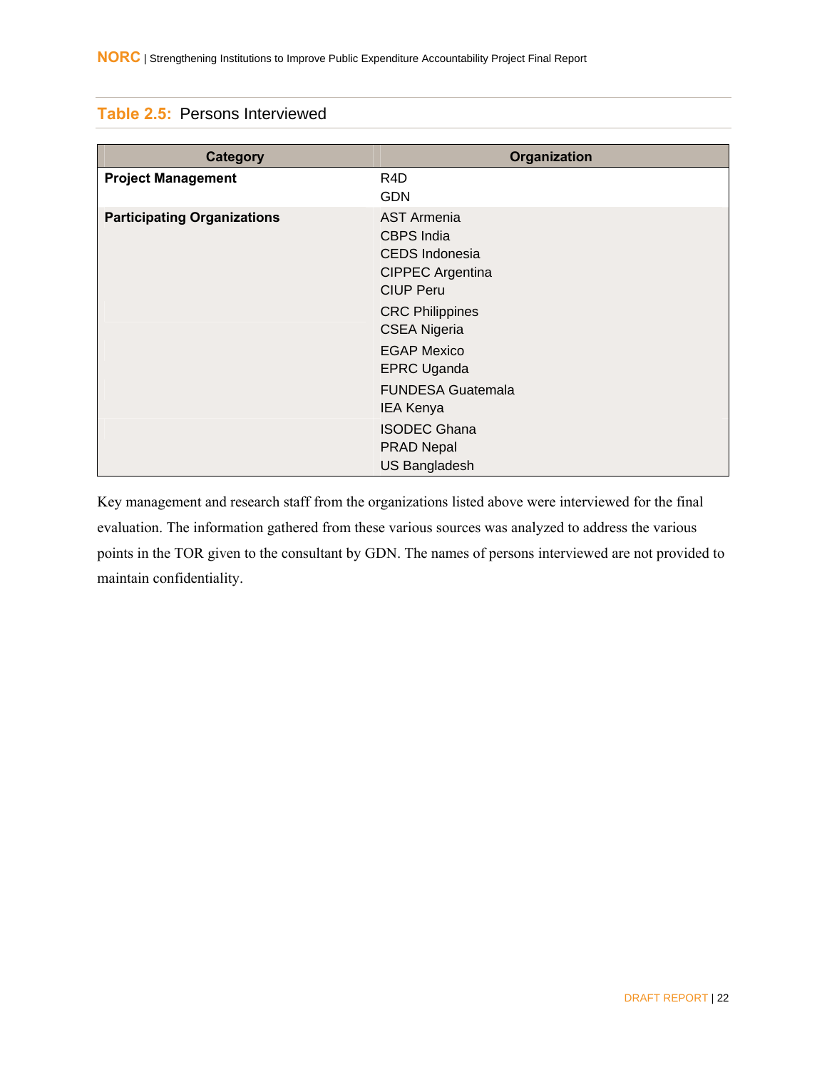**Table 2.5:** Persons Interviewed

| Category | Organization |
|---|---|
| **Project Management** | R4D<br>GDN |
| **Participating Organizations** | AST Armenia<br>CBPS India<br>CEDS Indonesia<br>CIPPEC Argentina<br>CIUP Peru<br>CRC Philippines<br>CSEA Nigeria<br>EGAP Mexico<br>EPRC Uganda<br>FUNDESA Guatemala<br>IEA Kenya<br>ISODEC Ghana<br>PRAD Nepal<br>US Bangladesh |

Key management and research staff from the organizations listed above were interviewed for the final evaluation. The information gathered from these various sources was analyzed to address the various points in the TOR given to the consultant by GDN. The names of persons interviewed are not provided to maintain confidentiality.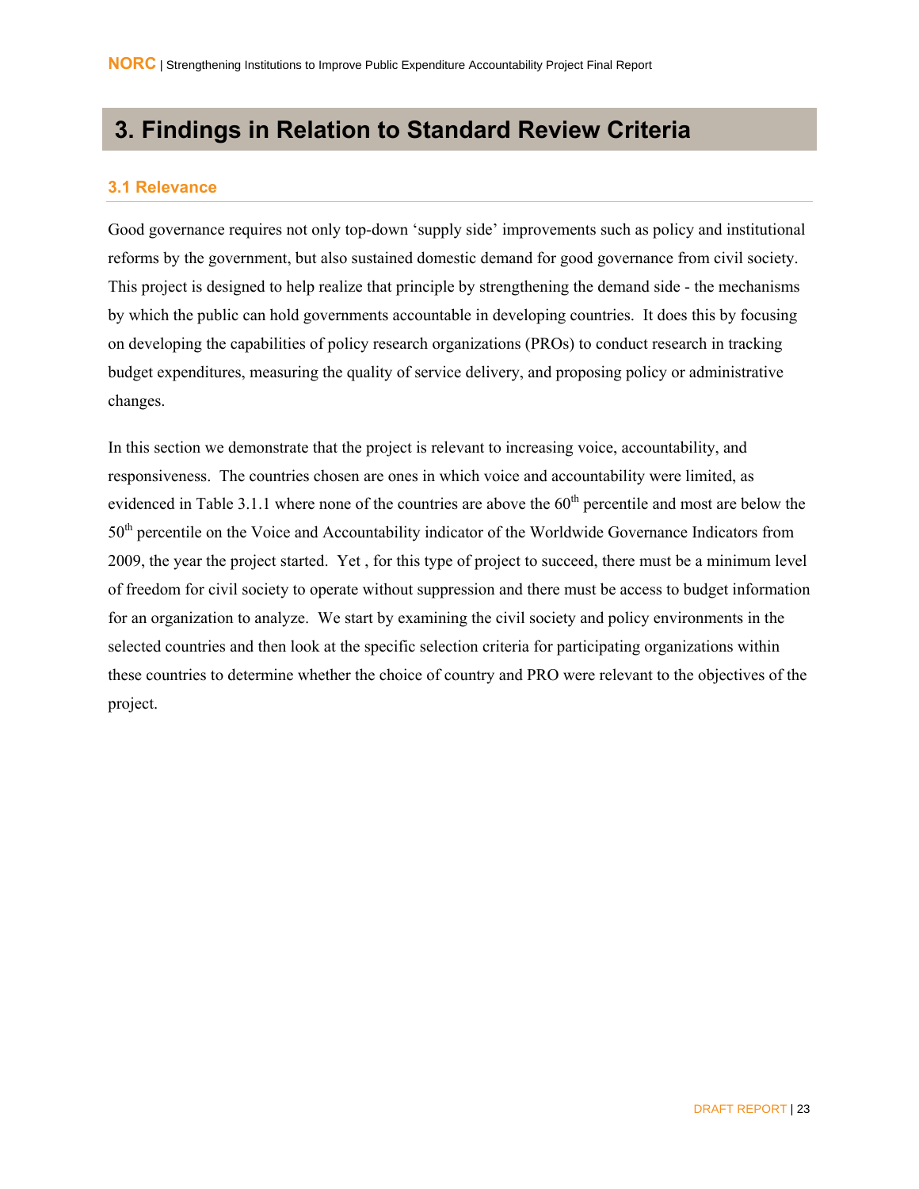# 3. Findings in Relation to Standard Review Criteria

## 3.1 Relevance

Good governance requires not only top-down 'supply side' improvements such as policy and institutional reforms by the government, but also sustained domestic demand for good governance from civil society. This project is designed to help realize that principle by strengthening the demand side - the mechanisms by which the public can hold governments accountable in developing countries. It does this by focusing on developing the capabilities of policy research organizations (PROs) to conduct research in tracking budget expenditures, measuring the quality of service delivery, and proposing policy or administrative changes.

In this section we demonstrate that the project is relevant to increasing voice, accountability, and responsiveness. The countries chosen are ones in which voice and accountability were limited, as evidenced in Table 3.1.1 where none of the countries are above the 60th percentile and most are below the 50th percentile on the Voice and Accountability indicator of the Worldwide Governance Indicators from 2009, the year the project started. Yet , for this type of project to succeed, there must be a minimum level of freedom for civil society to operate without suppression and there must be access to budget information for an organization to analyze. We start by examining the civil society and policy environments in the selected countries and then look at the specific selection criteria for participating organizations within these countries to determine whether the choice of country and PRO were relevant to the objectives of the project.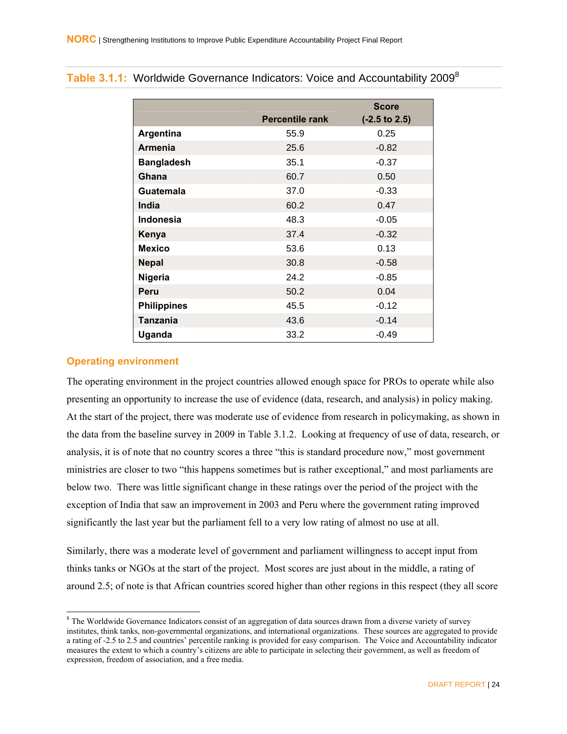**Table 3.1.1:** Worldwide Governance Indicators: Voice and Accountability 2009[8]

| | Percentile rank | Score (-2.5 to 2.5) |
|---|---|---|
| **Argentina** | 55.9 | 0.25 |
| **Armenia** | 25.6 | -0.82 |
| **Bangladesh** | 35.1 | -0.37 |
| **Ghana** | 60.7 | 0.50 |
| **Guatemala** | 37.0 | -0.33 |
| **India** | 60.2 | 0.47 |
| **Indonesia** | 48.3 | -0.05 |
| **Kenya** | 37.4 | -0.32 |
| **Mexico** | 53.6 | 0.13 |
| **Nepal** | 30.8 | -0.58 |
| **Nigeria** | 24.2 | -0.85 |
| **Peru** | 50.2 | 0.04 |
| **Philippines** | 45.5 | -0.12 |
| **Tanzania** | 43.6 | -0.14 |
| **Uganda** | 33.2 | -0.49 |

### Operating environment

The operating environment in the project countries allowed enough space for PROs to operate while also presenting an opportunity to increase the use of evidence (data, research, and analysis) in policy making. At the start of the project, there was moderate use of evidence from research in policymaking, as shown in the data from the baseline survey in 2009 in Table 3.1.2. Looking at frequency of use of data, research, or analysis, it is of note that no country scores a three "this is standard procedure now," most government ministries are closer to two "this happens sometimes but is rather exceptional," and most parliaments are below two. There was little significant change in these ratings over the period of the project with the exception of India that saw an improvement in 2003 and Peru where the government rating improved significantly the last year but the parliament fell to a very low rating of almost no use at all.

Similarly, there was a moderate level of government and parliament willingness to accept input from thinks tanks or NGOs at the start of the project. Most scores are just about in the middle, a rating of around 2.5; of note is that African countries scored higher than other regions in this respect (they all score

[8] The Worldwide Governance Indicators consist of an aggregation of data sources drawn from a diverse variety of survey institutes, think tanks, non-governmental organizations, and international organizations. These sources are aggregated to provide a rating of -2.5 to 2.5 and countries' percentile ranking is provided for easy comparison. The Voice and Accountability indicator measures the extent to which a country's citizens are able to participate in selecting their government, as well as freedom of expression, freedom of association, and a free media.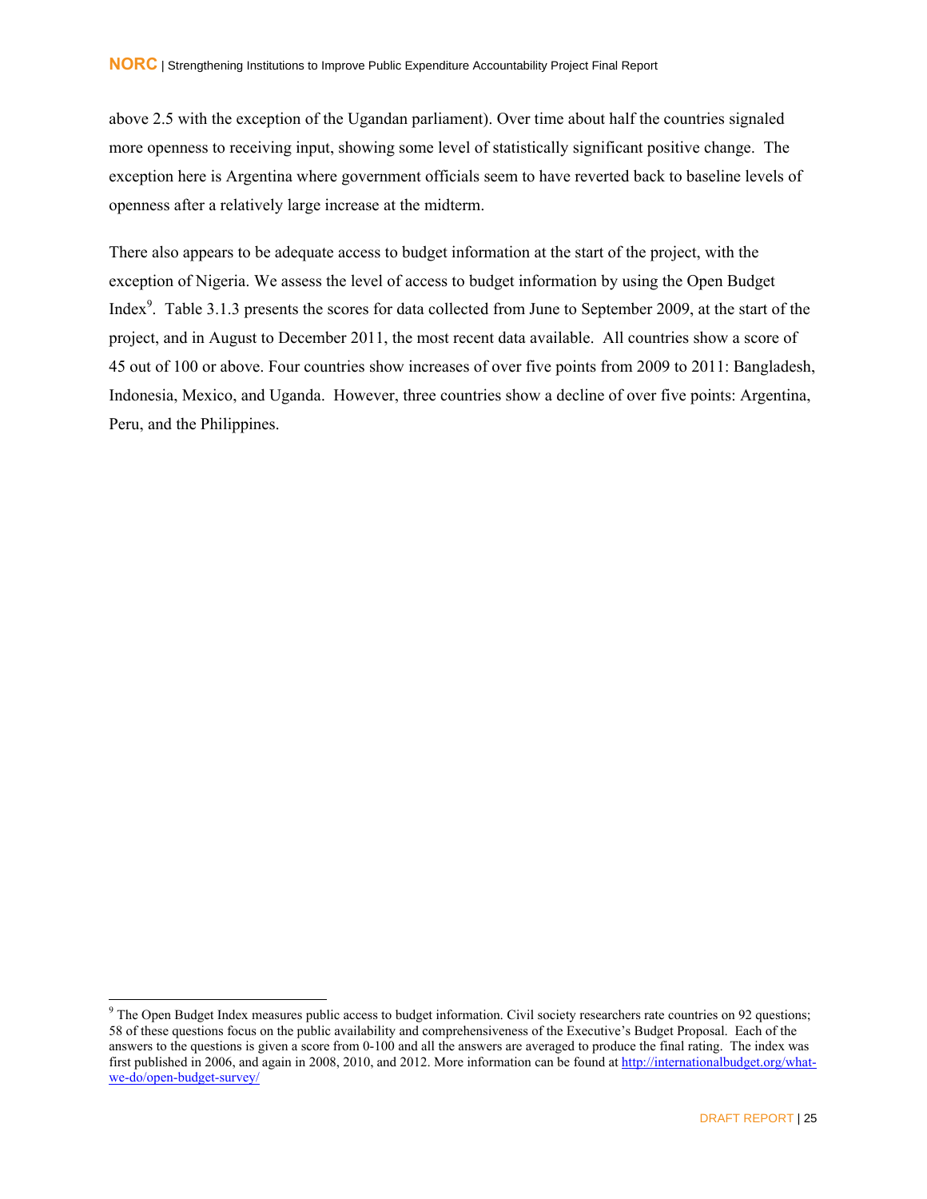above 2.5 with the exception of the Ugandan parliament). Over time about half the countries signaled more openness to receiving input, showing some level of statistically significant positive change. The exception here is Argentina where government officials seem to have reverted back to baseline levels of openness after a relatively large increase at the midterm.

There also appears to be adequate access to budget information at the start of the project, with the exception of Nigeria. We assess the level of access to budget information by using the Open Budget Index[9]. Table 3.1.3 presents the scores for data collected from June to September 2009, at the start of the project, and in August to December 2011, the most recent data available. All countries show a score of 45 out of 100 or above. Four countries show increases of over five points from 2009 to 2011: Bangladesh, Indonesia, Mexico, and Uganda. However, three countries show a decline of over five points: Argentina, Peru, and the Philippines.

---

[9] The Open Budget Index measures public access to budget information. Civil society researchers rate countries on 92 questions; 58 of these questions focus on the public availability and comprehensiveness of the Executive's Budget Proposal. Each of the answers to the questions is given a score from 0-100 and all the answers are averaged to produce the final rating. The index was first published in 2006, and again in 2008, 2010, and 2012. More information can be found at http://internationalbudget.org/what-we-do/open-budget-survey/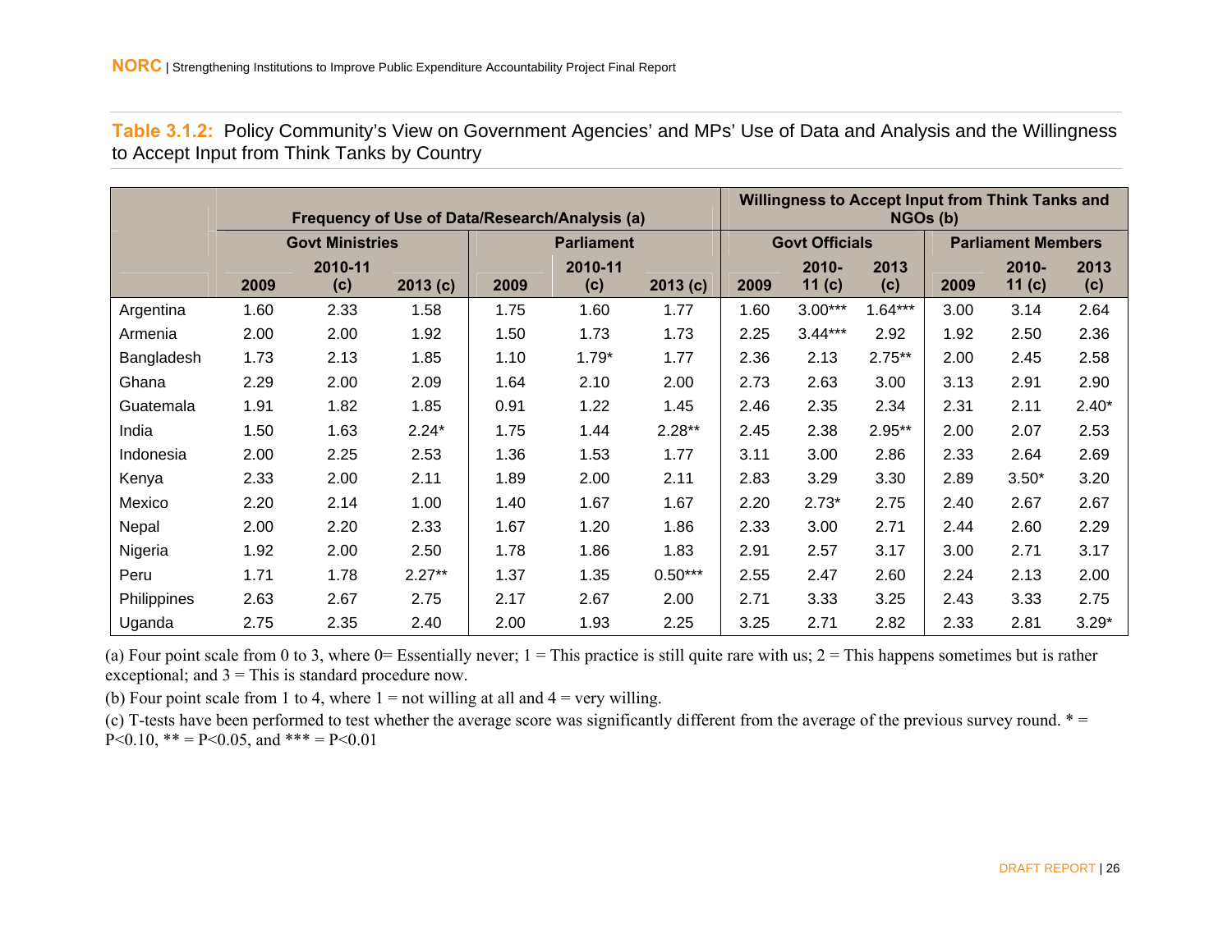**Table 3.1.2:** Policy Community's View on Government Agencies' and MPs' Use of Data and Analysis and the Willingness to Accept Input from Think Tanks by Country

| | Frequency of Use of Data/Research/Analysis (a) | | | | | | Willingness to Accept Input from Think Tanks and NGOs (b) | | | | | |
|---|---|---|---|---|---|---|---|---|---|---|---|---|
| | Govt Ministries | | | Parliament | | | Govt Officials | | | Parliament Members | | |
| | 2009 | 2010-11 (c) | 2013 (c) | 2009 | 2010-11 (c) | 2013 (c) | 2009 | 2010-11 (c) | 2013 (c) | 2009 | 2010-11 (c) | 2013 (c) |
| Argentina | 1.60 | 2.33 | 1.58 | 1.75 | 1.60 | 1.77 | 1.60 | 3.00*** | 1.64*** | 3.00 | 3.14 | 2.64 |
| Armenia | 2.00 | 2.00 | 1.92 | 1.50 | 1.73 | 1.73 | 2.25 | 3.44*** | 2.92 | 1.92 | 2.50 | 2.36 |
| Bangladesh | 1.73 | 2.13 | 1.85 | 1.10 | 1.79* | 1.77 | 2.36 | 2.13 | 2.75** | 2.00 | 2.45 | 2.58 |
| Ghana | 2.29 | 2.00 | 2.09 | 1.64 | 2.10 | 2.00 | 2.73 | 2.63 | 3.00 | 3.13 | 2.91 | 2.90 |
| Guatemala | 1.91 | 1.82 | 1.85 | 0.91 | 1.22 | 1.45 | 2.46 | 2.35 | 2.34 | 2.31 | 2.11 | 2.40* |
| India | 1.50 | 1.63 | 2.24* | 1.75 | 1.44 | 2.28** | 2.45 | 2.38 | 2.95** | 2.00 | 2.07 | 2.53 |
| Indonesia | 2.00 | 2.25 | 2.53 | 1.36 | 1.53 | 1.77 | 3.11 | 3.00 | 2.86 | 2.33 | 2.64 | 2.69 |
| Kenya | 2.33 | 2.00 | 2.11 | 1.89 | 2.00 | 2.11 | 2.83 | 3.29 | 3.30 | 2.89 | 3.50* | 3.20 |
| Mexico | 2.20 | 2.14 | 1.00 | 1.40 | 1.67 | 1.67 | 2.20 | 2.73* | 2.75 | 2.40 | 2.67 | 2.67 |
| Nepal | 2.00 | 2.20 | 2.33 | 1.67 | 1.20 | 1.86 | 2.33 | 3.00 | 2.71 | 2.44 | 2.60 | 2.29 |
| Nigeria | 1.92 | 2.00 | 2.50 | 1.78 | 1.86 | 1.83 | 2.91 | 2.57 | 3.17 | 3.00 | 2.71 | 3.17 |
| Peru | 1.71 | 1.78 | 2.27** | 1.37 | 1.35 | 0.50*** | 2.55 | 2.47 | 2.60 | 2.24 | 2.13 | 2.00 |
| Philippines | 2.63 | 2.67 | 2.75 | 2.17 | 2.67 | 2.00 | 2.71 | 3.33 | 3.25 | 2.43 | 3.33 | 2.75 |
| Uganda | 2.75 | 2.35 | 2.40 | 2.00 | 1.93 | 2.25 | 3.25 | 2.71 | 2.82 | 2.33 | 2.81 | 3.29* |

(a) Four point scale from 0 to 3, where 0= Essentially never; 1 = This practice is still quite rare with us; 2 = This happens sometimes but is rather exceptional; and 3 = This is standard procedure now.

(b) Four point scale from 1 to 4, where 1 = not willing at all and 4 = very willing.

(c) T-tests have been performed to test whether the average score was significantly different from the average of the previous survey round. * = $P<0.10$, ** = $P<0.05$, and *** = $P<0.01$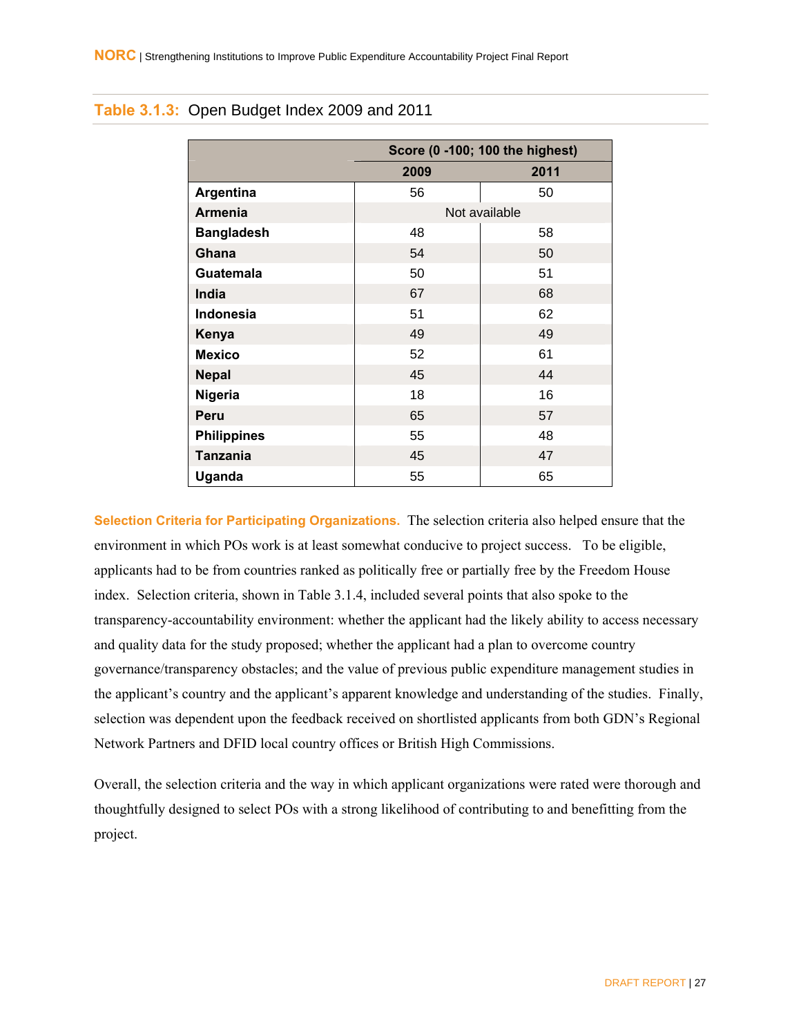**Table 3.1.3:** Open Budget Index 2009 and 2011

| | Score (0 -100; 100 the highest) | |
|---|---|---|
| | **2009** | **2011** |
| **Argentina** | 56 | 50 |
| **Armenia** | Not available | |
| **Bangladesh** | 48 | 58 |
| **Ghana** | 54 | 50 |
| **Guatemala** | 50 | 51 |
| **India** | 67 | 68 |
| **Indonesia** | 51 | 62 |
| **Kenya** | 49 | 49 |
| **Mexico** | 52 | 61 |
| **Nepal** | 45 | 44 |
| **Nigeria** | 18 | 16 |
| **Peru** | 65 | 57 |
| **Philippines** | 55 | 48 |
| **Tanzania** | 45 | 47 |
| **Uganda** | 55 | 65 |

**Selection Criteria for Participating Organizations.** The selection criteria also helped ensure that the environment in which POs work is at least somewhat conducive to project success. To be eligible, applicants had to be from countries ranked as politically free or partially free by the Freedom House index. Selection criteria, shown in Table 3.1.4, included several points that also spoke to the transparency-accountability environment: whether the applicant had the likely ability to access necessary and quality data for the study proposed; whether the applicant had a plan to overcome country governance/transparency obstacles; and the value of previous public expenditure management studies in the applicant's country and the applicant's apparent knowledge and understanding of the studies. Finally, selection was dependent upon the feedback received on shortlisted applicants from both GDN's Regional Network Partners and DFID local country offices or British High Commissions.

Overall, the selection criteria and the way in which applicant organizations were rated were thorough and thoughtfully designed to select POs with a strong likelihood of contributing to and benefitting from the project.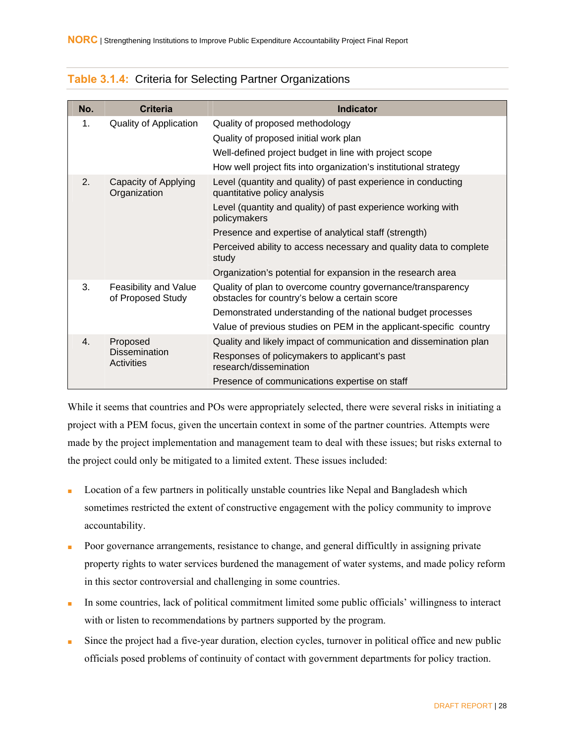**Table 3.1.4:** Criteria for Selecting Partner Organizations

| No. | Criteria | Indicator |
|---|---|---|
| 1. | Quality of Application | Quality of proposed methodology |
| | | Quality of proposed initial work plan |
| | | Well-defined project budget in line with project scope |
| | | How well project fits into organization's institutional strategy |
| 2. | Capacity of Applying Organization | Level (quantity and quality) of past experience in conducting quantitative policy analysis |
| | | Level (quantity and quality) of past experience working with policymakers |
| | | Presence and expertise of analytical staff (strength) |
| | | Perceived ability to access necessary and quality data to complete study |
| | | Organization's potential for expansion in the research area |
| 3. | Feasibility and Value of Proposed Study | Quality of plan to overcome country governance/transparency obstacles for country's below a certain score |
| | | Demonstrated understanding of the national budget processes |
| | | Value of previous studies on PEM in the applicant-specific country |
| 4. | Proposed Dissemination Activities | Quality and likely impact of communication and dissemination plan |
| | | Responses of policymakers to applicant's past research/dissemination |
| | | Presence of communications expertise on staff |

While it seems that countries and POs were appropriately selected, there were several risks in initiating a project with a PEM focus, given the uncertain context in some of the partner countries. Attempts were made by the project implementation and management team to deal with these issues; but risks external to the project could only be mitigated to a limited extent. These issues included:

- Location of a few partners in politically unstable countries like Nepal and Bangladesh which sometimes restricted the extent of constructive engagement with the policy community to improve accountability.
- Poor governance arrangements, resistance to change, and general difficultly in assigning private property rights to water services burdened the management of water systems, and made policy reform in this sector controversial and challenging in some countries.
- In some countries, lack of political commitment limited some public officials' willingness to interact with or listen to recommendations by partners supported by the program.
- Since the project had a five-year duration, election cycles, turnover in political office and new public officials posed problems of continuity of contact with government departments for policy traction.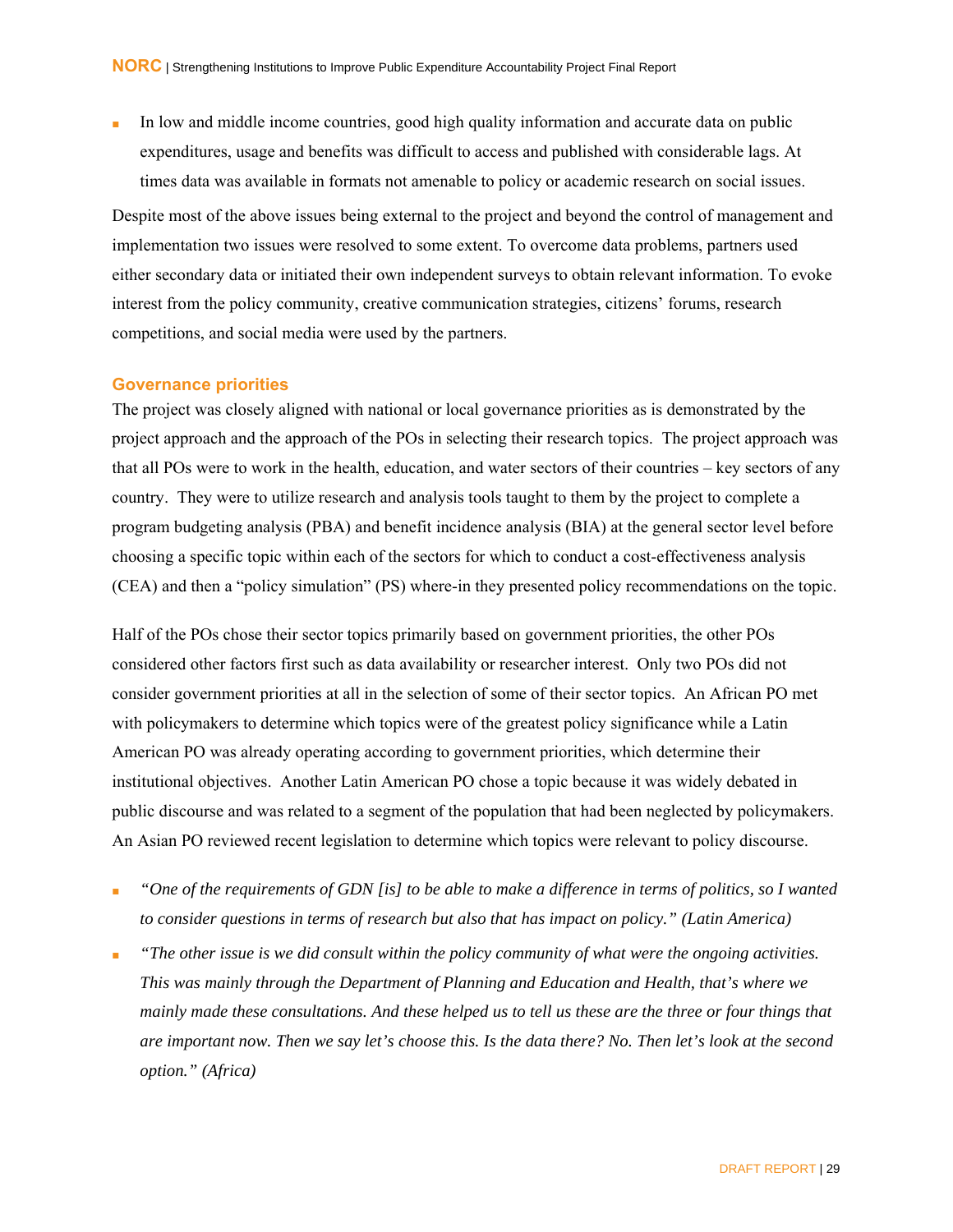- In low and middle income countries, good high quality information and accurate data on public expenditures, usage and benefits was difficult to access and published with considerable lags. At times data was available in formats not amenable to policy or academic research on social issues.

Despite most of the above issues being external to the project and beyond the control of management and implementation two issues were resolved to some extent. To overcome data problems, partners used either secondary data or initiated their own independent surveys to obtain relevant information. To evoke interest from the policy community, creative communication strategies, citizens' forums, research competitions, and social media were used by the partners.

### Governance priorities

The project was closely aligned with national or local governance priorities as is demonstrated by the project approach and the approach of the POs in selecting their research topics. The project approach was that all POs were to work in the health, education, and water sectors of their countries – key sectors of any country. They were to utilize research and analysis tools taught to them by the project to complete a program budgeting analysis (PBA) and benefit incidence analysis (BIA) at the general sector level before choosing a specific topic within each of the sectors for which to conduct a cost-effectiveness analysis (CEA) and then a "policy simulation" (PS) where-in they presented policy recommendations on the topic.

Half of the POs chose their sector topics primarily based on government priorities, the other POs considered other factors first such as data availability or researcher interest. Only two POs did not consider government priorities at all in the selection of some of their sector topics. An African PO met with policymakers to determine which topics were of the greatest policy significance while a Latin American PO was already operating according to government priorities, which determine their institutional objectives. Another Latin American PO chose a topic because it was widely debated in public discourse and was related to a segment of the population that had been neglected by policymakers. An Asian PO reviewed recent legislation to determine which topics were relevant to policy discourse.

- *"One of the requirements of GDN [is] to be able to make a difference in terms of politics, so I wanted to consider questions in terms of research but also that has impact on policy." (Latin America)*
- *"The other issue is we did consult within the policy community of what were the ongoing activities. This was mainly through the Department of Planning and Education and Health, that's where we mainly made these consultations. And these helped us to tell us these are the three or four things that are important now. Then we say let's choose this. Is the data there? No. Then let's look at the second option." (Africa)*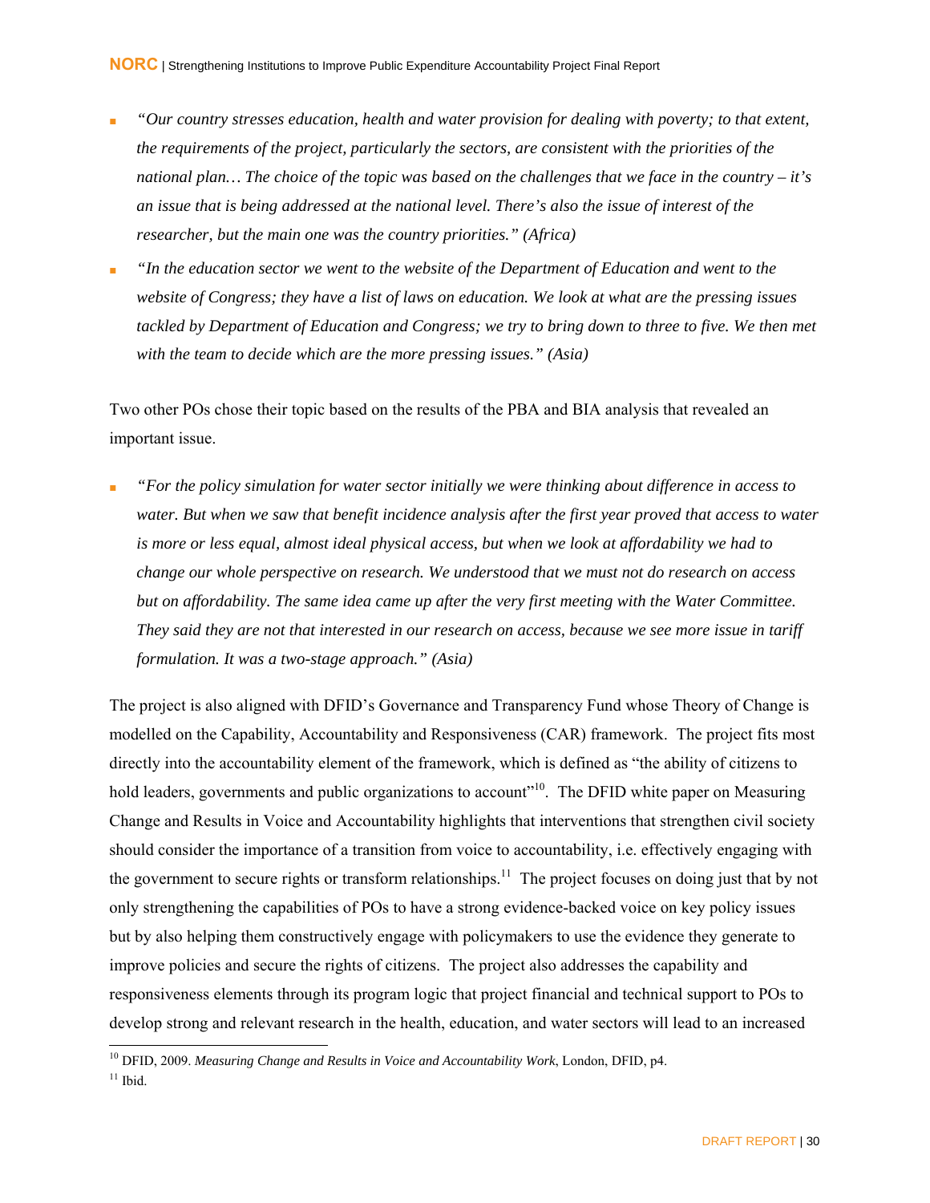- *"Our country stresses education, health and water provision for dealing with poverty; to that extent, the requirements of the project, particularly the sectors, are consistent with the priorities of the national plan… The choice of the topic was based on the challenges that we face in the country – it's an issue that is being addressed at the national level. There's also the issue of interest of the researcher, but the main one was the country priorities." (Africa)*
- *"In the education sector we went to the website of the Department of Education and went to the website of Congress; they have a list of laws on education. We look at what are the pressing issues tackled by Department of Education and Congress; we try to bring down to three to five. We then met with the team to decide which are the more pressing issues." (Asia)*

Two other POs chose their topic based on the results of the PBA and BIA analysis that revealed an important issue.

- *"For the policy simulation for water sector initially we were thinking about difference in access to water. But when we saw that benefit incidence analysis after the first year proved that access to water is more or less equal, almost ideal physical access, but when we look at affordability we had to change our whole perspective on research. We understood that we must not do research on access but on affordability. The same idea came up after the very first meeting with the Water Committee. They said they are not that interested in our research on access, because we see more issue in tariff formulation. It was a two-stage approach." (Asia)*

The project is also aligned with DFID's Governance and Transparency Fund whose Theory of Change is modelled on the Capability, Accountability and Responsiveness (CAR) framework. The project fits most directly into the accountability element of the framework, which is defined as "the ability of citizens to hold leaders, governments and public organizations to account"[10]. The DFID white paper on Measuring Change and Results in Voice and Accountability highlights that interventions that strengthen civil society should consider the importance of a transition from voice to accountability, i.e. effectively engaging with the government to secure rights or transform relationships.[11] The project focuses on doing just that by not only strengthening the capabilities of POs to have a strong evidence-backed voice on key policy issues but by also helping them constructively engage with policymakers to use the evidence they generate to improve policies and secure the rights of citizens. The project also addresses the capability and responsiveness elements through its program logic that project financial and technical support to POs to develop strong and relevant research in the health, education, and water sectors will lead to an increased

[10] DFID, 2009. *Measuring Change and Results in Voice and Accountability Work*, London, DFID, p4.

[11] Ibid.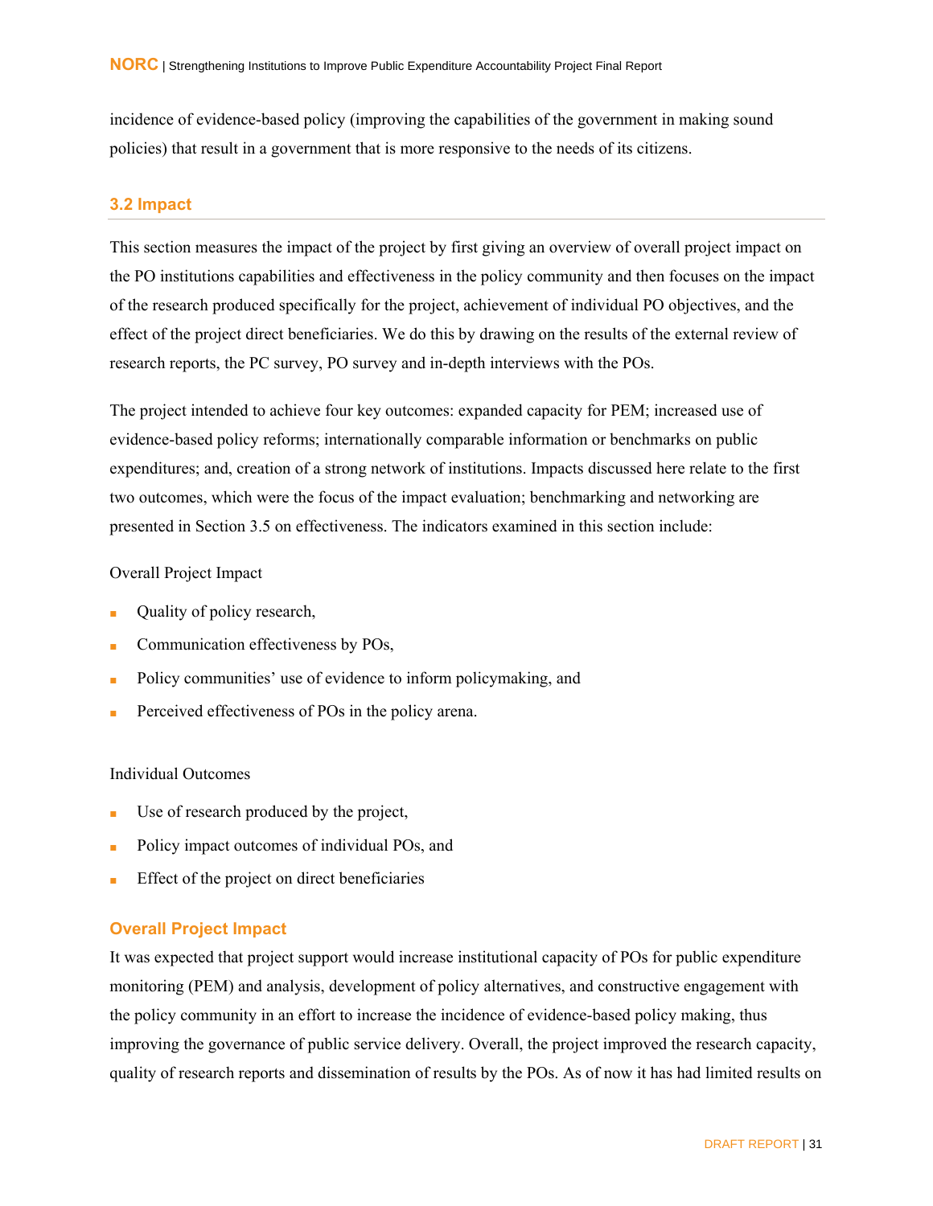incidence of evidence-based policy (improving the capabilities of the government in making sound policies) that result in a government that is more responsive to the needs of its citizens.

## 3.2 Impact

This section measures the impact of the project by first giving an overview of overall project impact on the PO institutions capabilities and effectiveness in the policy community and then focuses on the impact of the research produced specifically for the project, achievement of individual PO objectives, and the effect of the project direct beneficiaries. We do this by drawing on the results of the external review of research reports, the PC survey, PO survey and in-depth interviews with the POs.

The project intended to achieve four key outcomes: expanded capacity for PEM; increased use of evidence-based policy reforms; internationally comparable information or benchmarks on public expenditures; and, creation of a strong network of institutions. Impacts discussed here relate to the first two outcomes, which were the focus of the impact evaluation; benchmarking and networking are presented in Section 3.5 on effectiveness. The indicators examined in this section include:

Overall Project Impact

- Quality of policy research,
- Communication effectiveness by POs,
- Policy communities' use of evidence to inform policymaking, and
- Perceived effectiveness of POs in the policy arena.

Individual Outcomes

- Use of research produced by the project,
- Policy impact outcomes of individual POs, and
- Effect of the project on direct beneficiaries

### Overall Project Impact

It was expected that project support would increase institutional capacity of POs for public expenditure monitoring (PEM) and analysis, development of policy alternatives, and constructive engagement with the policy community in an effort to increase the incidence of evidence-based policy making, thus improving the governance of public service delivery. Overall, the project improved the research capacity, quality of research reports and dissemination of results by the POs. As of now it has had limited results on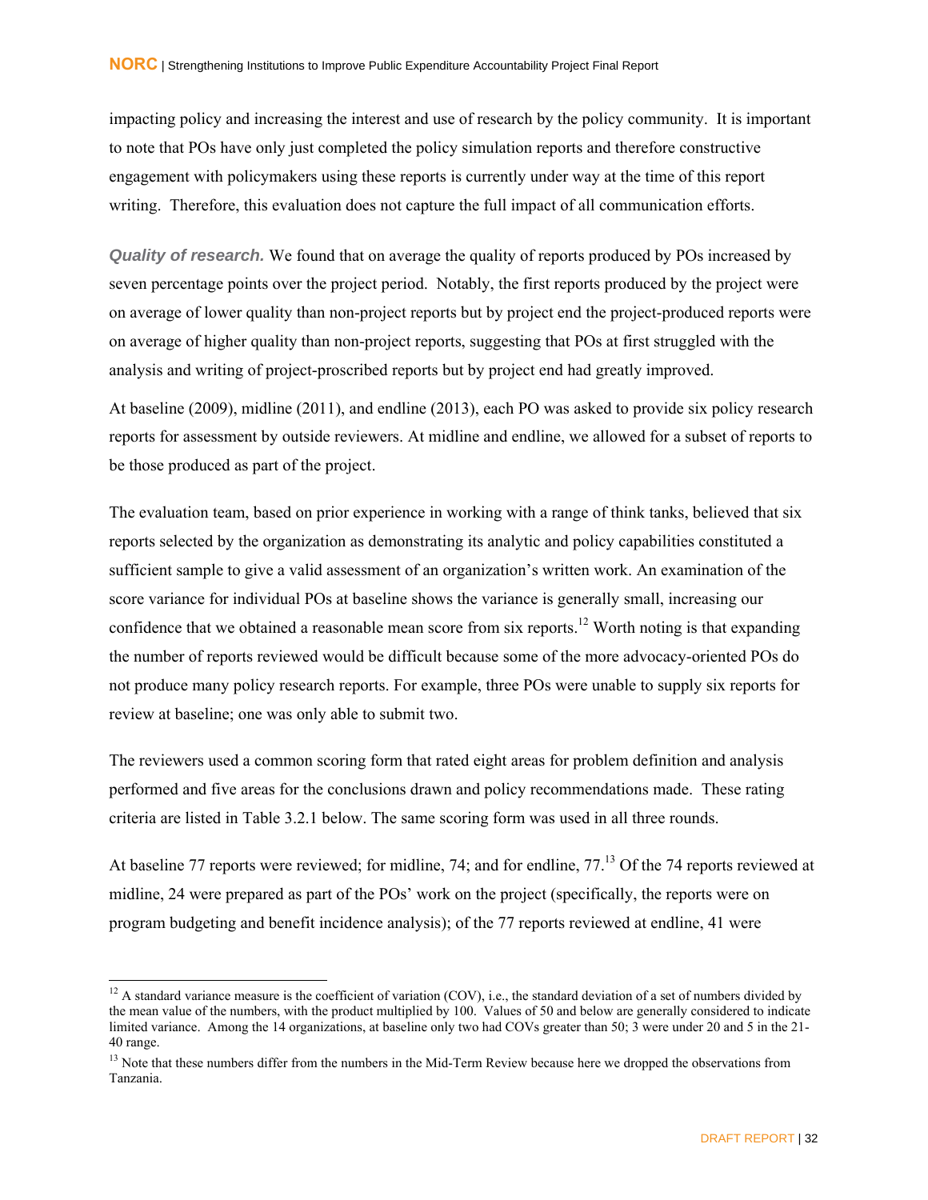impacting policy and increasing the interest and use of research by the policy community. It is important to note that POs have only just completed the policy simulation reports and therefore constructive engagement with policymakers using these reports is currently under way at the time of this report writing. Therefore, this evaluation does not capture the full impact of all communication efforts.

***Quality of research.*** We found that on average the quality of reports produced by POs increased by seven percentage points over the project period. Notably, the first reports produced by the project were on average of lower quality than non-project reports but by project end the project-produced reports were on average of higher quality than non-project reports, suggesting that POs at first struggled with the analysis and writing of project-proscribed reports but by project end had greatly improved.

At baseline (2009), midline (2011), and endline (2013), each PO was asked to provide six policy research reports for assessment by outside reviewers. At midline and endline, we allowed for a subset of reports to be those produced as part of the project.

The evaluation team, based on prior experience in working with a range of think tanks, believed that six reports selected by the organization as demonstrating its analytic and policy capabilities constituted a sufficient sample to give a valid assessment of an organization's written work. An examination of the score variance for individual POs at baseline shows the variance is generally small, increasing our confidence that we obtained a reasonable mean score from six reports.[12] Worth noting is that expanding the number of reports reviewed would be difficult because some of the more advocacy-oriented POs do not produce many policy research reports. For example, three POs were unable to supply six reports for review at baseline; one was only able to submit two.

The reviewers used a common scoring form that rated eight areas for problem definition and analysis performed and five areas for the conclusions drawn and policy recommendations made. These rating criteria are listed in Table 3.2.1 below. The same scoring form was used in all three rounds.

At baseline 77 reports were reviewed; for midline, 74; and for endline, 77.[13] Of the 74 reports reviewed at midline, 24 were prepared as part of the POs' work on the project (specifically, the reports were on program budgeting and benefit incidence analysis); of the 77 reports reviewed at endline, 41 were

---

[12] A standard variance measure is the coefficient of variation (COV), i.e., the standard deviation of a set of numbers divided by the mean value of the numbers, with the product multiplied by 100. Values of 50 and below are generally considered to indicate limited variance. Among the 14 organizations, at baseline only two had COVs greater than 50; 3 were under 20 and 5 in the 21-40 range.

[13] Note that these numbers differ from the numbers in the Mid-Term Review because here we dropped the observations from Tanzania.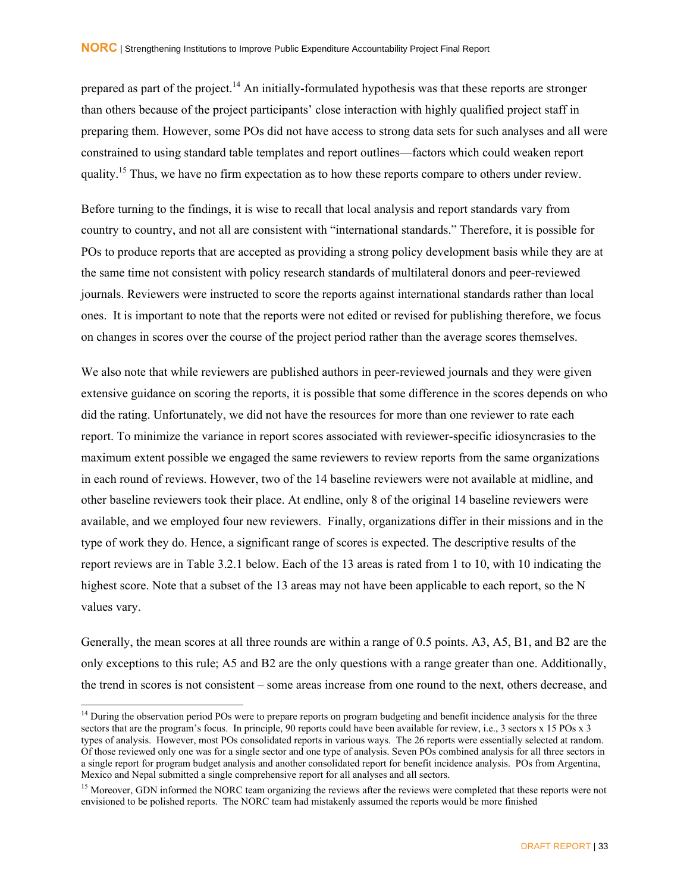prepared as part of the project.[14] An initially-formulated hypothesis was that these reports are stronger than others because of the project participants' close interaction with highly qualified project staff in preparing them. However, some POs did not have access to strong data sets for such analyses and all were constrained to using standard table templates and report outlines—factors which could weaken report quality.[15] Thus, we have no firm expectation as to how these reports compare to others under review.

Before turning to the findings, it is wise to recall that local analysis and report standards vary from country to country, and not all are consistent with "international standards." Therefore, it is possible for POs to produce reports that are accepted as providing a strong policy development basis while they are at the same time not consistent with policy research standards of multilateral donors and peer-reviewed journals. Reviewers were instructed to score the reports against international standards rather than local ones. It is important to note that the reports were not edited or revised for publishing therefore, we focus on changes in scores over the course of the project period rather than the average scores themselves.

We also note that while reviewers are published authors in peer-reviewed journals and they were given extensive guidance on scoring the reports, it is possible that some difference in the scores depends on who did the rating. Unfortunately, we did not have the resources for more than one reviewer to rate each report. To minimize the variance in report scores associated with reviewer-specific idiosyncrasies to the maximum extent possible we engaged the same reviewers to review reports from the same organizations in each round of reviews. However, two of the 14 baseline reviewers were not available at midline, and other baseline reviewers took their place. At endline, only 8 of the original 14 baseline reviewers were available, and we employed four new reviewers. Finally, organizations differ in their missions and in the type of work they do. Hence, a significant range of scores is expected. The descriptive results of the report reviews are in Table 3.2.1 below. Each of the 13 areas is rated from 1 to 10, with 10 indicating the highest score. Note that a subset of the 13 areas may not have been applicable to each report, so the N values vary.

Generally, the mean scores at all three rounds are within a range of 0.5 points. A3, A5, B1, and B2 are the only exceptions to this rule; A5 and B2 are the only questions with a range greater than one. Additionally, the trend in scores is not consistent – some areas increase from one round to the next, others decrease, and

---

[14] During the observation period POs were to prepare reports on program budgeting and benefit incidence analysis for the three sectors that are the program's focus. In principle, 90 reports could have been available for review, i.e., 3 sectors x 15 POs x 3 types of analysis. However, most POs consolidated reports in various ways. The 26 reports were essentially selected at random. Of those reviewed only one was for a single sector and one type of analysis. Seven POs combined analysis for all three sectors in a single report for program budget analysis and another consolidated report for benefit incidence analysis. POs from Argentina, Mexico and Nepal submitted a single comprehensive report for all analyses and all sectors.

[15] Moreover, GDN informed the NORC team organizing the reviews after the reviews were completed that these reports were not envisioned to be polished reports. The NORC team had mistakenly assumed the reports would be more finished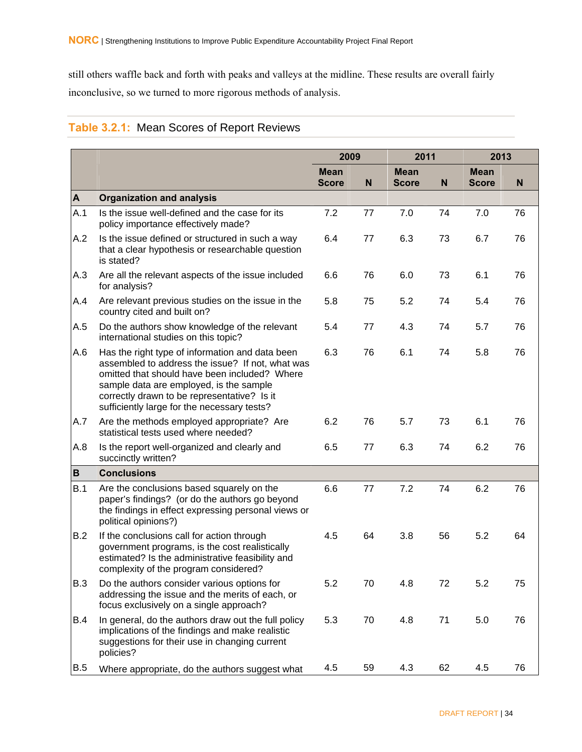still others waffle back and forth with peaks and valleys at the midline. These results are overall fairly inconclusive, so we turned to more rigorous methods of analysis.

**Table 3.2.1:** Mean Scores of Report Reviews

| | | 2009 | | 2011 | | 2013 | |
|---|---|---|---|---|---|---|---|
| | | Mean Score | N | Mean Score | N | Mean Score | N |
| **A** | **Organization and analysis** | | | | | | |
| A.1 | Is the issue well-defined and the case for its policy importance effectively made? | 7.2 | 77 | 7.0 | 74 | 7.0 | 76 |
| A.2 | Is the issue defined or structured in such a way that a clear hypothesis or researchable question is stated? | 6.4 | 77 | 6.3 | 73 | 6.7 | 76 |
| A.3 | Are all the relevant aspects of the issue included for analysis? | 6.6 | 76 | 6.0 | 73 | 6.1 | 76 |
| A.4 | Are relevant previous studies on the issue in the country cited and built on? | 5.8 | 75 | 5.2 | 74 | 5.4 | 76 |
| A.5 | Do the authors show knowledge of the relevant international studies on this topic? | 5.4 | 77 | 4.3 | 74 | 5.7 | 76 |
| A.6 | Has the right type of information and data been assembled to address the issue? If not, what was omitted that should have been included? Where sample data are employed, is the sample correctly drawn to be representative? Is it sufficiently large for the necessary tests? | 6.3 | 76 | 6.1 | 74 | 5.8 | 76 |
| A.7 | Are the methods employed appropriate? Are statistical tests used where needed? | 6.2 | 76 | 5.7 | 73 | 6.1 | 76 |
| A.8 | Is the report well-organized and clearly and succinctly written? | 6.5 | 77 | 6.3 | 74 | 6.2 | 76 |
| **B** | **Conclusions** | | | | | | |
| B.1 | Are the conclusions based squarely on the paper's findings? (or do the authors go beyond the findings in effect expressing personal views or political opinions?) | 6.6 | 77 | 7.2 | 74 | 6.2 | 76 |
| B.2 | If the conclusions call for action through government programs, is the cost realistically estimated? Is the administrative feasibility and complexity of the program considered? | 4.5 | 64 | 3.8 | 56 | 5.2 | 64 |
| B.3 | Do the authors consider various options for addressing the issue and the merits of each, or focus exclusively on a single approach? | 5.2 | 70 | 4.8 | 72 | 5.2 | 75 |
| B.4 | In general, do the authors draw out the full policy implications of the findings and make realistic suggestions for their use in changing current policies? | 5.3 | 70 | 4.8 | 71 | 5.0 | 76 |
| B.5 | Where appropriate, do the authors suggest what | 4.5 | 59 | 4.3 | 62 | 4.5 | 76 |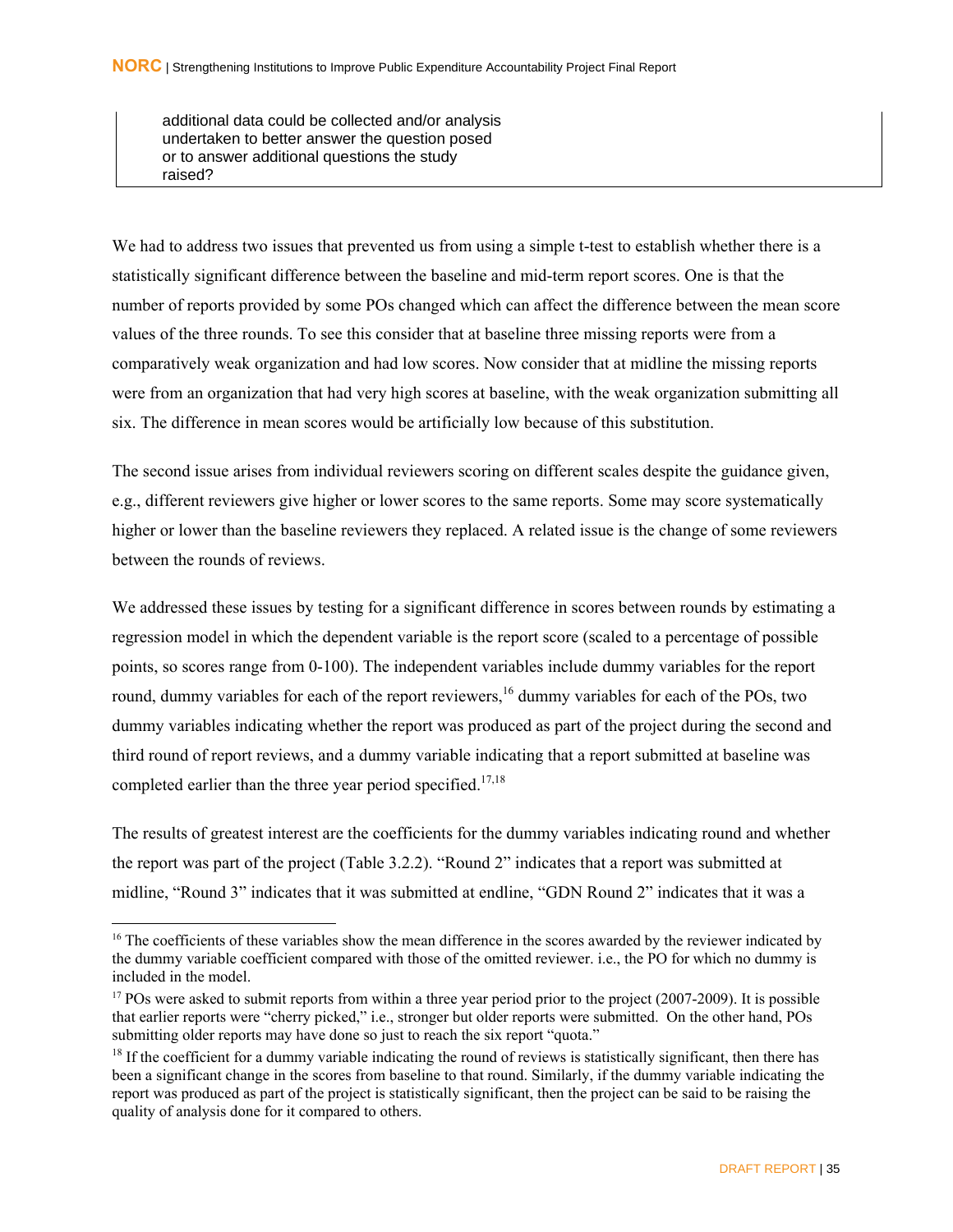| additional data could be collected and/or analysis undertaken to better answer the question posed or to answer additional questions the study raised? |
| --- |

We had to address two issues that prevented us from using a simple t-test to establish whether there is a statistically significant difference between the baseline and mid-term report scores. One is that the number of reports provided by some POs changed which can affect the difference between the mean score values of the three rounds. To see this consider that at baseline three missing reports were from a comparatively weak organization and had low scores. Now consider that at midline the missing reports were from an organization that had very high scores at baseline, with the weak organization submitting all six. The difference in mean scores would be artificially low because of this substitution.

The second issue arises from individual reviewers scoring on different scales despite the guidance given, e.g., different reviewers give higher or lower scores to the same reports. Some may score systematically higher or lower than the baseline reviewers they replaced. A related issue is the change of some reviewers between the rounds of reviews.

We addressed these issues by testing for a significant difference in scores between rounds by estimating a regression model in which the dependent variable is the report score (scaled to a percentage of possible points, so scores range from 0-100). The independent variables include dummy variables for the report round, dummy variables for each of the report reviewers,[16] dummy variables for each of the POs, two dummy variables indicating whether the report was produced as part of the project during the second and third round of report reviews, and a dummy variable indicating that a report submitted at baseline was completed earlier than the three year period specified.[17,18]

The results of greatest interest are the coefficients for the dummy variables indicating round and whether the report was part of the project (Table 3.2.2). "Round 2" indicates that a report was submitted at midline, "Round 3" indicates that it was submitted at endline, "GDN Round 2" indicates that it was a

---

[16] The coefficients of these variables show the mean difference in the scores awarded by the reviewer indicated by the dummy variable coefficient compared with those of the omitted reviewer. i.e., the PO for which no dummy is included in the model.

[17] POs were asked to submit reports from within a three year period prior to the project (2007-2009). It is possible that earlier reports were "cherry picked," i.e., stronger but older reports were submitted. On the other hand, POs submitting older reports may have done so just to reach the six report "quota."

[18] If the coefficient for a dummy variable indicating the round of reviews is statistically significant, then there has been a significant change in the scores from baseline to that round. Similarly, if the dummy variable indicating the report was produced as part of the project is statistically significant, then the project can be said to be raising the quality of analysis done for it compared to others.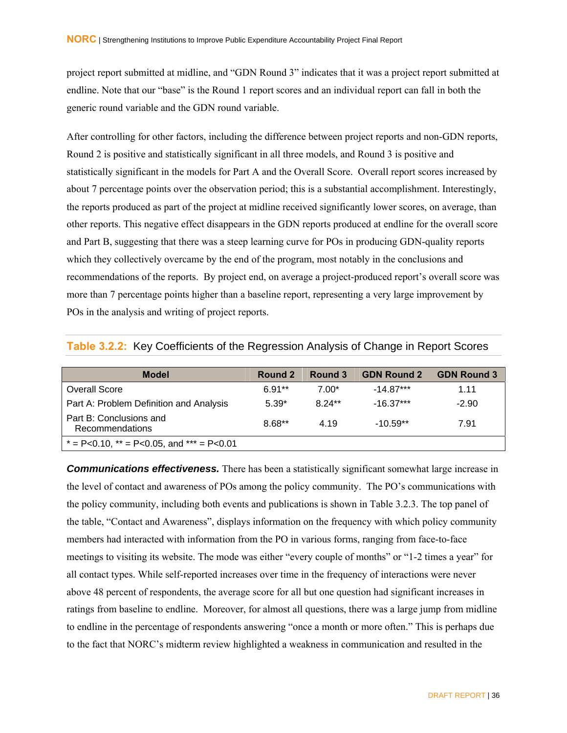project report submitted at midline, and "GDN Round 3" indicates that it was a project report submitted at endline. Note that our "base" is the Round 1 report scores and an individual report can fall in both the generic round variable and the GDN round variable.

After controlling for other factors, including the difference between project reports and non-GDN reports, Round 2 is positive and statistically significant in all three models, and Round 3 is positive and statistically significant in the models for Part A and the Overall Score. Overall report scores increased by about 7 percentage points over the observation period; this is a substantial accomplishment. Interestingly, the reports produced as part of the project at midline received significantly lower scores, on average, than other reports. This negative effect disappears in the GDN reports produced at endline for the overall score and Part B, suggesting that there was a steep learning curve for POs in producing GDN-quality reports which they collectively overcame by the end of the program, most notably in the conclusions and recommendations of the reports. By project end, on average a project-produced report's overall score was more than 7 percentage points higher than a baseline report, representing a very large improvement by POs in the analysis and writing of project reports.

**Table 3.2.2:** Key Coefficients of the Regression Analysis of Change in Report Scores

| Model | Round 2 | Round 3 | GDN Round 2 | GDN Round 3 |
|---|---|---|---|---|
| Overall Score | 6.91** | 7.00* | -14.87*** | 1.11 |
| Part A: Problem Definition and Analysis | 5.39* | 8.24** | -16.37*** | -2.90 |
| Part B: Conclusions and Recommendations | 8.68** | 4.19 | -10.59** | 7.91 |
| * = P<0.10, ** = P<0.05, and *** = P<0.01 | | | | |

***Communications effectiveness.*** There has been a statistically significant somewhat large increase in the level of contact and awareness of POs among the policy community. The PO's communications with the policy community, including both events and publications is shown in Table 3.2.3. The top panel of the table, "Contact and Awareness", displays information on the frequency with which policy community members had interacted with information from the PO in various forms, ranging from face-to-face meetings to visiting its website. The mode was either "every couple of months" or "1-2 times a year" for all contact types. While self-reported increases over time in the frequency of interactions were never above 48 percent of respondents, the average score for all but one question had significant increases in ratings from baseline to endline. Moreover, for almost all questions, there was a large jump from midline to endline in the percentage of respondents answering "once a month or more often." This is perhaps due to the fact that NORC's midterm review highlighted a weakness in communication and resulted in the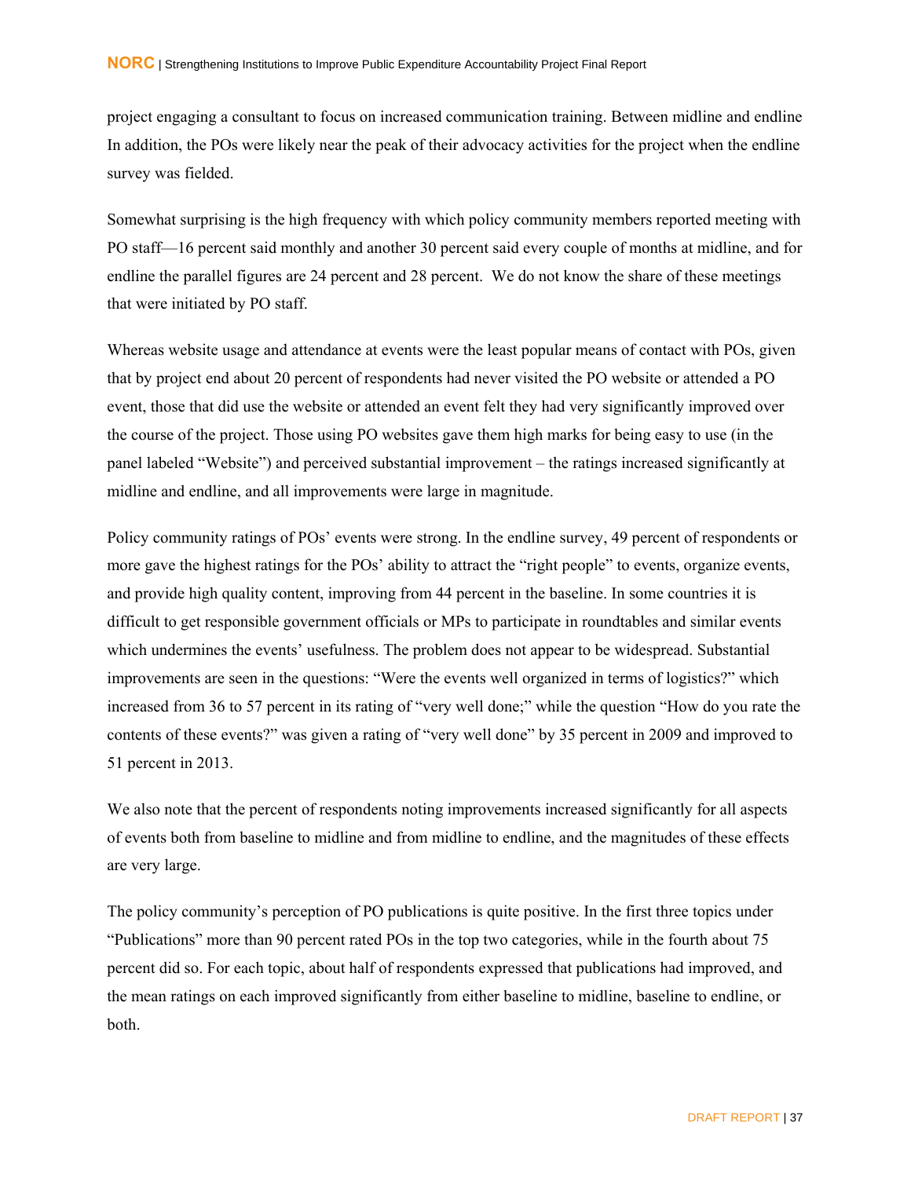project engaging a consultant to focus on increased communication training. Between midline and endline In addition, the POs were likely near the peak of their advocacy activities for the project when the endline survey was fielded.

Somewhat surprising is the high frequency with which policy community members reported meeting with PO staff—16 percent said monthly and another 30 percent said every couple of months at midline, and for endline the parallel figures are 24 percent and 28 percent.  We do not know the share of these meetings that were initiated by PO staff.

Whereas website usage and attendance at events were the least popular means of contact with POs, given that by project end about 20 percent of respondents had never visited the PO website or attended a PO event, those that did use the website or attended an event felt they had very significantly improved over the course of the project. Those using PO websites gave them high marks for being easy to use (in the panel labeled "Website") and perceived substantial improvement – the ratings increased significantly at midline and endline, and all improvements were large in magnitude.

Policy community ratings of POs' events were strong. In the endline survey, 49 percent of respondents or more gave the highest ratings for the POs' ability to attract the "right people" to events, organize events, and provide high quality content, improving from 44 percent in the baseline. In some countries it is difficult to get responsible government officials or MPs to participate in roundtables and similar events which undermines the events' usefulness. The problem does not appear to be widespread. Substantial improvements are seen in the questions: "Were the events well organized in terms of logistics?" which increased from 36 to 57 percent in its rating of "very well done;" while the question "How do you rate the contents of these events?" was given a rating of "very well done" by 35 percent in 2009 and improved to 51 percent in 2013.

We also note that the percent of respondents noting improvements increased significantly for all aspects of events both from baseline to midline and from midline to endline, and the magnitudes of these effects are very large.

The policy community's perception of PO publications is quite positive. In the first three topics under "Publications" more than 90 percent rated POs in the top two categories, while in the fourth about 75 percent did so. For each topic, about half of respondents expressed that publications had improved, and the mean ratings on each improved significantly from either baseline to midline, baseline to endline, or both.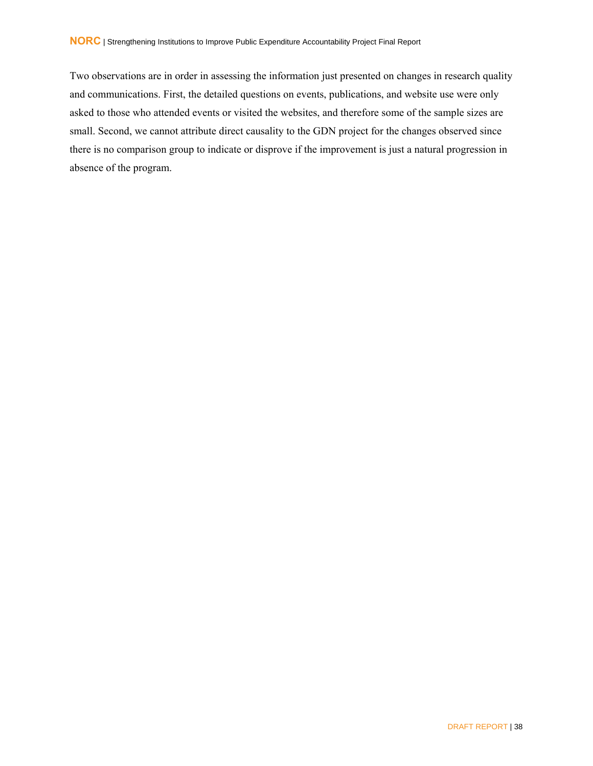Two observations are in order in assessing the information just presented on changes in research quality and communications. First, the detailed questions on events, publications, and website use were only asked to those who attended events or visited the websites, and therefore some of the sample sizes are small. Second, we cannot attribute direct causality to the GDN project for the changes observed since there is no comparison group to indicate or disprove if the improvement is just a natural progression in absence of the program.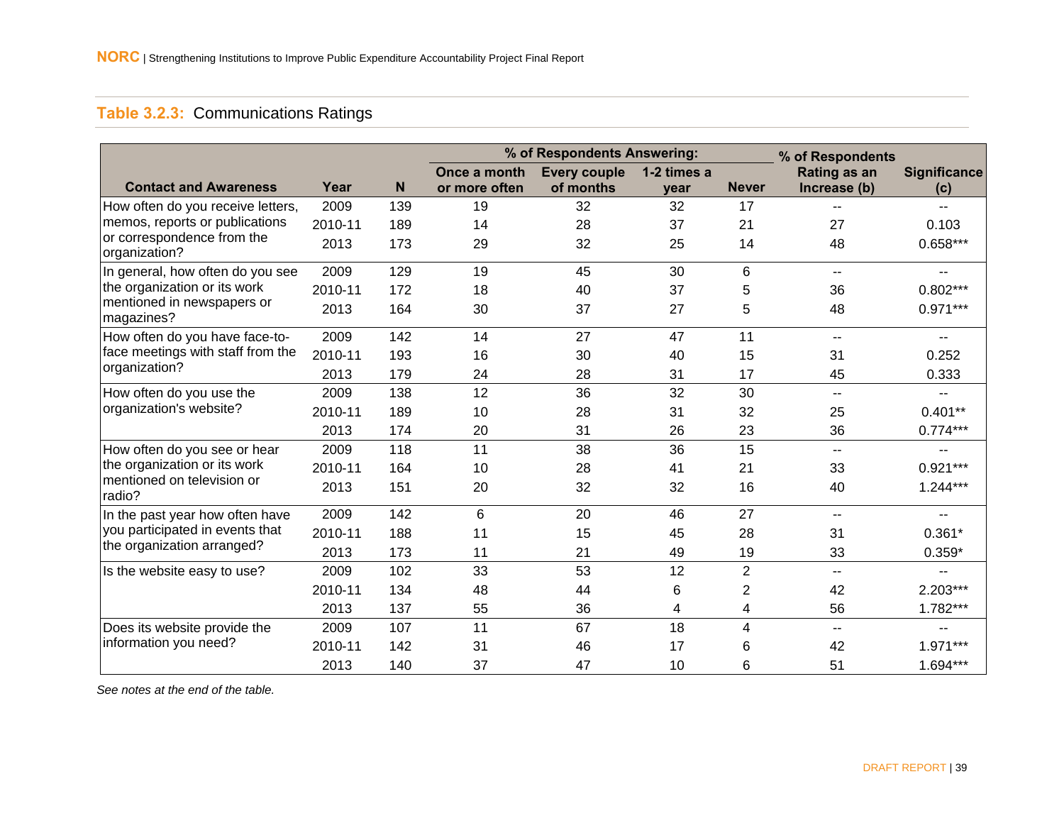**Table 3.2.3:** Communications Ratings

| Contact and Awareness | Year | N | % of Respondents Answering: Once a month or more often | Every couple of months | 1-2 times a year | Never | % of Respondents Rating as an Increase (b) | Significance (c) |
|---|---|---|---|---|---|---|---|---|
| How often do you receive letters, memos, reports or publications or correspondence from the organization? | 2009 | 139 | 19 | 32 | 32 | 17 | -- | -- |
| | 2010-11 | 189 | 14 | 28 | 37 | 21 | 27 | 0.103 |
| | 2013 | 173 | 29 | 32 | 25 | 14 | 48 | 0.658*** |
| In general, how often do you see the organization or its work mentioned in newspapers or magazines? | 2009 | 129 | 19 | 45 | 30 | 6 | -- | -- |
| | 2010-11 | 172 | 18 | 40 | 37 | 5 | 36 | 0.802*** |
| | 2013 | 164 | 30 | 37 | 27 | 5 | 48 | 0.971*** |
| How often do you have face-to-face meetings with staff from the organization? | 2009 | 142 | 14 | 27 | 47 | 11 | -- | -- |
| | 2010-11 | 193 | 16 | 30 | 40 | 15 | 31 | 0.252 |
| | 2013 | 179 | 24 | 28 | 31 | 17 | 45 | 0.333 |
| How often do you use the organization's website? | 2009 | 138 | 12 | 36 | 32 | 30 | -- | -- |
| | 2010-11 | 189 | 10 | 28 | 31 | 32 | 25 | 0.401** |
| | 2013 | 174 | 20 | 31 | 26 | 23 | 36 | 0.774*** |
| How often do you see or hear the organization or its work mentioned on television or radio? | 2009 | 118 | 11 | 38 | 36 | 15 | -- | -- |
| | 2010-11 | 164 | 10 | 28 | 41 | 21 | 33 | 0.921*** |
| | 2013 | 151 | 20 | 32 | 32 | 16 | 40 | 1.244*** |
| In the past year how often have you participated in events that the organization arranged? | 2009 | 142 | 6 | 20 | 46 | 27 | -- | -- |
| | 2010-11 | 188 | 11 | 15 | 45 | 28 | 31 | 0.361* |
| | 2013 | 173 | 11 | 21 | 49 | 19 | 33 | 0.359* |
| Is the website easy to use? | 2009 | 102 | 33 | 53 | 12 | 2 | -- | -- |
| | 2010-11 | 134 | 48 | 44 | 6 | 2 | 42 | 2.203*** |
| | 2013 | 137 | 55 | 36 | 4 | 4 | 56 | 1.782*** |
| Does its website provide the information you need? | 2009 | 107 | 11 | 67 | 18 | 4 | -- | -- |
| | 2010-11 | 142 | 31 | 46 | 17 | 6 | 42 | 1.971*** |
| | 2013 | 140 | 37 | 47 | 10 | 6 | 51 | 1.694*** |

*See notes at the end of the table.*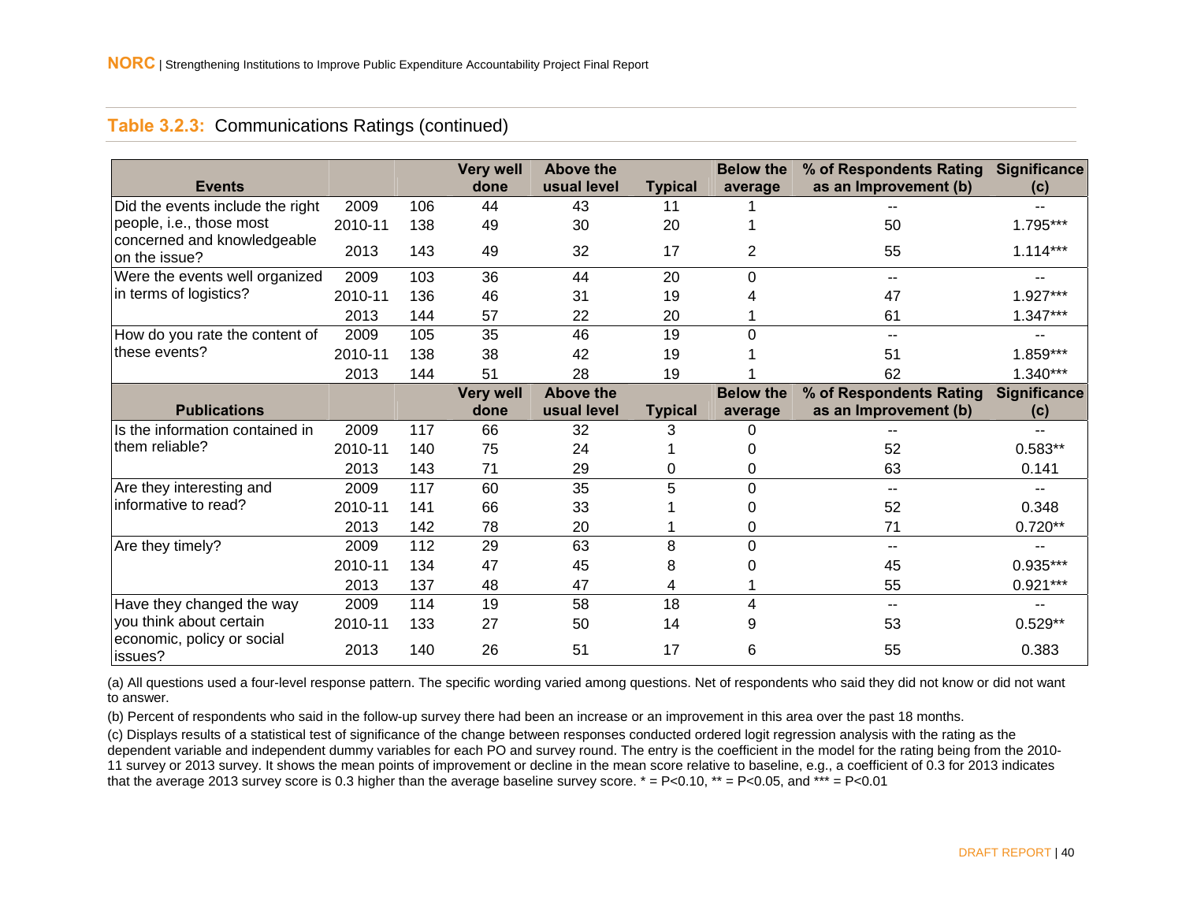**Table 3.2.3:** Communications Ratings (continued)

| Events | | | Very well done | Above the usual level | Typical | Below the average | % of Respondents Rating as an Improvement (b) | Significance (c) |
|---|---|---|---|---|---|---|---|---|
| Did the events include the right people, i.e., those most concerned and knowledgeable on the issue? | 2009 | 106 | 44 | 43 | 11 | 1 | -- | -- |
| | 2010-11 | 138 | 49 | 30 | 20 | 1 | 50 | 1.795*** |
| | 2013 | 143 | 49 | 32 | 17 | 2 | 55 | 1.114*** |
| Were the events well organized in terms of logistics? | 2009 | 103 | 36 | 44 | 20 | 0 | -- | -- |
| | 2010-11 | 136 | 46 | 31 | 19 | 4 | 47 | 1.927*** |
| | 2013 | 144 | 57 | 22 | 20 | 1 | 61 | 1.347*** |
| How do you rate the content of these events? | 2009 | 105 | 35 | 46 | 19 | 0 | -- | -- |
| | 2010-11 | 138 | 38 | 42 | 19 | 1 | 51 | 1.859*** |
| | 2013 | 144 | 51 | 28 | 19 | 1 | 62 | 1.340*** |
| **Publications** | | | **Very well done** | **Above the usual level** | **Typical** | **Below the average** | **% of Respondents Rating as an Improvement (b)** | **Significance (c)** |
| Is the information contained in them reliable? | 2009 | 117 | 66 | 32 | 3 | 0 | -- | -- |
| | 2010-11 | 140 | 75 | 24 | 1 | 0 | 52 | 0.583** |
| | 2013 | 143 | 71 | 29 | 0 | 0 | 63 | 0.141 |
| Are they interesting and informative to read? | 2009 | 117 | 60 | 35 | 5 | 0 | -- | -- |
| | 2010-11 | 141 | 66 | 33 | 1 | 0 | 52 | 0.348 |
| | 2013 | 142 | 78 | 20 | 1 | 0 | 71 | 0.720** |
| Are they timely? | 2009 | 112 | 29 | 63 | 8 | 0 | -- | -- |
| | 2010-11 | 134 | 47 | 45 | 8 | 0 | 45 | 0.935*** |
| | 2013 | 137 | 48 | 47 | 4 | 1 | 55 | 0.921*** |
| Have they changed the way you think about certain economic, policy or social issues? | 2009 | 114 | 19 | 58 | 18 | 4 | -- | -- |
| | 2010-11 | 133 | 27 | 50 | 14 | 9 | 53 | 0.529** |
| | 2013 | 140 | 26 | 51 | 17 | 6 | 55 | 0.383 |

(a) All questions used a four-level response pattern. The specific wording varied among questions. Net of respondents who said they did not know or did not want to answer.

(b) Percent of respondents who said in the follow-up survey there had been an increase or an improvement in this area over the past 18 months.

(c) Displays results of a statistical test of significance of the change between responses conducted ordered logit regression analysis with the rating as the dependent variable and independent dummy variables for each PO and survey round. The entry is the coefficient in the model for the rating being from the 2010-11 survey or 2013 survey. It shows the mean points of improvement or decline in the mean score relative to baseline, e.g., a coefficient of 0.3 for 2013 indicates that the average 2013 survey score is 0.3 higher than the average baseline survey score. * = P<0.10, ** = P<0.05, and *** = P<0.01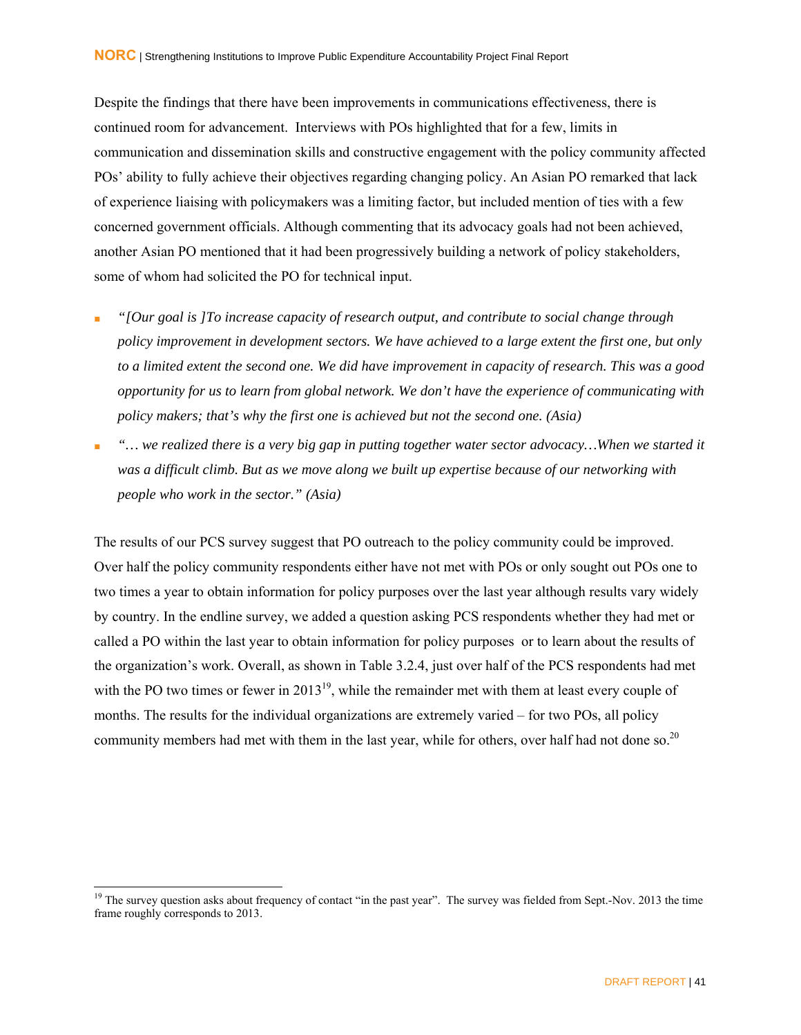Despite the findings that there have been improvements in communications effectiveness, there is continued room for advancement. Interviews with POs highlighted that for a few, limits in communication and dissemination skills and constructive engagement with the policy community affected POs' ability to fully achieve their objectives regarding changing policy. An Asian PO remarked that lack of experience liaising with policymakers was a limiting factor, but included mention of ties with a few concerned government officials. Although commenting that its advocacy goals had not been achieved, another Asian PO mentioned that it had been progressively building a network of policy stakeholders, some of whom had solicited the PO for technical input.

- *"[Our goal is ]To increase capacity of research output, and contribute to social change through policy improvement in development sectors. We have achieved to a large extent the first one, but only to a limited extent the second one. We did have improvement in capacity of research. This was a good opportunity for us to learn from global network. We don't have the experience of communicating with policy makers; that's why the first one is achieved but not the second one. (Asia)*
- *"… we realized there is a very big gap in putting together water sector advocacy…When we started it was a difficult climb. But as we move along we built up expertise because of our networking with people who work in the sector." (Asia)*

The results of our PCS survey suggest that PO outreach to the policy community could be improved. Over half the policy community respondents either have not met with POs or only sought out POs one to two times a year to obtain information for policy purposes over the last year although results vary widely by country. In the endline survey, we added a question asking PCS respondents whether they had met or called a PO within the last year to obtain information for policy purposes or to learn about the results of the organization's work. Overall, as shown in Table 3.2.4, just over half of the PCS respondents had met with the PO two times or fewer in 2013[19], while the remainder met with them at least every couple of months. The results for the individual organizations are extremely varied – for two POs, all policy community members had met with them in the last year, while for others, over half had not done so.[20]

[19] The survey question asks about frequency of contact "in the past year". The survey was fielded from Sept.-Nov. 2013 the time frame roughly corresponds to 2013.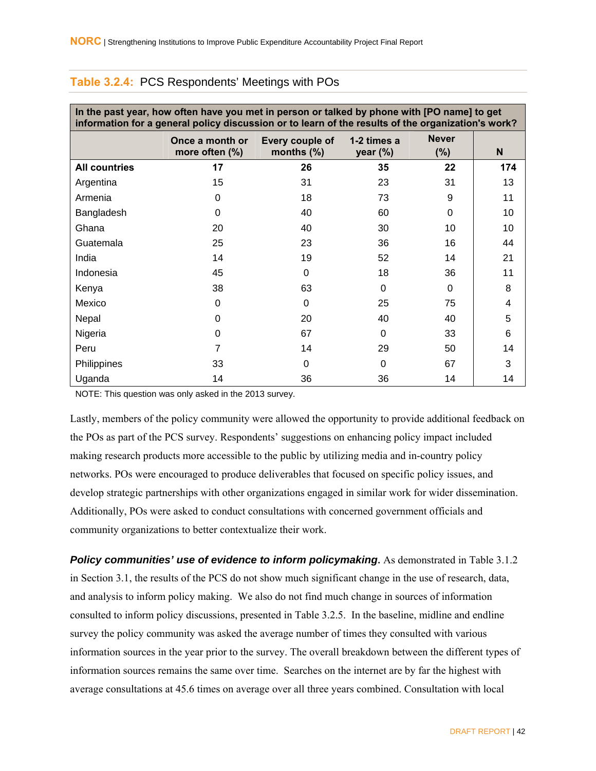**Table 3.2.4:** PCS Respondents' Meetings with POs

| In the past year, how often have you met in person or talked by phone with [PO name] to get information for a general policy discussion or to learn of the results of the organization's work? | | | | | |
|---|---|---|---|---|---|
| | Once a month or more often (%) | Every couple of months (%) | 1-2 times a year (%) | Never (%) | N |
| **All countries** | **17** | **26** | **35** | **22** | **174** |
| Argentina | 15 | 31 | 23 | 31 | 13 |
| Armenia | 0 | 18 | 73 | 9 | 11 |
| Bangladesh | 0 | 40 | 60 | 0 | 10 |
| Ghana | 20 | 40 | 30 | 10 | 10 |
| Guatemala | 25 | 23 | 36 | 16 | 44 |
| India | 14 | 19 | 52 | 14 | 21 |
| Indonesia | 45 | 0 | 18 | 36 | 11 |
| Kenya | 38 | 63 | 0 | 0 | 8 |
| Mexico | 0 | 0 | 25 | 75 | 4 |
| Nepal | 0 | 20 | 40 | 40 | 5 |
| Nigeria | 0 | 67 | 0 | 33 | 6 |
| Peru | 7 | 14 | 29 | 50 | 14 |
| Philippines | 33 | 0 | 0 | 67 | 3 |
| Uganda | 14 | 36 | 36 | 14 | 14 |

NOTE: This question was only asked in the 2013 survey.

Lastly, members of the policy community were allowed the opportunity to provide additional feedback on the POs as part of the PCS survey. Respondents' suggestions on enhancing policy impact included making research products more accessible to the public by utilizing media and in-country policy networks. POs were encouraged to produce deliverables that focused on specific policy issues, and develop strategic partnerships with other organizations engaged in similar work for wider dissemination. Additionally, POs were asked to conduct consultations with concerned government officials and community organizations to better contextualize their work.

***Policy communities' use of evidence to inform policymaking***. As demonstrated in Table 3.1.2 in Section 3.1, the results of the PCS do not show much significant change in the use of research, data, and analysis to inform policy making. We also do not find much change in sources of information consulted to inform policy discussions, presented in Table 3.2.5. In the baseline, midline and endline survey the policy community was asked the average number of times they consulted with various information sources in the year prior to the survey. The overall breakdown between the different types of information sources remains the same over time. Searches on the internet are by far the highest with average consultations at 45.6 times on average over all three years combined. Consultation with local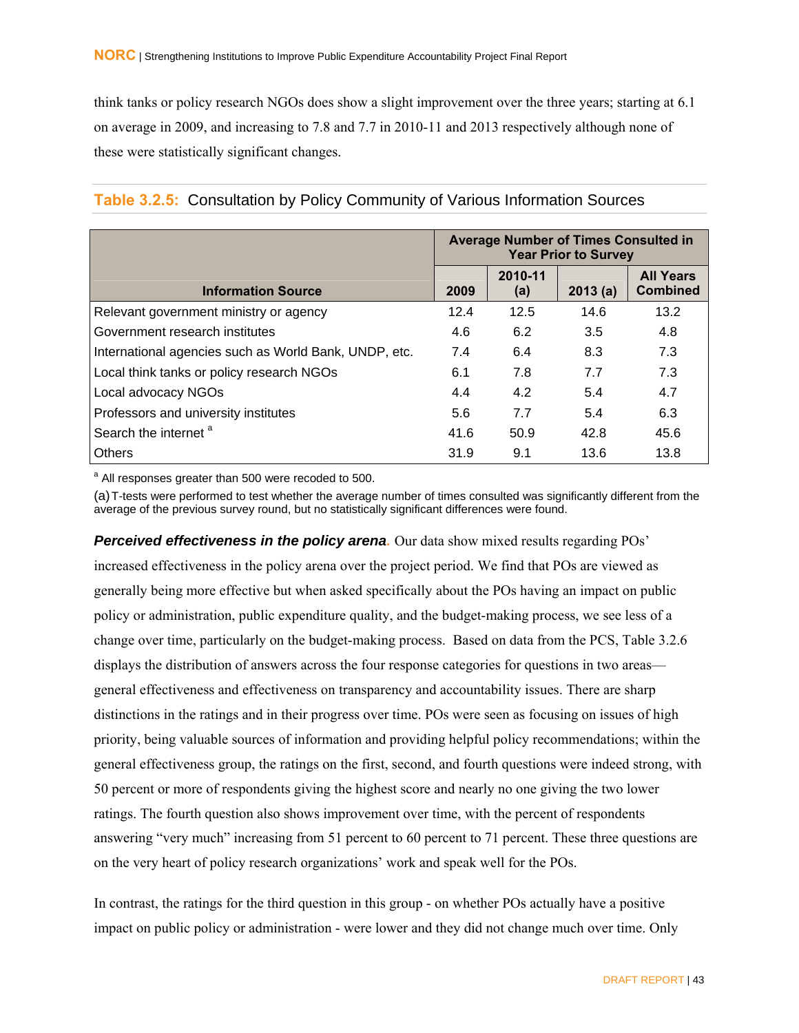think tanks or policy research NGOs does show a slight improvement over the three years; starting at 6.1 on average in 2009, and increasing to 7.8 and 7.7 in 2010-11 and 2013 respectively although none of these were statistically significant changes.

**Table 3.2.5:** Consultation by Policy Community of Various Information Sources

| Information Source | Average Number of Times Consulted in Year Prior to Survey | | | |
|---|---|---|---|---|
| | 2009 | 2010-11 (a) | 2013 (a) | All Years Combined |
| Relevant government ministry or agency | 12.4 | 12.5 | 14.6 | 13.2 |
| Government research institutes | 4.6 | 6.2 | 3.5 | 4.8 |
| International agencies such as World Bank, UNDP, etc. | 7.4 | 6.4 | 8.3 | 7.3 |
| Local think tanks or policy research NGOs | 6.1 | 7.8 | 7.7 | 7.3 |
| Local advocacy NGOs | 4.4 | 4.2 | 5.4 | 4.7 |
| Professors and university institutes | 5.6 | 7.7 | 5.4 | 6.3 |
| Search the internet [a] | 41.6 | 50.9 | 42.8 | 45.6 |
| Others | 31.9 | 9.1 | 13.6 | 13.8 |

[a] All responses greater than 500 were recoded to 500.

(a) T-tests were performed to test whether the average number of times consulted was significantly different from the average of the previous survey round, but no statistically significant differences were found.

***Perceived effectiveness in the policy arena***. Our data show mixed results regarding POs' increased effectiveness in the policy arena over the project period. We find that POs are viewed as generally being more effective but when asked specifically about the POs having an impact on public policy or administration, public expenditure quality, and the budget-making process, we see less of a change over time, particularly on the budget-making process. Based on data from the PCS, Table 3.2.6 displays the distribution of answers across the four response categories for questions in two areas—general effectiveness and effectiveness on transparency and accountability issues. There are sharp distinctions in the ratings and in their progress over time. POs were seen as focusing on issues of high priority, being valuable sources of information and providing helpful policy recommendations; within the general effectiveness group, the ratings on the first, second, and fourth questions were indeed strong, with 50 percent or more of respondents giving the highest score and nearly no one giving the two lower ratings. The fourth question also shows improvement over time, with the percent of respondents answering "very much" increasing from 51 percent to 60 percent to 71 percent. These three questions are on the very heart of policy research organizations' work and speak well for the POs.

In contrast, the ratings for the third question in this group - on whether POs actually have a positive impact on public policy or administration - were lower and they did not change much over time. Only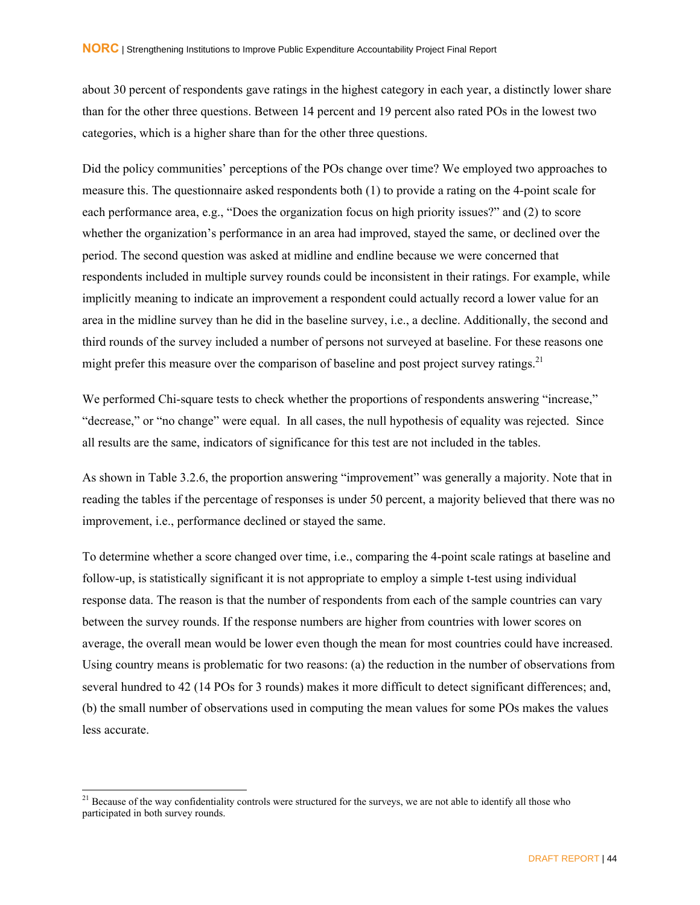about 30 percent of respondents gave ratings in the highest category in each year, a distinctly lower share than for the other three questions. Between 14 percent and 19 percent also rated POs in the lowest two categories, which is a higher share than for the other three questions.

Did the policy communities' perceptions of the POs change over time? We employed two approaches to measure this. The questionnaire asked respondents both (1) to provide a rating on the 4-point scale for each performance area, e.g., "Does the organization focus on high priority issues?" and (2) to score whether the organization's performance in an area had improved, stayed the same, or declined over the period. The second question was asked at midline and endline because we were concerned that respondents included in multiple survey rounds could be inconsistent in their ratings. For example, while implicitly meaning to indicate an improvement a respondent could actually record a lower value for an area in the midline survey than he did in the baseline survey, i.e., a decline. Additionally, the second and third rounds of the survey included a number of persons not surveyed at baseline. For these reasons one might prefer this measure over the comparison of baseline and post project survey ratings.[21]

We performed Chi-square tests to check whether the proportions of respondents answering "increase," "decrease," or "no change" were equal. In all cases, the null hypothesis of equality was rejected. Since all results are the same, indicators of significance for this test are not included in the tables.

As shown in Table 3.2.6, the proportion answering "improvement" was generally a majority. Note that in reading the tables if the percentage of responses is under 50 percent, a majority believed that there was no improvement, i.e., performance declined or stayed the same.

To determine whether a score changed over time, i.e., comparing the 4-point scale ratings at baseline and follow-up, is statistically significant it is not appropriate to employ a simple t-test using individual response data. The reason is that the number of respondents from each of the sample countries can vary between the survey rounds. If the response numbers are higher from countries with lower scores on average, the overall mean would be lower even though the mean for most countries could have increased. Using country means is problematic for two reasons: (a) the reduction in the number of observations from several hundred to 42 (14 POs for 3 rounds) makes it more difficult to detect significant differences; and, (b) the small number of observations used in computing the mean values for some POs makes the values less accurate.

[21] Because of the way confidentiality controls were structured for the surveys, we are not able to identify all those who participated in both survey rounds.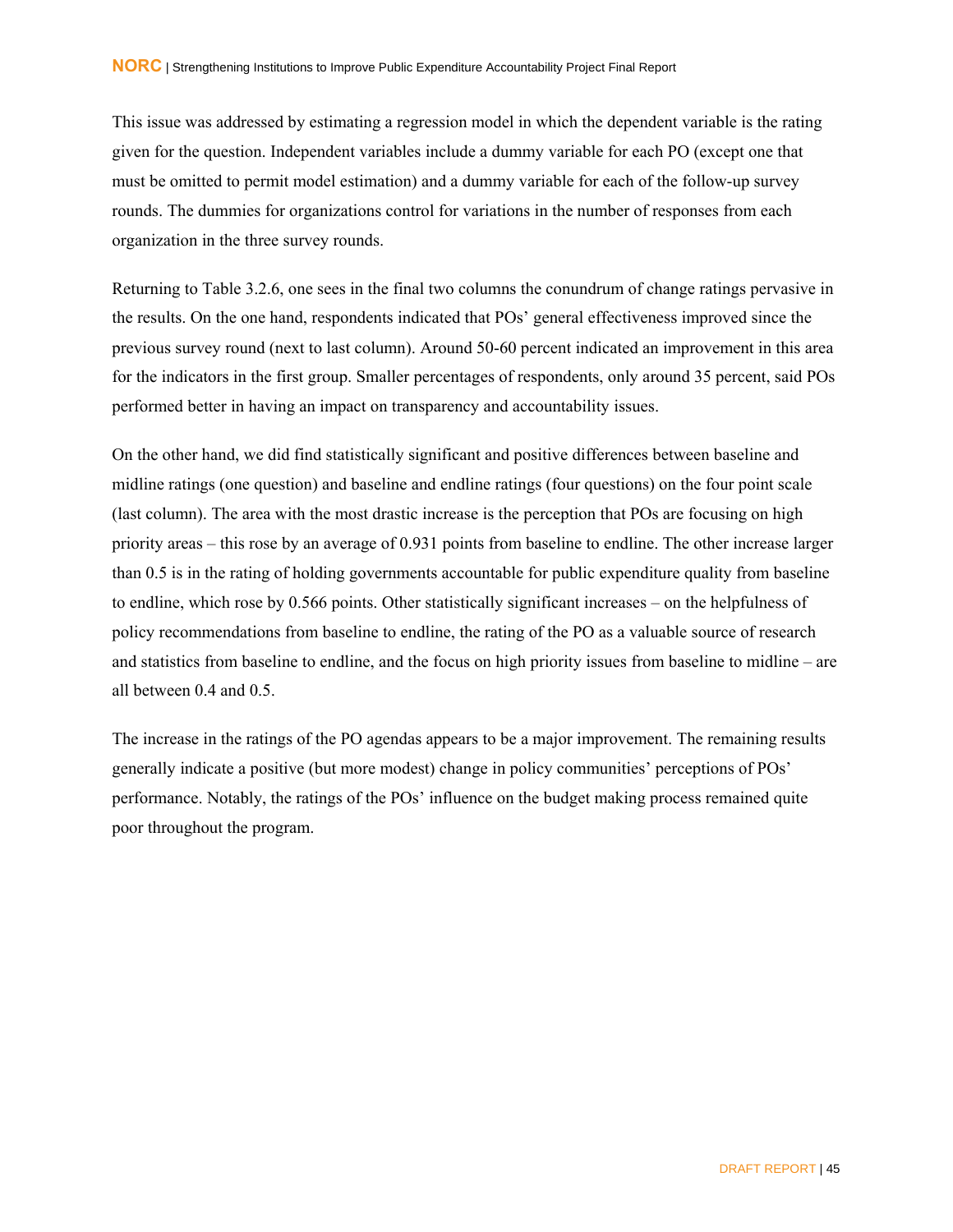This issue was addressed by estimating a regression model in which the dependent variable is the rating given for the question. Independent variables include a dummy variable for each PO (except one that must be omitted to permit model estimation) and a dummy variable for each of the follow-up survey rounds. The dummies for organizations control for variations in the number of responses from each organization in the three survey rounds.

Returning to Table 3.2.6, one sees in the final two columns the conundrum of change ratings pervasive in the results. On the one hand, respondents indicated that POs' general effectiveness improved since the previous survey round (next to last column). Around 50-60 percent indicated an improvement in this area for the indicators in the first group. Smaller percentages of respondents, only around 35 percent, said POs performed better in having an impact on transparency and accountability issues.

On the other hand, we did find statistically significant and positive differences between baseline and midline ratings (one question) and baseline and endline ratings (four questions) on the four point scale (last column). The area with the most drastic increase is the perception that POs are focusing on high priority areas – this rose by an average of 0.931 points from baseline to endline. The other increase larger than 0.5 is in the rating of holding governments accountable for public expenditure quality from baseline to endline, which rose by 0.566 points. Other statistically significant increases – on the helpfulness of policy recommendations from baseline to endline, the rating of the PO as a valuable source of research and statistics from baseline to endline, and the focus on high priority issues from baseline to midline – are all between 0.4 and 0.5.

The increase in the ratings of the PO agendas appears to be a major improvement. The remaining results generally indicate a positive (but more modest) change in policy communities' perceptions of POs' performance. Notably, the ratings of the POs' influence on the budget making process remained quite poor throughout the program.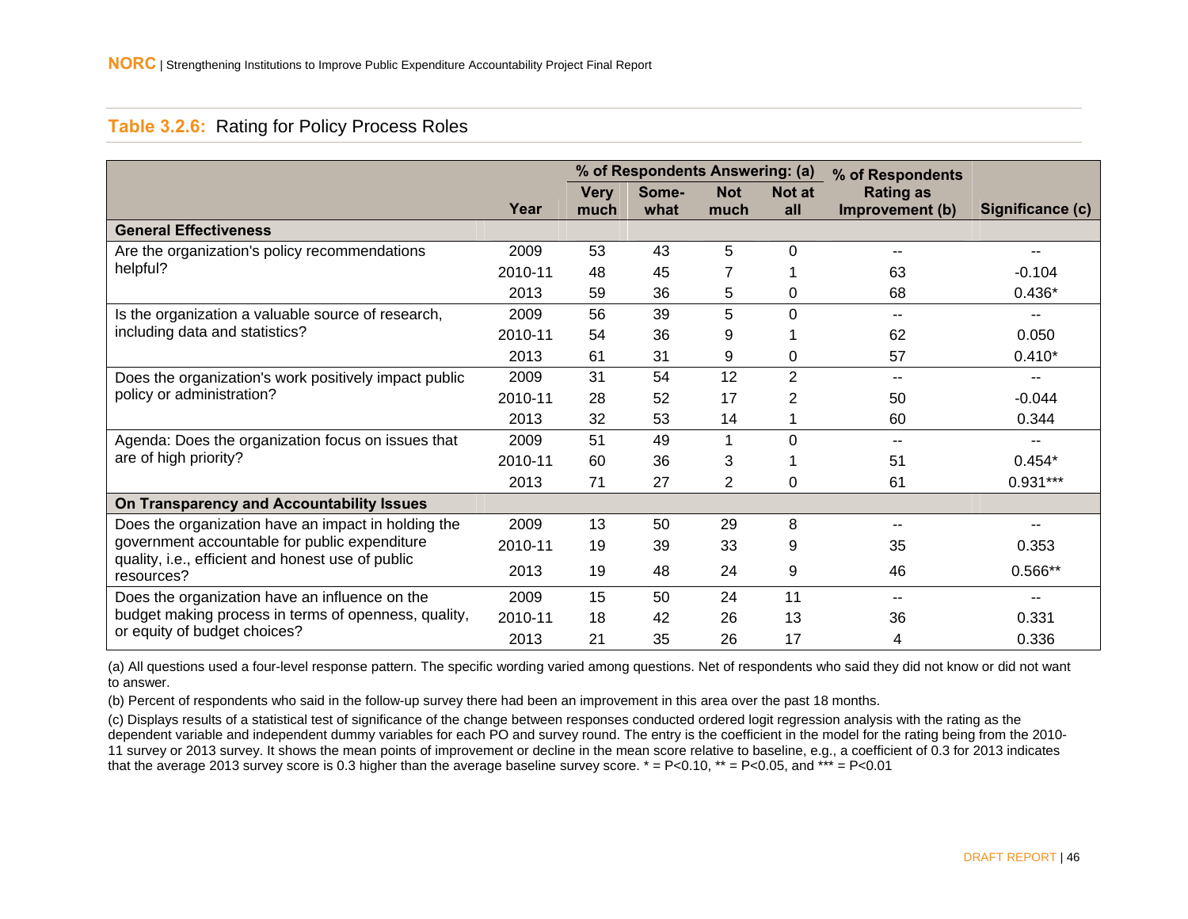**Table 3.2.6:** Rating for Policy Process Roles

| | Year | % of Respondents Answering: (a) | | | | % of Respondents Rating as Improvement (b) | Significance (c) |
|---|---|---|---|---|---|---|---|
| | | Very much | Some-what | Not much | Not at all | | |
| **General Effectiveness** | | | | | | | |
| Are the organization's policy recommendations helpful? | 2009 | 53 | 43 | 5 | 0 | -- | -- |
| | 2010-11 | 48 | 45 | 7 | 1 | 63 | -0.104 |
| | 2013 | 59 | 36 | 5 | 0 | 68 | 0.436* |
| Is the organization a valuable source of research, including data and statistics? | 2009 | 56 | 39 | 5 | 0 | -- | -- |
| | 2010-11 | 54 | 36 | 9 | 1 | 62 | 0.050 |
| | 2013 | 61 | 31 | 9 | 0 | 57 | 0.410* |
| Does the organization's work positively impact public policy or administration? | 2009 | 31 | 54 | 12 | 2 | -- | -- |
| | 2010-11 | 28 | 52 | 17 | 2 | 50 | -0.044 |
| | 2013 | 32 | 53 | 14 | 1 | 60 | 0.344 |
| Agenda: Does the organization focus on issues that are of high priority? | 2009 | 51 | 49 | 1 | 0 | -- | -- |
| | 2010-11 | 60 | 36 | 3 | 1 | 51 | 0.454* |
| | 2013 | 71 | 27 | 2 | 0 | 61 | 0.931*** |
| **On Transparency and Accountability Issues** | | | | | | | |
| Does the organization have an impact in holding the government accountable for public expenditure quality, i.e., efficient and honest use of public resources? | 2009 | 13 | 50 | 29 | 8 | -- | -- |
| | 2010-11 | 19 | 39 | 33 | 9 | 35 | 0.353 |
| | 2013 | 19 | 48 | 24 | 9 | 46 | 0.566** |
| Does the organization have an influence on the budget making process in terms of openness, quality, or equity of budget choices? | 2009 | 15 | 50 | 24 | 11 | -- | -- |
| | 2010-11 | 18 | 42 | 26 | 13 | 36 | 0.331 |
| | 2013 | 21 | 35 | 26 | 17 | 4 | 0.336 |

(a) All questions used a four-level response pattern. The specific wording varied among questions. Net of respondents who said they did not know or did not want to answer.

(b) Percent of respondents who said in the follow-up survey there had been an improvement in this area over the past 18 months.

(c) Displays results of a statistical test of significance of the change between responses conducted ordered logit regression analysis with the rating as the dependent variable and independent dummy variables for each PO and survey round. The entry is the coefficient in the model for the rating being from the 2010-11 survey or 2013 survey. It shows the mean points of improvement or decline in the mean score relative to baseline, e.g., a coefficient of 0.3 for 2013 indicates that the average 2013 survey score is 0.3 higher than the average baseline survey score. * = P<0.10, ** = P<0.05, and *** = P<0.01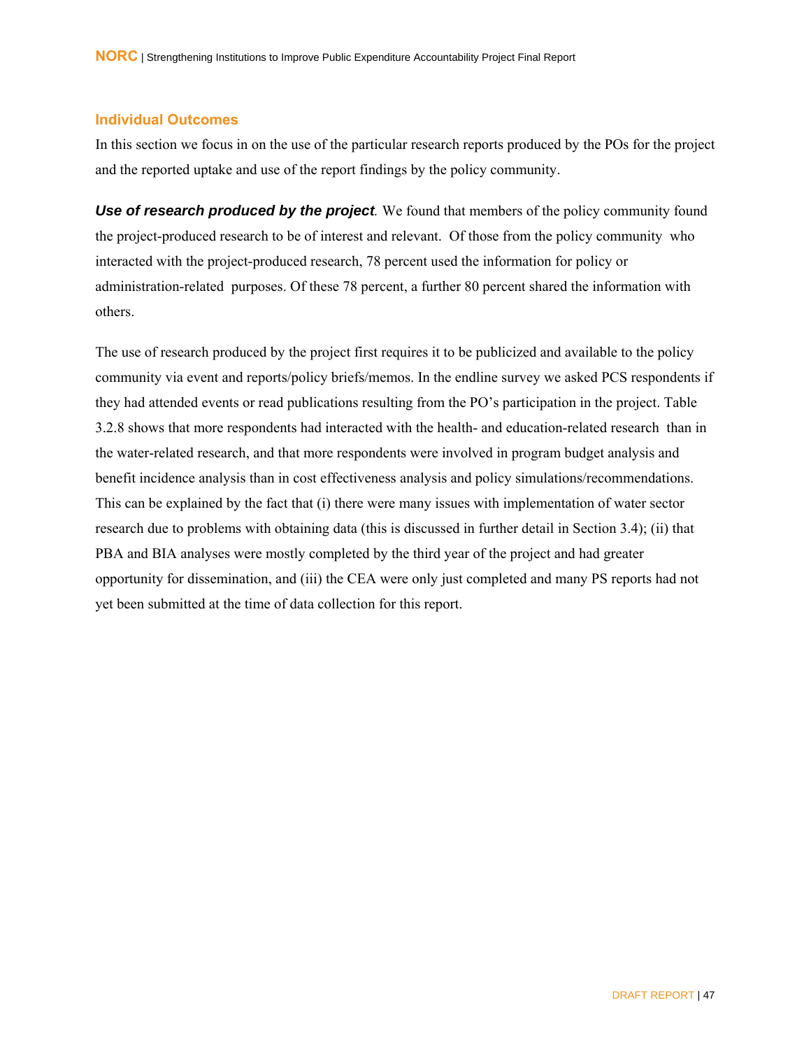### Individual Outcomes

In this section we focus in on the use of the particular research reports produced by the POs for the project and the reported uptake and use of the report findings by the policy community.

***Use of research produced by the project***. We found that members of the policy community found the project-produced research to be of interest and relevant. Of those from the policy community who interacted with the project-produced research, 78 percent used the information for policy or administration-related purposes. Of these 78 percent, a further 80 percent shared the information with others.

The use of research produced by the project first requires it to be publicized and available to the policy community via event and reports/policy briefs/memos. In the endline survey we asked PCS respondents if they had attended events or read publications resulting from the PO's participation in the project. Table 3.2.8 shows that more respondents had interacted with the health- and education-related research than in the water-related research, and that more respondents were involved in program budget analysis and benefit incidence analysis than in cost effectiveness analysis and policy simulations/recommendations. This can be explained by the fact that (i) there were many issues with implementation of water sector research due to problems with obtaining data (this is discussed in further detail in Section 3.4); (ii) that PBA and BIA analyses were mostly completed by the third year of the project and had greater opportunity for dissemination, and (iii) the CEA were only just completed and many PS reports had not yet been submitted at the time of data collection for this report.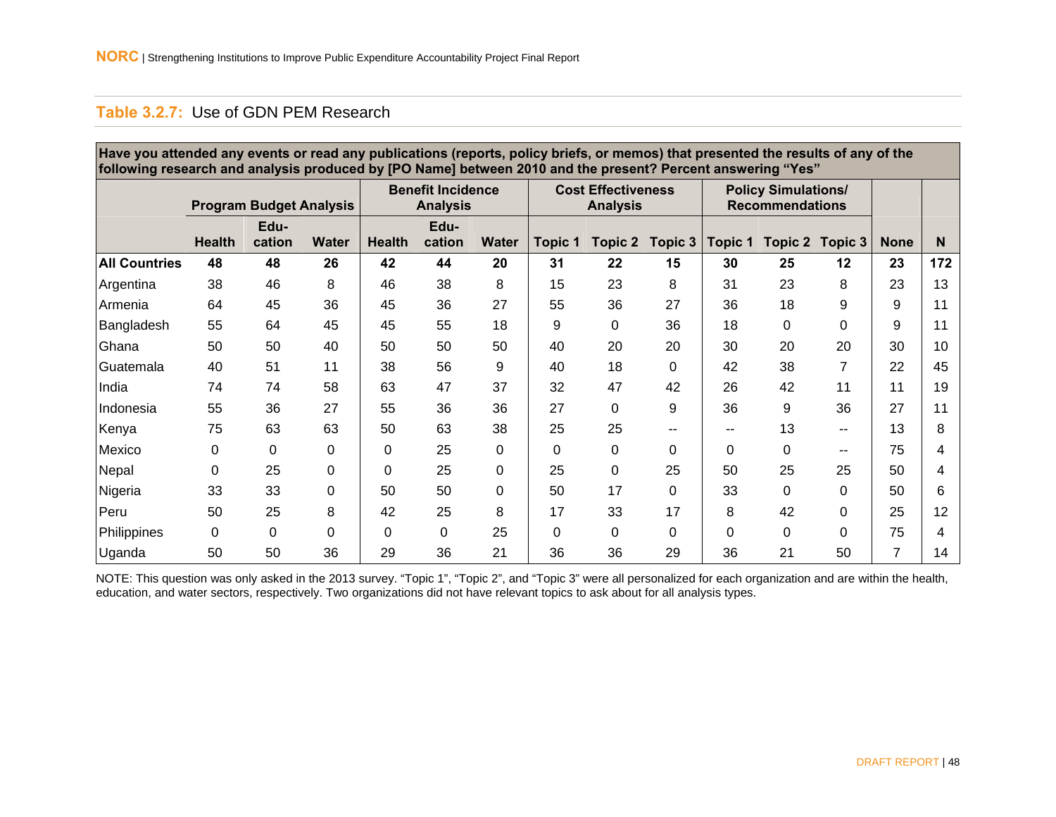**Table 3.2.7:** Use of GDN PEM Research

| Have you attended any events or read any publications (reports, policy briefs, or memos) that presented the results of any of the following research and analysis produced by [PO Name] between 2010 and the present? Percent answering "Yes" | | | | | | | | | | | | | | |
|---|---|---|---|---|---|---|---|---|---|---|---|---|---|---|
| | Program Budget Analysis | | | Benefit Incidence Analysis | | | Cost Effectiveness Analysis | | | Policy Simulations/ Recommendations | | | | |
| | Health | Edu-cation | Water | Health | Edu-cation | Water | Topic 1 | Topic 2 | Topic 3 | Topic 1 | Topic 2 | Topic 3 | None | N |
| **All Countries** | **48** | **48** | **26** | **42** | **44** | **20** | **31** | **22** | **15** | **30** | **25** | **12** | **23** | **172** |
| Argentina | 38 | 46 | 8 | 46 | 38 | 8 | 15 | 23 | 8 | 31 | 23 | 8 | 23 | 13 |
| Armenia | 64 | 45 | 36 | 45 | 36 | 27 | 55 | 36 | 27 | 36 | 18 | 9 | 9 | 11 |
| Bangladesh | 55 | 64 | 45 | 45 | 55 | 18 | 9 | 0 | 36 | 18 | 0 | 0 | 9 | 11 |
| Ghana | 50 | 50 | 40 | 50 | 50 | 50 | 40 | 20 | 20 | 30 | 20 | 20 | 30 | 10 |
| Guatemala | 40 | 51 | 11 | 38 | 56 | 9 | 40 | 18 | 0 | 42 | 38 | 7 | 22 | 45 |
| India | 74 | 74 | 58 | 63 | 47 | 37 | 32 | 47 | 42 | 26 | 42 | 11 | 11 | 19 |
| Indonesia | 55 | 36 | 27 | 55 | 36 | 36 | 27 | 0 | 9 | 36 | 9 | 36 | 27 | 11 |
| Kenya | 75 | 63 | 63 | 50 | 63 | 38 | 25 | 25 | -- | -- | 13 | -- | 13 | 8 |
| Mexico | 0 | 0 | 0 | 0 | 25 | 0 | 0 | 0 | 0 | 0 | 0 | -- | 75 | 4 |
| Nepal | 0 | 25 | 0 | 0 | 25 | 0 | 25 | 0 | 25 | 50 | 25 | 25 | 50 | 4 |
| Nigeria | 33 | 33 | 0 | 50 | 50 | 0 | 50 | 17 | 0 | 33 | 0 | 0 | 50 | 6 |
| Peru | 50 | 25 | 8 | 42 | 25 | 8 | 17 | 33 | 17 | 8 | 42 | 0 | 25 | 12 |
| Philippines | 0 | 0 | 0 | 0 | 0 | 25 | 0 | 0 | 0 | 0 | 0 | 0 | 75 | 4 |
| Uganda | 50 | 50 | 36 | 29 | 36 | 21 | 36 | 36 | 29 | 36 | 21 | 50 | 7 | 14 |

NOTE: This question was only asked in the 2013 survey. "Topic 1", "Topic 2", and "Topic 3" were all personalized for each organization and are within the health, education, and water sectors, respectively. Two organizations did not have relevant topics to ask about for all analysis types.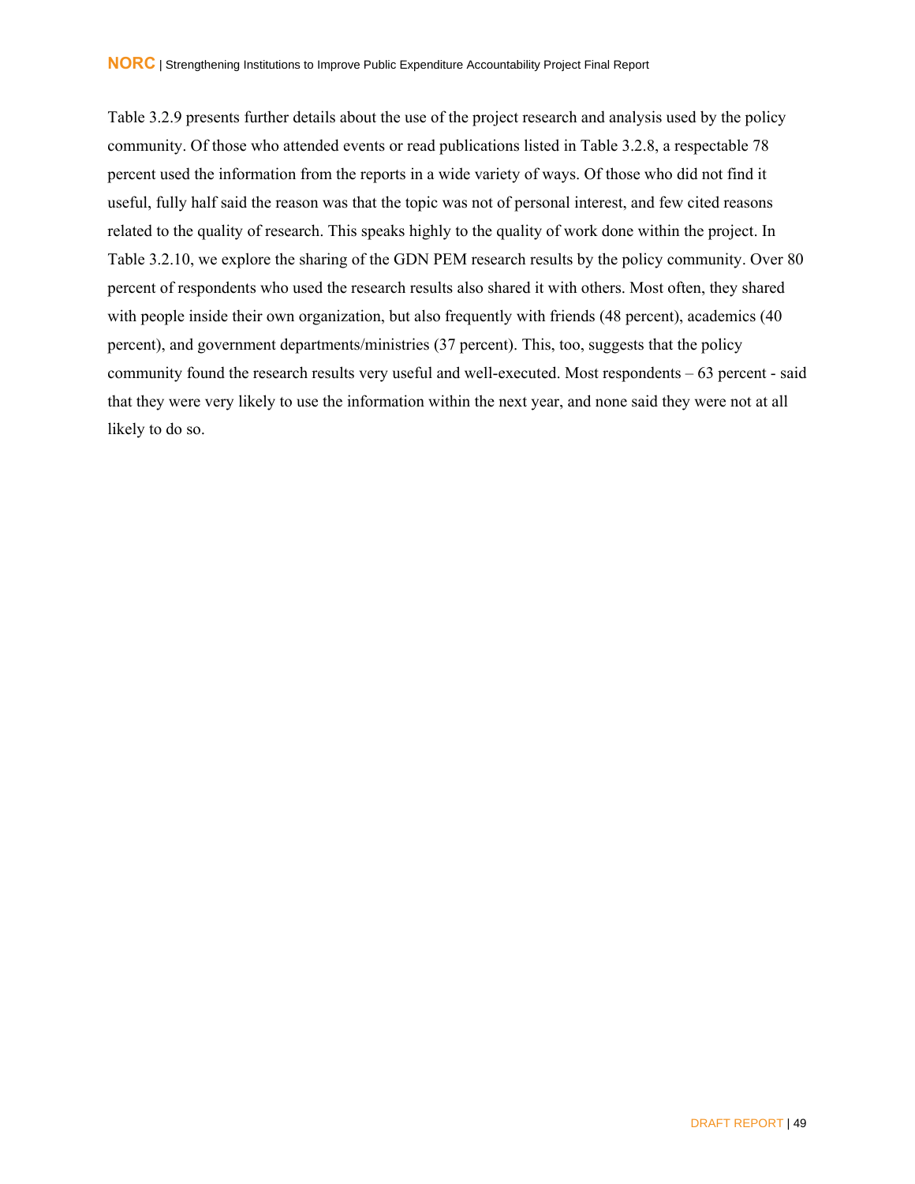Table 3.2.9 presents further details about the use of the project research and analysis used by the policy community. Of those who attended events or read publications listed in Table 3.2.8, a respectable 78 percent used the information from the reports in a wide variety of ways. Of those who did not find it useful, fully half said the reason was that the topic was not of personal interest, and few cited reasons related to the quality of research. This speaks highly to the quality of work done within the project. In Table 3.2.10, we explore the sharing of the GDN PEM research results by the policy community. Over 80 percent of respondents who used the research results also shared it with others. Most often, they shared with people inside their own organization, but also frequently with friends (48 percent), academics (40 percent), and government departments/ministries (37 percent). This, too, suggests that the policy community found the research results very useful and well-executed. Most respondents – 63 percent - said that they were very likely to use the information within the next year, and none said they were not at all likely to do so.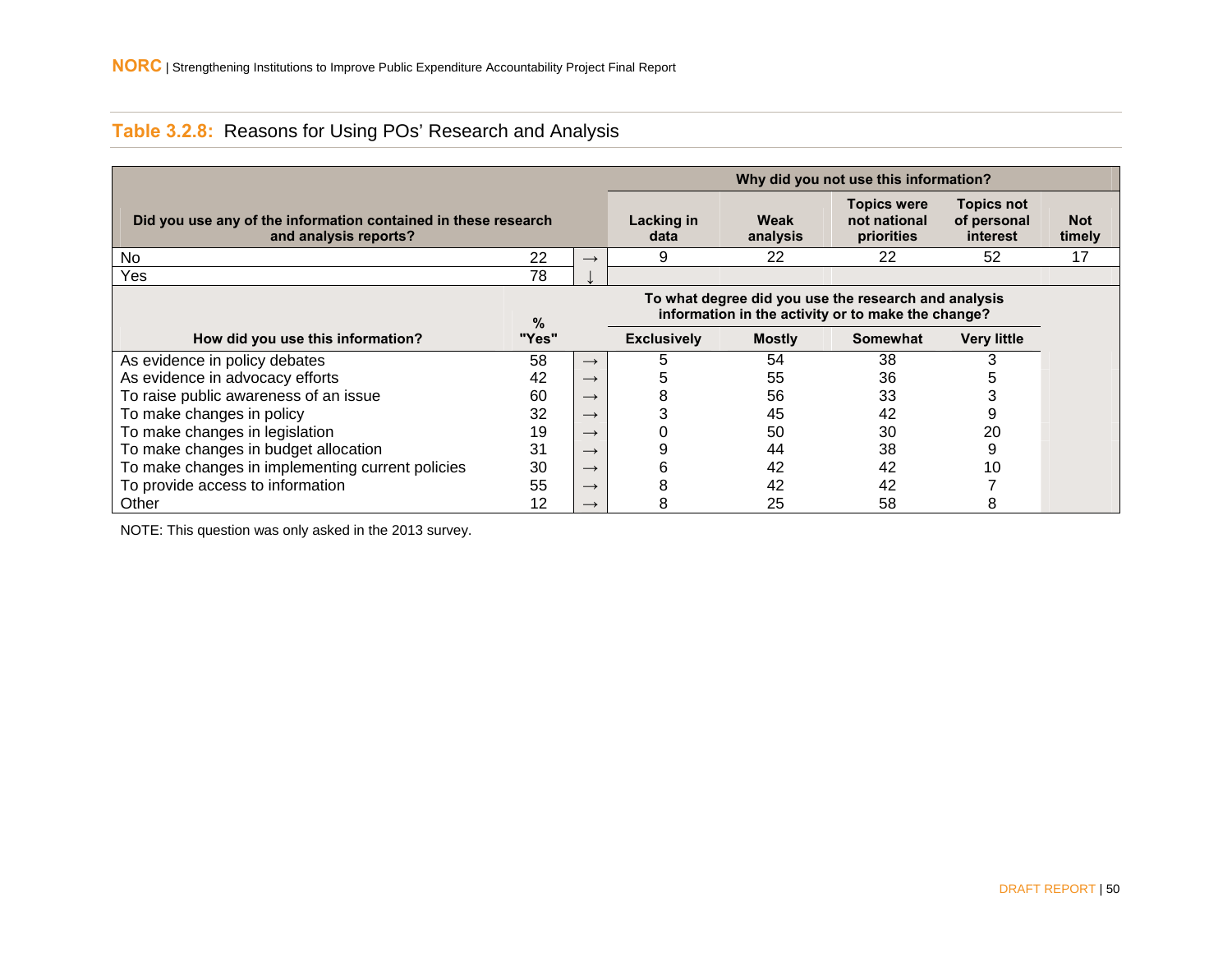**Table 3.2.8:** Reasons for Using POs' Research and Analysis

| Did you use any of the information contained in these research and analysis reports? | | | Why did you not use this information? | | | | |
|---|---|---|---|---|---|---|---|
| | | | Lacking in data | Weak analysis | Topics were not national priorities | Topics not of personal interest | Not timely |
| No | 22 | → | 9 | 22 | 22 | 52 | 17 |
| Yes | 78 | ↓ | | | | | |

| How did you use this information? | % "Yes" | | To what degree did you use the research and analysis information in the activity or to make the change? | | | |
|---|---|---|---|---|---|---|
| | | | Exclusively | Mostly | Somewhat | Very little |
| As evidence in policy debates | 58 | → | 5 | 54 | 38 | 3 |
| As evidence in advocacy efforts | 42 | → | 5 | 55 | 36 | 5 |
| To raise public awareness of an issue | 60 | → | 8 | 56 | 33 | 3 |
| To make changes in policy | 32 | → | 3 | 45 | 42 | 9 |
| To make changes in legislation | 19 | → | 0 | 50 | 30 | 20 |
| To make changes in budget allocation | 31 | → | 9 | 44 | 38 | 9 |
| To make changes in implementing current policies | 30 | → | 6 | 42 | 42 | 10 |
| To provide access to information | 55 | → | 8 | 42 | 42 | 7 |
| Other | 12 | → | 8 | 25 | 58 | 8 |

NOTE: This question was only asked in the 2013 survey.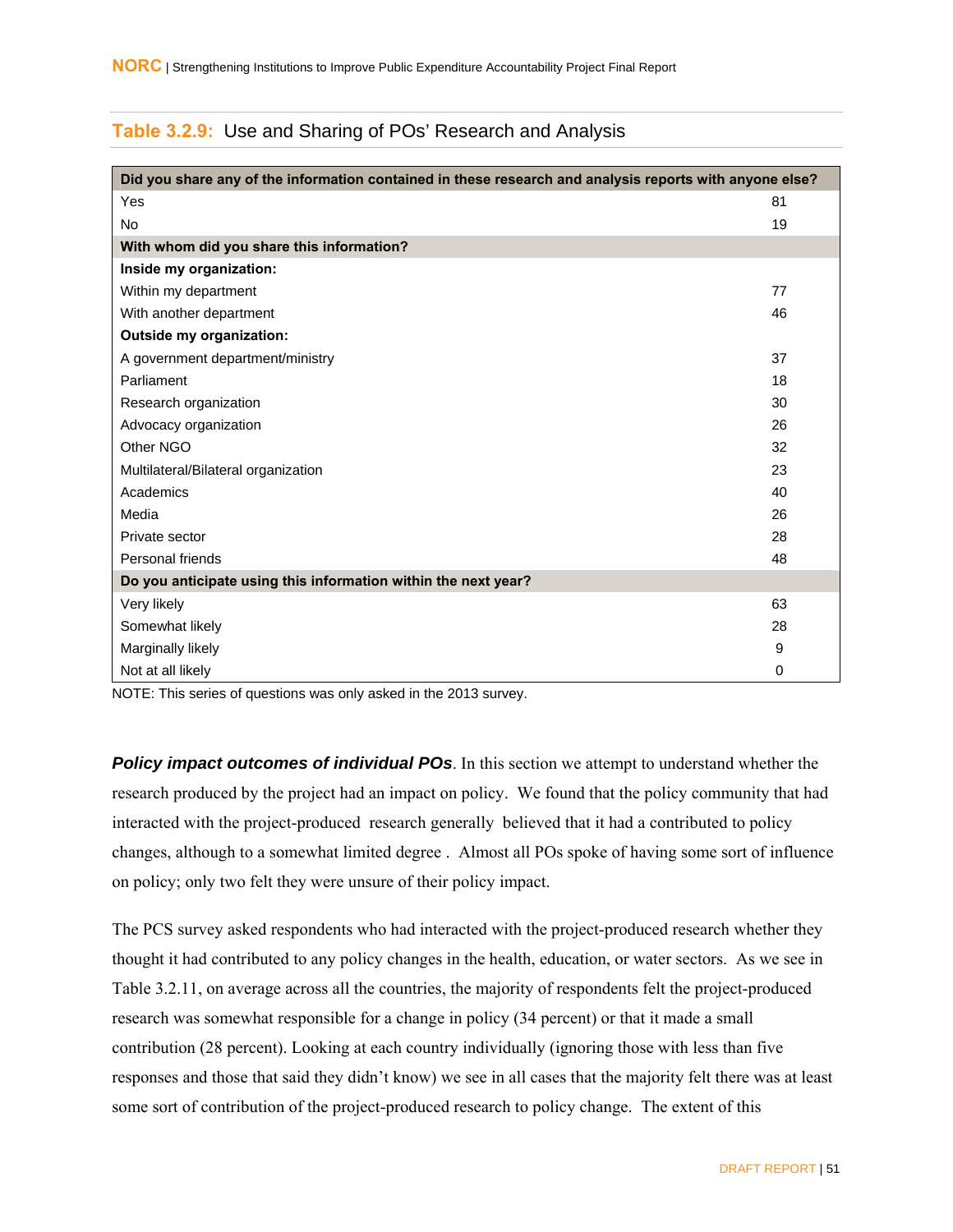**Table 3.2.9:** Use and Sharing of POs' Research and Analysis

| Did you share any of the information contained in these research and analysis reports with anyone else? | |
|---|---|
| Yes | 81 |
| No | 19 |
| **With whom did you share this information?** | |
| **Inside my organization:** | |
| Within my department | 77 |
| With another department | 46 |
| **Outside my organization:** | |
| A government department/ministry | 37 |
| Parliament | 18 |
| Research organization | 30 |
| Advocacy organization | 26 |
| Other NGO | 32 |
| Multilateral/Bilateral organization | 23 |
| Academics | 40 |
| Media | 26 |
| Private sector | 28 |
| Personal friends | 48 |
| **Do you anticipate using this information within the next year?** | |
| Very likely | 63 |
| Somewhat likely | 28 |
| Marginally likely | 9 |
| Not at all likely | 0 |

NOTE: This series of questions was only asked in the 2013 survey.

***Policy impact outcomes of individual POs***. In this section we attempt to understand whether the research produced by the project had an impact on policy. We found that the policy community that had interacted with the project-produced research generally believed that it had a contributed to policy changes, although to a somewhat limited degree . Almost all POs spoke of having some sort of influence on policy; only two felt they were unsure of their policy impact.

The PCS survey asked respondents who had interacted with the project-produced research whether they thought it had contributed to any policy changes in the health, education, or water sectors. As we see in Table 3.2.11, on average across all the countries, the majority of respondents felt the project-produced research was somewhat responsible for a change in policy (34 percent) or that it made a small contribution (28 percent). Looking at each country individually (ignoring those with less than five responses and those that said they didn't know) we see in all cases that the majority felt there was at least some sort of contribution of the project-produced research to policy change. The extent of this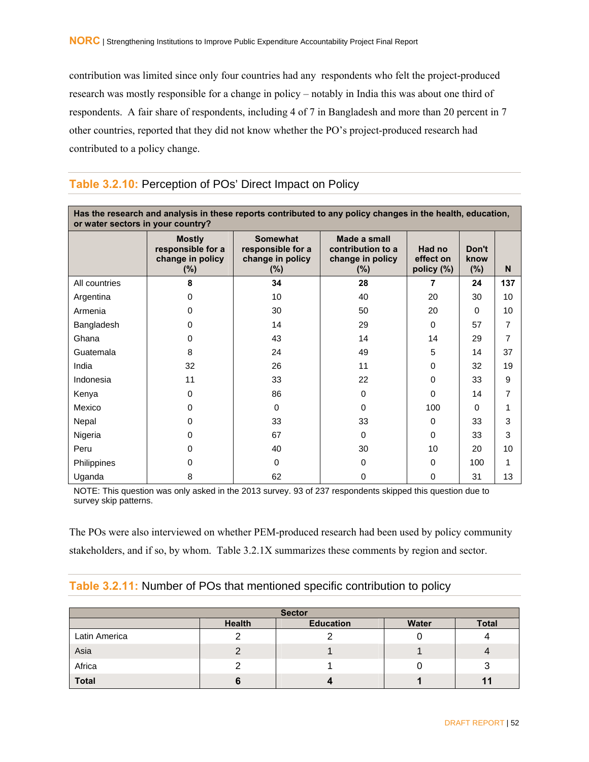contribution was limited since only four countries had any respondents who felt the project-produced research was mostly responsible for a change in policy – notably in India this was about one third of respondents. A fair share of respondents, including 4 of 7 in Bangladesh and more than 20 percent in 7 other countries, reported that they did not know whether the PO's project-produced research had contributed to a policy change.

### Table 3.2.10: Perception of POs' Direct Impact on Policy

| Has the research and analysis in these reports contributed to any policy changes in the health, education, or water sectors in your country? | | | | | | |
|---|---|---|---|---|---|---|
| | **Mostly responsible for a change in policy (%)** | **Somewhat responsible for a change in policy (%)** | **Made a small contribution to a change in policy (%)** | **Had no effect on policy (%)** | **Don't know (%)** | **N** |
| All countries | **8** | **34** | **28** | **7** | **24** | **137** |
| Argentina | 0 | 10 | 40 | 20 | 30 | 10 |
| Armenia | 0 | 30 | 50 | 20 | 0 | 10 |
| Bangladesh | 0 | 14 | 29 | 0 | 57 | 7 |
| Ghana | 0 | 43 | 14 | 14 | 29 | 7 |
| Guatemala | 8 | 24 | 49 | 5 | 14 | 37 |
| India | 32 | 26 | 11 | 0 | 32 | 19 |
| Indonesia | 11 | 33 | 22 | 0 | 33 | 9 |
| Kenya | 0 | 86 | 0 | 0 | 14 | 7 |
| Mexico | 0 | 0 | 0 | 100 | 0 | 1 |
| Nepal | 0 | 33 | 33 | 0 | 33 | 3 |
| Nigeria | 0 | 67 | 0 | 0 | 33 | 3 |
| Peru | 0 | 40 | 30 | 10 | 20 | 10 |
| Philippines | 0 | 0 | 0 | 0 | 100 | 1 |
| Uganda | 8 | 62 | 0 | 0 | 31 | 13 |

NOTE: This question was only asked in the 2013 survey. 93 of 237 respondents skipped this question due to survey skip patterns.

The POs were also interviewed on whether PEM-produced research had been used by policy community stakeholders, and if so, by whom. Table 3.2.1X summarizes these comments by region and sector.

### Table 3.2.11: Number of POs that mentioned specific contribution to policy

| | Sector | | | |
|---|---|---|---|---|
| | **Health** | **Education** | **Water** | **Total** |
| Latin America | 2 | 2 | 0 | 4 |
| Asia | 2 | 1 | 1 | 4 |
| Africa | 2 | 1 | 0 | 3 |
| **Total** | **6** | **4** | **1** | **11** |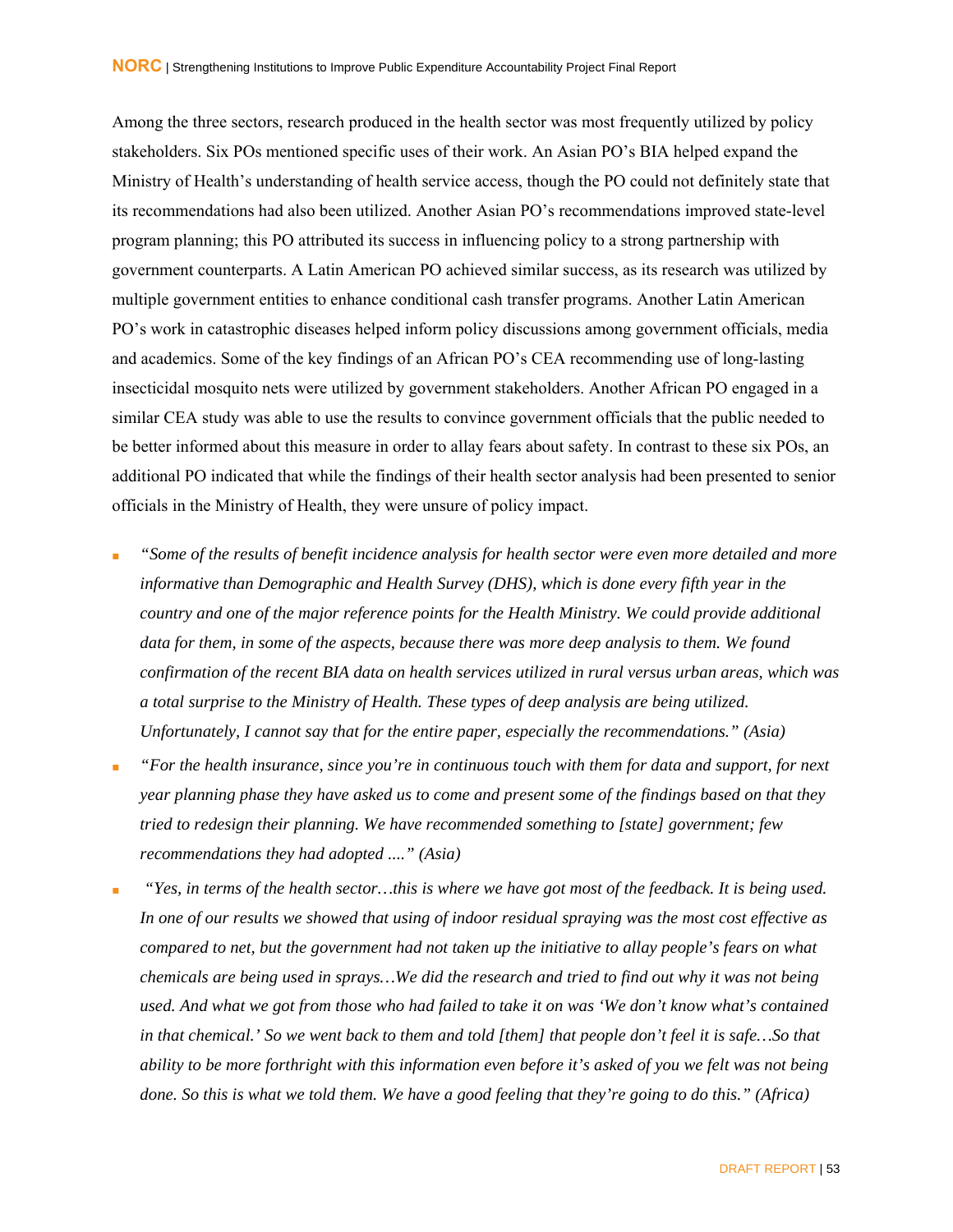Among the three sectors, research produced in the health sector was most frequently utilized by policy stakeholders. Six POs mentioned specific uses of their work. An Asian PO's BIA helped expand the Ministry of Health's understanding of health service access, though the PO could not definitely state that its recommendations had also been utilized. Another Asian PO's recommendations improved state-level program planning; this PO attributed its success in influencing policy to a strong partnership with government counterparts. A Latin American PO achieved similar success, as its research was utilized by multiple government entities to enhance conditional cash transfer programs. Another Latin American PO's work in catastrophic diseases helped inform policy discussions among government officials, media and academics. Some of the key findings of an African PO's CEA recommending use of long-lasting insecticidal mosquito nets were utilized by government stakeholders. Another African PO engaged in a similar CEA study was able to use the results to convince government officials that the public needed to be better informed about this measure in order to allay fears about safety. In contrast to these six POs, an additional PO indicated that while the findings of their health sector analysis had been presented to senior officials in the Ministry of Health, they were unsure of policy impact.

- *"Some of the results of benefit incidence analysis for health sector were even more detailed and more informative than Demographic and Health Survey (DHS), which is done every fifth year in the country and one of the major reference points for the Health Ministry. We could provide additional data for them, in some of the aspects, because there was more deep analysis to them. We found confirmation of the recent BIA data on health services utilized in rural versus urban areas, which was a total surprise to the Ministry of Health. These types of deep analysis are being utilized. Unfortunately, I cannot say that for the entire paper, especially the recommendations." (Asia)*
- *"For the health insurance, since you're in continuous touch with them for data and support, for next year planning phase they have asked us to come and present some of the findings based on that they tried to redesign their planning. We have recommended something to [state] government; few recommendations they had adopted ...." (Asia)*
- *"Yes, in terms of the health sector…this is where we have got most of the feedback. It is being used. In one of our results we showed that using of indoor residual spraying was the most cost effective as compared to net, but the government had not taken up the initiative to allay people's fears on what chemicals are being used in sprays…We did the research and tried to find out why it was not being used. And what we got from those who had failed to take it on was 'We don't know what's contained in that chemical.' So we went back to them and told [them] that people don't feel it is safe…So that ability to be more forthright with this information even before it's asked of you we felt was not being done. So this is what we told them. We have a good feeling that they're going to do this." (Africa)*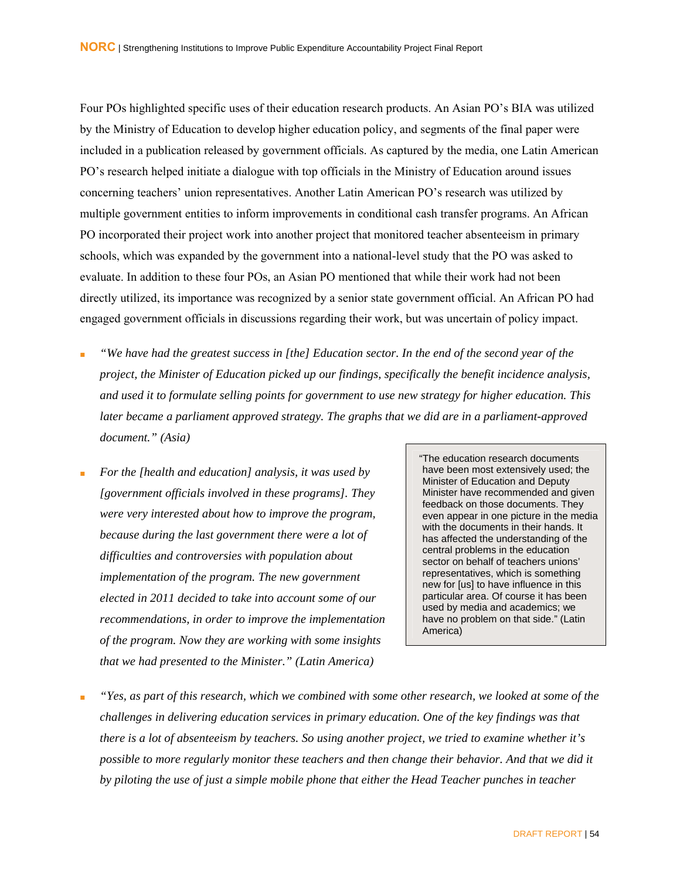Four POs highlighted specific uses of their education research products. An Asian PO's BIA was utilized by the Ministry of Education to develop higher education policy, and segments of the final paper were included in a publication released by government officials. As captured by the media, one Latin American PO's research helped initiate a dialogue with top officials in the Ministry of Education around issues concerning teachers' union representatives. Another Latin American PO's research was utilized by multiple government entities to inform improvements in conditional cash transfer programs. An African PO incorporated their project work into another project that monitored teacher absenteeism in primary schools, which was expanded by the government into a national-level study that the PO was asked to evaluate. In addition to these four POs, an Asian PO mentioned that while their work had not been directly utilized, its importance was recognized by a senior state government official. An African PO had engaged government officials in discussions regarding their work, but was uncertain of policy impact.

- *"We have had the greatest success in [the] Education sector. In the end of the second year of the project, the Minister of Education picked up our findings, specifically the benefit incidence analysis, and used it to formulate selling points for government to use new strategy for higher education. This later became a parliament approved strategy. The graphs that we did are in a parliament-approved document." (Asia)*

- *For the [health and education] analysis, it was used by [government officials involved in these programs]. They were very interested about how to improve the program, because during the last government there were a lot of difficulties and controversies with population about implementation of the program. The new government elected in 2011 decided to take into account some of our recommendations, in order to improve the implementation of the program. Now they are working with some insights that we had presented to the Minister." (Latin America)*

> "The education research documents have been most extensively used; the Minister of Education and Deputy Minister have recommended and given feedback on those documents. They even appear in one picture in the media with the documents in their hands. It has affected the understanding of the central problems in the education sector on behalf of teachers unions' representatives, which is something new for [us] to have influence in this particular area. Of course it has been used by media and academics; we have no problem on that side." (Latin America)

- *"Yes, as part of this research, which we combined with some other research, we looked at some of the challenges in delivering education services in primary education. One of the key findings was that there is a lot of absenteeism by teachers. So using another project, we tried to examine whether it's possible to more regularly monitor these teachers and then change their behavior. And that we did it by piloting the use of just a simple mobile phone that either the Head Teacher punches in teacher*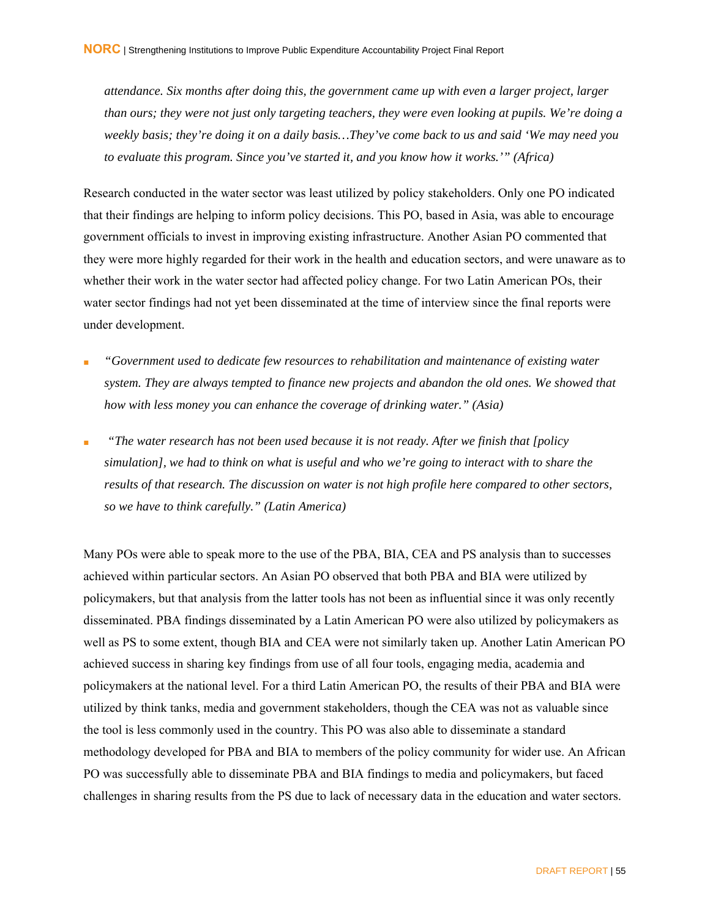*attendance. Six months after doing this, the government came up with even a larger project, larger than ours; they were not just only targeting teachers, they were even looking at pupils. We're doing a weekly basis; they're doing it on a daily basis…They've come back to us and said 'We may need you to evaluate this program. Since you've started it, and you know how it works.'" (Africa)*

Research conducted in the water sector was least utilized by policy stakeholders. Only one PO indicated that their findings are helping to inform policy decisions. This PO, based in Asia, was able to encourage government officials to invest in improving existing infrastructure. Another Asian PO commented that they were more highly regarded for their work in the health and education sectors, and were unaware as to whether their work in the water sector had affected policy change. For two Latin American POs, their water sector findings had not yet been disseminated at the time of interview since the final reports were under development.

- *"Government used to dedicate few resources to rehabilitation and maintenance of existing water system. They are always tempted to finance new projects and abandon the old ones. We showed that how with less money you can enhance the coverage of drinking water." (Asia)*
- *"The water research has not been used because it is not ready. After we finish that [policy simulation], we had to think on what is useful and who we're going to interact with to share the results of that research. The discussion on water is not high profile here compared to other sectors, so we have to think carefully." (Latin America)*

Many POs were able to speak more to the use of the PBA, BIA, CEA and PS analysis than to successes achieved within particular sectors. An Asian PO observed that both PBA and BIA were utilized by policymakers, but that analysis from the latter tools has not been as influential since it was only recently disseminated. PBA findings disseminated by a Latin American PO were also utilized by policymakers as well as PS to some extent, though BIA and CEA were not similarly taken up. Another Latin American PO achieved success in sharing key findings from use of all four tools, engaging media, academia and policymakers at the national level. For a third Latin American PO, the results of their PBA and BIA were utilized by think tanks, media and government stakeholders, though the CEA was not as valuable since the tool is less commonly used in the country. This PO was also able to disseminate a standard methodology developed for PBA and BIA to members of the policy community for wider use. An African PO was successfully able to disseminate PBA and BIA findings to media and policymakers, but faced challenges in sharing results from the PS due to lack of necessary data in the education and water sectors.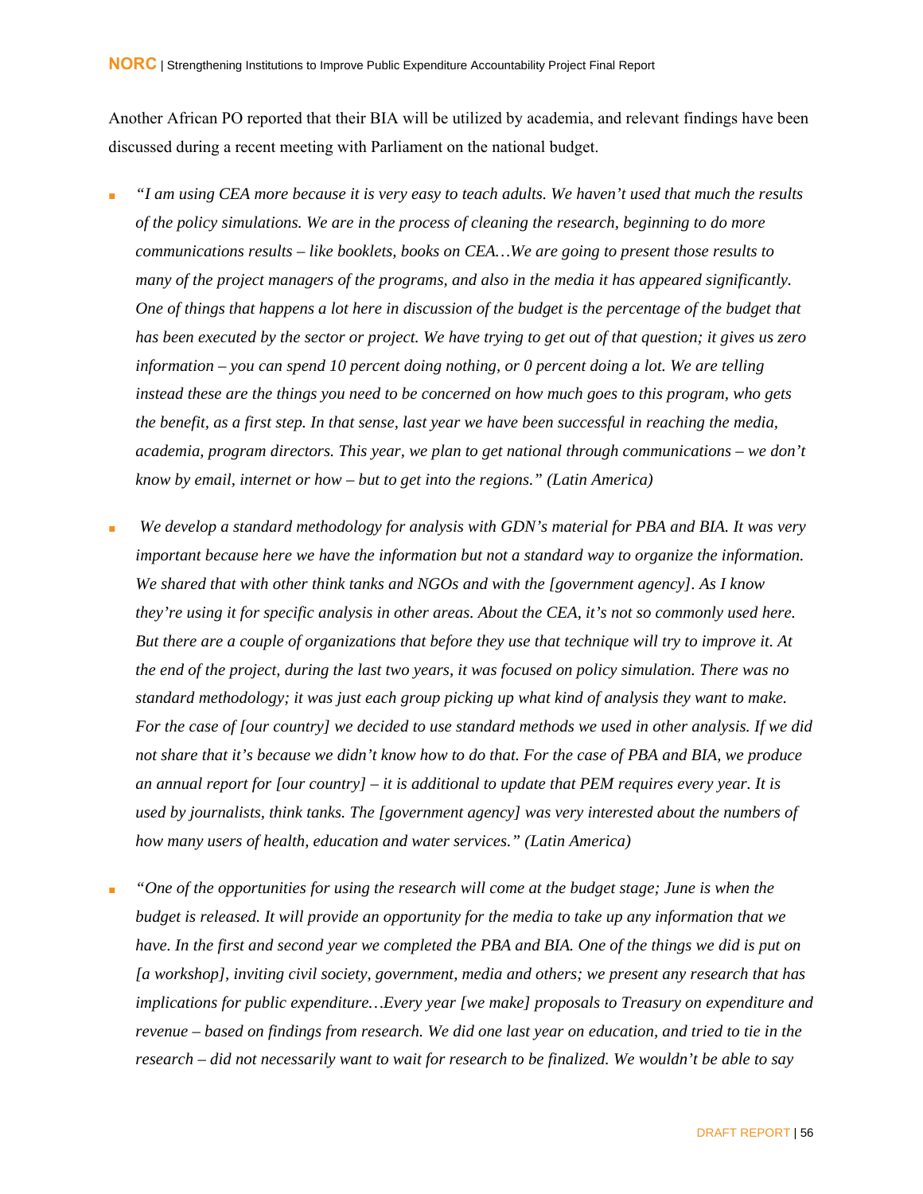Another African PO reported that their BIA will be utilized by academia, and relevant findings have been discussed during a recent meeting with Parliament on the national budget.

- *"I am using CEA more because it is very easy to teach adults. We haven't used that much the results of the policy simulations. We are in the process of cleaning the research, beginning to do more communications results – like booklets, books on CEA…We are going to present those results to many of the project managers of the programs, and also in the media it has appeared significantly. One of things that happens a lot here in discussion of the budget is the percentage of the budget that has been executed by the sector or project. We have trying to get out of that question; it gives us zero information – you can spend 10 percent doing nothing, or 0 percent doing a lot. We are telling instead these are the things you need to be concerned on how much goes to this program, who gets the benefit, as a first step. In that sense, last year we have been successful in reaching the media, academia, program directors. This year, we plan to get national through communications – we don't know by email, internet or how – but to get into the regions." (Latin America)*

- *We develop a standard methodology for analysis with GDN's material for PBA and BIA. It was very important because here we have the information but not a standard way to organize the information. We shared that with other think tanks and NGOs and with the [government agency]. As I know they're using it for specific analysis in other areas. About the CEA, it's not so commonly used here. But there are a couple of organizations that before they use that technique will try to improve it. At the end of the project, during the last two years, it was focused on policy simulation. There was no standard methodology; it was just each group picking up what kind of analysis they want to make. For the case of [our country] we decided to use standard methods we used in other analysis. If we did not share that it's because we didn't know how to do that. For the case of PBA and BIA, we produce an annual report for [our country] – it is additional to update that PEM requires every year. It is used by journalists, think tanks. The [government agency] was very interested about the numbers of how many users of health, education and water services." (Latin America)*

- *"One of the opportunities for using the research will come at the budget stage; June is when the budget is released. It will provide an opportunity for the media to take up any information that we have. In the first and second year we completed the PBA and BIA. One of the things we did is put on [a workshop], inviting civil society, government, media and others; we present any research that has implications for public expenditure…Every year [we make] proposals to Treasury on expenditure and revenue – based on findings from research. We did one last year on education, and tried to tie in the research – did not necessarily want to wait for research to be finalized. We wouldn't be able to say*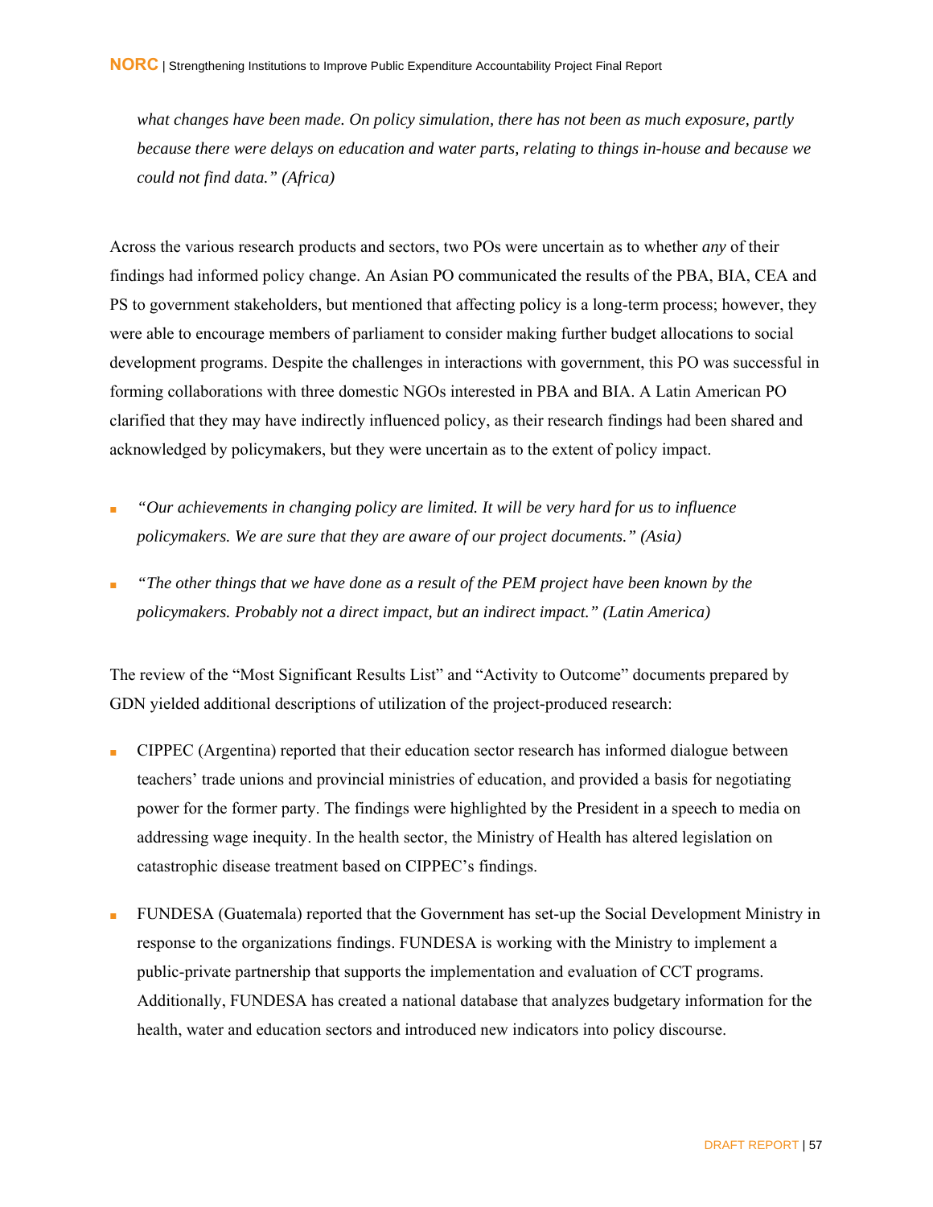*what changes have been made. On policy simulation, there has not been as much exposure, partly because there were delays on education and water parts, relating to things in-house and because we could not find data." (Africa)*

Across the various research products and sectors, two POs were uncertain as to whether *any* of their findings had informed policy change. An Asian PO communicated the results of the PBA, BIA, CEA and PS to government stakeholders, but mentioned that affecting policy is a long-term process; however, they were able to encourage members of parliament to consider making further budget allocations to social development programs. Despite the challenges in interactions with government, this PO was successful in forming collaborations with three domestic NGOs interested in PBA and BIA. A Latin American PO clarified that they may have indirectly influenced policy, as their research findings had been shared and acknowledged by policymakers, but they were uncertain as to the extent of policy impact.

- *"Our achievements in changing policy are limited. It will be very hard for us to influence policymakers. We are sure that they are aware of our project documents." (Asia)*
- *"The other things that we have done as a result of the PEM project have been known by the policymakers. Probably not a direct impact, but an indirect impact." (Latin America)*

The review of the "Most Significant Results List" and "Activity to Outcome" documents prepared by GDN yielded additional descriptions of utilization of the project-produced research:

- CIPPEC (Argentina) reported that their education sector research has informed dialogue between teachers' trade unions and provincial ministries of education, and provided a basis for negotiating power for the former party. The findings were highlighted by the President in a speech to media on addressing wage inequity. In the health sector, the Ministry of Health has altered legislation on catastrophic disease treatment based on CIPPEC's findings.
- FUNDESA (Guatemala) reported that the Government has set-up the Social Development Ministry in response to the organizations findings. FUNDESA is working with the Ministry to implement a public-private partnership that supports the implementation and evaluation of CCT programs. Additionally, FUNDESA has created a national database that analyzes budgetary information for the health, water and education sectors and introduced new indicators into policy discourse.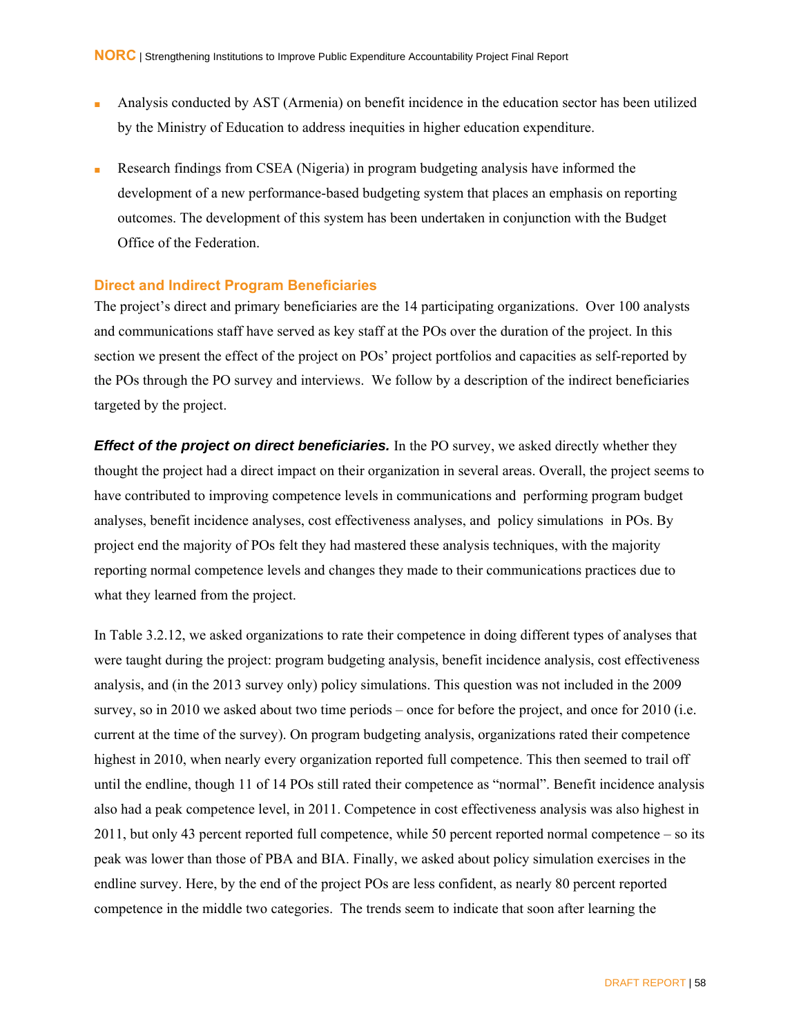- Analysis conducted by AST (Armenia) on benefit incidence in the education sector has been utilized by the Ministry of Education to address inequities in higher education expenditure.

- Research findings from CSEA (Nigeria) in program budgeting analysis have informed the development of a new performance-based budgeting system that places an emphasis on reporting outcomes. The development of this system has been undertaken in conjunction with the Budget Office of the Federation.

### Direct and Indirect Program Beneficiaries

The project's direct and primary beneficiaries are the 14 participating organizations. Over 100 analysts and communications staff have served as key staff at the POs over the duration of the project. In this section we present the effect of the project on POs' project portfolios and capacities as self-reported by the POs through the PO survey and interviews. We follow by a description of the indirect beneficiaries targeted by the project.

***Effect of the project on direct beneficiaries.*** In the PO survey, we asked directly whether they thought the project had a direct impact on their organization in several areas. Overall, the project seems to have contributed to improving competence levels in communications and performing program budget analyses, benefit incidence analyses, cost effectiveness analyses, and policy simulations in POs. By project end the majority of POs felt they had mastered these analysis techniques, with the majority reporting normal competence levels and changes they made to their communications practices due to what they learned from the project.

In Table 3.2.12, we asked organizations to rate their competence in doing different types of analyses that were taught during the project: program budgeting analysis, benefit incidence analysis, cost effectiveness analysis, and (in the 2013 survey only) policy simulations. This question was not included in the 2009 survey, so in 2010 we asked about two time periods – once for before the project, and once for 2010 (i.e. current at the time of the survey). On program budgeting analysis, organizations rated their competence highest in 2010, when nearly every organization reported full competence. This then seemed to trail off until the endline, though 11 of 14 POs still rated their competence as "normal". Benefit incidence analysis also had a peak competence level, in 2011. Competence in cost effectiveness analysis was also highest in 2011, but only 43 percent reported full competence, while 50 percent reported normal competence – so its peak was lower than those of PBA and BIA. Finally, we asked about policy simulation exercises in the endline survey. Here, by the end of the project POs are less confident, as nearly 80 percent reported competence in the middle two categories. The trends seem to indicate that soon after learning the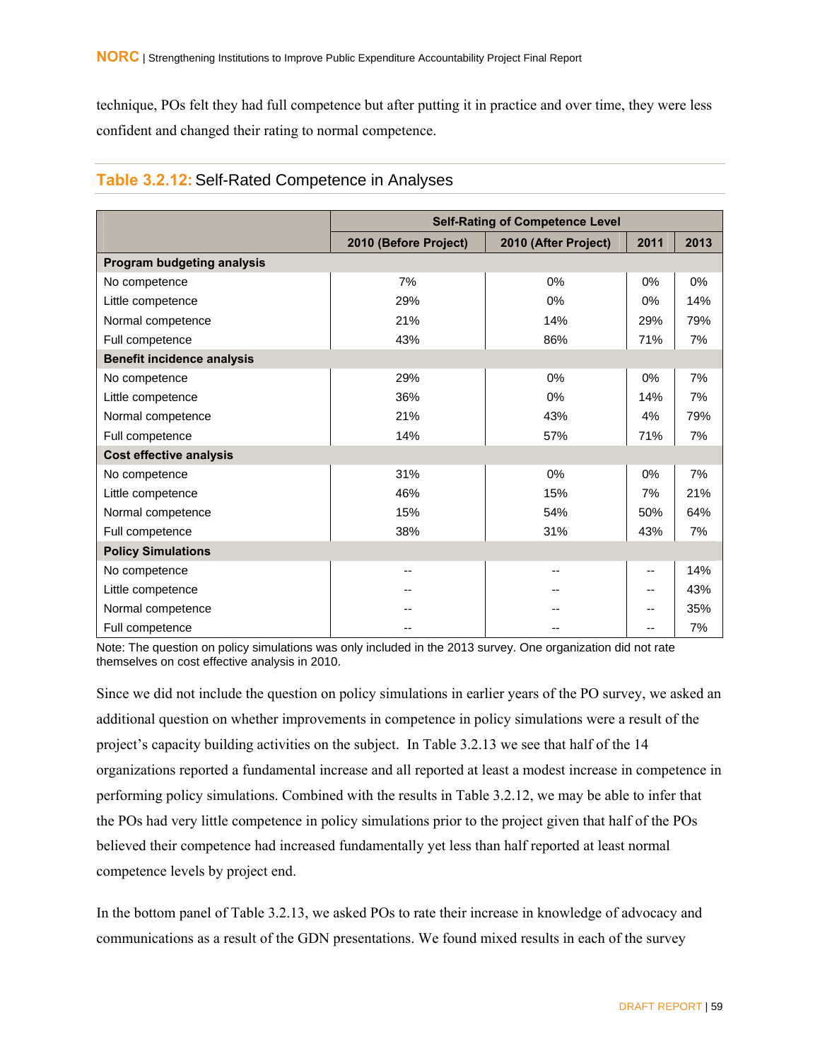technique, POs felt they had full competence but after putting it in practice and over time, they were less confident and changed their rating to normal competence.

**Table 3.2.12:** Self-Rated Competence in Analyses

| | Self-Rating of Competence Level | | | |
|---|---|---|---|---|
| | 2010 (Before Project) | 2010 (After Project) | 2011 | 2013 |
| **Program budgeting analysis** | | | | |
| No competence | 7% | 0% | 0% | 0% |
| Little competence | 29% | 0% | 0% | 14% |
| Normal competence | 21% | 14% | 29% | 79% |
| Full competence | 43% | 86% | 71% | 7% |
| **Benefit incidence analysis** | | | | |
| No competence | 29% | 0% | 0% | 7% |
| Little competence | 36% | 0% | 14% | 7% |
| Normal competence | 21% | 43% | 4% | 79% |
| Full competence | 14% | 57% | 71% | 7% |
| **Cost effective analysis** | | | | |
| No competence | 31% | 0% | 0% | 7% |
| Little competence | 46% | 15% | 7% | 21% |
| Normal competence | 15% | 54% | 50% | 64% |
| Full competence | 38% | 31% | 43% | 7% |
| **Policy Simulations** | | | | |
| No competence | -- | -- | -- | 14% |
| Little competence | -- | -- | -- | 43% |
| Normal competence | -- | -- | -- | 35% |
| Full competence | -- | -- | -- | 7% |

Note: The question on policy simulations was only included in the 2013 survey. One organization did not rate themselves on cost effective analysis in 2010.

Since we did not include the question on policy simulations in earlier years of the PO survey, we asked an additional question on whether improvements in competence in policy simulations were a result of the project's capacity building activities on the subject. In Table 3.2.13 we see that half of the 14 organizations reported a fundamental increase and all reported at least a modest increase in competence in performing policy simulations. Combined with the results in Table 3.2.12, we may be able to infer that the POs had very little competence in policy simulations prior to the project given that half of the POs believed their competence had increased fundamentally yet less than half reported at least normal competence levels by project end.

In the bottom panel of Table 3.2.13, we asked POs to rate their increase in knowledge of advocacy and communications as a result of the GDN presentations. We found mixed results in each of the survey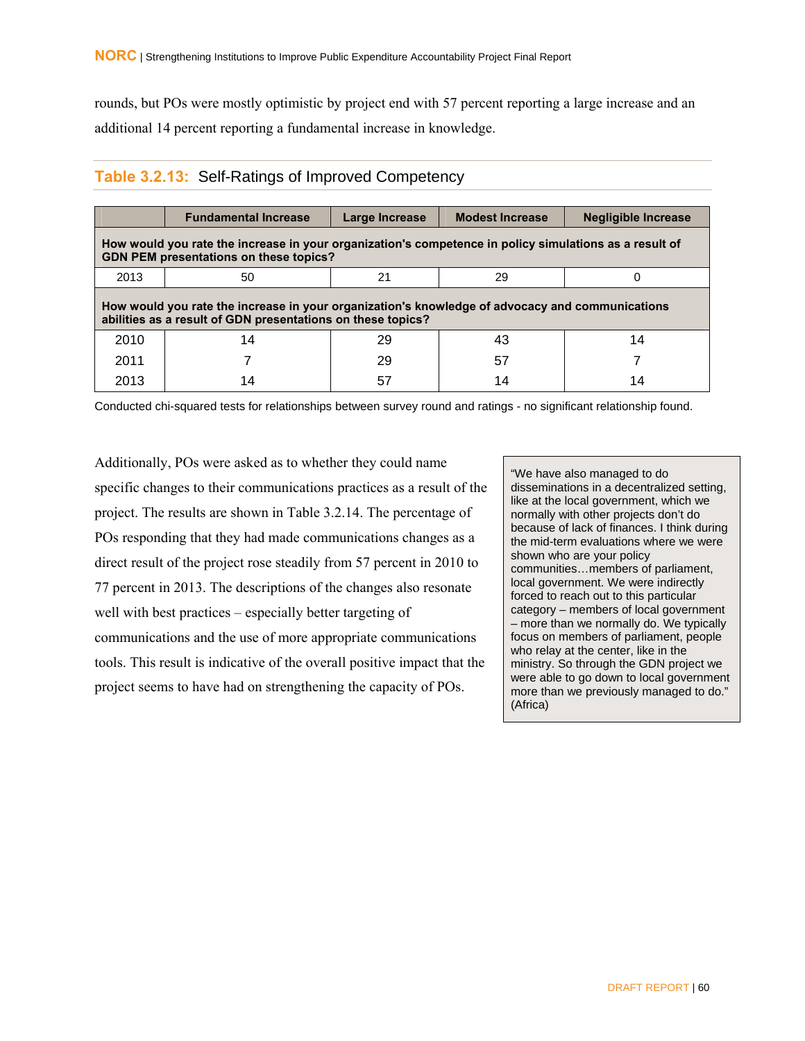rounds, but POs were mostly optimistic by project end with 57 percent reporting a large increase and an additional 14 percent reporting a fundamental increase in knowledge.

### Table 3.2.13: Self-Ratings of Improved Competency

| | Fundamental Increase | Large Increase | Modest Increase | Negligible Increase |
|---|---|---|---|---|
| **How would you rate the increase in your organization's competence in policy simulations as a result of GDN PEM presentations on these topics?** | | | | |
| 2013 | 50 | 21 | 29 | 0 |
| **How would you rate the increase in your organization's knowledge of advocacy and communications abilities as a result of GDN presentations on these topics?** | | | | |
| 2010 | 14 | 29 | 43 | 14 |
| 2011 | 7 | 29 | 57 | 7 |
| 2013 | 14 | 57 | 14 | 14 |

Conducted chi-squared tests for relationships between survey round and ratings - no significant relationship found.

Additionally, POs were asked as to whether they could name specific changes to their communications practices as a result of the project. The results are shown in Table 3.2.14. The percentage of POs responding that they had made communications changes as a direct result of the project rose steadily from 57 percent in 2010 to 77 percent in 2013. The descriptions of the changes also resonate well with best practices – especially better targeting of communications and the use of more appropriate communications tools. This result is indicative of the overall positive impact that the project seems to have had on strengthening the capacity of POs.

> "We have also managed to do disseminations in a decentralized setting, like at the local government, which we normally with other projects don't do because of lack of finances. I think during the mid-term evaluations where we were shown who are your policy communities…members of parliament, local government. We were indirectly forced to reach out to this particular category – members of local government – more than we normally do. We typically focus on members of parliament, people who relay at the center, like in the ministry. So through the GDN project we were able to go down to local government more than we previously managed to do." (Africa)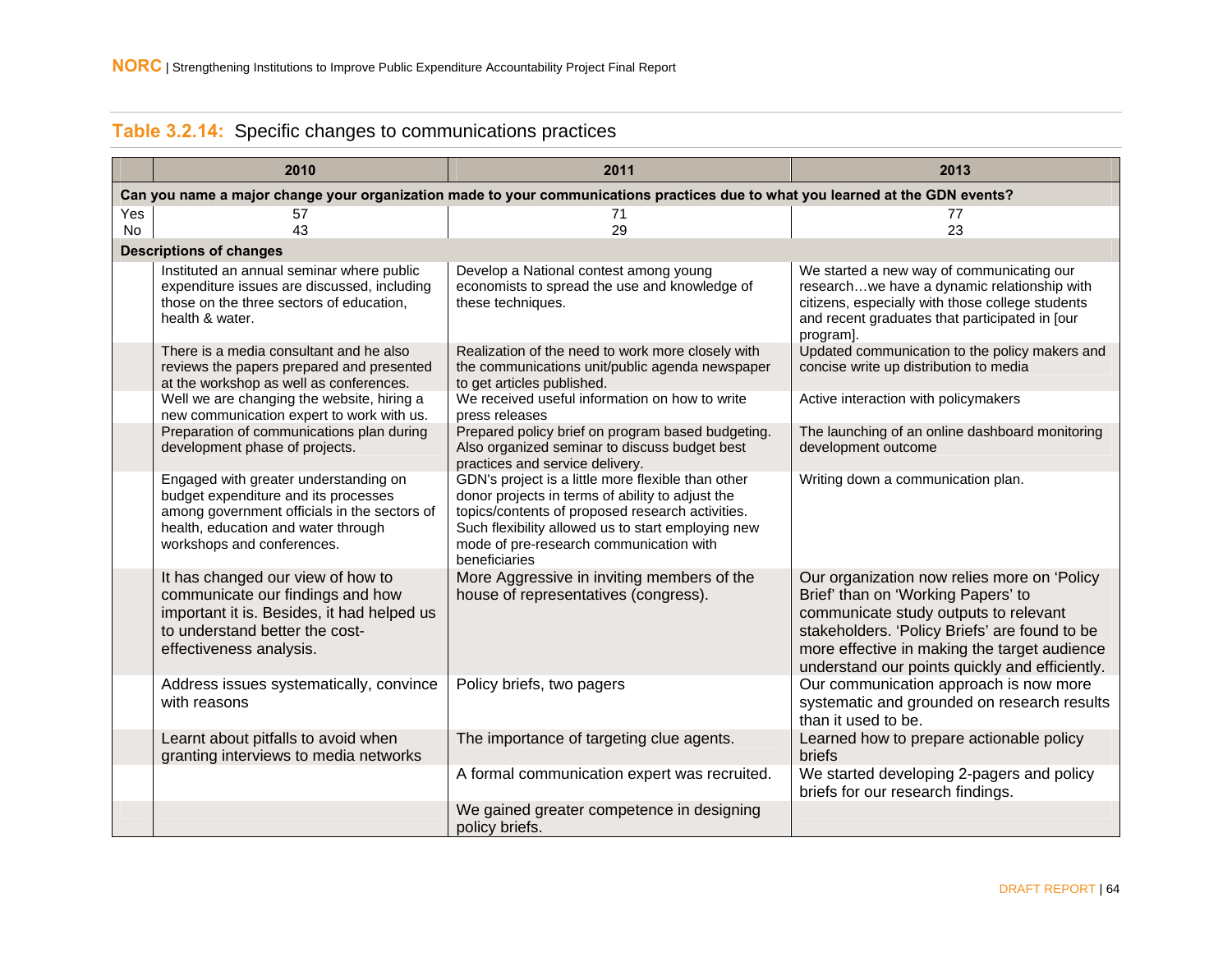**Table 3.2.14:** Specific changes to communications practices

| | 2010 | 2011 | 2013 |
|---|---|---|---|
| **Can you name a major change your organization made to your communications practices due to what you learned at the GDN events?** | | | |
| Yes | 57 | 71 | 77 |
| No | 43 | 29 | 23 |
| **Descriptions of changes** | | | |
| | Instituted an annual seminar where public expenditure issues are discussed, including those on the three sectors of education, health & water. | Develop a National contest among young economists to spread the use and knowledge of these techniques. | We started a new way of communicating our research…we have a dynamic relationship with citizens, especially with those college students and recent graduates that participated in [our program]. |
| | There is a media consultant and he also reviews the papers prepared and presented at the workshop as well as conferences. | Realization of the need to work more closely with the communications unit/public agenda newspaper to get articles published. | Updated communication to the policy makers and concise write up distribution to media |
| | Well we are changing the website, hiring a new communication expert to work with us. | We received useful information on how to write press releases | Active interaction with policymakers |
| | Preparation of communications plan during development phase of projects. | Prepared policy brief on program based budgeting. Also organized seminar to discuss budget best practices and service delivery. | The launching of an online dashboard monitoring development outcome |
| | Engaged with greater understanding on budget expenditure and its processes among government officials in the sectors of health, education and water through workshops and conferences. | GDN's project is a little more flexible than other donor projects in terms of ability to adjust the topics/contents of proposed research activities. Such flexibility allowed us to start employing new mode of pre-research communication with beneficiaries | Writing down a communication plan. |
| | It has changed our view of how to communicate our findings and how important it is. Besides, it had helped us to understand better the cost-effectiveness analysis. | More Aggressive in inviting members of the house of representatives (congress). | Our organization now relies more on 'Policy Brief' than on 'Working Papers' to communicate study outputs to relevant stakeholders. 'Policy Briefs' are found to be more effective in making the target audience understand our points quickly and efficiently. |
| | Address issues systematically, convince with reasons | Policy briefs, two pagers | Our communication approach is now more systematic and grounded on research results than it used to be. |
| | Learnt about pitfalls to avoid when granting interviews to media networks | The importance of targeting clue agents. | Learned how to prepare actionable policy briefs |
| | | A formal communication expert was recruited. | We started developing 2-pagers and policy briefs for our research findings. |
| | | We gained greater competence in designing policy briefs. | |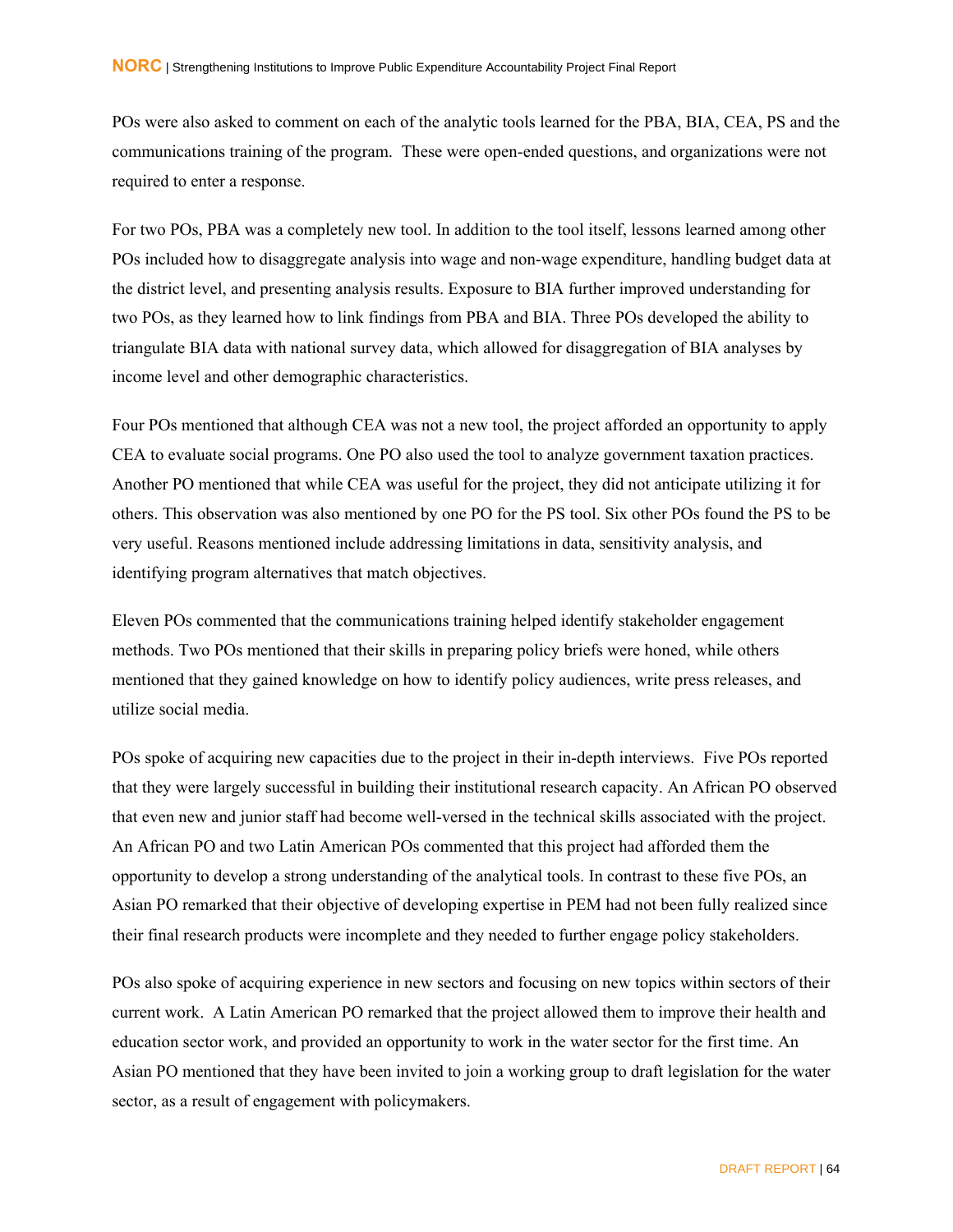POs were also asked to comment on each of the analytic tools learned for the PBA, BIA, CEA, PS and the communications training of the program. These were open-ended questions, and organizations were not required to enter a response.

For two POs, PBA was a completely new tool. In addition to the tool itself, lessons learned among other POs included how to disaggregate analysis into wage and non-wage expenditure, handling budget data at the district level, and presenting analysis results. Exposure to BIA further improved understanding for two POs, as they learned how to link findings from PBA and BIA. Three POs developed the ability to triangulate BIA data with national survey data, which allowed for disaggregation of BIA analyses by income level and other demographic characteristics.

Four POs mentioned that although CEA was not a new tool, the project afforded an opportunity to apply CEA to evaluate social programs. One PO also used the tool to analyze government taxation practices. Another PO mentioned that while CEA was useful for the project, they did not anticipate utilizing it for others. This observation was also mentioned by one PO for the PS tool. Six other POs found the PS to be very useful. Reasons mentioned include addressing limitations in data, sensitivity analysis, and identifying program alternatives that match objectives.

Eleven POs commented that the communications training helped identify stakeholder engagement methods. Two POs mentioned that their skills in preparing policy briefs were honed, while others mentioned that they gained knowledge on how to identify policy audiences, write press releases, and utilize social media.

POs spoke of acquiring new capacities due to the project in their in-depth interviews. Five POs reported that they were largely successful in building their institutional research capacity. An African PO observed that even new and junior staff had become well-versed in the technical skills associated with the project. An African PO and two Latin American POs commented that this project had afforded them the opportunity to develop a strong understanding of the analytical tools. In contrast to these five POs, an Asian PO remarked that their objective of developing expertise in PEM had not been fully realized since their final research products were incomplete and they needed to further engage policy stakeholders.

POs also spoke of acquiring experience in new sectors and focusing on new topics within sectors of their current work. A Latin American PO remarked that the project allowed them to improve their health and education sector work, and provided an opportunity to work in the water sector for the first time. An Asian PO mentioned that they have been invited to join a working group to draft legislation for the water sector, as a result of engagement with policymakers.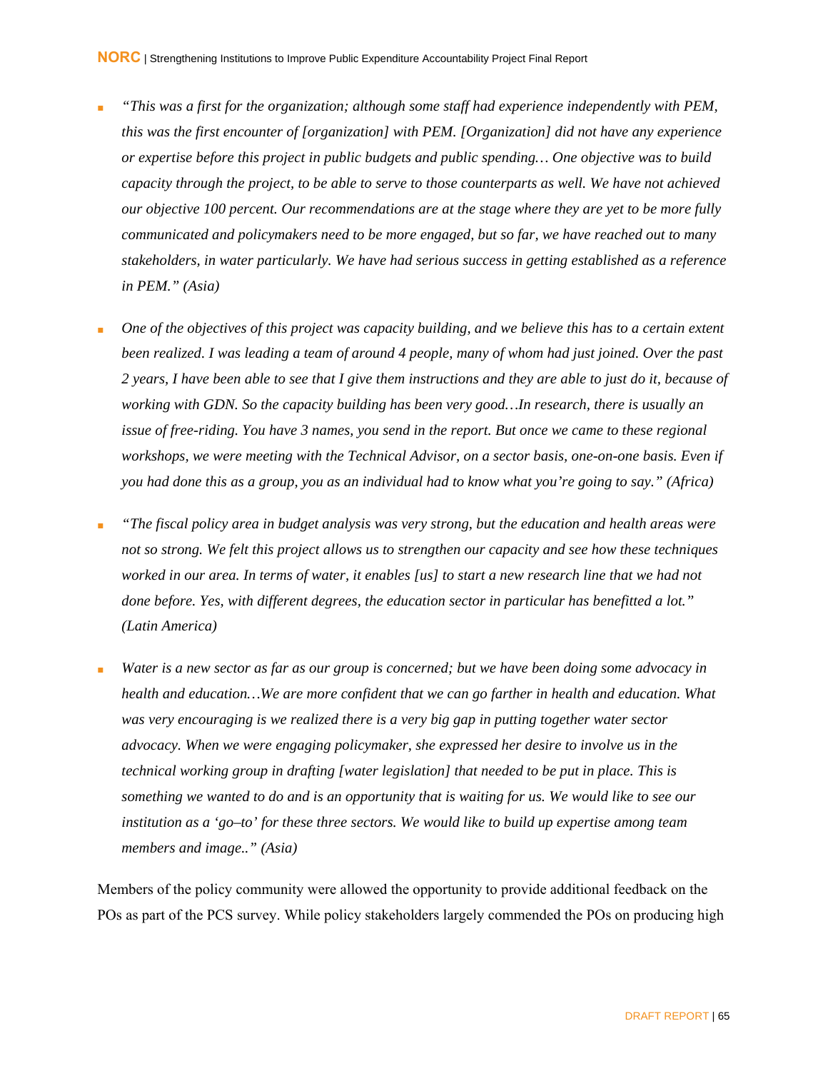- *"This was a first for the organization; although some staff had experience independently with PEM, this was the first encounter of [organization] with PEM. [Organization] did not have any experience or expertise before this project in public budgets and public spending… One objective was to build capacity through the project, to be able to serve to those counterparts as well. We have not achieved our objective 100 percent. Our recommendations are at the stage where they are yet to be more fully communicated and policymakers need to be more engaged, but so far, we have reached out to many stakeholders, in water particularly. We have had serious success in getting established as a reference in PEM." (Asia)*

- *One of the objectives of this project was capacity building, and we believe this has to a certain extent been realized. I was leading a team of around 4 people, many of whom had just joined. Over the past 2 years, I have been able to see that I give them instructions and they are able to just do it, because of working with GDN. So the capacity building has been very good…In research, there is usually an issue of free-riding. You have 3 names, you send in the report. But once we came to these regional workshops, we were meeting with the Technical Advisor, on a sector basis, one-on-one basis. Even if you had done this as a group, you as an individual had to know what you're going to say." (Africa)*

- *"The fiscal policy area in budget analysis was very strong, but the education and health areas were not so strong. We felt this project allows us to strengthen our capacity and see how these techniques worked in our area. In terms of water, it enables [us] to start a new research line that we had not done before. Yes, with different degrees, the education sector in particular has benefitted a lot." (Latin America)*

- *Water is a new sector as far as our group is concerned; but we have been doing some advocacy in health and education…We are more confident that we can go farther in health and education. What was very encouraging is we realized there is a very big gap in putting together water sector advocacy. When we were engaging policymaker, she expressed her desire to involve us in the technical working group in drafting [water legislation] that needed to be put in place. This is something we wanted to do and is an opportunity that is waiting for us. We would like to see our institution as a 'go–to' for these three sectors. We would like to build up expertise among team members and image.." (Asia)*

Members of the policy community were allowed the opportunity to provide additional feedback on the POs as part of the PCS survey. While policy stakeholders largely commended the POs on producing high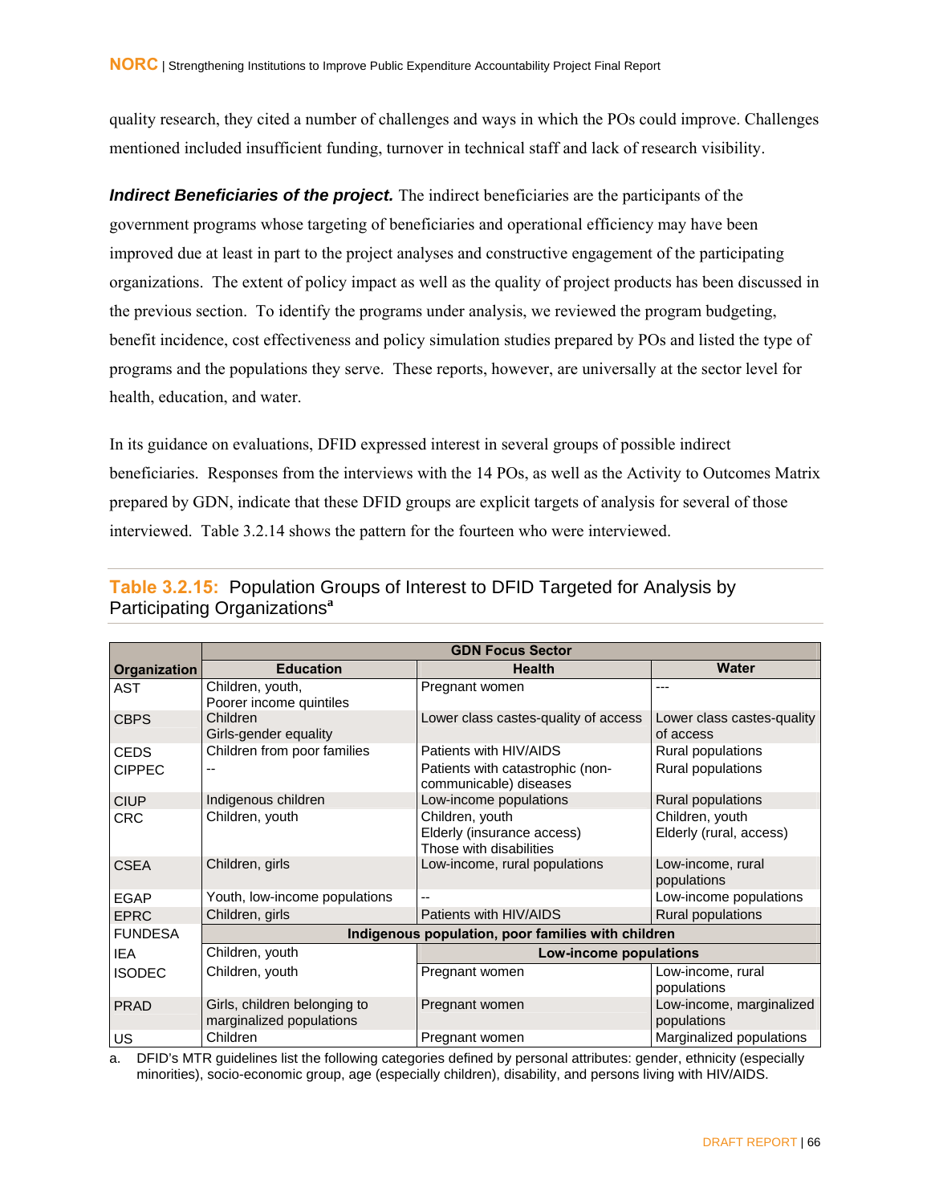quality research, they cited a number of challenges and ways in which the POs could improve. Challenges mentioned included insufficient funding, turnover in technical staff and lack of research visibility.

***Indirect Beneficiaries of the project.*** The indirect beneficiaries are the participants of the government programs whose targeting of beneficiaries and operational efficiency may have been improved due at least in part to the project analyses and constructive engagement of the participating organizations. The extent of policy impact as well as the quality of project products has been discussed in the previous section. To identify the programs under analysis, we reviewed the program budgeting, benefit incidence, cost effectiveness and policy simulation studies prepared by POs and listed the type of programs and the populations they serve. These reports, however, are universally at the sector level for health, education, and water.

In its guidance on evaluations, DFID expressed interest in several groups of possible indirect beneficiaries. Responses from the interviews with the 14 POs, as well as the Activity to Outcomes Matrix prepared by GDN, indicate that these DFID groups are explicit targets of analysis for several of those interviewed. Table 3.2.14 shows the pattern for the fourteen who were interviewed.

### Table 3.2.15: Population Groups of Interest to DFID Targeted for Analysis by Participating Organizations[a]

| | GDN Focus Sector | | |
|---|---|---|---|
| **Organization** | **Education** | **Health** | **Water** |
| AST | Children, youth, Poorer income quintiles | Pregnant women | --- |
| CBPS | Children Girls-gender equality | Lower class castes-quality of access | Lower class castes-quality of access |
| CEDS | Children from poor families | Patients with HIV/AIDS | Rural populations |
| CIPPEC | -- | Patients with catastrophic (non-communicable) diseases | Rural populations |
| CIUP | Indigenous children | Low-income populations | Rural populations |
| CRC | Children, youth | Children, youth Elderly (insurance access) Those with disabilities | Children, youth Elderly (rural, access) |
| CSEA | Children, girls | Low-income, rural populations | Low-income, rural populations |
| EGAP | Youth, low-income populations | -- | Low-income populations |
| EPRC | Children, girls | Patients with HIV/AIDS | Rural populations |
| FUNDESA | **Indigenous population, poor families with children** | | |
| IEA | Children, youth | **Low-income populations** | |
| ISODEC | Children, youth | Pregnant women | Low-income, rural populations |
| PRAD | Girls, children belonging to marginalized populations | Pregnant women | Low-income, marginalized populations |
| US | Children | Pregnant women | Marginalized populations |

a. DFID's MTR guidelines list the following categories defined by personal attributes: gender, ethnicity (especially minorities), socio-economic group, age (especially children), disability, and persons living with HIV/AIDS.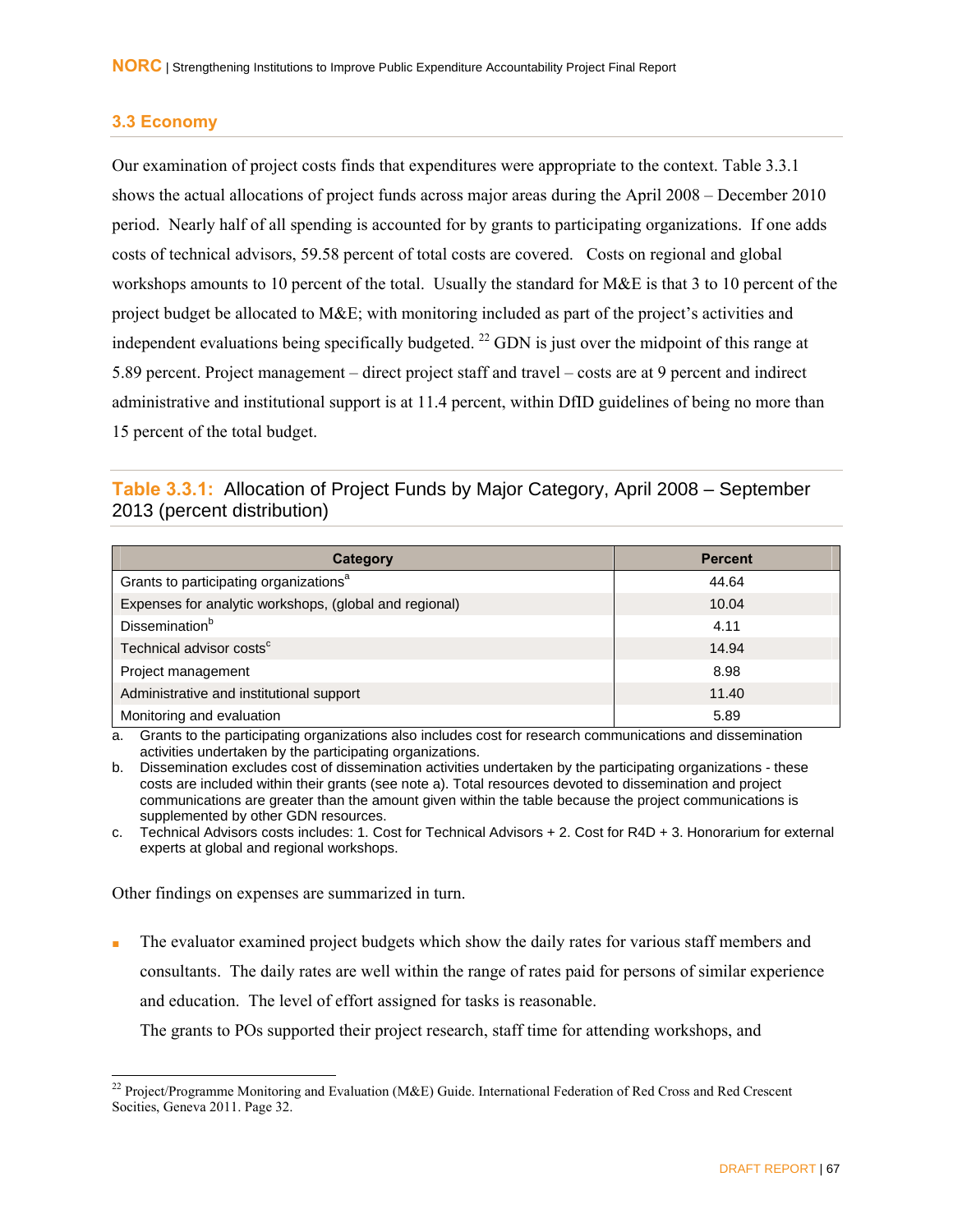## 3.3 Economy

Our examination of project costs finds that expenditures were appropriate to the context. Table 3.3.1 shows the actual allocations of project funds across major areas during the April 2008 – December 2010 period. Nearly half of all spending is accounted for by grants to participating organizations. If one adds costs of technical advisors, 59.58 percent of total costs are covered. Costs on regional and global workshops amounts to 10 percent of the total. Usually the standard for M&E is that 3 to 10 percent of the project budget be allocated to M&E; with monitoring included as part of the project's activities and independent evaluations being specifically budgeted. [22] GDN is just over the midpoint of this range at 5.89 percent. Project management – direct project staff and travel – costs are at 9 percent and indirect administrative and institutional support is at 11.4 percent, within DfID guidelines of being no more than 15 percent of the total budget.

**Table 3.3.1:** Allocation of Project Funds by Major Category, April 2008 – September 2013 (percent distribution)

| Category | Percent |
|---|---|
| Grants to participating organizations[a] | 44.64 |
| Expenses for analytic workshops, (global and regional) | 10.04 |
| Dissemination[b] | 4.11 |
| Technical advisor costs[c] | 14.94 |
| Project management | 8.98 |
| Administrative and institutional support | 11.40 |
| Monitoring and evaluation | 5.89 |

a. Grants to the participating organizations also includes cost for research communications and dissemination activities undertaken by the participating organizations.

b. Dissemination excludes cost of dissemination activities undertaken by the participating organizations - these costs are included within their grants (see note a). Total resources devoted to dissemination and project communications are greater than the amount given within the table because the project communications is supplemented by other GDN resources.

c. Technical Advisors costs includes: 1. Cost for Technical Advisors + 2. Cost for R4D + 3. Honorarium for external experts at global and regional workshops.

Other findings on expenses are summarized in turn.

- The evaluator examined project budgets which show the daily rates for various staff members and consultants. The daily rates are well within the range of rates paid for persons of similar experience and education. The level of effort assigned for tasks is reasonable.

  The grants to POs supported their project research, staff time for attending workshops, and

[22] Project/Programme Monitoring and Evaluation (M&E) Guide. International Federation of Red Cross and Red Crescent Socities, Geneva 2011. Page 32.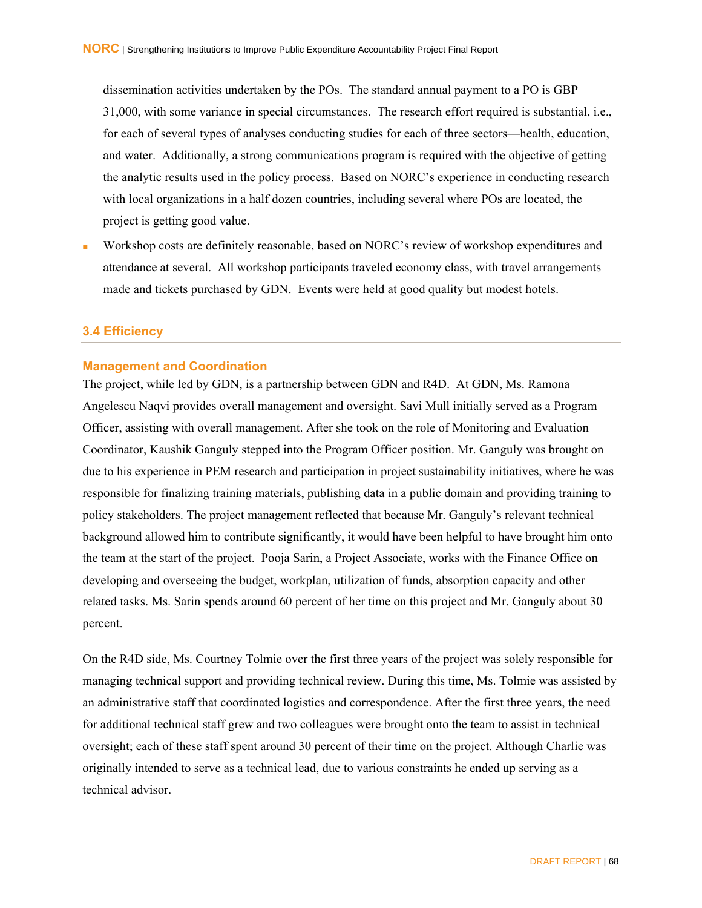dissemination activities undertaken by the POs. The standard annual payment to a PO is GBP 31,000, with some variance in special circumstances. The research effort required is substantial, i.e., for each of several types of analyses conducting studies for each of three sectors—health, education, and water. Additionally, a strong communications program is required with the objective of getting the analytic results used in the policy process. Based on NORC's experience in conducting research with local organizations in a half dozen countries, including several where POs are located, the project is getting good value.

- Workshop costs are definitely reasonable, based on NORC's review of workshop expenditures and attendance at several. All workshop participants traveled economy class, with travel arrangements made and tickets purchased by GDN. Events were held at good quality but modest hotels.

## 3.4 Efficiency

### Management and Coordination

The project, while led by GDN, is a partnership between GDN and R4D. At GDN, Ms. Ramona Angelescu Naqvi provides overall management and oversight. Savi Mull initially served as a Program Officer, assisting with overall management. After she took on the role of Monitoring and Evaluation Coordinator, Kaushik Ganguly stepped into the Program Officer position. Mr. Ganguly was brought on due to his experience in PEM research and participation in project sustainability initiatives, where he was responsible for finalizing training materials, publishing data in a public domain and providing training to policy stakeholders. The project management reflected that because Mr. Ganguly's relevant technical background allowed him to contribute significantly, it would have been helpful to have brought him onto the team at the start of the project. Pooja Sarin, a Project Associate, works with the Finance Office on developing and overseeing the budget, workplan, utilization of funds, absorption capacity and other related tasks. Ms. Sarin spends around 60 percent of her time on this project and Mr. Ganguly about 30 percent.

On the R4D side, Ms. Courtney Tolmie over the first three years of the project was solely responsible for managing technical support and providing technical review. During this time, Ms. Tolmie was assisted by an administrative staff that coordinated logistics and correspondence. After the first three years, the need for additional technical staff grew and two colleagues were brought onto the team to assist in technical oversight; each of these staff spent around 30 percent of their time on the project. Although Charlie was originally intended to serve as a technical lead, due to various constraints he ended up serving as a technical advisor.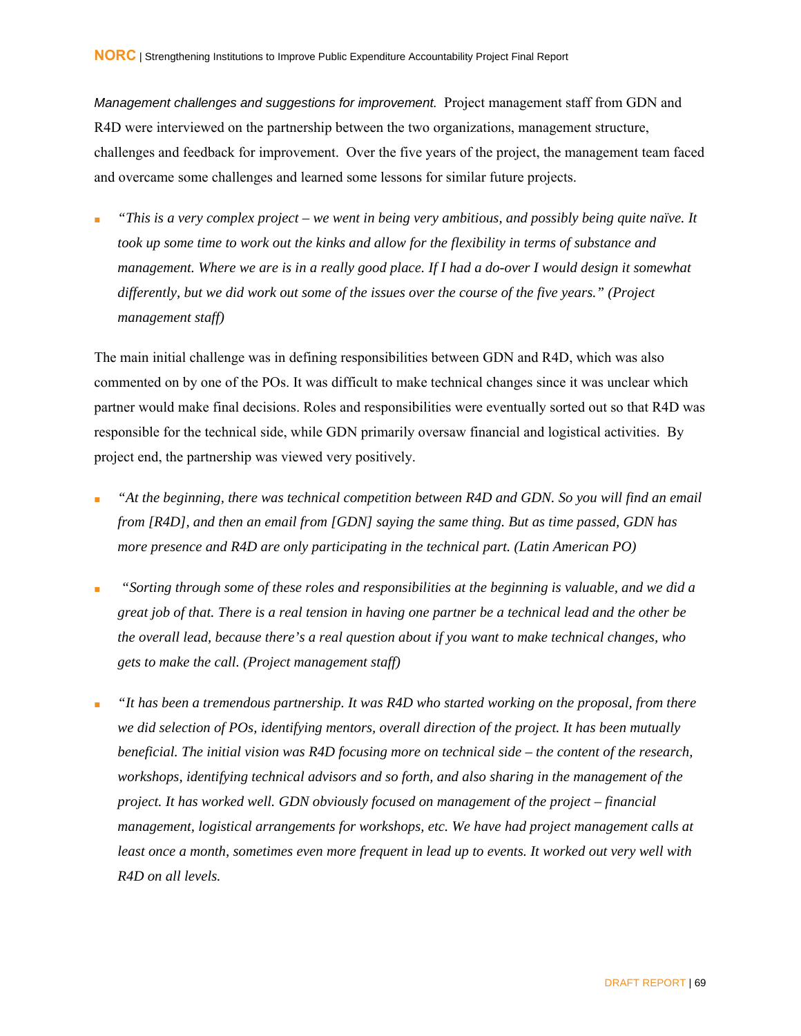*Management challenges and suggestions for improvement.* Project management staff from GDN and R4D were interviewed on the partnership between the two organizations, management structure, challenges and feedback for improvement. Over the five years of the project, the management team faced and overcame some challenges and learned some lessons for similar future projects.

- *"This is a very complex project – we went in being very ambitious, and possibly being quite naïve. It took up some time to work out the kinks and allow for the flexibility in terms of substance and management. Where we are is in a really good place. If I had a do-over I would design it somewhat differently, but we did work out some of the issues over the course of the five years." (Project management staff)*

The main initial challenge was in defining responsibilities between GDN and R4D, which was also commented on by one of the POs. It was difficult to make technical changes since it was unclear which partner would make final decisions. Roles and responsibilities were eventually sorted out so that R4D was responsible for the technical side, while GDN primarily oversaw financial and logistical activities. By project end, the partnership was viewed very positively.

- *"At the beginning, there was technical competition between R4D and GDN. So you will find an email from [R4D], and then an email from [GDN] saying the same thing. But as time passed, GDN has more presence and R4D are only participating in the technical part. (Latin American PO)*

- *"Sorting through some of these roles and responsibilities at the beginning is valuable, and we did a great job of that. There is a real tension in having one partner be a technical lead and the other be the overall lead, because there's a real question about if you want to make technical changes, who gets to make the call. (Project management staff)*

- *"It has been a tremendous partnership. It was R4D who started working on the proposal, from there we did selection of POs, identifying mentors, overall direction of the project. It has been mutually beneficial. The initial vision was R4D focusing more on technical side – the content of the research, workshops, identifying technical advisors and so forth, and also sharing in the management of the project. It has worked well. GDN obviously focused on management of the project – financial management, logistical arrangements for workshops, etc. We have had project management calls at least once a month, sometimes even more frequent in lead up to events. It worked out very well with R4D on all levels.*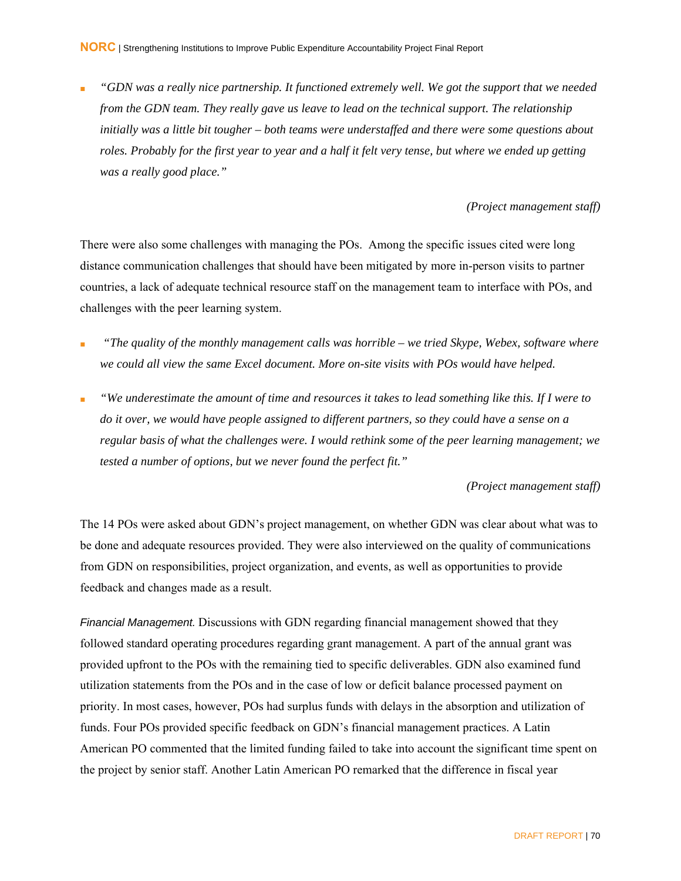- *"GDN was a really nice partnership. It functioned extremely well. We got the support that we needed from the GDN team. They really gave us leave to lead on the technical support. The relationship initially was a little bit tougher – both teams were understaffed and there were some questions about roles. Probably for the first year to year and a half it felt very tense, but where we ended up getting was a really good place."*

*(Project management staff)*

There were also some challenges with managing the POs. Among the specific issues cited were long distance communication challenges that should have been mitigated by more in-person visits to partner countries, a lack of adequate technical resource staff on the management team to interface with POs, and challenges with the peer learning system.

- *"The quality of the monthly management calls was horrible – we tried Skype, Webex, software where we could all view the same Excel document. More on-site visits with POs would have helped.*
- *"We underestimate the amount of time and resources it takes to lead something like this. If I were to do it over, we would have people assigned to different partners, so they could have a sense on a regular basis of what the challenges were. I would rethink some of the peer learning management; we tested a number of options, but we never found the perfect fit."*

*(Project management staff)*

The 14 POs were asked about GDN's project management, on whether GDN was clear about what was to be done and adequate resources provided. They were also interviewed on the quality of communications from GDN on responsibilities, project organization, and events, as well as opportunities to provide feedback and changes made as a result.

*Financial Management.* Discussions with GDN regarding financial management showed that they followed standard operating procedures regarding grant management. A part of the annual grant was provided upfront to the POs with the remaining tied to specific deliverables. GDN also examined fund utilization statements from the POs and in the case of low or deficit balance processed payment on priority. In most cases, however, POs had surplus funds with delays in the absorption and utilization of funds. Four POs provided specific feedback on GDN's financial management practices. A Latin American PO commented that the limited funding failed to take into account the significant time spent on the project by senior staff. Another Latin American PO remarked that the difference in fiscal year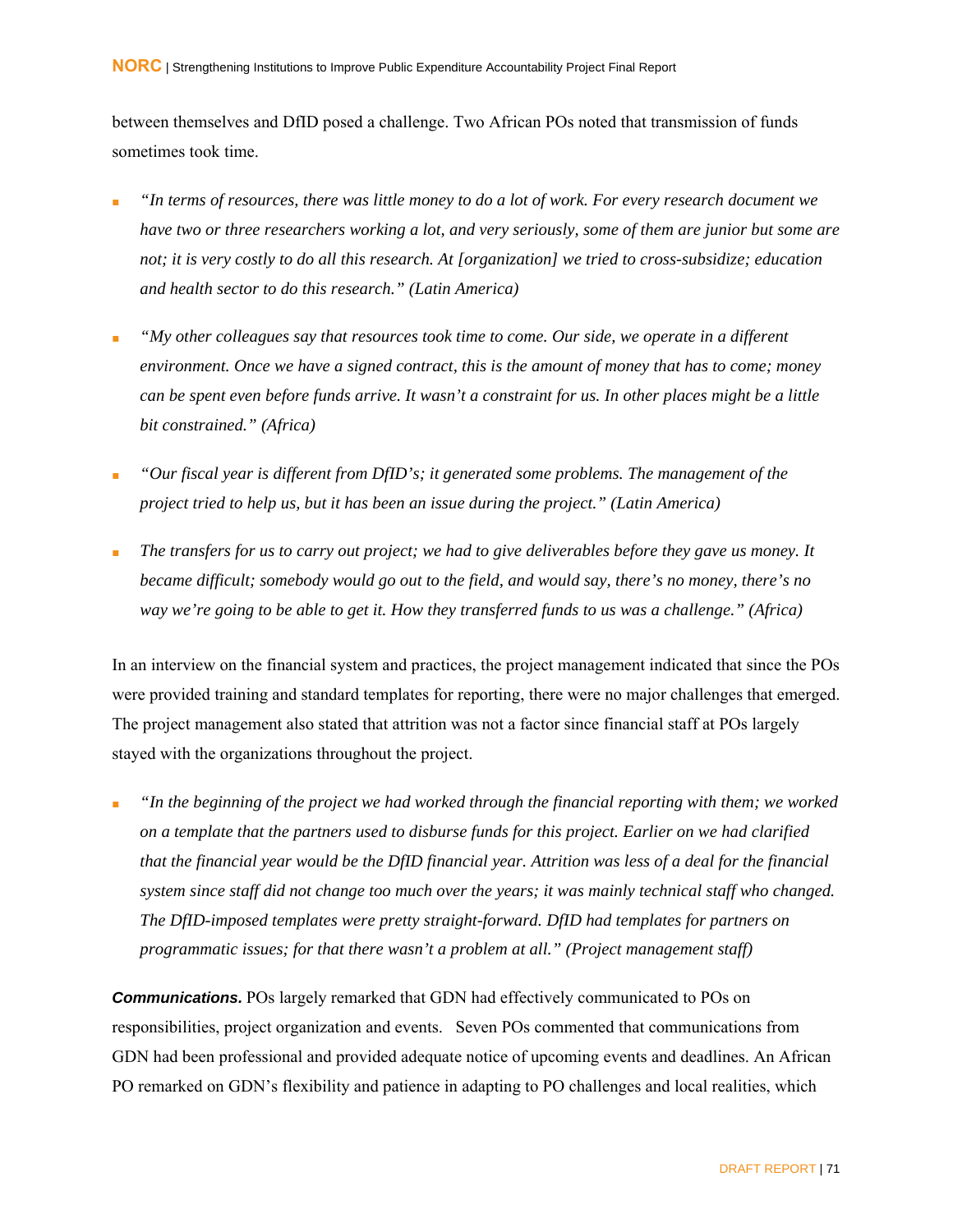between themselves and DfID posed a challenge. Two African POs noted that transmission of funds sometimes took time.

- *"In terms of resources, there was little money to do a lot of work. For every research document we have two or three researchers working a lot, and very seriously, some of them are junior but some are not; it is very costly to do all this research. At [organization] we tried to cross-subsidize; education and health sector to do this research." (Latin America)*
- *"My other colleagues say that resources took time to come. Our side, we operate in a different environment. Once we have a signed contract, this is the amount of money that has to come; money can be spent even before funds arrive. It wasn't a constraint for us. In other places might be a little bit constrained." (Africa)*
- *"Our fiscal year is different from DfID's; it generated some problems. The management of the project tried to help us, but it has been an issue during the project." (Latin America)*
- *The transfers for us to carry out project; we had to give deliverables before they gave us money. It became difficult; somebody would go out to the field, and would say, there's no money, there's no way we're going to be able to get it. How they transferred funds to us was a challenge." (Africa)*

In an interview on the financial system and practices, the project management indicated that since the POs were provided training and standard templates for reporting, there were no major challenges that emerged. The project management also stated that attrition was not a factor since financial staff at POs largely stayed with the organizations throughout the project.

- *"In the beginning of the project we had worked through the financial reporting with them; we worked on a template that the partners used to disburse funds for this project. Earlier on we had clarified that the financial year would be the DfID financial year. Attrition was less of a deal for the financial system since staff did not change too much over the years; it was mainly technical staff who changed. The DfID-imposed templates were pretty straight-forward. DfID had templates for partners on programmatic issues; for that there wasn't a problem at all." (Project management staff)*

***Communications.*** POs largely remarked that GDN had effectively communicated to POs on responsibilities, project organization and events. Seven POs commented that communications from GDN had been professional and provided adequate notice of upcoming events and deadlines. An African PO remarked on GDN's flexibility and patience in adapting to PO challenges and local realities, which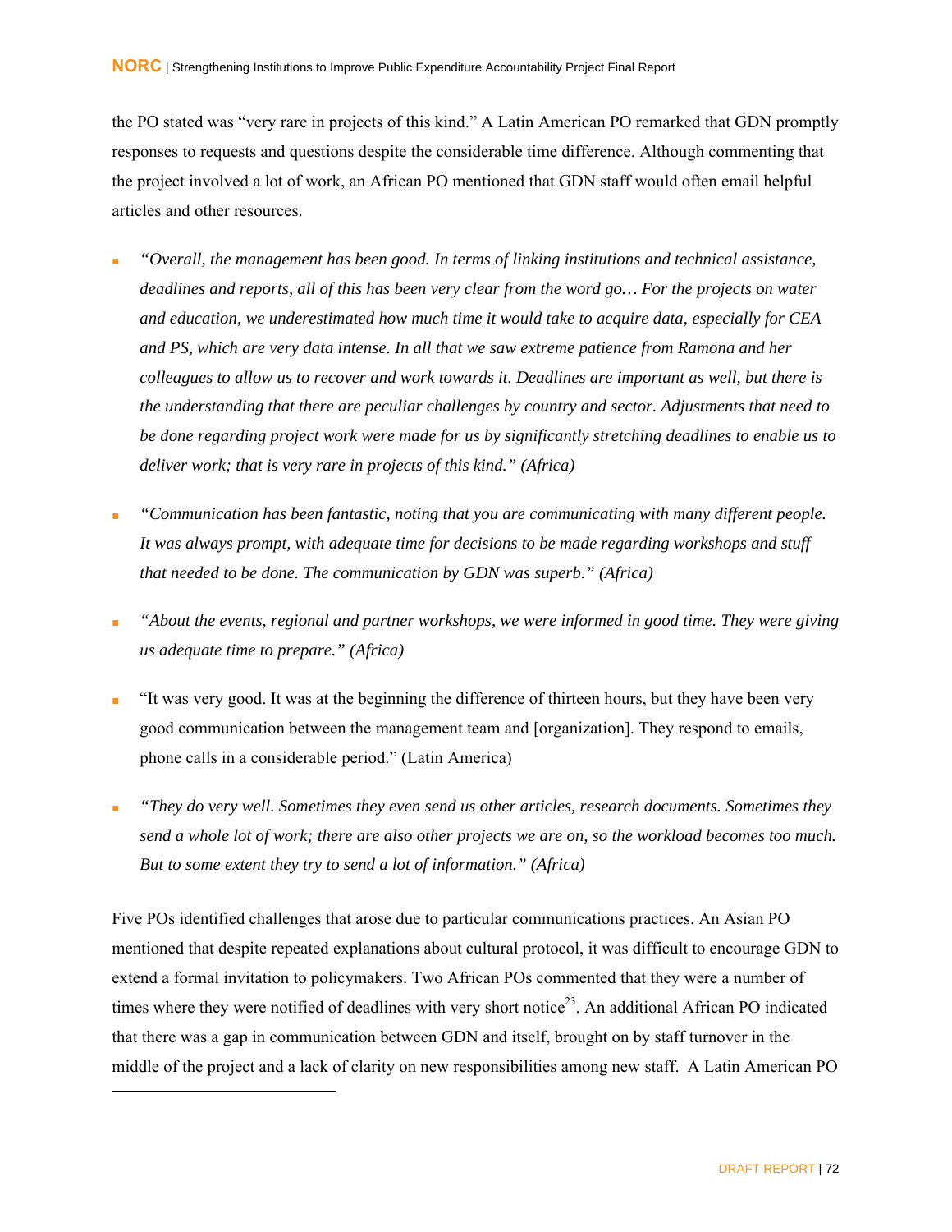the PO stated was "very rare in projects of this kind." A Latin American PO remarked that GDN promptly responses to requests and questions despite the considerable time difference. Although commenting that the project involved a lot of work, an African PO mentioned that GDN staff would often email helpful articles and other resources.

- *"Overall, the management has been good. In terms of linking institutions and technical assistance, deadlines and reports, all of this has been very clear from the word go… For the projects on water and education, we underestimated how much time it would take to acquire data, especially for CEA and PS, which are very data intense. In all that we saw extreme patience from Ramona and her colleagues to allow us to recover and work towards it. Deadlines are important as well, but there is the understanding that there are peculiar challenges by country and sector. Adjustments that need to be done regarding project work were made for us by significantly stretching deadlines to enable us to deliver work; that is very rare in projects of this kind." (Africa)*

- *"Communication has been fantastic, noting that you are communicating with many different people. It was always prompt, with adequate time for decisions to be made regarding workshops and stuff that needed to be done. The communication by GDN was superb." (Africa)*

- *"About the events, regional and partner workshops, we were informed in good time. They were giving us adequate time to prepare." (Africa)*

- "It was very good. It was at the beginning the difference of thirteen hours, but they have been very good communication between the management team and [organization]. They respond to emails, phone calls in a considerable period." (Latin America)

- *"They do very well. Sometimes they even send us other articles, research documents. Sometimes they send a whole lot of work; there are also other projects we are on, so the workload becomes too much. But to some extent they try to send a lot of information." (Africa)*

Five POs identified challenges that arose due to particular communications practices. An Asian PO mentioned that despite repeated explanations about cultural protocol, it was difficult to encourage GDN to extend a formal invitation to policymakers. Two African POs commented that they were a number of times where they were notified of deadlines with very short notice[23]. An additional African PO indicated that there was a gap in communication between GDN and itself, brought on by staff turnover in the middle of the project and a lack of clarity on new responsibilities among new staff. A Latin American PO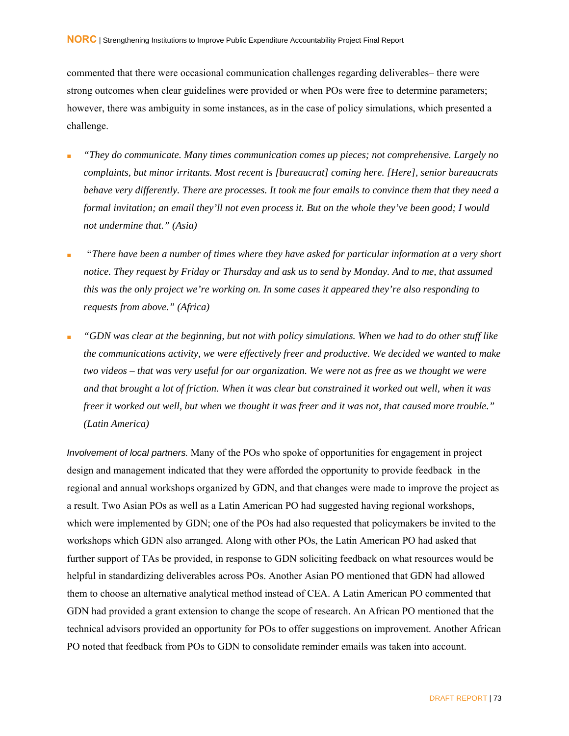commented that there were occasional communication challenges regarding deliverables– there were strong outcomes when clear guidelines were provided or when POs were free to determine parameters; however, there was ambiguity in some instances, as in the case of policy simulations, which presented a challenge.

- *"They do communicate. Many times communication comes up pieces; not comprehensive. Largely no complaints, but minor irritants. Most recent is [bureaucrat] coming here. [Here], senior bureaucrats behave very differently. There are processes. It took me four emails to convince them that they need a formal invitation; an email they'll not even process it. But on the whole they've been good; I would not undermine that." (Asia)*

- *"There have been a number of times where they have asked for particular information at a very short notice. They request by Friday or Thursday and ask us to send by Monday. And to me, that assumed this was the only project we're working on. In some cases it appeared they're also responding to requests from above." (Africa)*

- *"GDN was clear at the beginning, but not with policy simulations. When we had to do other stuff like the communications activity, we were effectively freer and productive. We decided we wanted to make two videos – that was very useful for our organization. We were not as free as we thought we were and that brought a lot of friction. When it was clear but constrained it worked out well, when it was freer it worked out well, but when we thought it was freer and it was not, that caused more trouble." (Latin America)*

*Involvement of local partners.* Many of the POs who spoke of opportunities for engagement in project design and management indicated that they were afforded the opportunity to provide feedback in the regional and annual workshops organized by GDN, and that changes were made to improve the project as a result. Two Asian POs as well as a Latin American PO had suggested having regional workshops, which were implemented by GDN; one of the POs had also requested that policymakers be invited to the workshops which GDN also arranged. Along with other POs, the Latin American PO had asked that further support of TAs be provided, in response to GDN soliciting feedback on what resources would be helpful in standardizing deliverables across POs. Another Asian PO mentioned that GDN had allowed them to choose an alternative analytical method instead of CEA. A Latin American PO commented that GDN had provided a grant extension to change the scope of research. An African PO mentioned that the technical advisors provided an opportunity for POs to offer suggestions on improvement. Another African PO noted that feedback from POs to GDN to consolidate reminder emails was taken into account.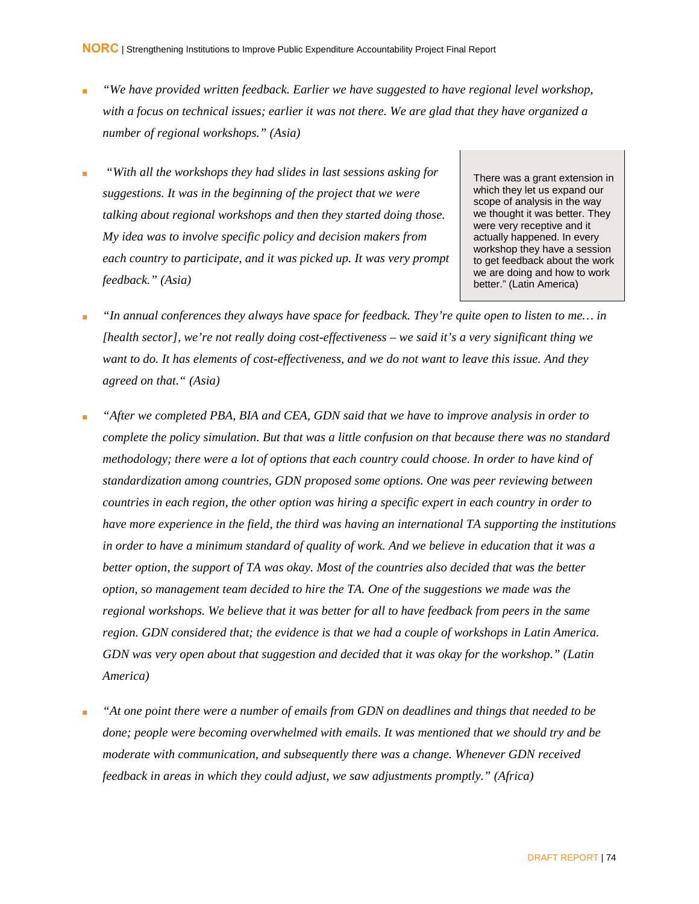- *"We have provided written feedback. Earlier we have suggested to have regional level workshop, with a focus on technical issues; earlier it was not there. We are glad that they have organized a number of regional workshops." (Asia)*
- *"With all the workshops they had slides in last sessions asking for suggestions. It was in the beginning of the project that we were talking about regional workshops and then they started doing those. My idea was to involve specific policy and decision makers from each country to participate, and it was picked up. It was very prompt feedback." (Asia)*

> There was a grant extension in which they let us expand our scope of analysis in the way we thought it was better. They were very receptive and it actually happened. In every workshop they have a session to get feedback about the work we are doing and how to work better." (Latin America)

- *"In annual conferences they always have space for feedback. They're quite open to listen to me… in [health sector], we're not really doing cost-effectiveness – we said it's a very significant thing we want to do. It has elements of cost-effectiveness, and we do not want to leave this issue. And they agreed on that." (Asia)*
- *"After we completed PBA, BIA and CEA, GDN said that we have to improve analysis in order to complete the policy simulation. But that was a little confusion on that because there was no standard methodology; there were a lot of options that each country could choose. In order to have kind of standardization among countries, GDN proposed some options. One was peer reviewing between countries in each region, the other option was hiring a specific expert in each country in order to have more experience in the field, the third was having an international TA supporting the institutions in order to have a minimum standard of quality of work. And we believe in education that it was a better option, the support of TA was okay. Most of the countries also decided that was the better option, so management team decided to hire the TA. One of the suggestions we made was the regional workshops. We believe that it was better for all to have feedback from peers in the same region. GDN considered that; the evidence is that we had a couple of workshops in Latin America. GDN was very open about that suggestion and decided that it was okay for the workshop." (Latin America)*
- *"At one point there were a number of emails from GDN on deadlines and things that needed to be done; people were becoming overwhelmed with emails. It was mentioned that we should try and be moderate with communication, and subsequently there was a change. Whenever GDN received feedback in areas in which they could adjust, we saw adjustments promptly." (Africa)*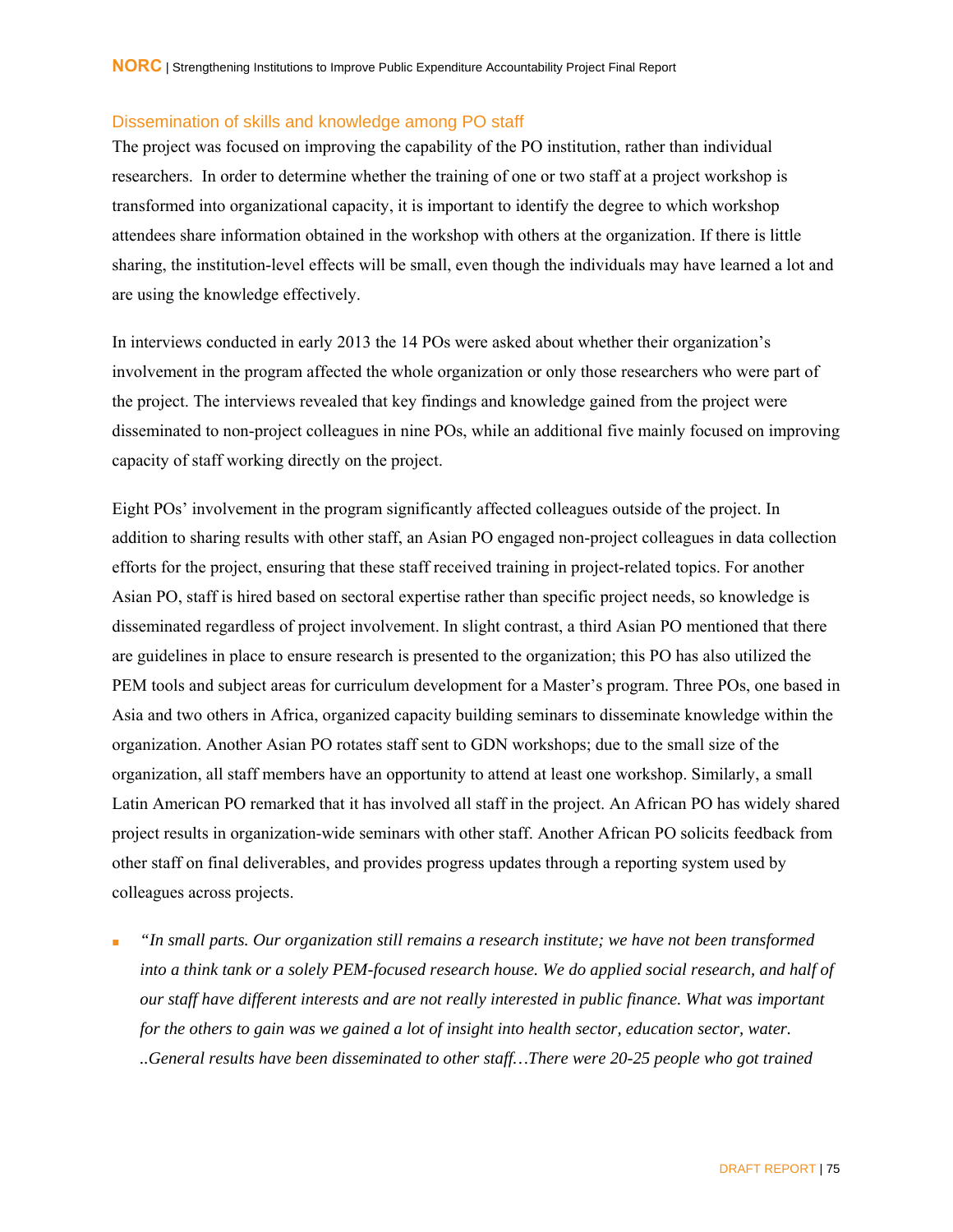### Dissemination of skills and knowledge among PO staff

The project was focused on improving the capability of the PO institution, rather than individual researchers. In order to determine whether the training of one or two staff at a project workshop is transformed into organizational capacity, it is important to identify the degree to which workshop attendees share information obtained in the workshop with others at the organization. If there is little sharing, the institution-level effects will be small, even though the individuals may have learned a lot and are using the knowledge effectively.

In interviews conducted in early 2013 the 14 POs were asked about whether their organization's involvement in the program affected the whole organization or only those researchers who were part of the project. The interviews revealed that key findings and knowledge gained from the project were disseminated to non-project colleagues in nine POs, while an additional five mainly focused on improving capacity of staff working directly on the project.

Eight POs' involvement in the program significantly affected colleagues outside of the project. In addition to sharing results with other staff, an Asian PO engaged non-project colleagues in data collection efforts for the project, ensuring that these staff received training in project-related topics. For another Asian PO, staff is hired based on sectoral expertise rather than specific project needs, so knowledge is disseminated regardless of project involvement. In slight contrast, a third Asian PO mentioned that there are guidelines in place to ensure research is presented to the organization; this PO has also utilized the PEM tools and subject areas for curriculum development for a Master's program. Three POs, one based in Asia and two others in Africa, organized capacity building seminars to disseminate knowledge within the organization. Another Asian PO rotates staff sent to GDN workshops; due to the small size of the organization, all staff members have an opportunity to attend at least one workshop. Similarly, a small Latin American PO remarked that it has involved all staff in the project. An African PO has widely shared project results in organization-wide seminars with other staff. Another African PO solicits feedback from other staff on final deliverables, and provides progress updates through a reporting system used by colleagues across projects.

- *"In small parts. Our organization still remains a research institute; we have not been transformed into a think tank or a solely PEM-focused research house. We do applied social research, and half of our staff have different interests and are not really interested in public finance. What was important for the others to gain was we gained a lot of insight into health sector, education sector, water. ..General results have been disseminated to other staff…There were 20-25 people who got trained*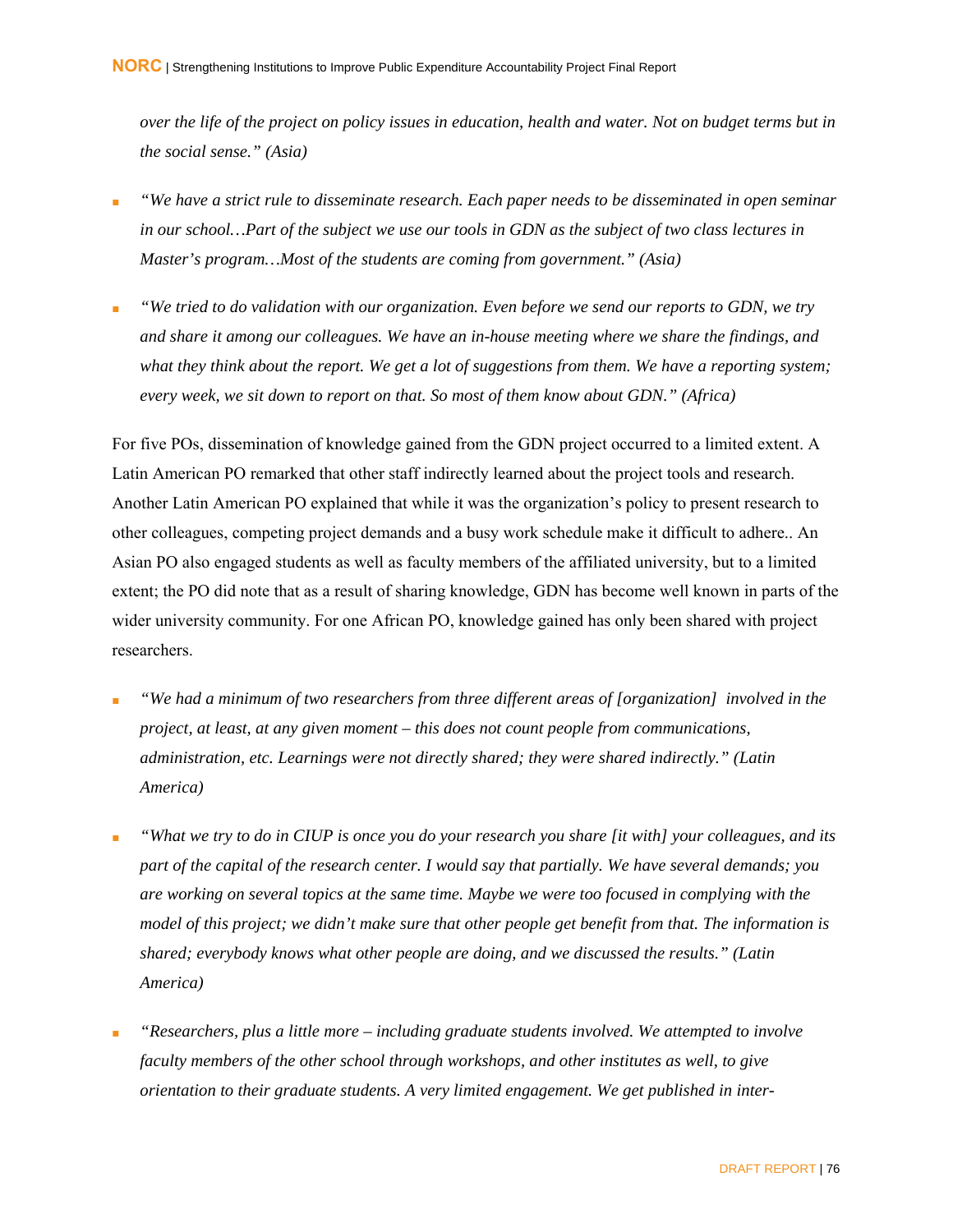*over the life of the project on policy issues in education, health and water. Not on budget terms but in the social sense." (Asia)*

- *"We have a strict rule to disseminate research. Each paper needs to be disseminated in open seminar in our school…Part of the subject we use our tools in GDN as the subject of two class lectures in Master's program…Most of the students are coming from government." (Asia)*
- *"We tried to do validation with our organization. Even before we send our reports to GDN, we try and share it among our colleagues. We have an in-house meeting where we share the findings, and what they think about the report. We get a lot of suggestions from them. We have a reporting system; every week, we sit down to report on that. So most of them know about GDN." (Africa)*

For five POs, dissemination of knowledge gained from the GDN project occurred to a limited extent. A Latin American PO remarked that other staff indirectly learned about the project tools and research. Another Latin American PO explained that while it was the organization's policy to present research to other colleagues, competing project demands and a busy work schedule make it difficult to adhere.. An Asian PO also engaged students as well as faculty members of the affiliated university, but to a limited extent; the PO did note that as a result of sharing knowledge, GDN has become well known in parts of the wider university community. For one African PO, knowledge gained has only been shared with project researchers.

- *"We had a minimum of two researchers from three different areas of [organization] involved in the project, at least, at any given moment – this does not count people from communications, administration, etc. Learnings were not directly shared; they were shared indirectly." (Latin America)*
- *"What we try to do in CIUP is once you do your research you share [it with] your colleagues, and its part of the capital of the research center. I would say that partially. We have several demands; you are working on several topics at the same time. Maybe we were too focused in complying with the model of this project; we didn't make sure that other people get benefit from that. The information is shared; everybody knows what other people are doing, and we discussed the results." (Latin America)*
- *"Researchers, plus a little more – including graduate students involved. We attempted to involve faculty members of the other school through workshops, and other institutes as well, to give orientation to their graduate students. A very limited engagement. We get published in inter-*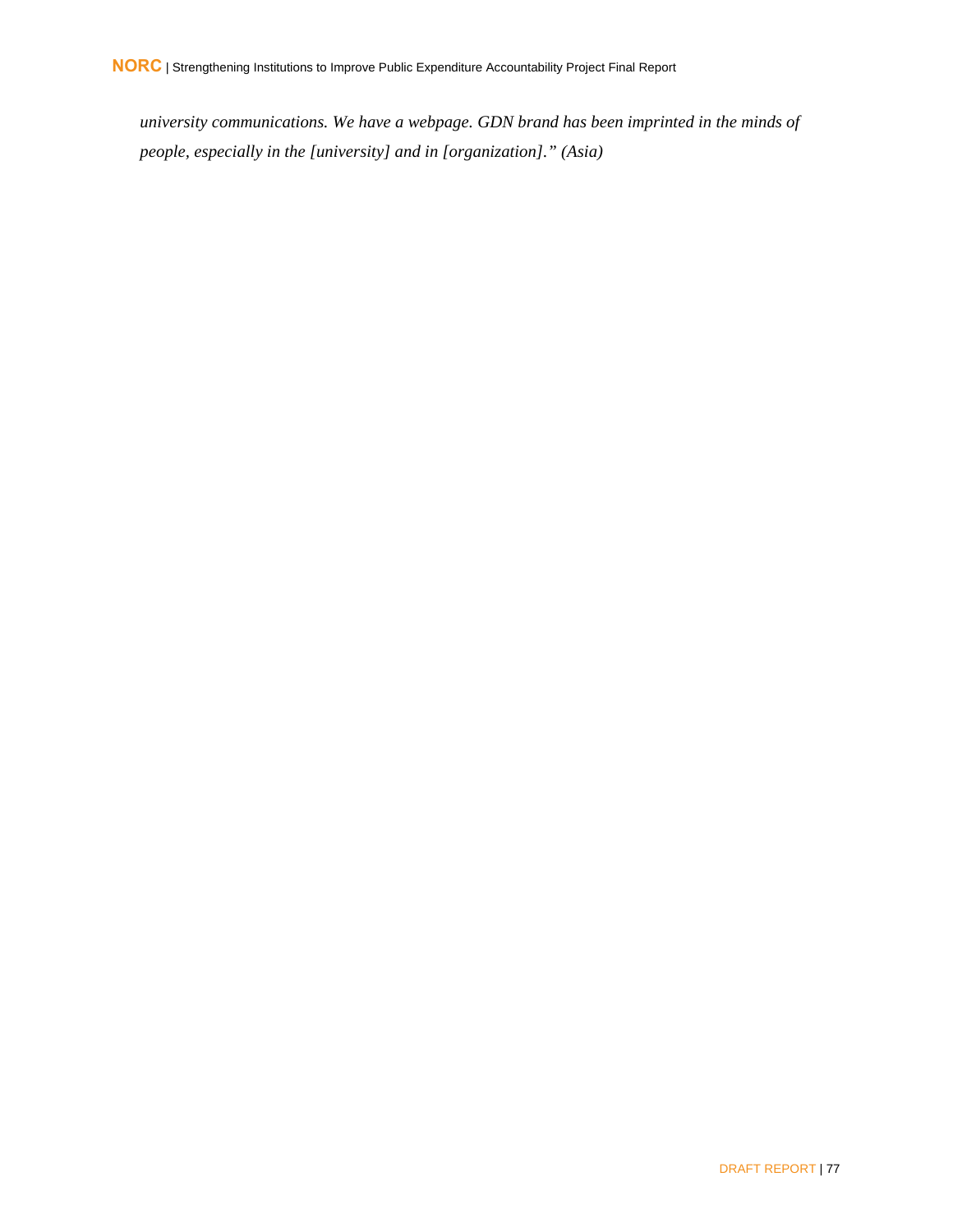*university communications. We have a webpage. GDN brand has been imprinted in the minds of people, especially in the [university] and in [organization]." (Asia)*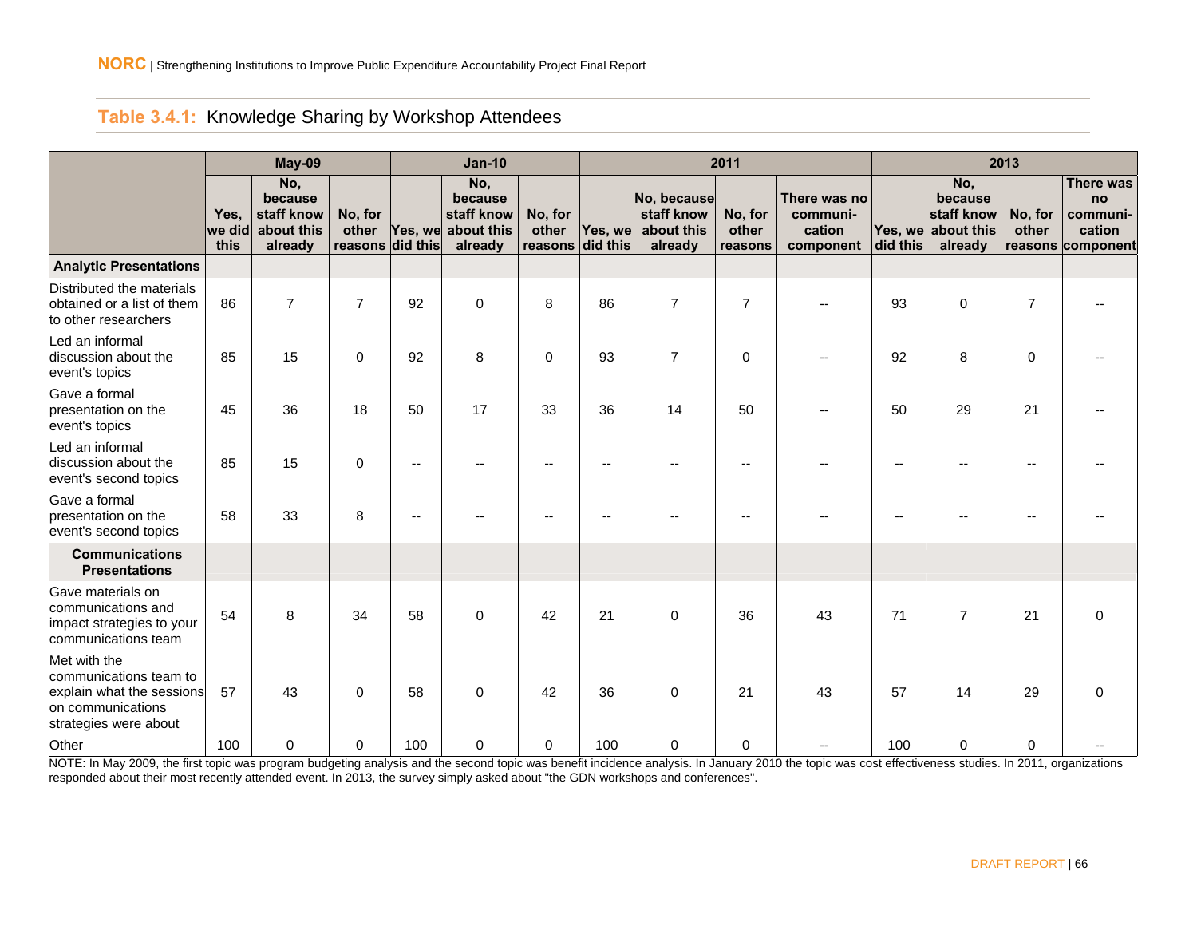## Table 3.4.1: Knowledge Sharing by Workshop Attendees

| | May-09 | | | Jan-10 | | | 2011 | | | | 2013 | | | |
|---|---|---|---|---|---|---|---|---|---|---|---|---|---|---|
| | Yes, we did this | No, because staff know about this already | No, for other reasons | Yes, we did this | No, because staff know about this already | No, for other reasons | Yes, we did this | No, because staff know about this already | No, for other reasons | There was no communi-cation component | Yes, we did this | No, because staff know about this already | No, for other reasons | There was no communi-cation component |
| **Analytic Presentations** | | | | | | | | | | | | | | |
| Distributed the materials obtained or a list of them to other researchers | 86 | 7 | 7 | 92 | 0 | 8 | 86 | 7 | 7 | -- | 93 | 0 | 7 | -- |
| Led an informal discussion about the event's topics | 85 | 15 | 0 | 92 | 8 | 0 | 93 | 7 | 0 | -- | 92 | 8 | 0 | -- |
| Gave a formal presentation on the event's topics | 45 | 36 | 18 | 50 | 17 | 33 | 36 | 14 | 50 | -- | 50 | 29 | 21 | -- |
| Led an informal discussion about the event's second topics | 85 | 15 | 0 | -- | -- | -- | -- | -- | -- | -- | -- | -- | -- | -- |
| Gave a formal presentation on the event's second topics | 58 | 33 | 8 | -- | -- | -- | -- | -- | -- | -- | -- | -- | -- | -- |
| **Communications Presentations** | | | | | | | | | | | | | | |
| Gave materials on communications and impact strategies to your communications team | 54 | 8 | 34 | 58 | 0 | 42 | 21 | 0 | 36 | 43 | 71 | 7 | 21 | 0 |
| Met with the communications team to explain what the sessions on communications strategies were about | 57 | 43 | 0 | 58 | 0 | 42 | 36 | 0 | 21 | 43 | 57 | 14 | 29 | 0 |
| Other | 100 | 0 | 0 | 100 | 0 | 0 | 100 | 0 | 0 | -- | 100 | 0 | 0 | -- |

NOTE: In May 2009, the first topic was program budgeting analysis and the second topic was benefit incidence analysis. In January 2010 the topic was cost effectiveness studies. In 2011, organizations responded about their most recently attended event. In 2013, the survey simply asked about "the GDN workshops and conferences".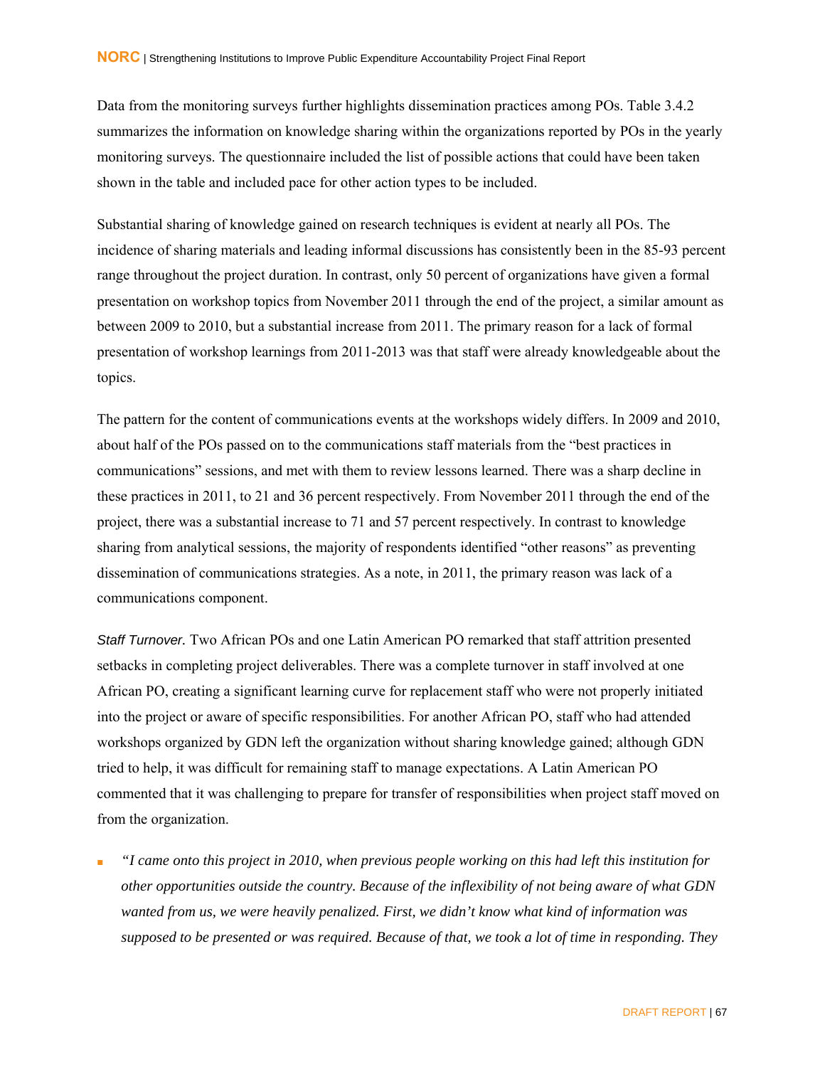Data from the monitoring surveys further highlights dissemination practices among POs. Table 3.4.2 summarizes the information on knowledge sharing within the organizations reported by POs in the yearly monitoring surveys. The questionnaire included the list of possible actions that could have been taken shown in the table and included pace for other action types to be included.

Substantial sharing of knowledge gained on research techniques is evident at nearly all POs. The incidence of sharing materials and leading informal discussions has consistently been in the 85-93 percent range throughout the project duration. In contrast, only 50 percent of organizations have given a formal presentation on workshop topics from November 2011 through the end of the project, a similar amount as between 2009 to 2010, but a substantial increase from 2011. The primary reason for a lack of formal presentation of workshop learnings from 2011-2013 was that staff were already knowledgeable about the topics.

The pattern for the content of communications events at the workshops widely differs. In 2009 and 2010, about half of the POs passed on to the communications staff materials from the "best practices in communications" sessions, and met with them to review lessons learned. There was a sharp decline in these practices in 2011, to 21 and 36 percent respectively. From November 2011 through the end of the project, there was a substantial increase to 71 and 57 percent respectively. In contrast to knowledge sharing from analytical sessions, the majority of respondents identified "other reasons" as preventing dissemination of communications strategies. As a note, in 2011, the primary reason was lack of a communications component.

*Staff Turnover.* Two African POs and one Latin American PO remarked that staff attrition presented setbacks in completing project deliverables. There was a complete turnover in staff involved at one African PO, creating a significant learning curve for replacement staff who were not properly initiated into the project or aware of specific responsibilities. For another African PO, staff who had attended workshops organized by GDN left the organization without sharing knowledge gained; although GDN tried to help, it was difficult for remaining staff to manage expectations. A Latin American PO commented that it was challenging to prepare for transfer of responsibilities when project staff moved on from the organization.

- *"I came onto this project in 2010, when previous people working on this had left this institution for other opportunities outside the country. Because of the inflexibility of not being aware of what GDN wanted from us, we were heavily penalized. First, we didn't know what kind of information was supposed to be presented or was required. Because of that, we took a lot of time in responding. They*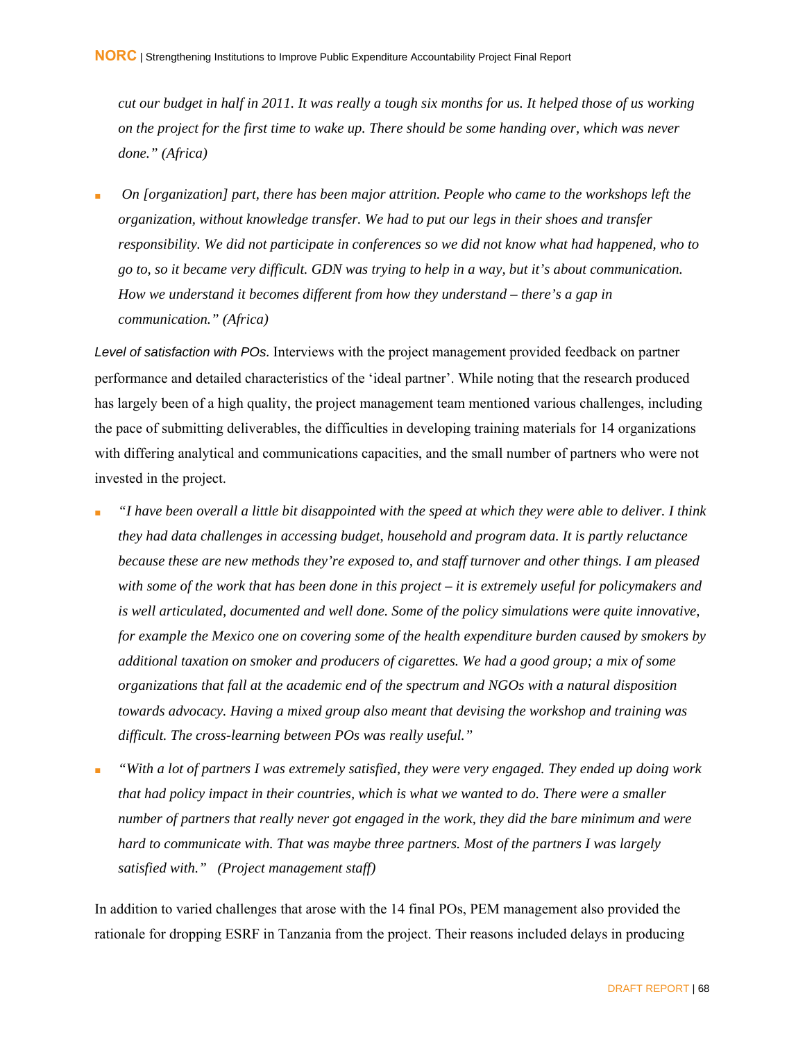*cut our budget in half in 2011. It was really a tough six months for us. It helped those of us working on the project for the first time to wake up. There should be some handing over, which was never done." (Africa)*

- *On [organization] part, there has been major attrition. People who came to the workshops left the organization, without knowledge transfer. We had to put our legs in their shoes and transfer responsibility. We did not participate in conferences so we did not know what had happened, who to go to, so it became very difficult. GDN was trying to help in a way, but it's about communication. How we understand it becomes different from how they understand – there's a gap in communication." (Africa)*

*Level of satisfaction with POs.* Interviews with the project management provided feedback on partner performance and detailed characteristics of the 'ideal partner'. While noting that the research produced has largely been of a high quality, the project management team mentioned various challenges, including the pace of submitting deliverables, the difficulties in developing training materials for 14 organizations with differing analytical and communications capacities, and the small number of partners who were not invested in the project.

- *"I have been overall a little bit disappointed with the speed at which they were able to deliver. I think they had data challenges in accessing budget, household and program data. It is partly reluctance because these are new methods they're exposed to, and staff turnover and other things. I am pleased with some of the work that has been done in this project – it is extremely useful for policymakers and is well articulated, documented and well done. Some of the policy simulations were quite innovative, for example the Mexico one on covering some of the health expenditure burden caused by smokers by additional taxation on smoker and producers of cigarettes. We had a good group; a mix of some organizations that fall at the academic end of the spectrum and NGOs with a natural disposition towards advocacy. Having a mixed group also meant that devising the workshop and training was difficult. The cross-learning between POs was really useful."*

- *"With a lot of partners I was extremely satisfied, they were very engaged. They ended up doing work that had policy impact in their countries, which is what we wanted to do. There were a smaller number of partners that really never got engaged in the work, they did the bare minimum and were hard to communicate with. That was maybe three partners. Most of the partners I was largely satisfied with." (Project management staff)*

In addition to varied challenges that arose with the 14 final POs, PEM management also provided the rationale for dropping ESRF in Tanzania from the project. Their reasons included delays in producing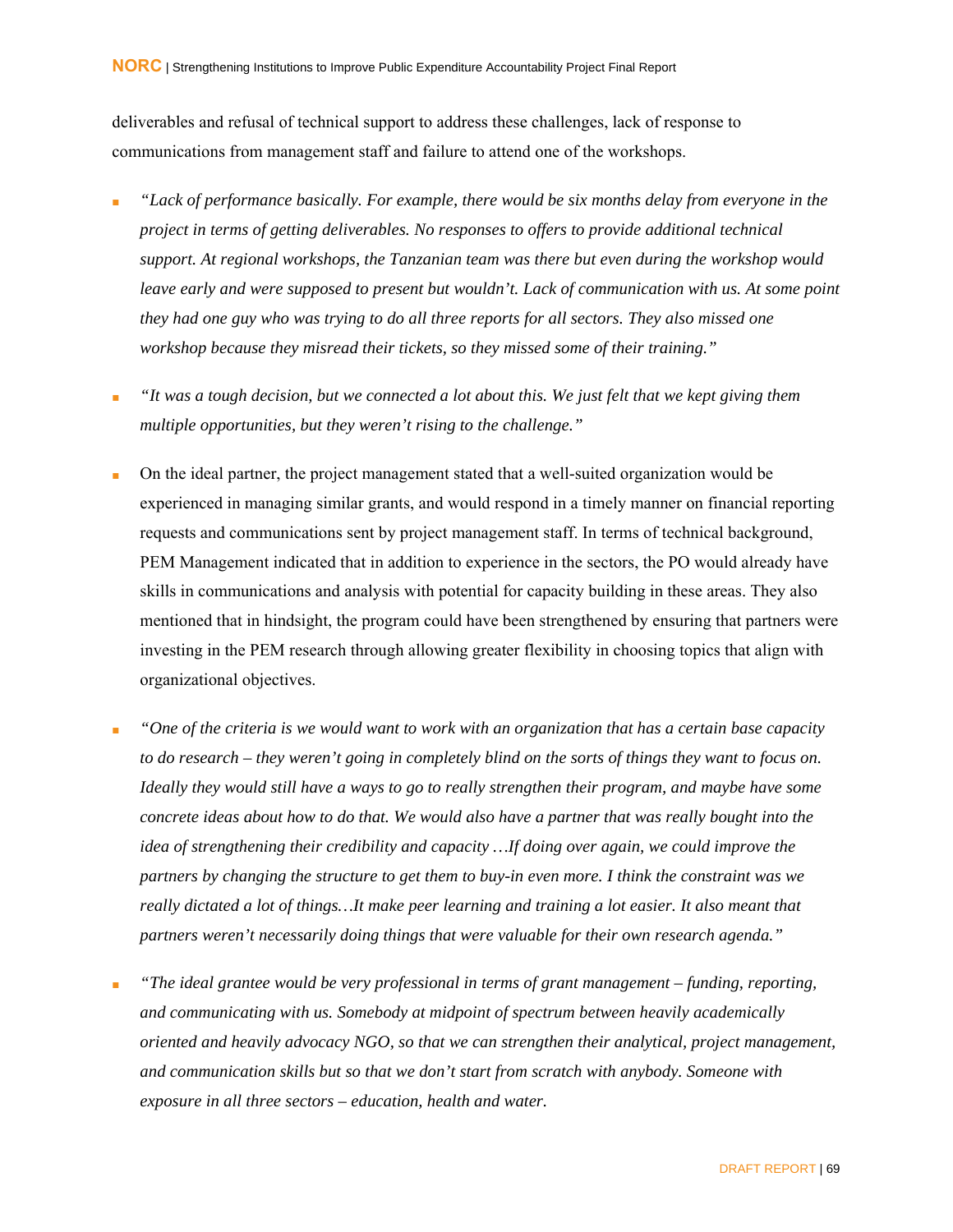deliverables and refusal of technical support to address these challenges, lack of response to communications from management staff and failure to attend one of the workshops.

- *"Lack of performance basically. For example, there would be six months delay from everyone in the project in terms of getting deliverables. No responses to offers to provide additional technical support. At regional workshops, the Tanzanian team was there but even during the workshop would leave early and were supposed to present but wouldn't. Lack of communication with us. At some point they had one guy who was trying to do all three reports for all sectors. They also missed one workshop because they misread their tickets, so they missed some of their training."*

- *"It was a tough decision, but we connected a lot about this. We just felt that we kept giving them multiple opportunities, but they weren't rising to the challenge."*

- On the ideal partner, the project management stated that a well-suited organization would be experienced in managing similar grants, and would respond in a timely manner on financial reporting requests and communications sent by project management staff. In terms of technical background, PEM Management indicated that in addition to experience in the sectors, the PO would already have skills in communications and analysis with potential for capacity building in these areas. They also mentioned that in hindsight, the program could have been strengthened by ensuring that partners were investing in the PEM research through allowing greater flexibility in choosing topics that align with organizational objectives.

- *"One of the criteria is we would want to work with an organization that has a certain base capacity to do research – they weren't going in completely blind on the sorts of things they want to focus on. Ideally they would still have a ways to go to really strengthen their program, and maybe have some concrete ideas about how to do that. We would also have a partner that was really bought into the idea of strengthening their credibility and capacity …If doing over again, we could improve the partners by changing the structure to get them to buy-in even more. I think the constraint was we really dictated a lot of things…It make peer learning and training a lot easier. It also meant that partners weren't necessarily doing things that were valuable for their own research agenda."*

- *"The ideal grantee would be very professional in terms of grant management – funding, reporting, and communicating with us. Somebody at midpoint of spectrum between heavily academically oriented and heavily advocacy NGO, so that we can strengthen their analytical, project management, and communication skills but so that we don't start from scratch with anybody. Someone with exposure in all three sectors – education, health and water.*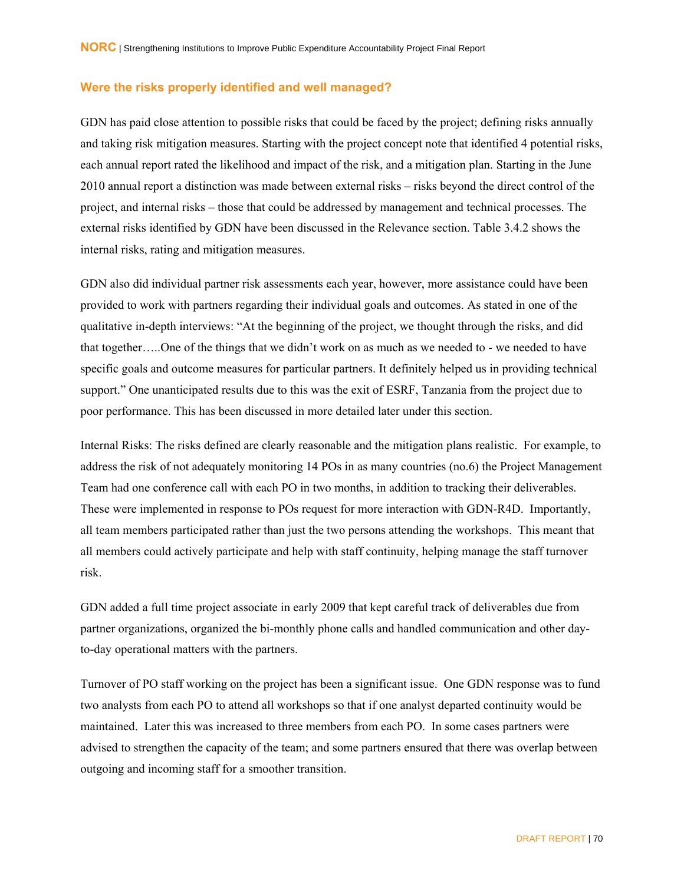### Were the risks properly identified and well managed?

GDN has paid close attention to possible risks that could be faced by the project; defining risks annually and taking risk mitigation measures. Starting with the project concept note that identified 4 potential risks, each annual report rated the likelihood and impact of the risk, and a mitigation plan. Starting in the June 2010 annual report a distinction was made between external risks – risks beyond the direct control of the project, and internal risks – those that could be addressed by management and technical processes. The external risks identified by GDN have been discussed in the Relevance section. Table 3.4.2 shows the internal risks, rating and mitigation measures.

GDN also did individual partner risk assessments each year, however, more assistance could have been provided to work with partners regarding their individual goals and outcomes. As stated in one of the qualitative in-depth interviews: "At the beginning of the project, we thought through the risks, and did that together…..One of the things that we didn't work on as much as we needed to - we needed to have specific goals and outcome measures for particular partners. It definitely helped us in providing technical support." One unanticipated results due to this was the exit of ESRF, Tanzania from the project due to poor performance. This has been discussed in more detailed later under this section.

Internal Risks: The risks defined are clearly reasonable and the mitigation plans realistic. For example, to address the risk of not adequately monitoring 14 POs in as many countries (no.6) the Project Management Team had one conference call with each PO in two months, in addition to tracking their deliverables. These were implemented in response to POs request for more interaction with GDN-R4D. Importantly, all team members participated rather than just the two persons attending the workshops. This meant that all members could actively participate and help with staff continuity, helping manage the staff turnover risk.

GDN added a full time project associate in early 2009 that kept careful track of deliverables due from partner organizations, organized the bi-monthly phone calls and handled communication and other day-to-day operational matters with the partners.

Turnover of PO staff working on the project has been a significant issue. One GDN response was to fund two analysts from each PO to attend all workshops so that if one analyst departed continuity would be maintained. Later this was increased to three members from each PO. In some cases partners were advised to strengthen the capacity of the team; and some partners ensured that there was overlap between outgoing and incoming staff for a smoother transition.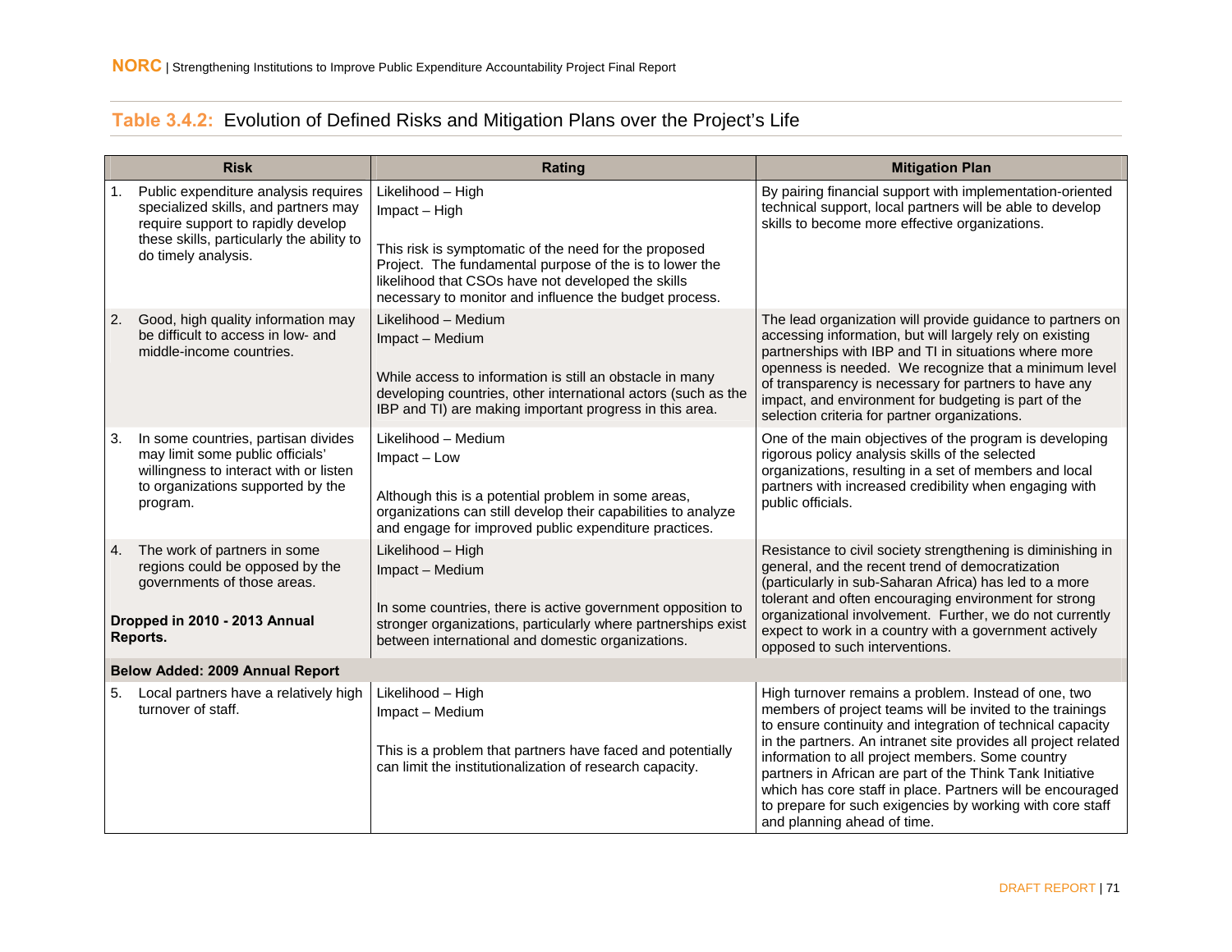**Table 3.4.2:** Evolution of Defined Risks and Mitigation Plans over the Project's Life

| Risk | Rating | Mitigation Plan |
|---|---|---|
| 1. Public expenditure analysis requires specialized skills, and partners may require support to rapidly develop these skills, particularly the ability to do timely analysis. | Likelihood – High<br>Impact – High<br><br>This risk is symptomatic of the need for the proposed Project. The fundamental purpose of the is to lower the likelihood that CSOs have not developed the skills necessary to monitor and influence the budget process. | By pairing financial support with implementation-oriented technical support, local partners will be able to develop skills to become more effective organizations. |
| 2. Good, high quality information may be difficult to access in low- and middle-income countries. | Likelihood – Medium<br>Impact – Medium<br><br>While access to information is still an obstacle in many developing countries, other international actors (such as the IBP and TI) are making important progress in this area. | The lead organization will provide guidance to partners on accessing information, but will largely rely on existing partnerships with IBP and TI in situations where more openness is needed. We recognize that a minimum level of transparency is necessary for partners to have any impact, and environment for budgeting is part of the selection criteria for partner organizations. |
| 3. In some countries, partisan divides may limit some public officials' willingness to interact with or listen to organizations supported by the program. | Likelihood – Medium<br>Impact – Low<br><br>Although this is a potential problem in some areas, organizations can still develop their capabilities to analyze and engage for improved public expenditure practices. | One of the main objectives of the program is developing rigorous policy analysis skills of the selected organizations, resulting in a set of members and local partners with increased credibility when engaging with public officials. |
| 4. The work of partners in some regions could be opposed by the governments of those areas.<br><br>**Dropped in 2010 - 2013 Annual Reports.** | Likelihood – High<br>Impact – Medium<br><br>In some countries, there is active government opposition to stronger organizations, particularly where partnerships exist between international and domestic organizations. | Resistance to civil society strengthening is diminishing in general, and the recent trend of democratization (particularly in sub-Saharan Africa) has led to a more tolerant and often encouraging environment for strong organizational involvement. Further, we do not currently expect to work in a country with a government actively opposed to such interventions. |
| **Below Added: 2009 Annual Report** | | |
| 5. Local partners have a relatively high turnover of staff. | Likelihood – High<br>Impact – Medium<br><br>This is a problem that partners have faced and potentially can limit the institutionalization of research capacity. | High turnover remains a problem. Instead of one, two members of project teams will be invited to the trainings to ensure continuity and integration of technical capacity in the partners. An intranet site provides all project related information to all project members. Some country partners in African are part of the Think Tank Initiative which has core staff in place. Partners will be encouraged to prepare for such exigencies by working with core staff and planning ahead of time. |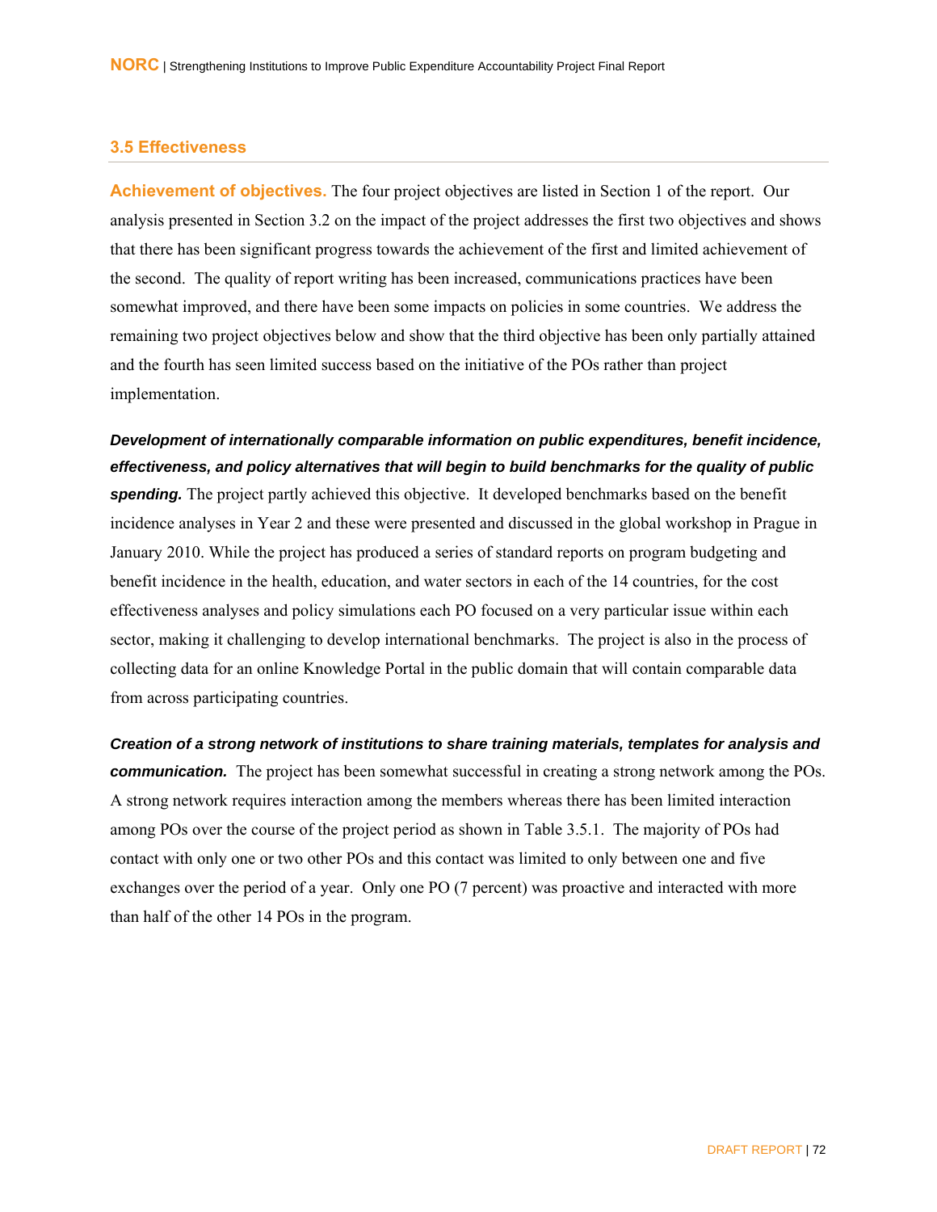### 3.5 Effectiveness

**Achievement of objectives.** The four project objectives are listed in Section 1 of the report. Our analysis presented in Section 3.2 on the impact of the project addresses the first two objectives and shows that there has been significant progress towards the achievement of the first and limited achievement of the second. The quality of report writing has been increased, communications practices have been somewhat improved, and there have been some impacts on policies in some countries. We address the remaining two project objectives below and show that the third objective has been only partially attained and the fourth has seen limited success based on the initiative of the POs rather than project implementation.

***Development of internationally comparable information on public expenditures, benefit incidence, effectiveness, and policy alternatives that will begin to build benchmarks for the quality of public spending.*** The project partly achieved this objective. It developed benchmarks based on the benefit incidence analyses in Year 2 and these were presented and discussed in the global workshop in Prague in January 2010. While the project has produced a series of standard reports on program budgeting and benefit incidence in the health, education, and water sectors in each of the 14 countries, for the cost effectiveness analyses and policy simulations each PO focused on a very particular issue within each sector, making it challenging to develop international benchmarks. The project is also in the process of collecting data for an online Knowledge Portal in the public domain that will contain comparable data from across participating countries.

***Creation of a strong network of institutions to share training materials, templates for analysis and communication.*** The project has been somewhat successful in creating a strong network among the POs. A strong network requires interaction among the members whereas there has been limited interaction among POs over the course of the project period as shown in Table 3.5.1. The majority of POs had contact with only one or two other POs and this contact was limited to only between one and five exchanges over the period of a year. Only one PO (7 percent) was proactive and interacted with more than half of the other 14 POs in the program.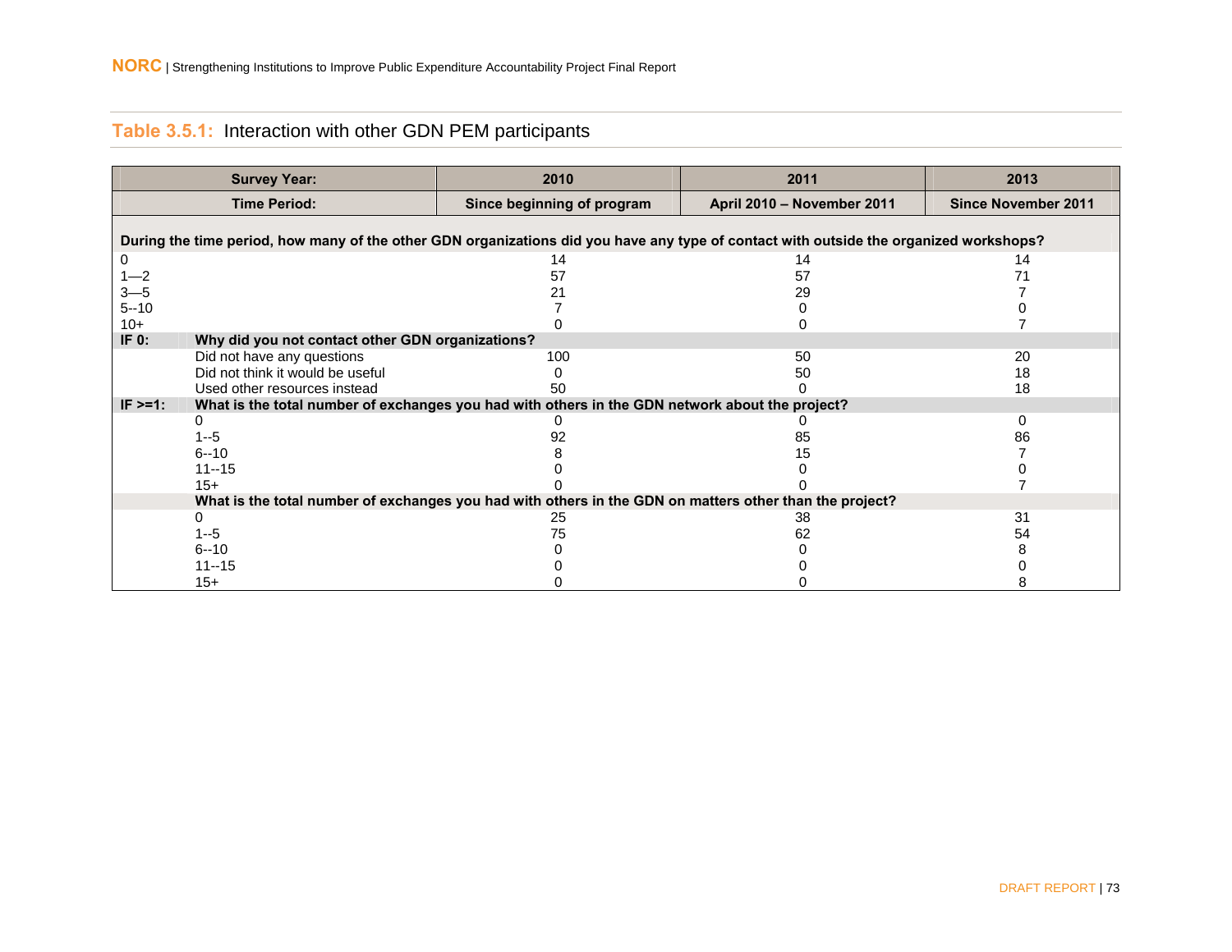**Table 3.5.1:** Interaction with other GDN PEM participants

| Survey Year: | | 2010 | 2011 | 2013 |
|---|---|---|---|---|
| **Time Period:** | | **Since beginning of program** | **April 2010 – November 2011** | **Since November 2011** |
| **During the time period, how many of the other GDN organizations did you have any type of contact with outside the organized workshops?** | | | | |
| 0 | | 14 | 14 | 14 |
| 1—2 | | 57 | 57 | 71 |
| 3—5 | | 21 | 29 | 7 |
| 5--10 | | 7 | 0 | 0 |
| 10+ | | 0 | 0 | 7 |
| **IF 0:** | **Why did you not contact other GDN organizations?** | | | |
| | Did not have any questions | 100 | 50 | 20 |
| | Did not think it would be useful | 0 | 50 | 18 |
| | Used other resources instead | 50 | 0 | 18 |
| **IF >=1:** | **What is the total number of exchanges you had with others in the GDN network about the project?** | | | |
| | 0 | 0 | 0 | 0 |
| | 1--5 | 92 | 85 | 86 |
| | 6--10 | 8 | 15 | 7 |
| | 11--15 | 0 | 0 | 0 |
| | 15+ | 0 | 0 | 7 |
| | **What is the total number of exchanges you had with others in the GDN on matters other than the project?** | | | |
| | 0 | 25 | 38 | 31 |
| | 1--5 | 75 | 62 | 54 |
| | 6--10 | 0 | 0 | 8 |
| | 11--15 | 0 | 0 | 0 |
| | 15+ | 0 | 0 | 8 |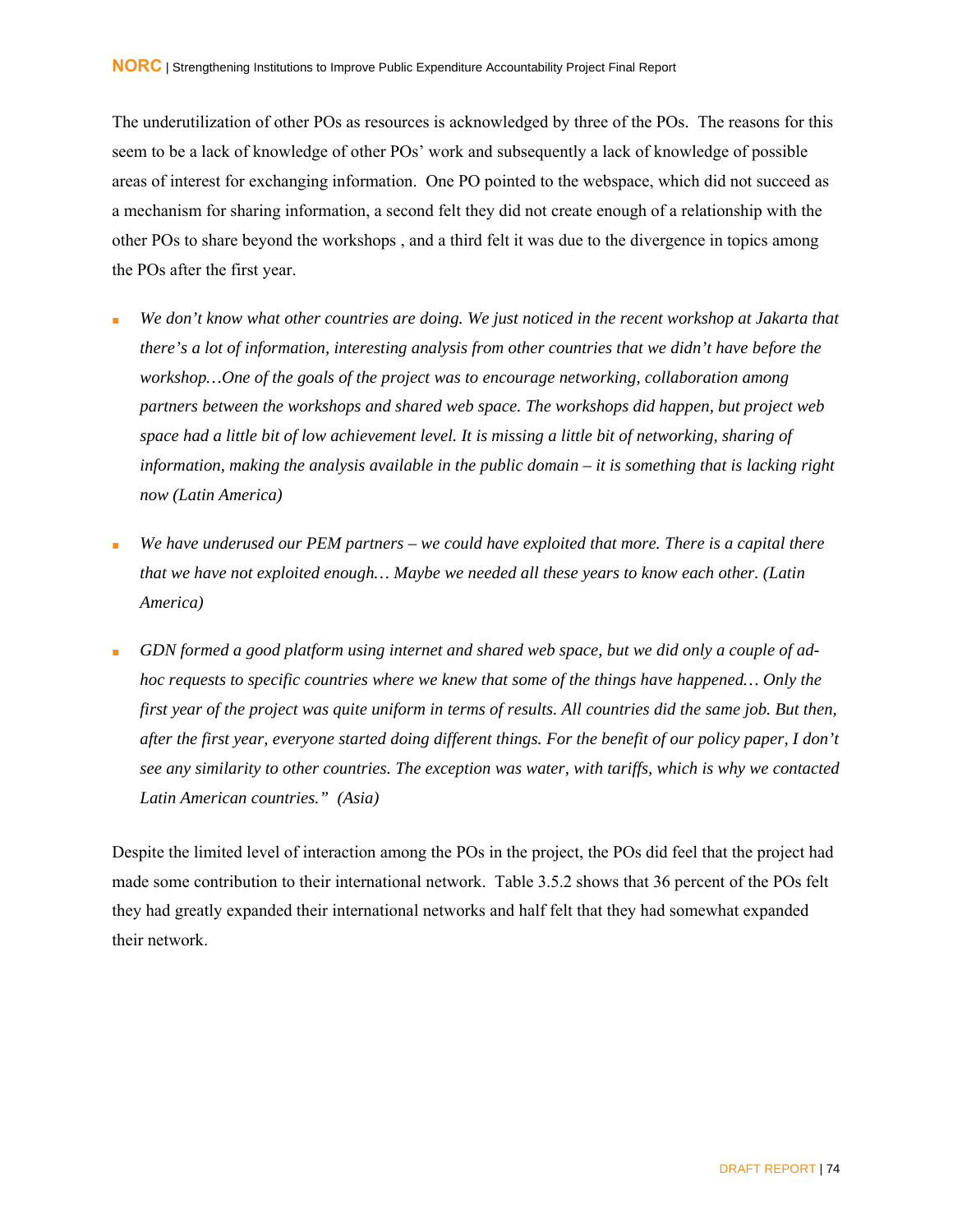The underutilization of other POs as resources is acknowledged by three of the POs. The reasons for this seem to be a lack of knowledge of other POs' work and subsequently a lack of knowledge of possible areas of interest for exchanging information. One PO pointed to the webspace, which did not succeed as a mechanism for sharing information, a second felt they did not create enough of a relationship with the other POs to share beyond the workshops , and a third felt it was due to the divergence in topics among the POs after the first year.

- *We don't know what other countries are doing. We just noticed in the recent workshop at Jakarta that there's a lot of information, interesting analysis from other countries that we didn't have before the workshop…One of the goals of the project was to encourage networking, collaboration among partners between the workshops and shared web space. The workshops did happen, but project web space had a little bit of low achievement level. It is missing a little bit of networking, sharing of information, making the analysis available in the public domain – it is something that is lacking right now (Latin America)*

- *We have underused our PEM partners – we could have exploited that more. There is a capital there that we have not exploited enough… Maybe we needed all these years to know each other. (Latin America)*

- *GDN formed a good platform using internet and shared web space, but we did only a couple of ad-hoc requests to specific countries where we knew that some of the things have happened… Only the first year of the project was quite uniform in terms of results. All countries did the same job. But then, after the first year, everyone started doing different things. For the benefit of our policy paper, I don't see any similarity to other countries. The exception was water, with tariffs, which is why we contacted Latin American countries." (Asia)*

Despite the limited level of interaction among the POs in the project, the POs did feel that the project had made some contribution to their international network. Table 3.5.2 shows that 36 percent of the POs felt they had greatly expanded their international networks and half felt that they had somewhat expanded their network.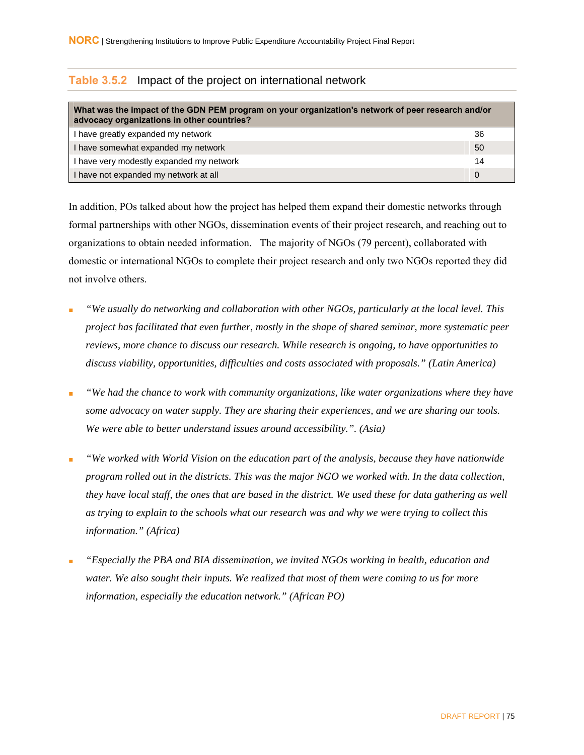### Table 3.5.2 Impact of the project on international network

| What was the impact of the GDN PEM program on your organization's network of peer research and/or advocacy organizations in other countries? | |
|---|---|
| I have greatly expanded my network | 36 |
| I have somewhat expanded my network | 50 |
| I have very modestly expanded my network | 14 |
| I have not expanded my network at all | 0 |

In addition, POs talked about how the project has helped them expand their domestic networks through formal partnerships with other NGOs, dissemination events of their project research, and reaching out to organizations to obtain needed information. The majority of NGOs (79 percent), collaborated with domestic or international NGOs to complete their project research and only two NGOs reported they did not involve others.

- *"We usually do networking and collaboration with other NGOs, particularly at the local level. This project has facilitated that even further, mostly in the shape of shared seminar, more systematic peer reviews, more chance to discuss our research. While research is ongoing, to have opportunities to discuss viability, opportunities, difficulties and costs associated with proposals." (Latin America)*

- *"We had the chance to work with community organizations, like water organizations where they have some advocacy on water supply. They are sharing their experiences, and we are sharing our tools. We were able to better understand issues around accessibility.". (Asia)*

- *"We worked with World Vision on the education part of the analysis, because they have nationwide program rolled out in the districts. This was the major NGO we worked with. In the data collection, they have local staff, the ones that are based in the district. We used these for data gathering as well as trying to explain to the schools what our research was and why we were trying to collect this information." (Africa)*

- *"Especially the PBA and BIA dissemination, we invited NGOs working in health, education and water. We also sought their inputs. We realized that most of them were coming to us for more information, especially the education network." (African PO)*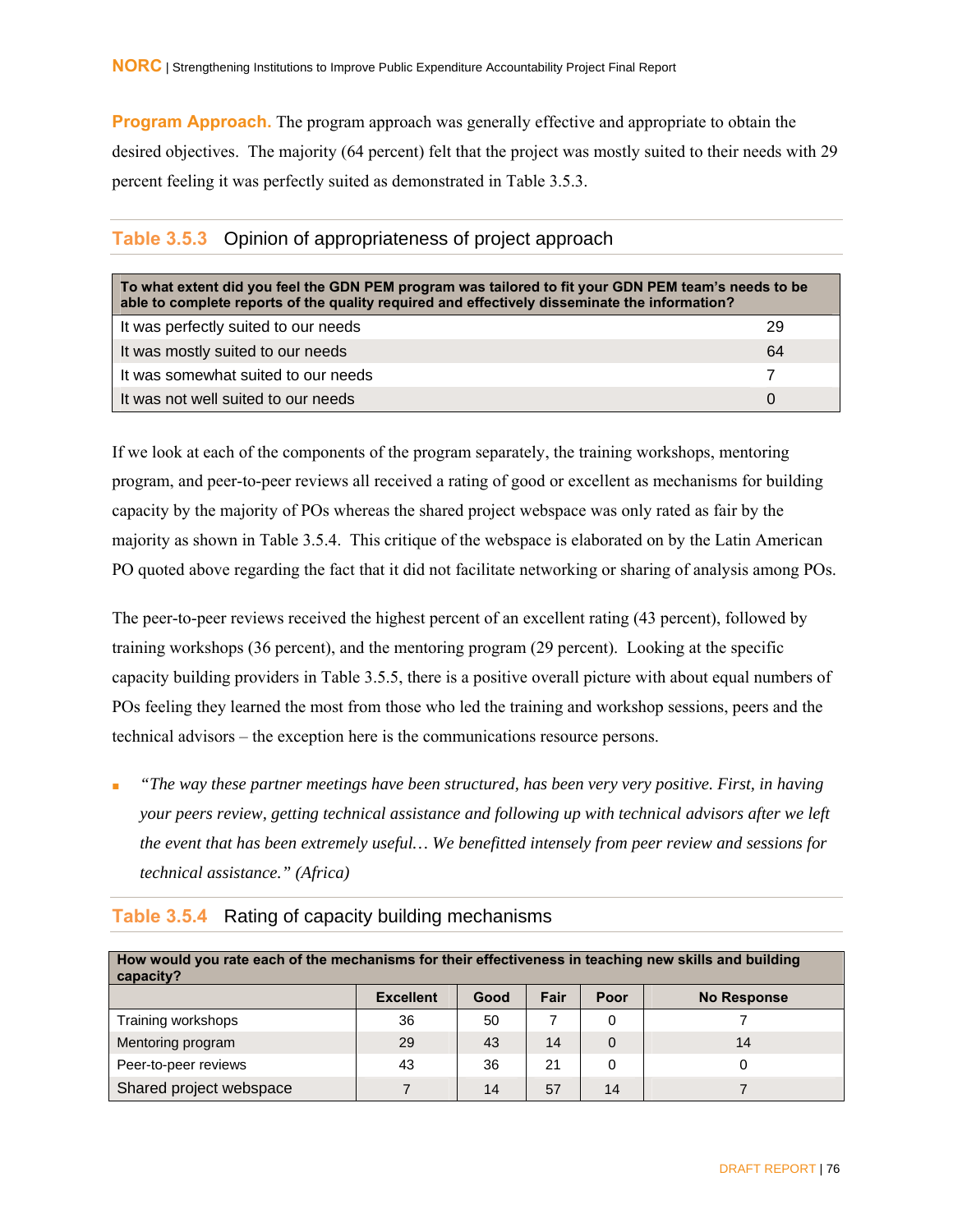**Program Approach.** The program approach was generally effective and appropriate to obtain the desired objectives. The majority (64 percent) felt that the project was mostly suited to their needs with 29 percent feeling it was perfectly suited as demonstrated in Table 3.5.3.

### Table 3.5.3 Opinion of appropriateness of project approach

| To what extent did you feel the GDN PEM program was tailored to fit your GDN PEM team's needs to be able to complete reports of the quality required and effectively disseminate the information? | |
|---|---|
| It was perfectly suited to our needs | 29 |
| It was mostly suited to our needs | 64 |
| It was somewhat suited to our needs | 7 |
| It was not well suited to our needs | 0 |

If we look at each of the components of the program separately, the training workshops, mentoring program, and peer-to-peer reviews all received a rating of good or excellent as mechanisms for building capacity by the majority of POs whereas the shared project webspace was only rated as fair by the majority as shown in Table 3.5.4. This critique of the webspace is elaborated on by the Latin American PO quoted above regarding the fact that it did not facilitate networking or sharing of analysis among POs.

The peer-to-peer reviews received the highest percent of an excellent rating (43 percent), followed by training workshops (36 percent), and the mentoring program (29 percent). Looking at the specific capacity building providers in Table 3.5.5, there is a positive overall picture with about equal numbers of POs feeling they learned the most from those who led the training and workshop sessions, peers and the technical advisors – the exception here is the communications resource persons.

- *"The way these partner meetings have been structured, has been very very positive. First, in having your peers review, getting technical assistance and following up with technical advisors after we left the event that has been extremely useful… We benefitted intensely from peer review and sessions for technical assistance." (Africa)*

### Table 3.5.4 Rating of capacity building mechanisms

| How would you rate each of the mechanisms for their effectiveness in teaching new skills and building capacity? | | | | | |
|---|---|---|---|---|---|
| | Excellent | Good | Fair | Poor | No Response |
| Training workshops | 36 | 50 | 7 | 0 | 7 |
| Mentoring program | 29 | 43 | 14 | 0 | 14 |
| Peer-to-peer reviews | 43 | 36 | 21 | 0 | 0 |
| Shared project webspace | 7 | 14 | 57 | 14 | 7 |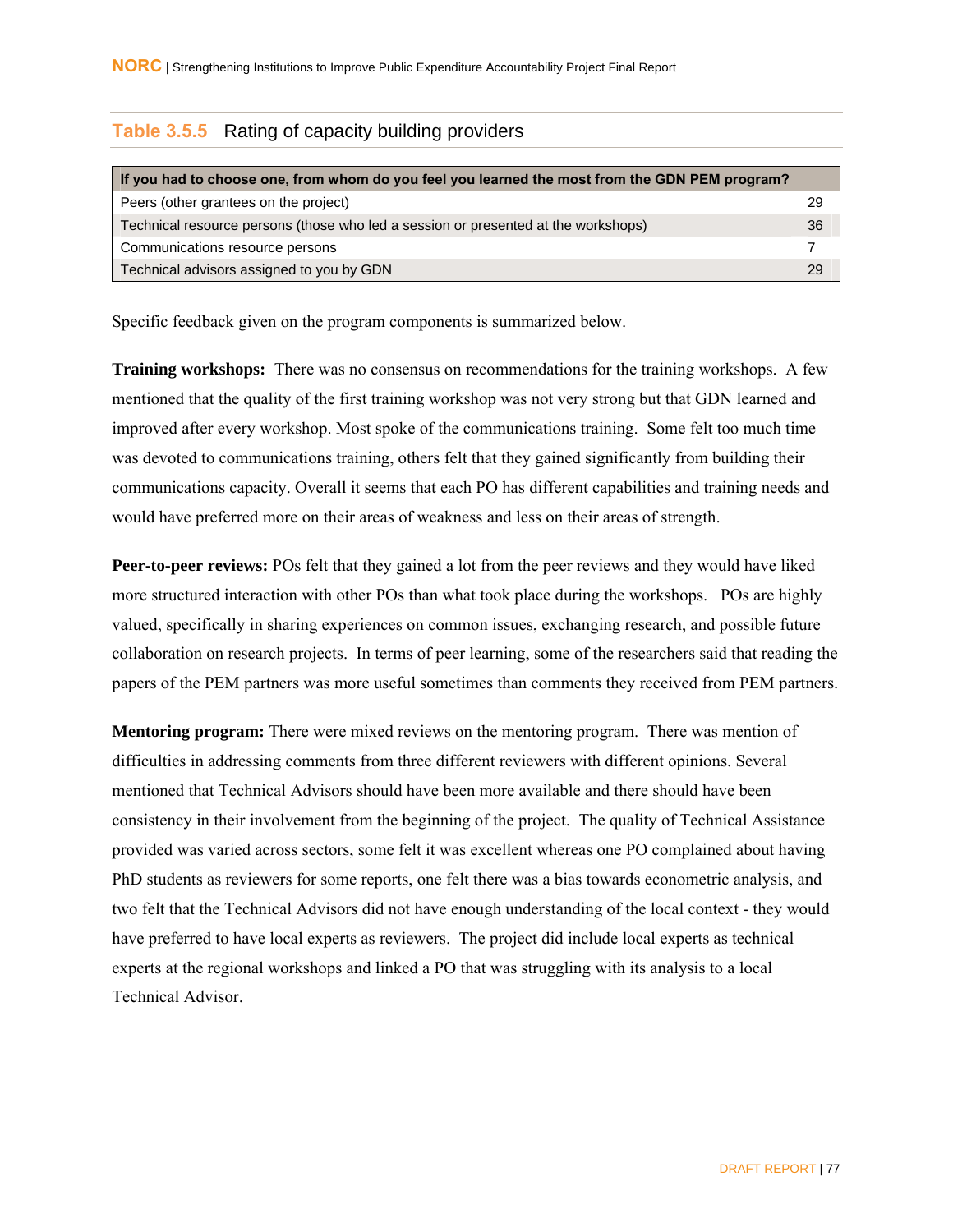**Table 3.5.5** Rating of capacity building providers

| If you had to choose one, from whom do you feel you learned the most from the GDN PEM program? | |
|---|---|
| Peers (other grantees on the project) | 29 |
| Technical resource persons (those who led a session or presented at the workshops) | 36 |
| Communications resource persons | 7 |
| Technical advisors assigned to you by GDN | 29 |

Specific feedback given on the program components is summarized below.

**Training workshops:** There was no consensus on recommendations for the training workshops. A few mentioned that the quality of the first training workshop was not very strong but that GDN learned and improved after every workshop. Most spoke of the communications training. Some felt too much time was devoted to communications training, others felt that they gained significantly from building their communications capacity. Overall it seems that each PO has different capabilities and training needs and would have preferred more on their areas of weakness and less on their areas of strength.

**Peer-to-peer reviews:** POs felt that they gained a lot from the peer reviews and they would have liked more structured interaction with other POs than what took place during the workshops. POs are highly valued, specifically in sharing experiences on common issues, exchanging research, and possible future collaboration on research projects. In terms of peer learning, some of the researchers said that reading the papers of the PEM partners was more useful sometimes than comments they received from PEM partners.

**Mentoring program:** There were mixed reviews on the mentoring program. There was mention of difficulties in addressing comments from three different reviewers with different opinions. Several mentioned that Technical Advisors should have been more available and there should have been consistency in their involvement from the beginning of the project. The quality of Technical Assistance provided was varied across sectors, some felt it was excellent whereas one PO complained about having PhD students as reviewers for some reports, one felt there was a bias towards econometric analysis, and two felt that the Technical Advisors did not have enough understanding of the local context - they would have preferred to have local experts as reviewers. The project did include local experts as technical experts at the regional workshops and linked a PO that was struggling with its analysis to a local Technical Advisor.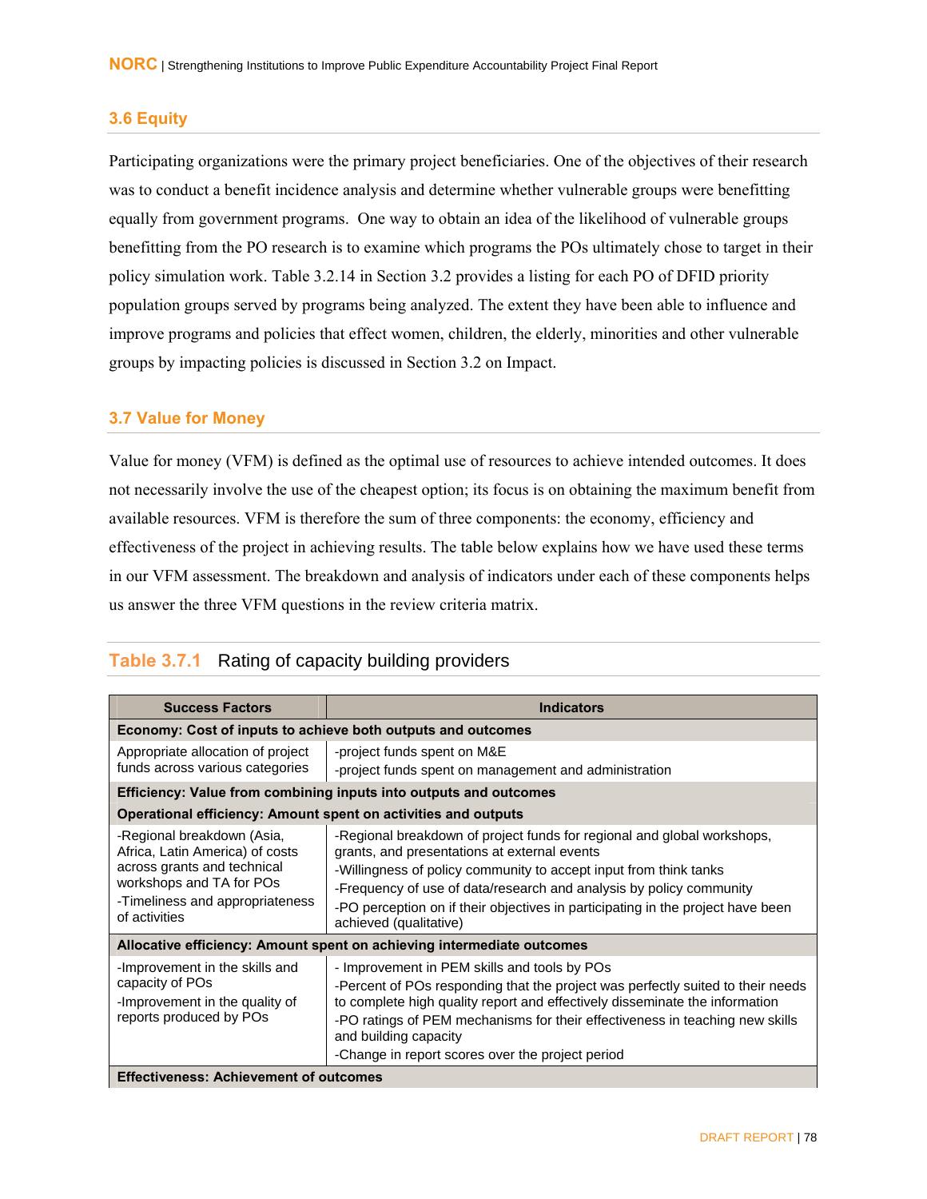## 3.6 Equity

Participating organizations were the primary project beneficiaries. One of the objectives of their research was to conduct a benefit incidence analysis and determine whether vulnerable groups were benefitting equally from government programs. One way to obtain an idea of the likelihood of vulnerable groups benefitting from the PO research is to examine which programs the POs ultimately chose to target in their policy simulation work. Table 3.2.14 in Section 3.2 provides a listing for each PO of DFID priority population groups served by programs being analyzed. The extent they have been able to influence and improve programs and policies that effect women, children, the elderly, minorities and other vulnerable groups by impacting policies is discussed in Section 3.2 on Impact.

## 3.7 Value for Money

Value for money (VFM) is defined as the optimal use of resources to achieve intended outcomes. It does not necessarily involve the use of the cheapest option; its focus is on obtaining the maximum benefit from available resources. VFM is therefore the sum of three components: the economy, efficiency and effectiveness of the project in achieving results. The table below explains how we have used these terms in our VFM assessment. The breakdown and analysis of indicators under each of these components helps us answer the three VFM questions in the review criteria matrix.

**Table 3.7.1** Rating of capacity building providers

| Success Factors | Indicators |
|---|---|
| **Economy: Cost of inputs to achieve both outputs and outcomes** | |
| Appropriate allocation of project funds across various categories | -project funds spent on M&E<br>-project funds spent on management and administration |
| **Efficiency: Value from combining inputs into outputs and outcomes** | |
| **Operational efficiency: Amount spent on activities and outputs** | |
| -Regional breakdown (Asia, Africa, Latin America) of costs across grants and technical workshops and TA for POs<br>-Timeliness and appropriateness of activities | -Regional breakdown of project funds for regional and global workshops, grants, and presentations at external events<br>-Willingness of policy community to accept input from think tanks<br>-Frequency of use of data/research and analysis by policy community<br>-PO perception on if their objectives in participating in the project have been achieved (qualitative) |
| **Allocative efficiency: Amount spent on achieving intermediate outcomes** | |
| -Improvement in the skills and capacity of POs<br>-Improvement in the quality of reports produced by POs | - Improvement in PEM skills and tools by POs<br>-Percent of POs responding that the project was perfectly suited to their needs to complete high quality report and effectively disseminate the information<br>-PO ratings of PEM mechanisms for their effectiveness in teaching new skills and building capacity<br>-Change in report scores over the project period |
| **Effectiveness: Achievement of outcomes** | |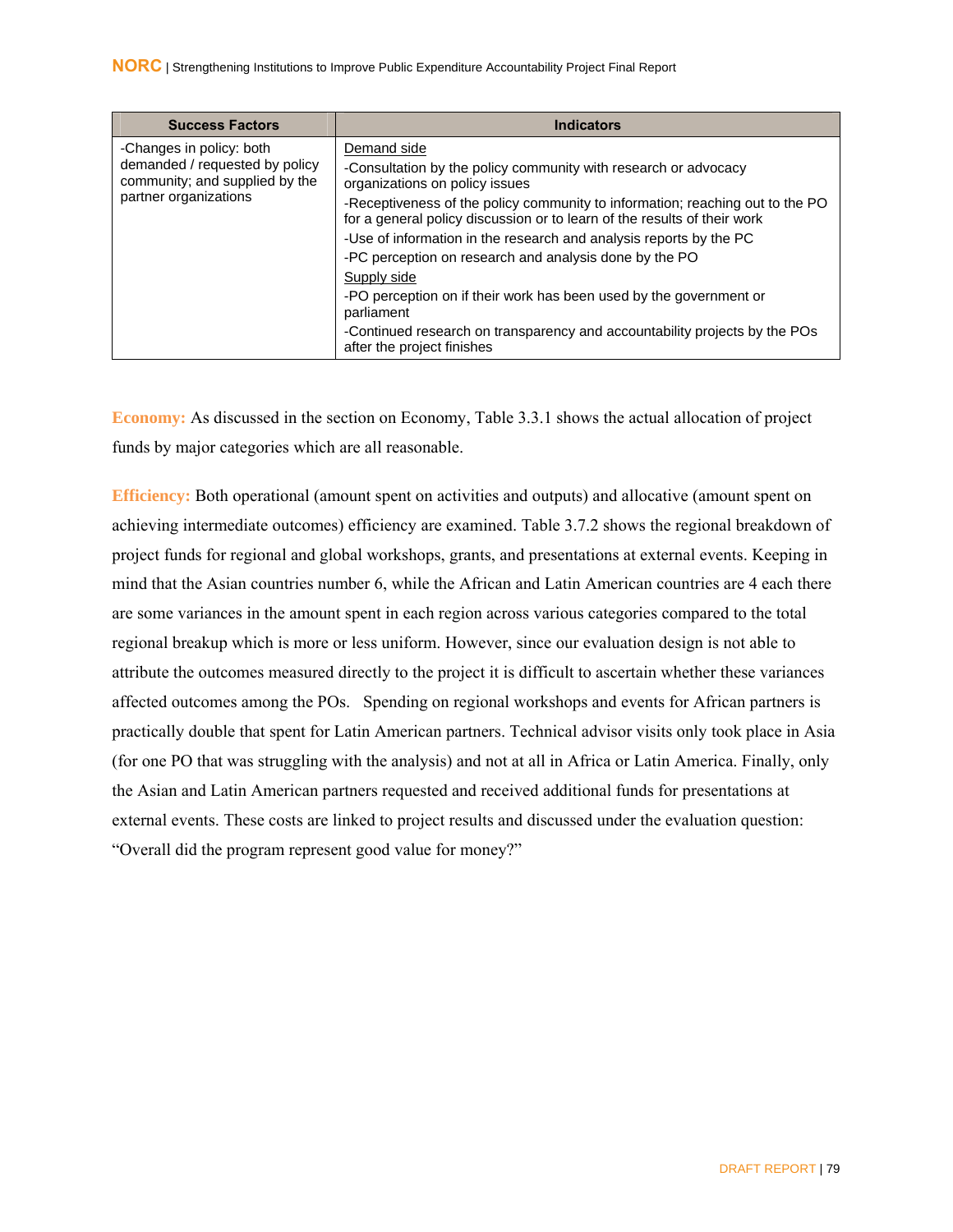| Success Factors | Indicators |
|---|---|
| -Changes in policy: both demanded / requested by policy community; and supplied by the partner organizations | Demand side<br>-Consultation by the policy community with research or advocacy organizations on policy issues<br>-Receptiveness of the policy community to information; reaching out to the PO for a general policy discussion or to learn of the results of their work<br>-Use of information in the research and analysis reports by the PC<br>-PC perception on research and analysis done by the PO<br>Supply side<br>-PO perception on if their work has been used by the government or parliament<br>-Continued research on transparency and accountability projects by the POs after the project finishes |

**Economy:** As discussed in the section on Economy, Table 3.3.1 shows the actual allocation of project funds by major categories which are all reasonable.

**Efficiency:** Both operational (amount spent on activities and outputs) and allocative (amount spent on achieving intermediate outcomes) efficiency are examined. Table 3.7.2 shows the regional breakdown of project funds for regional and global workshops, grants, and presentations at external events. Keeping in mind that the Asian countries number 6, while the African and Latin American countries are 4 each there are some variances in the amount spent in each region across various categories compared to the total regional breakup which is more or less uniform. However, since our evaluation design is not able to attribute the outcomes measured directly to the project it is difficult to ascertain whether these variances affected outcomes among the POs. Spending on regional workshops and events for African partners is practically double that spent for Latin American partners. Technical advisor visits only took place in Asia (for one PO that was struggling with the analysis) and not at all in Africa or Latin America. Finally, only the Asian and Latin American partners requested and received additional funds for presentations at external events. These costs are linked to project results and discussed under the evaluation question: "Overall did the program represent good value for money?"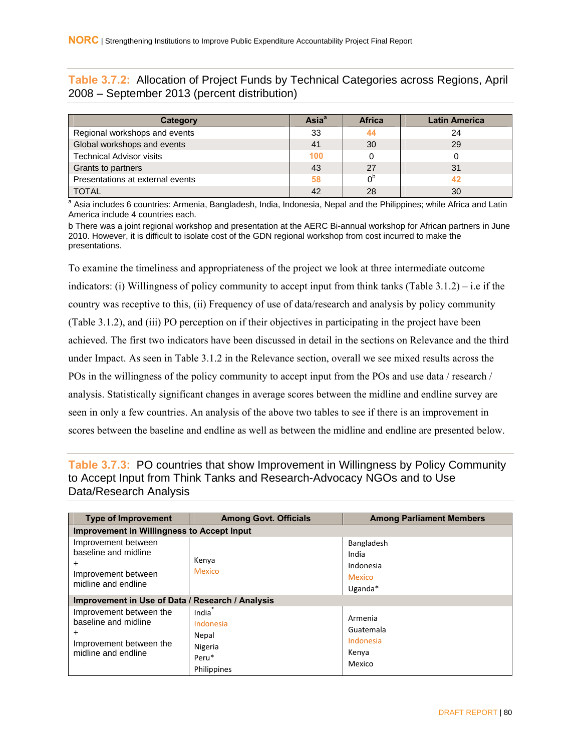**Table 3.7.2:** Allocation of Project Funds by Technical Categories across Regions, April 2008 – September 2013 (percent distribution)

| Category | Asia[a] | Africa | Latin America |
|---|---|---|---|
| Regional workshops and events | 33 | 44 | 24 |
| Global workshops and events | 41 | 30 | 29 |
| Technical Advisor visits | 100 | 0 | 0 |
| Grants to partners | 43 | 27 | 31 |
| Presentations at external events | 58 | 0[b] | 42 |
| TOTAL | 42 | 28 | 30 |

[a] Asia includes 6 countries: Armenia, Bangladesh, India, Indonesia, Nepal and the Philippines; while Africa and Latin America include 4 countries each.

b There was a joint regional workshop and presentation at the AERC Bi-annual workshop for African partners in June 2010. However, it is difficult to isolate cost of the GDN regional workshop from cost incurred to make the presentations.

To examine the timeliness and appropriateness of the project we look at three intermediate outcome indicators: (i) Willingness of policy community to accept input from think tanks (Table 3.1.2) – i.e if the country was receptive to this, (ii) Frequency of use of data/research and analysis by policy community (Table 3.1.2), and (iii) PO perception on if their objectives in participating in the project have been achieved. The first two indicators have been discussed in detail in the sections on Relevance and the third under Impact. As seen in Table 3.1.2 in the Relevance section, overall we see mixed results across the POs in the willingness of the policy community to accept input from the POs and use data / research / analysis. Statistically significant changes in average scores between the midline and endline survey are seen in only a few countries. An analysis of the above two tables to see if there is an improvement in scores between the baseline and endline as well as between the midline and endline are presented below.

**Table 3.7.3:** PO countries that show Improvement in Willingness by Policy Community to Accept Input from Think Tanks and Research-Advocacy NGOs and to Use Data/Research Analysis

| Type of Improvement | Among Govt. Officials | Among Parliament Members |
|---|---|---|
| **Improvement in Willingness to Accept Input** | | |
| Improvement between baseline and midline + Improvement between midline and endline | Kenya<br>Mexico | Bangladesh<br>India<br>Indonesia<br>Mexico<br>Uganda* |
| **Improvement in Use of Data / Research / Analysis** | | |
| Improvement between the baseline and midline + Improvement between the midline and endline | India*<br>Indonesia<br>Nepal<br>Nigeria<br>Peru*<br>Philippines | Armenia<br>Guatemala<br>Indonesia<br>Kenya<br>Mexico |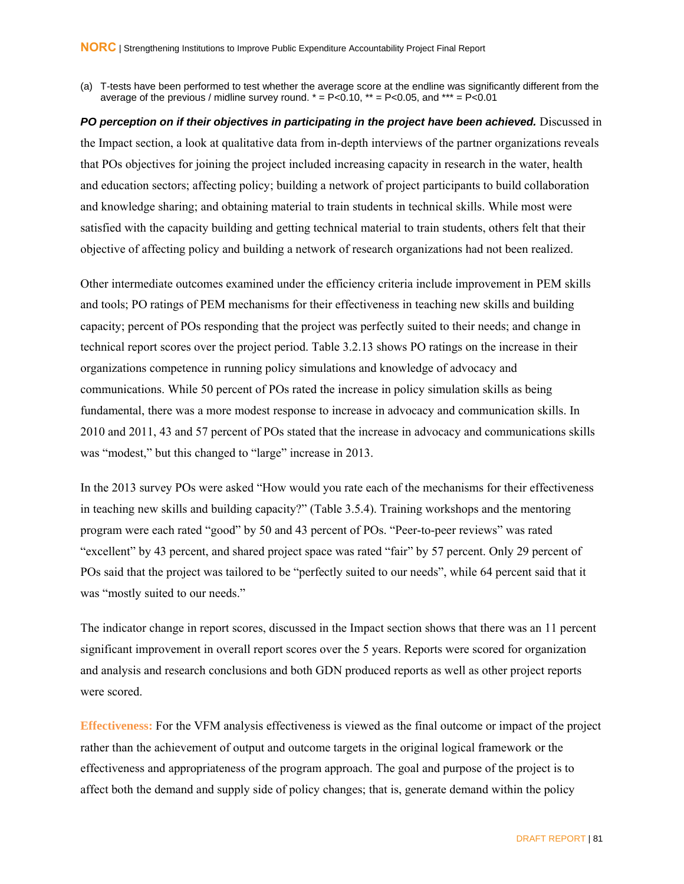(a) T-tests have been performed to test whether the average score at the endline was significantly different from the average of the previous / midline survey round. * = P<0.10, ** = P<0.05, and *** = P<0.01

***PO perception on if their objectives in participating in the project have been achieved.*** Discussed in the Impact section, a look at qualitative data from in-depth interviews of the partner organizations reveals that POs objectives for joining the project included increasing capacity in research in the water, health and education sectors; affecting policy; building a network of project participants to build collaboration and knowledge sharing; and obtaining material to train students in technical skills. While most were satisfied with the capacity building and getting technical material to train students, others felt that their objective of affecting policy and building a network of research organizations had not been realized.

Other intermediate outcomes examined under the efficiency criteria include improvement in PEM skills and tools; PO ratings of PEM mechanisms for their effectiveness in teaching new skills and building capacity; percent of POs responding that the project was perfectly suited to their needs; and change in technical report scores over the project period. Table 3.2.13 shows PO ratings on the increase in their organizations competence in running policy simulations and knowledge of advocacy and communications. While 50 percent of POs rated the increase in policy simulation skills as being fundamental, there was a more modest response to increase in advocacy and communication skills. In 2010 and 2011, 43 and 57 percent of POs stated that the increase in advocacy and communications skills was "modest," but this changed to "large" increase in 2013.

In the 2013 survey POs were asked "How would you rate each of the mechanisms for their effectiveness in teaching new skills and building capacity?" (Table 3.5.4). Training workshops and the mentoring program were each rated "good" by 50 and 43 percent of POs. "Peer-to-peer reviews" was rated "excellent" by 43 percent, and shared project space was rated "fair" by 57 percent. Only 29 percent of POs said that the project was tailored to be "perfectly suited to our needs", while 64 percent said that it was "mostly suited to our needs."

The indicator change in report scores, discussed in the Impact section shows that there was an 11 percent significant improvement in overall report scores over the 5 years. Reports were scored for organization and analysis and research conclusions and both GDN produced reports as well as other project reports were scored.

**Effectiveness:** For the VFM analysis effectiveness is viewed as the final outcome or impact of the project rather than the achievement of output and outcome targets in the original logical framework or the effectiveness and appropriateness of the program approach. The goal and purpose of the project is to affect both the demand and supply side of policy changes; that is, generate demand within the policy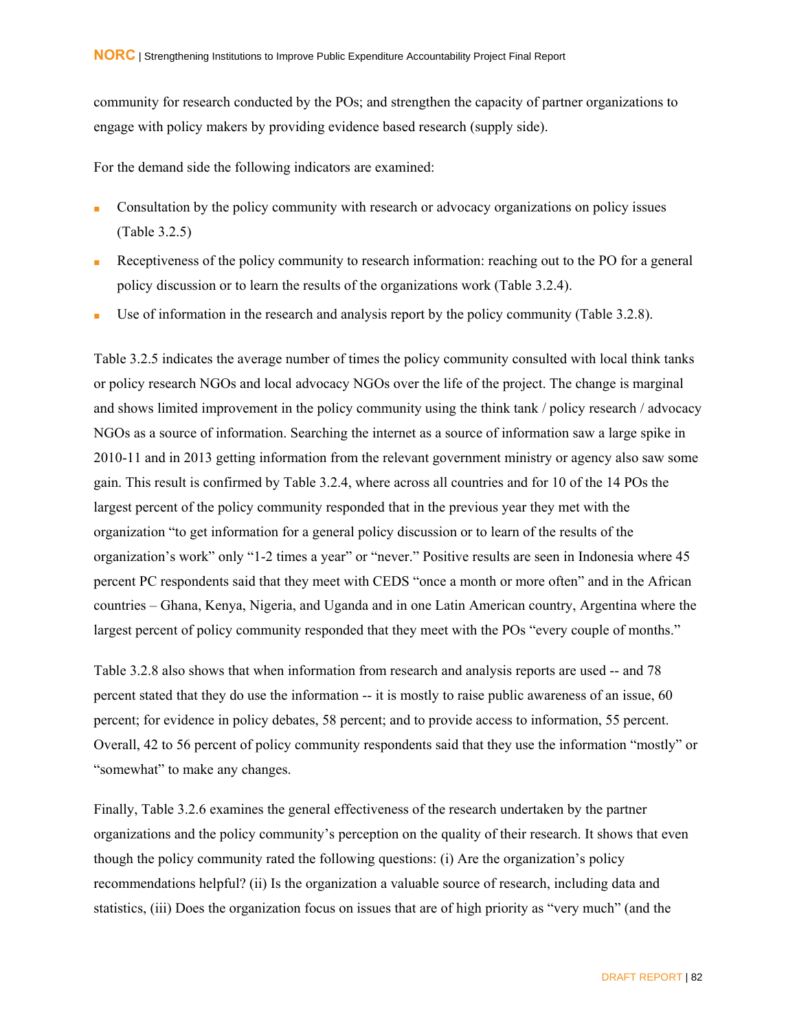community for research conducted by the POs; and strengthen the capacity of partner organizations to engage with policy makers by providing evidence based research (supply side).

For the demand side the following indicators are examined:

- Consultation by the policy community with research or advocacy organizations on policy issues (Table 3.2.5)
- Receptiveness of the policy community to research information: reaching out to the PO for a general policy discussion or to learn the results of the organizations work (Table 3.2.4).
- Use of information in the research and analysis report by the policy community (Table 3.2.8).

Table 3.2.5 indicates the average number of times the policy community consulted with local think tanks or policy research NGOs and local advocacy NGOs over the life of the project. The change is marginal and shows limited improvement in the policy community using the think tank / policy research / advocacy NGOs as a source of information. Searching the internet as a source of information saw a large spike in 2010-11 and in 2013 getting information from the relevant government ministry or agency also saw some gain. This result is confirmed by Table 3.2.4, where across all countries and for 10 of the 14 POs the largest percent of the policy community responded that in the previous year they met with the organization "to get information for a general policy discussion or to learn of the results of the organization's work" only "1-2 times a year" or "never." Positive results are seen in Indonesia where 45 percent PC respondents said that they meet with CEDS "once a month or more often" and in the African countries – Ghana, Kenya, Nigeria, and Uganda and in one Latin American country, Argentina where the largest percent of policy community responded that they meet with the POs "every couple of months."

Table 3.2.8 also shows that when information from research and analysis reports are used -- and 78 percent stated that they do use the information -- it is mostly to raise public awareness of an issue, 60 percent; for evidence in policy debates, 58 percent; and to provide access to information, 55 percent. Overall, 42 to 56 percent of policy community respondents said that they use the information "mostly" or "somewhat" to make any changes.

Finally, Table 3.2.6 examines the general effectiveness of the research undertaken by the partner organizations and the policy community's perception on the quality of their research. It shows that even though the policy community rated the following questions: (i) Are the organization's policy recommendations helpful? (ii) Is the organization a valuable source of research, including data and statistics, (iii) Does the organization focus on issues that are of high priority as "very much" (and the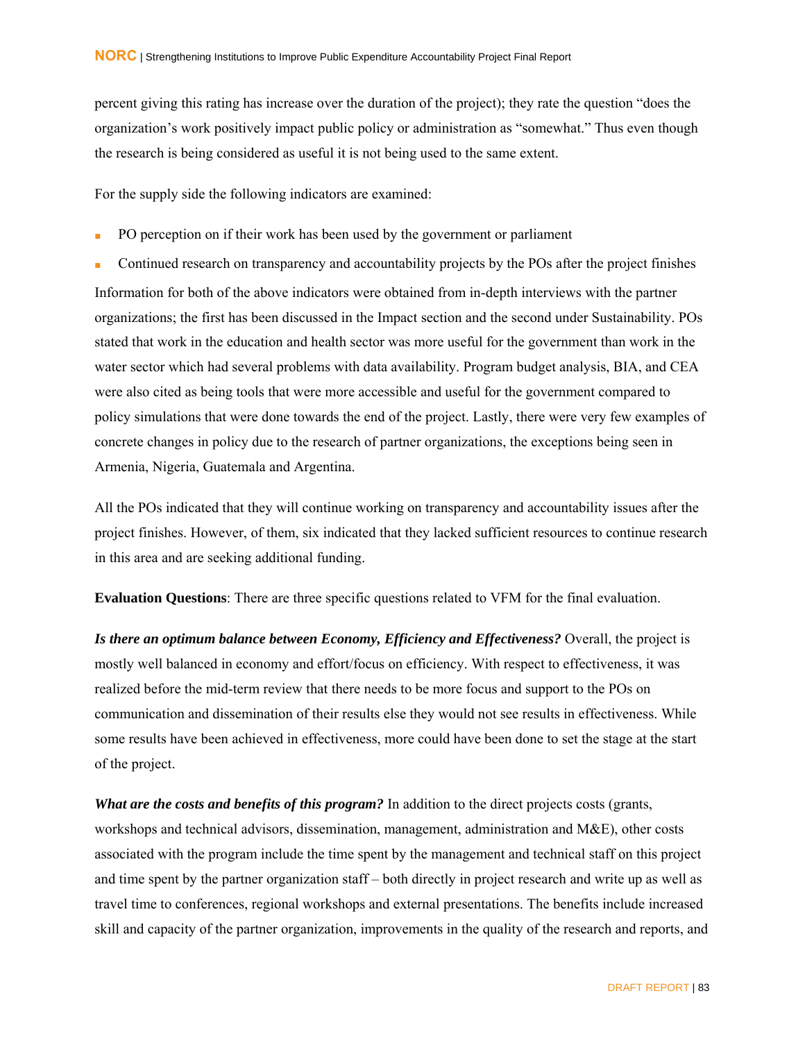percent giving this rating has increase over the duration of the project); they rate the question "does the organization's work positively impact public policy or administration as "somewhat." Thus even though the research is being considered as useful it is not being used to the same extent.

For the supply side the following indicators are examined:

- PO perception on if their work has been used by the government or parliament
- Continued research on transparency and accountability projects by the POs after the project finishes

Information for both of the above indicators were obtained from in-depth interviews with the partner organizations; the first has been discussed in the Impact section and the second under Sustainability. POs stated that work in the education and health sector was more useful for the government than work in the water sector which had several problems with data availability. Program budget analysis, BIA, and CEA were also cited as being tools that were more accessible and useful for the government compared to policy simulations that were done towards the end of the project. Lastly, there were very few examples of concrete changes in policy due to the research of partner organizations, the exceptions being seen in Armenia, Nigeria, Guatemala and Argentina.

All the POs indicated that they will continue working on transparency and accountability issues after the project finishes. However, of them, six indicated that they lacked sufficient resources to continue research in this area and are seeking additional funding.

**Evaluation Questions**: There are three specific questions related to VFM for the final evaluation.

***Is there an optimum balance between Economy, Efficiency and Effectiveness?*** Overall, the project is mostly well balanced in economy and effort/focus on efficiency. With respect to effectiveness, it was realized before the mid-term review that there needs to be more focus and support to the POs on communication and dissemination of their results else they would not see results in effectiveness. While some results have been achieved in effectiveness, more could have been done to set the stage at the start of the project.

***What are the costs and benefits of this program?*** In addition to the direct projects costs (grants, workshops and technical advisors, dissemination, management, administration and M&E), other costs associated with the program include the time spent by the management and technical staff on this project and time spent by the partner organization staff – both directly in project research and write up as well as travel time to conferences, regional workshops and external presentations. The benefits include increased skill and capacity of the partner organization, improvements in the quality of the research and reports, and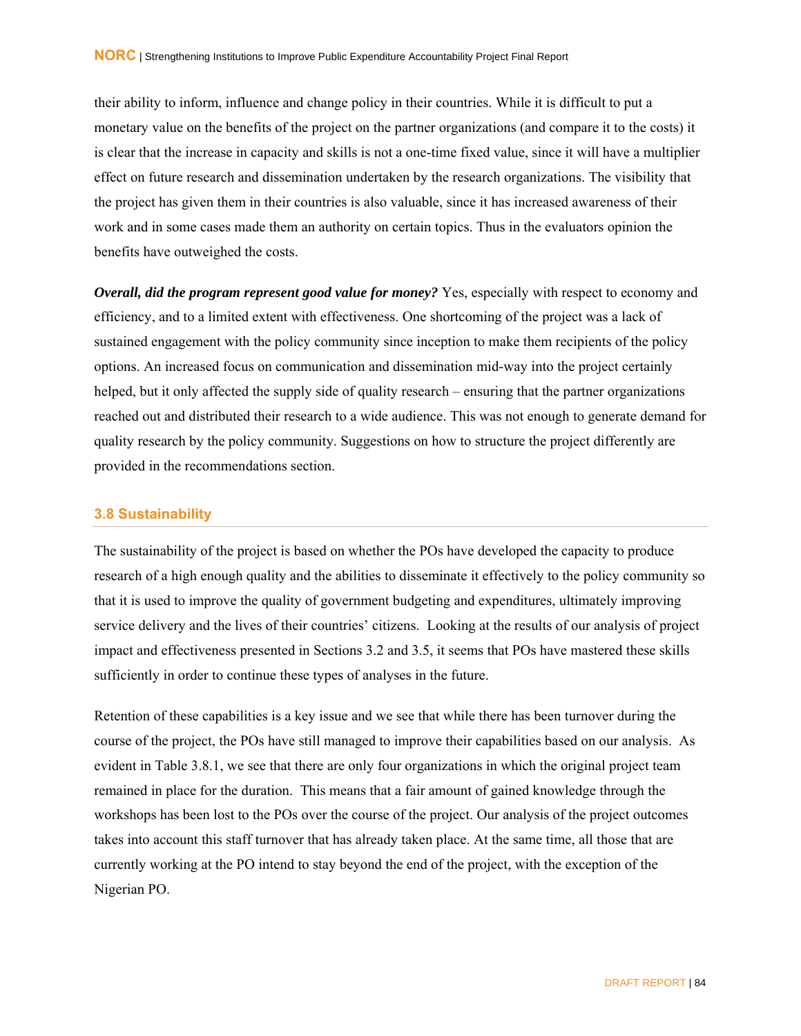their ability to inform, influence and change policy in their countries. While it is difficult to put a monetary value on the benefits of the project on the partner organizations (and compare it to the costs) it is clear that the increase in capacity and skills is not a one-time fixed value, since it will have a multiplier effect on future research and dissemination undertaken by the research organizations. The visibility that the project has given them in their countries is also valuable, since it has increased awareness of their work and in some cases made them an authority on certain topics. Thus in the evaluators opinion the benefits have outweighed the costs.

***Overall, did the program represent good value for money?*** Yes, especially with respect to economy and efficiency, and to a limited extent with effectiveness. One shortcoming of the project was a lack of sustained engagement with the policy community since inception to make them recipients of the policy options. An increased focus on communication and dissemination mid-way into the project certainly helped, but it only affected the supply side of quality research – ensuring that the partner organizations reached out and distributed their research to a wide audience. This was not enough to generate demand for quality research by the policy community. Suggestions on how to structure the project differently are provided in the recommendations section.

### 3.8 Sustainability

The sustainability of the project is based on whether the POs have developed the capacity to produce research of a high enough quality and the abilities to disseminate it effectively to the policy community so that it is used to improve the quality of government budgeting and expenditures, ultimately improving service delivery and the lives of their countries' citizens. Looking at the results of our analysis of project impact and effectiveness presented in Sections 3.2 and 3.5, it seems that POs have mastered these skills sufficiently in order to continue these types of analyses in the future.

Retention of these capabilities is a key issue and we see that while there has been turnover during the course of the project, the POs have still managed to improve their capabilities based on our analysis. As evident in Table 3.8.1, we see that there are only four organizations in which the original project team remained in place for the duration. This means that a fair amount of gained knowledge through the workshops has been lost to the POs over the course of the project. Our analysis of the project outcomes takes into account this staff turnover that has already taken place. At the same time, all those that are currently working at the PO intend to stay beyond the end of the project, with the exception of the Nigerian PO.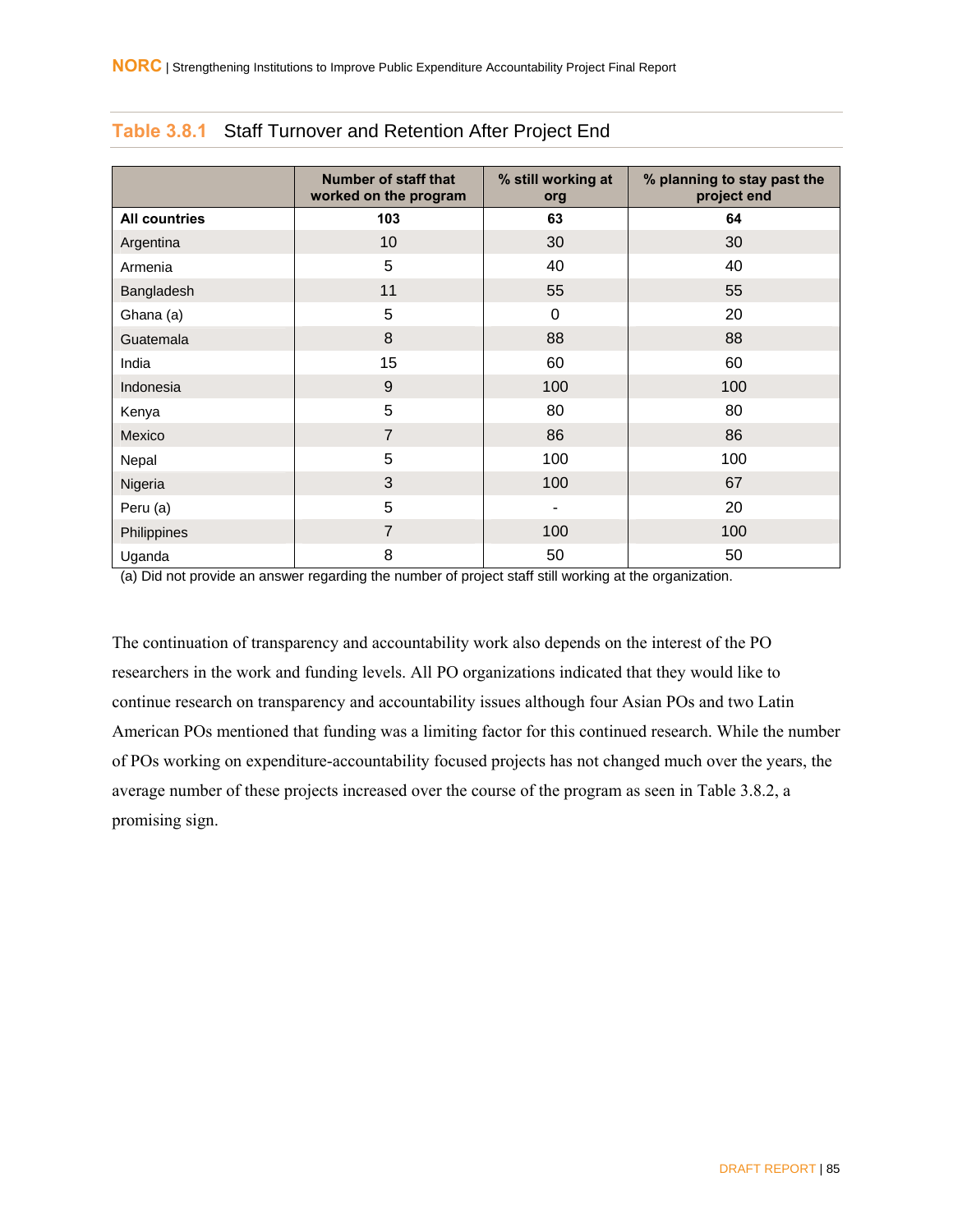### Table 3.8.1 Staff Turnover and Retention After Project End

| | Number of staff that worked on the program | % still working at org | % planning to stay past the project end |
|---|---|---|---|
| **All countries** | **103** | **63** | **64** |
| Argentina | 10 | 30 | 30 |
| Armenia | 5 | 40 | 40 |
| Bangladesh | 11 | 55 | 55 |
| Ghana (a) | 5 | 0 | 20 |
| Guatemala | 8 | 88 | 88 |
| India | 15 | 60 | 60 |
| Indonesia | 9 | 100 | 100 |
| Kenya | 5 | 80 | 80 |
| Mexico | 7 | 86 | 86 |
| Nepal | 5 | 100 | 100 |
| Nigeria | 3 | 100 | 67 |
| Peru (a) | 5 | - | 20 |
| Philippines | 7 | 100 | 100 |
| Uganda | 8 | 50 | 50 |

(a) Did not provide an answer regarding the number of project staff still working at the organization.

The continuation of transparency and accountability work also depends on the interest of the PO researchers in the work and funding levels. All PO organizations indicated that they would like to continue research on transparency and accountability issues although four Asian POs and two Latin American POs mentioned that funding was a limiting factor for this continued research. While the number of POs working on expenditure-accountability focused projects has not changed much over the years, the average number of these projects increased over the course of the program as seen in Table 3.8.2, a promising sign.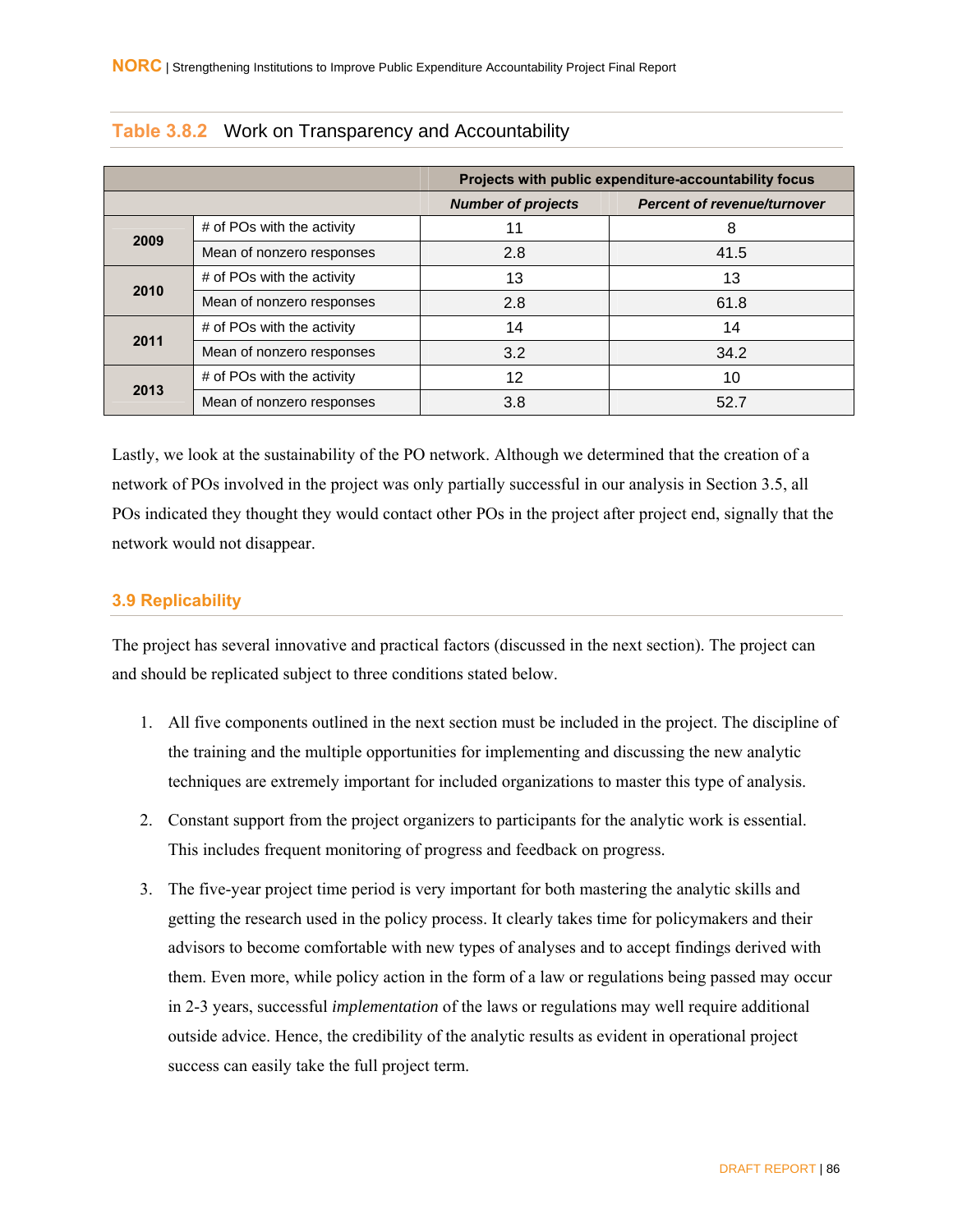**Table 3.8.2** Work on Transparency and Accountability

| | | Projects with public expenditure-accountability focus | |
|---|---|---|---|
| | | ***Number of projects*** | ***Percent of revenue/turnover*** |
| **2009** | # of POs with the activity | 11 | 8 |
| | Mean of nonzero responses | 2.8 | 41.5 |
| **2010** | # of POs with the activity | 13 | 13 |
| | Mean of nonzero responses | 2.8 | 61.8 |
| **2011** | # of POs with the activity | 14 | 14 |
| | Mean of nonzero responses | 3.2 | 34.2 |
| **2013** | # of POs with the activity | 12 | 10 |
| | Mean of nonzero responses | 3.8 | 52.7 |

Lastly, we look at the sustainability of the PO network. Although we determined that the creation of a network of POs involved in the project was only partially successful in our analysis in Section 3.5, all POs indicated they thought they would contact other POs in the project after project end, signally that the network would not disappear.

## 3.9 Replicability

The project has several innovative and practical factors (discussed in the next section). The project can and should be replicated subject to three conditions stated below.

1. All five components outlined in the next section must be included in the project. The discipline of the training and the multiple opportunities for implementing and discussing the new analytic techniques are extremely important for included organizations to master this type of analysis.
2. Constant support from the project organizers to participants for the analytic work is essential. This includes frequent monitoring of progress and feedback on progress.
3. The five-year project time period is very important for both mastering the analytic skills and getting the research used in the policy process. It clearly takes time for policymakers and their advisors to become comfortable with new types of analyses and to accept findings derived with them. Even more, while policy action in the form of a law or regulations being passed may occur in 2-3 years, successful *implementation* of the laws or regulations may well require additional outside advice. Hence, the credibility of the analytic results as evident in operational project success can easily take the full project term.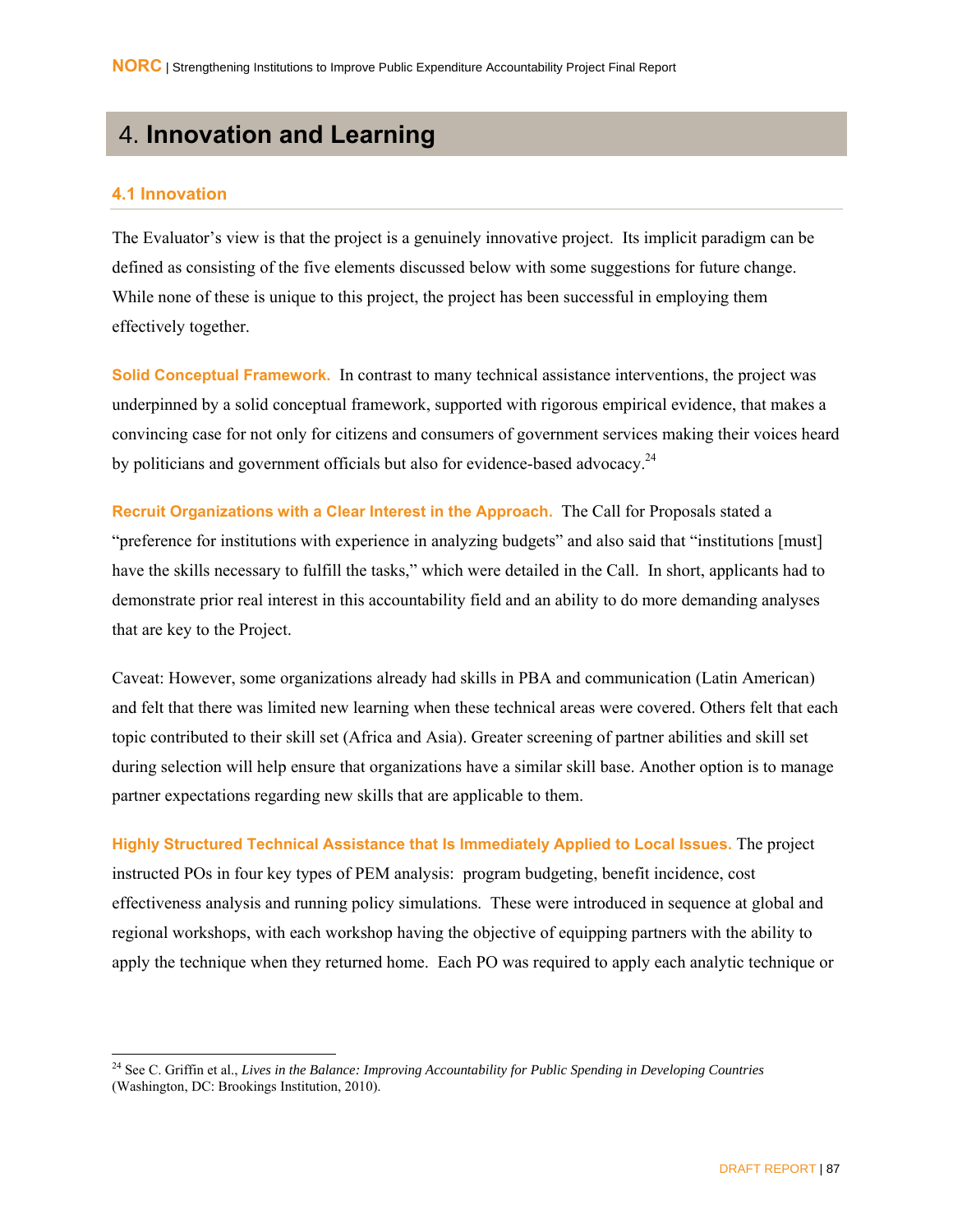# 4. Innovation and Learning

## 4.1 Innovation

The Evaluator's view is that the project is a genuinely innovative project. Its implicit paradigm can be defined as consisting of the five elements discussed below with some suggestions for future change. While none of these is unique to this project, the project has been successful in employing them effectively together.

**Solid Conceptual Framework.** In contrast to many technical assistance interventions, the project was underpinned by a solid conceptual framework, supported with rigorous empirical evidence, that makes a convincing case for not only for citizens and consumers of government services making their voices heard by politicians and government officials but also for evidence-based advocacy.[24]

**Recruit Organizations with a Clear Interest in the Approach.** The Call for Proposals stated a "preference for institutions with experience in analyzing budgets" and also said that "institutions [must] have the skills necessary to fulfill the tasks," which were detailed in the Call. In short, applicants had to demonstrate prior real interest in this accountability field and an ability to do more demanding analyses that are key to the Project.

Caveat: However, some organizations already had skills in PBA and communication (Latin American) and felt that there was limited new learning when these technical areas were covered. Others felt that each topic contributed to their skill set (Africa and Asia). Greater screening of partner abilities and skill set during selection will help ensure that organizations have a similar skill base. Another option is to manage partner expectations regarding new skills that are applicable to them.

**Highly Structured Technical Assistance that Is Immediately Applied to Local Issues.** The project instructed POs in four key types of PEM analysis: program budgeting, benefit incidence, cost effectiveness analysis and running policy simulations. These were introduced in sequence at global and regional workshops, with each workshop having the objective of equipping partners with the ability to apply the technique when they returned home. Each PO was required to apply each analytic technique or

---

[24] See C. Griffin et al., *Lives in the Balance: Improving Accountability for Public Spending in Developing Countries* (Washington, DC: Brookings Institution, 2010).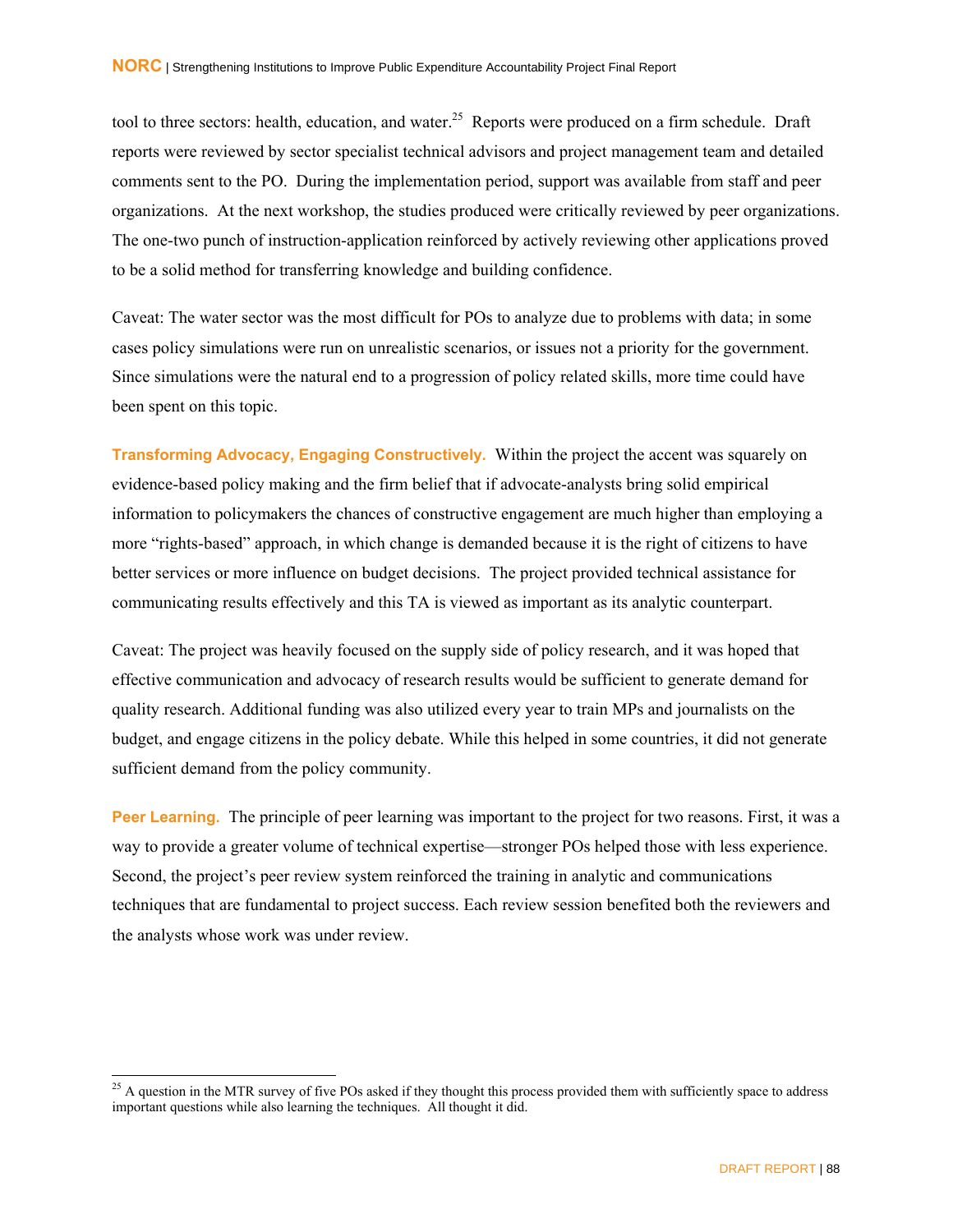tool to three sectors: health, education, and water.[25] Reports were produced on a firm schedule. Draft reports were reviewed by sector specialist technical advisors and project management team and detailed comments sent to the PO. During the implementation period, support was available from staff and peer organizations. At the next workshop, the studies produced were critically reviewed by peer organizations. The one-two punch of instruction-application reinforced by actively reviewing other applications proved to be a solid method for transferring knowledge and building confidence.

Caveat: The water sector was the most difficult for POs to analyze due to problems with data; in some cases policy simulations were run on unrealistic scenarios, or issues not a priority for the government. Since simulations were the natural end to a progression of policy related skills, more time could have been spent on this topic.

**Transforming Advocacy, Engaging Constructively.** Within the project the accent was squarely on evidence-based policy making and the firm belief that if advocate-analysts bring solid empirical information to policymakers the chances of constructive engagement are much higher than employing a more "rights-based" approach, in which change is demanded because it is the right of citizens to have better services or more influence on budget decisions. The project provided technical assistance for communicating results effectively and this TA is viewed as important as its analytic counterpart.

Caveat: The project was heavily focused on the supply side of policy research, and it was hoped that effective communication and advocacy of research results would be sufficient to generate demand for quality research. Additional funding was also utilized every year to train MPs and journalists on the budget, and engage citizens in the policy debate. While this helped in some countries, it did not generate sufficient demand from the policy community.

**Peer Learning.** The principle of peer learning was important to the project for two reasons. First, it was a way to provide a greater volume of technical expertise—stronger POs helped those with less experience. Second, the project's peer review system reinforced the training in analytic and communications techniques that are fundamental to project success. Each review session benefited both the reviewers and the analysts whose work was under review.

---

[25] A question in the MTR survey of five POs asked if they thought this process provided them with sufficiently space to address important questions while also learning the techniques. All thought it did.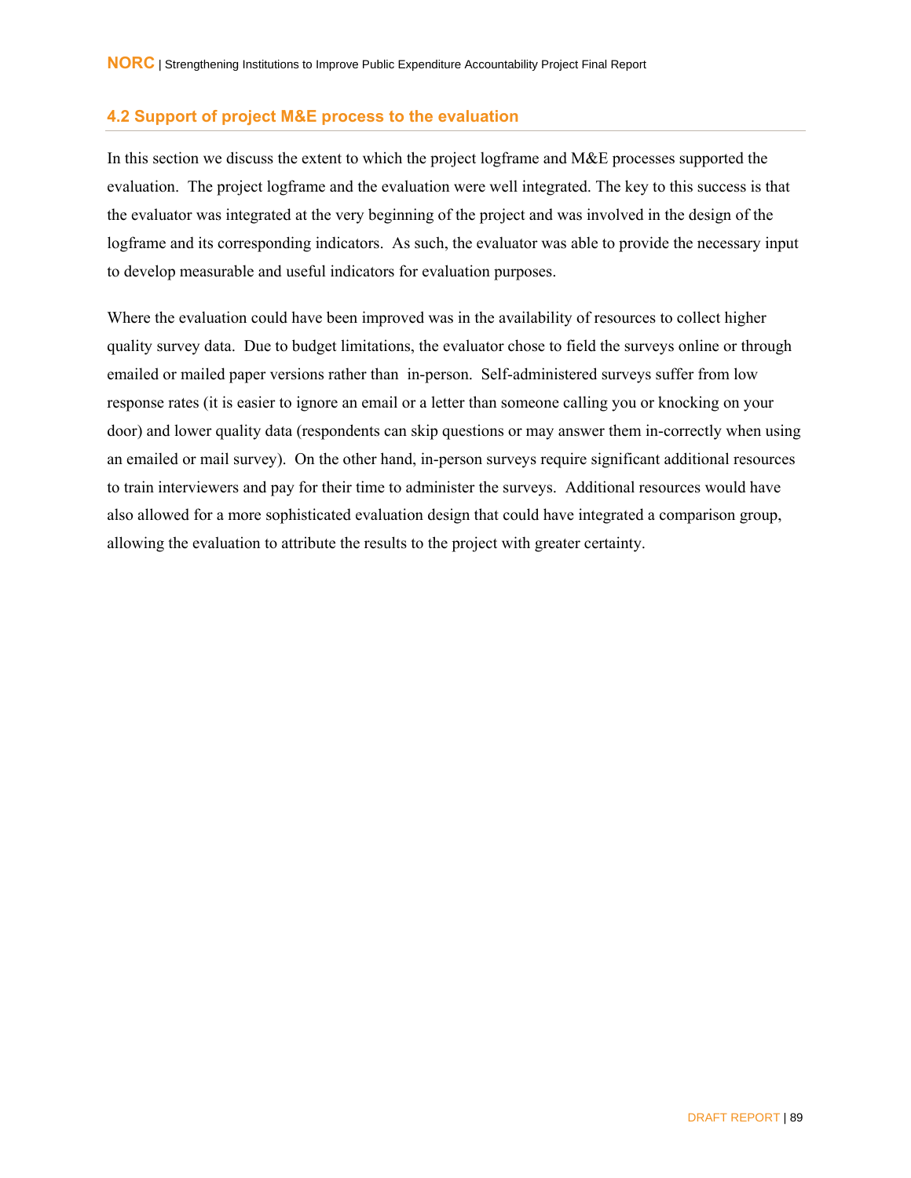## 4.2 Support of project M&E process to the evaluation

In this section we discuss the extent to which the project logframe and M&E processes supported the evaluation. The project logframe and the evaluation were well integrated. The key to this success is that the evaluator was integrated at the very beginning of the project and was involved in the design of the logframe and its corresponding indicators. As such, the evaluator was able to provide the necessary input to develop measurable and useful indicators for evaluation purposes.

Where the evaluation could have been improved was in the availability of resources to collect higher quality survey data. Due to budget limitations, the evaluator chose to field the surveys online or through emailed or mailed paper versions rather than in-person. Self-administered surveys suffer from low response rates (it is easier to ignore an email or a letter than someone calling you or knocking on your door) and lower quality data (respondents can skip questions or may answer them in-correctly when using an emailed or mail survey). On the other hand, in-person surveys require significant additional resources to train interviewers and pay for their time to administer the surveys. Additional resources would have also allowed for a more sophisticated evaluation design that could have integrated a comparison group, allowing the evaluation to attribute the results to the project with greater certainty.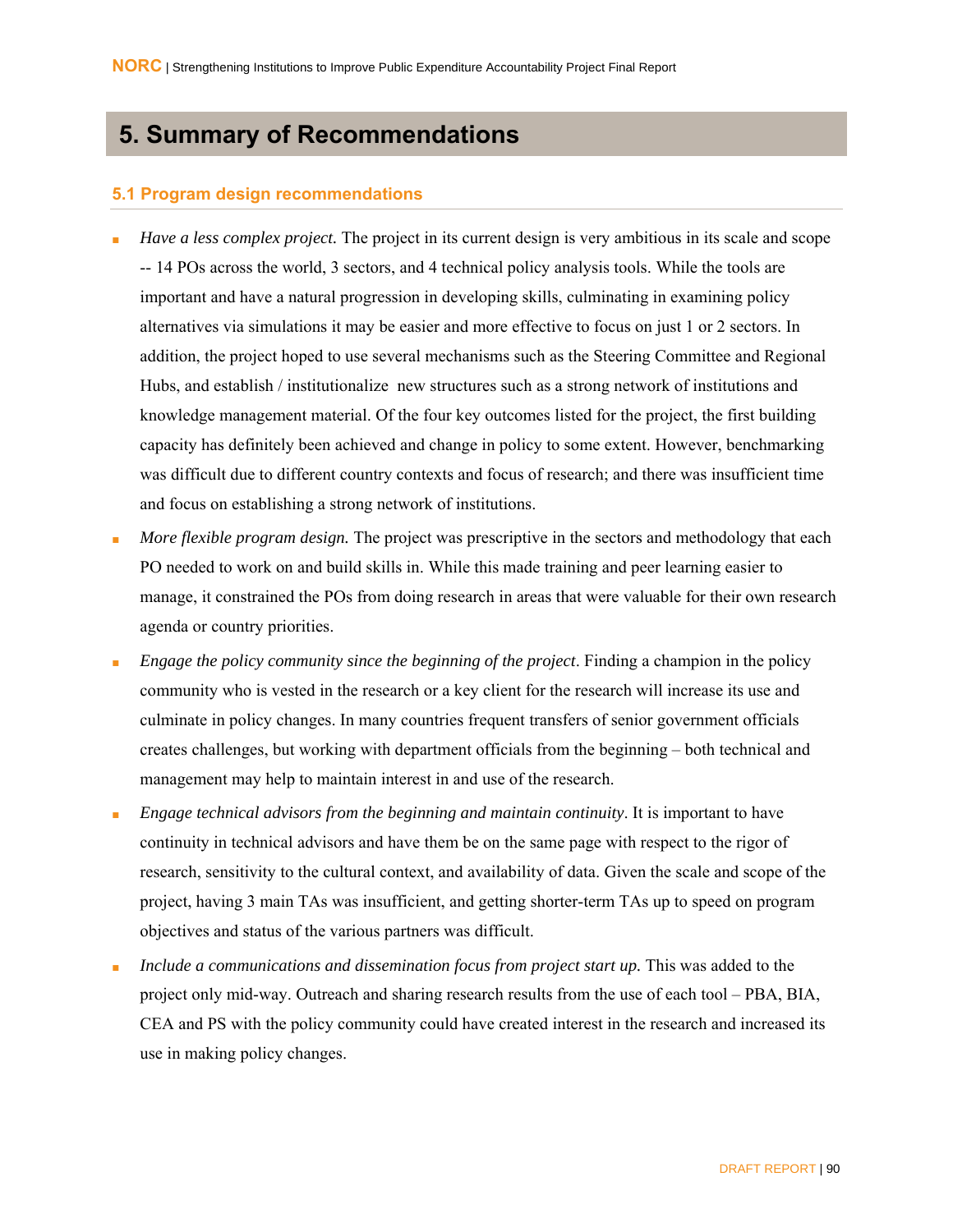# 5. Summary of Recommendations

## 5.1 Program design recommendations

- *Have a less complex project.* The project in its current design is very ambitious in its scale and scope -- 14 POs across the world, 3 sectors, and 4 technical policy analysis tools. While the tools are important and have a natural progression in developing skills, culminating in examining policy alternatives via simulations it may be easier and more effective to focus on just 1 or 2 sectors. In addition, the project hoped to use several mechanisms such as the Steering Committee and Regional Hubs, and establish / institutionalize new structures such as a strong network of institutions and knowledge management material. Of the four key outcomes listed for the project, the first building capacity has definitely been achieved and change in policy to some extent. However, benchmarking was difficult due to different country contexts and focus of research; and there was insufficient time and focus on establishing a strong network of institutions.
- *More flexible program design.* The project was prescriptive in the sectors and methodology that each PO needed to work on and build skills in. While this made training and peer learning easier to manage, it constrained the POs from doing research in areas that were valuable for their own research agenda or country priorities.
- *Engage the policy community since the beginning of the project*. Finding a champion in the policy community who is vested in the research or a key client for the research will increase its use and culminate in policy changes. In many countries frequent transfers of senior government officials creates challenges, but working with department officials from the beginning – both technical and management may help to maintain interest in and use of the research.
- *Engage technical advisors from the beginning and maintain continuity*. It is important to have continuity in technical advisors and have them be on the same page with respect to the rigor of research, sensitivity to the cultural context, and availability of data. Given the scale and scope of the project, having 3 main TAs was insufficient, and getting shorter-term TAs up to speed on program objectives and status of the various partners was difficult.
- *Include a communications and dissemination focus from project start up.* This was added to the project only mid-way. Outreach and sharing research results from the use of each tool – PBA, BIA, CEA and PS with the policy community could have created interest in the research and increased its use in making policy changes.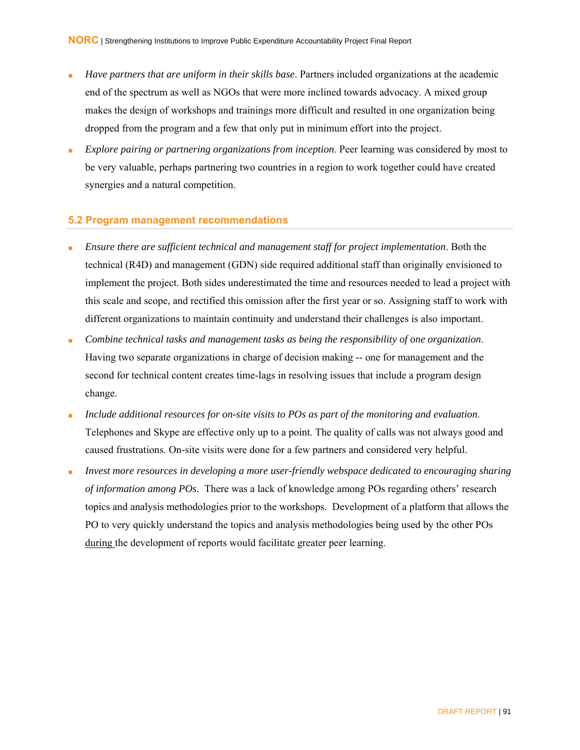- *Have partners that are uniform in their skills base*. Partners included organizations at the academic end of the spectrum as well as NGOs that were more inclined towards advocacy. A mixed group makes the design of workshops and trainings more difficult and resulted in one organization being dropped from the program and a few that only put in minimum effort into the project.
- *Explore pairing or partnering organizations from inception*. Peer learning was considered by most to be very valuable, perhaps partnering two countries in a region to work together could have created synergies and a natural competition.

## 5.2 Program management recommendations

- *Ensure there are sufficient technical and management staff for project implementation*. Both the technical (R4D) and management (GDN) side required additional staff than originally envisioned to implement the project. Both sides underestimated the time and resources needed to lead a project with this scale and scope, and rectified this omission after the first year or so. Assigning staff to work with different organizations to maintain continuity and understand their challenges is also important.
- *Combine technical tasks and management tasks as being the responsibility of one organization*. Having two separate organizations in charge of decision making -- one for management and the second for technical content creates time-lags in resolving issues that include a program design change.
- *Include additional resources for on-site visits to POs as part of the monitoring and evaluation*. Telephones and Skype are effective only up to a point. The quality of calls was not always good and caused frustrations. On-site visits were done for a few partners and considered very helpful.
- *Invest more resources in developing a more user-friendly webspace dedicated to encouraging sharing of information among POs.* There was a lack of knowledge among POs regarding others' research topics and analysis methodologies prior to the workshops. Development of a platform that allows the PO to very quickly understand the topics and analysis methodologies being used by the other POs during the development of reports would facilitate greater peer learning.